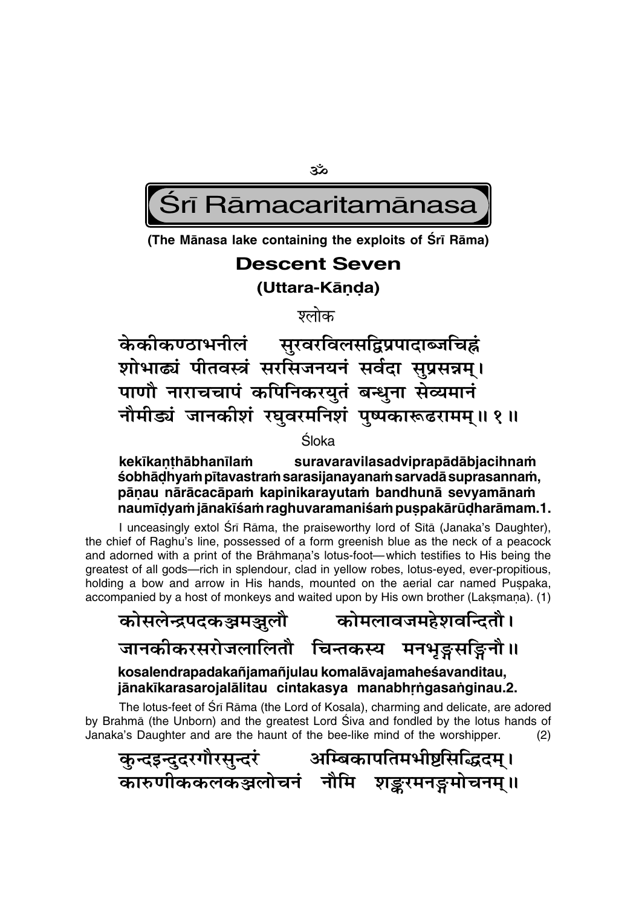ॐ

# Śrī Rāmacaritamānasa

**(The Mānasa lake containing the exploits of Śrī Rāma)**

## Descent Seven

### (Uttara-Kāṇḍa)

श्लोक

केकीकण्ठाभनीलं सुरवरविलसद्विप्रपादाब्जचिह्नं
शोभाढ्यं पीतवस्त्रं सरसिजनयनं सर्वदा सुप्रसन्नम्।
पाणौ नाराचचापं कपिनिकरयुतं बन्धुना सेव्यमानं
नौमीड्यं जानकीशं रघुवरमनिशं पुष्पकारूढरामम्॥ १॥

Śloka

**kekīkaṇṭhābhanīlaṁ suravaravilasadviprapādābjacihnaṁ śobhāḍhyaṁ pītavastraṁ sarasijanayanaṁ sarvadā suprasannaṁ, pāṇau nārācacāpaṁ kapinikarayutaṁ bandhunā sevyamānaṁ naumīḍyaṁ jānakīśaṁ raghuvaramaniśaṁ puṣpakārūḍharāmam.1.**

I unceasingly extol Śrī Rāma, the praiseworthy lord of Sītā (Janaka's Daughter), the chief of Raghu's line, possessed of a form greenish blue as the neck of a peacock and adorned with a print of the Brāhmaṇa's lotus-foot—which testifies to His being the greatest of all gods—rich in splendour, clad in yellow robes, lotus-eyed, ever-propitious, holding a bow and arrow in His hands, mounted on the aerial car named Puṣpaka, accompanied by a host of monkeys and waited upon by His own brother (Lakṣmaṇa). (1)

कोसलेन्द्रपदकञ्जमञ्जुलौ कोमलावजमहेशवन्दितौ।
जानकीकरसरोजलालितौ चिन्तकस्य मनभृङ्गसङ्गिनौ॥

**kosalendrapadakañjamañjulau komalāvajamaheśavanditau, jānakīkarasarojalālitau cintakasya manabhṛṅgasaṅginau.2.**

The lotus-feet of Śrī Rāma (the Lord of Kosala), charming and delicate, are adored by Brahmā (the Unborn) and the greatest Lord Śiva and fondled by the lotus hands of Janaka's Daughter and are the haunt of the bee-like mind of the worshipper. (2)

कुन्दइन्दुदरगौरसुन्दरं अम्बिकापतिमभीष्टसिद्धिदम्।
कारुणीककलकञ्जलोचनं नौमि शङ्करमनङ्गमोचनम्॥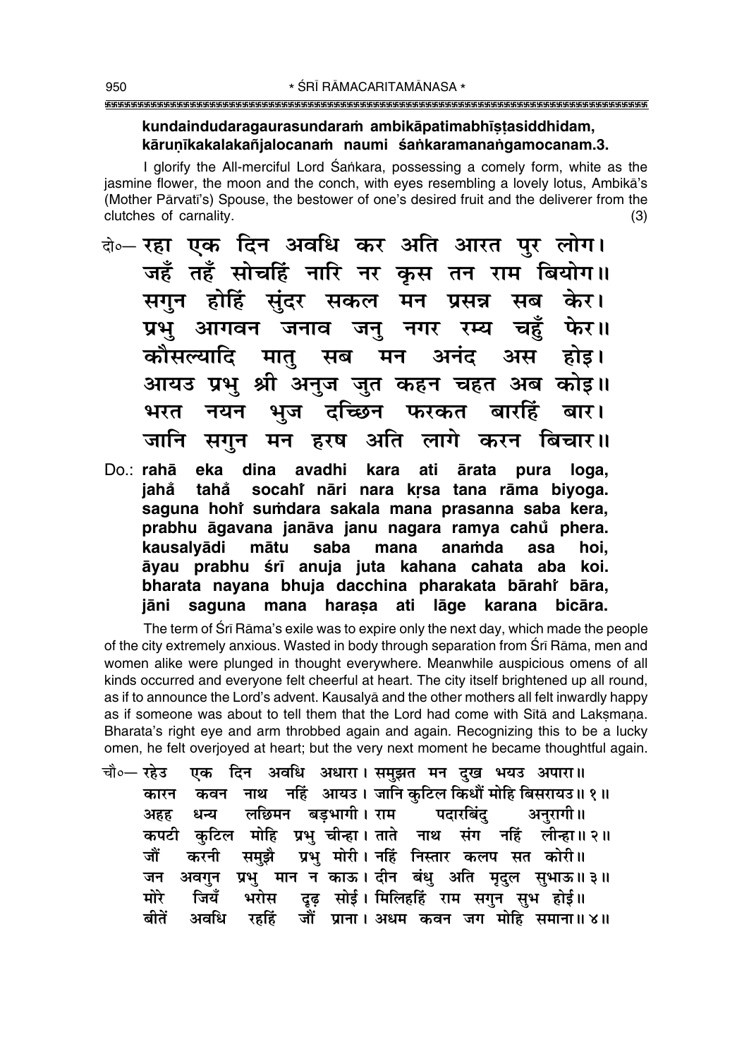**kundaindudaragaurasundaraṁ ambikāpatimabhīṣṭasiddhidam,**
**kāruṇīkakalakañjalocanaṁ naumi śaṅkaramanaṅgamocanam.3.**

I glorify the All-merciful Lord Śaṅkara, possessing a comely form, white as the jasmine flower, the moon and the conch, with eyes resembling a lovely lotus, Ambikā's (Mother Pārvatī's) Spouse, the bestower of one's desired fruit and the deliverer from the clutches of carnality. (3)

दो०— रहा एक दिन अवधि कर अति आरत पुर लोग।
जहँ तहँ सोचहिं नारि नर कृस तन राम बियोग॥
सगुन होहिं सुंदर सकल मन प्रसन्न सब केर।
प्रभु आगवन जनाव जनु नगर रम्य चहुँ फेर॥
कौसल्यादि मातु सब मन अनंद अस होइ।
आयउ प्रभु श्री अनुज जुत कहन चहत अब कोइ॥
भरत नयन भुज दच्छिन फरकत बारहिं बार।
जानि सगुन मन हरष अति लागे करन बिचार॥

**Do.: rahā eka dina avadhi kara ati ārata pura loga,**
**jahȁ tahȁ socahiṁ nāri nara kṛsa tana rāma biyoga.**
**saguna hohiṁ suṁdara sakala mana prasanna saba kera,**
**prabhu āgavana janāva janu nagara ramya cahuȁ phera.**
**kausalyādi mātu saba mana anaṁda asa hoi,**
**āyau prabhu śrī anuja juta kahana cahata aba koi.**
**bharata nayana bhuja dacchina pharakata bārahiṁ bāra,**
**jāni saguna mana haraṣa ati lāge karana bicāra.**

The term of Śrī Rāma's exile was to expire only the next day, which made the people of the city extremely anxious. Wasted in body through separation from Śrī Rāma, men and women alike were plunged in thought everywhere. Meanwhile auspicious omens of all kinds occurred and everyone felt cheerful at heart. The city itself brightened up all round, as if to announce the Lord's advent. Kausalyā and the other mothers all felt inwardly happy as if someone was about to tell them that the Lord had come with Sītā and Lakṣmaṇa. Bharata's right eye and arm throbbed again and again. Recognizing this to be a lucky omen, he felt overjoyed at heart; but the very next moment he became thoughtful again.

चौ०— रहेउ एक दिन अवधि अधारा। समुझत मन दुख भयउ अपारा॥
कारन कवन नाथ नहिं आयउ। जानि कुटिल किधौं मोहि बिसरायउ॥ १॥
अहह धन्य लछिमन बड़भागी। राम पदारबिंदु अनुरागी॥
कपटी कुटिल मोहि प्रभु चीन्हा। ताते नाथ संग नहिं लीन्हा॥ २॥
जौं करनी समुझै प्रभु मोरी। नहिं निस्तार कलप सत कोरी॥
जन अवगुन प्रभु मान न काऊ। दीन बंधु अति मृदुल सुभाऊ॥ ३॥
मोरे जियँ भरोस दृढ़ सोई। मिलिहहिं राम सगुन सुभ होई॥
बीतें अवधि रहहिं जौं प्राना। अधम कवन जग मोहि समाना॥ ४॥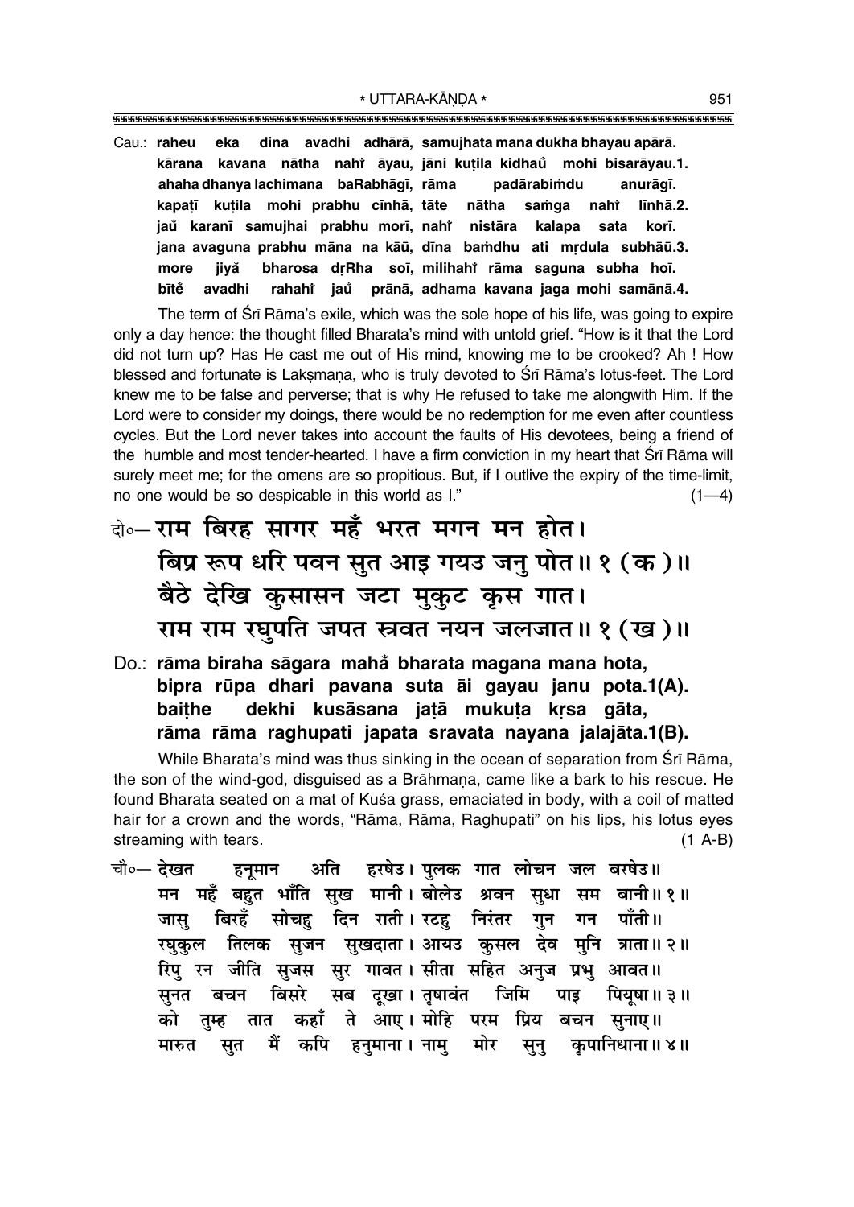Cau.: **raheu eka dina avadhi adhārā, samujhata mana dukha bhayau apārā.**
**kārana kavana nātha nahiṁ āyau, jāni kuṭila kidhauṁ mohi bisarāyau.1.**
**ahaha dhanya lachimana baRabhāgī, rāma padārabiṁdu anurāgī.**
**kapaṭī kuṭila mohi prabhu cīnhā, tāte nātha saṁga nahiṁ līnhā.2.**
**jauṁ karanī samujhai prabhu morī, nahiṁ nistāra kalapa sata korī.**
**jana avaguna prabhu māna na kāū, dīna baṁdhu ati mṛdula subhāū.3.**
**more jiyaṁ bharosa dṛRha soī, milihahiṁ rāma saguna subha hoī.**
**bīteṁ avadhi rahahiṁ jauṁ prānā, adhama kavana jaga mohi samānā.4.**

The term of Śrī Rāma's exile, which was the sole hope of his life, was going to expire only a day hence: the thought filled Bharata's mind with untold grief. "How is it that the Lord did not turn up? Has He cast me out of His mind, knowing me to be crooked? Ah ! How blessed and fortunate is Lakṣmaṇa, who is truly devoted to Śrī Rāma's lotus-feet. The Lord knew me to be false and perverse; that is why He refused to take me alongwith Him. If the Lord were to consider my doings, there would be no redemption for me even after countless cycles. But the Lord never takes into account the faults of His devotees, being a friend of the humble and most tender-hearted. I have a firm conviction in my heart that Śrī Rāma will surely meet me; for the omens are so propitious. But, if I outlive the expiry of the time-limit, no one would be so despicable in this world as I." (1—4)

दो०— राम बिरह सागर महँ भरत मगन मन होत।
बिप्र रूप धरि पवन सुत आइ गयउ जनु पोत॥ १ (क)॥
बैठे देखि कुसासन जटा मुकुट कृस गात।
राम राम रघुपति जपत स्रवत नयन जलजात॥ १ (ख)॥

Do.: **rāma biraha sāgara mahaṁ bharata magana mana hota,**
**bipra rūpa dhari pavana suta āi gayau janu pota.1(A).**
**baiṭhe dekhi kusāsana jaṭā mukuṭa kṛsa gāta,**
**rāma rāma raghupati japata sravata nayana jalajāta.1(B).**

While Bharata's mind was thus sinking in the ocean of separation from Śrī Rāma, the son of the wind-god, disguised as a Brāhmaṇa, came like a bark to his rescue. He found Bharata seated on a mat of Kuśa grass, emaciated in body, with a coil of matted hair for a crown and the words, "Rāma, Rāma, Raghupati" on his lips, his lotus eyes streaming with tears. (1 A-B)

चौ०— देखत हनूमान अति हरषेउ। पुलक गात लोचन जल बरषेउ॥
मन महँ बहुत भाँति सुख मानी। बोलेउ श्रवन सुधा सम बानी॥ १॥
जासु बिरहँ सोचहु दिन राती। रटहु निरंतर गुन गन पाँती॥
रघुकुल तिलक सुजन सुखदाता। आयउ कुसल देव मुनि त्राता॥ २॥
रिपु रन जीति सुजस सुर गावत। सीता सहित अनुज प्रभु आवत॥
सुनत बचन बिसरे सब दूखा। तृषावंत जिमि पाइ पियूषा॥ ३॥
को तुम्ह तात कहाँ ते आए। मोहि परम प्रिय बचन सुनाए॥
मारुत सुत मैं कपि हनुमाना। नामु मोर सुनु कृपानिधाना॥ ४॥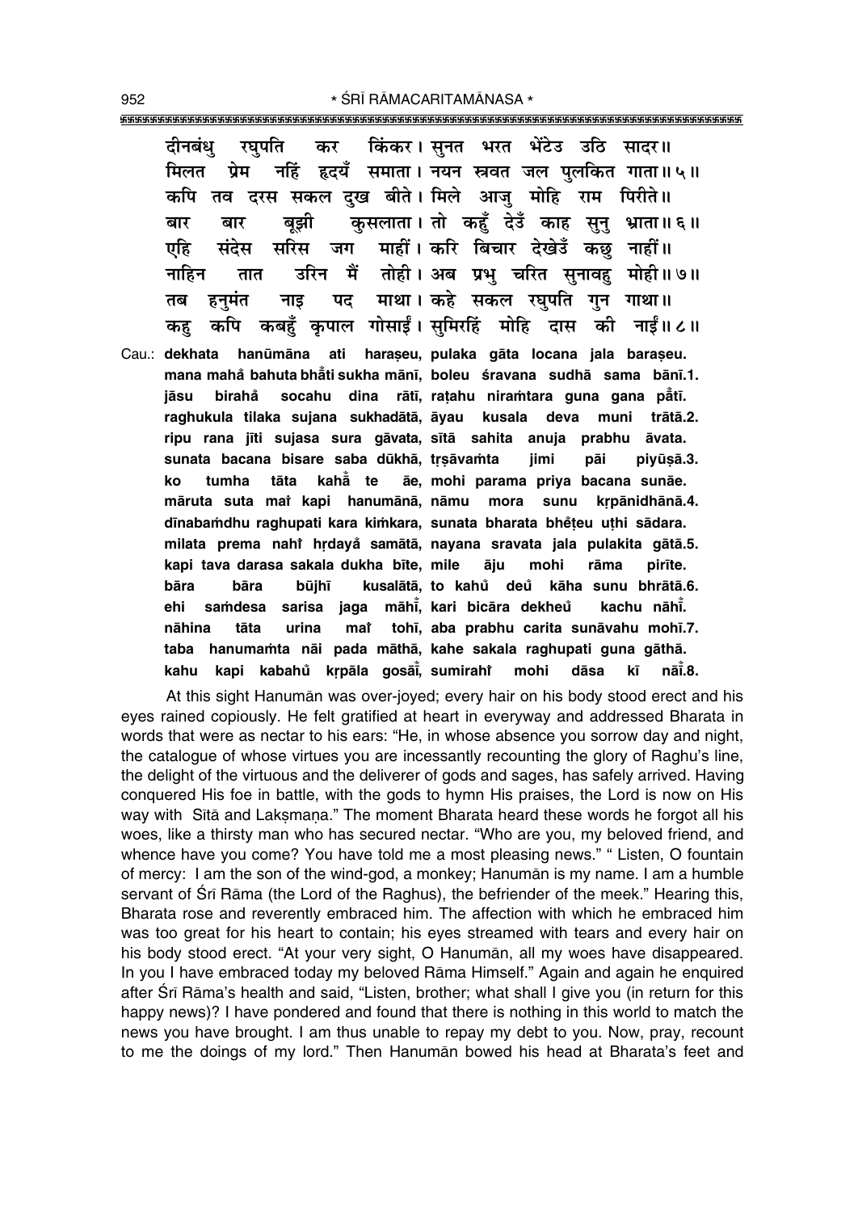दीनबंधु रघुपति कर किंकर। सुनत भरत भेंटेउ उठि सादर॥
मिलत प्रेम नहिं हृदयँ समाता। नयन स्रवत जल पुलकित गाता॥ ५॥
कपि तव दरस सकल दुख बीते। मिले आजु मोहि राम पिरीते॥
बार बार बूझी कुसलाता। तो कहुँ देउँ काह सुनु भ्राता॥ ६॥
एहि संदेस सरिस जग माहीं। करि बिचार देखेउँ कछु नाहीं॥
नाहिन तात उरिन मैं तोही। अब प्रभु चरित सुनावहु मोही॥ ७॥
तब हनुमंत नाइ पद माथा। कहे सकल रघुपति गुन गाथा॥
कहु कपि कबहुँ कृपाल गोसाईं। सुमिरहिं मोहि दास की नाईं॥ ८॥

Cau.: **dekhata hanūmāna ati haraṣeu, pulaka gāta locana jala baraṣeu.**
**mana mahå bahuta bhå̐ti sukha mānī, boleu śravana sudhā sama bānī.1.**
**jāsu birahå socahu dina rātī, raṭahu niraṁtara guna gana på̐tī.**
**raghukula tilaka sujana sukhadātā, āyau kusala deva muni trātā.2.**
**ripu rana jīti sujasa sura gāvata, sītā sahita anuja prabhu āvata.**
**sunata bacana bisare saba dūkhā, tṛṣāvaṁta jimi pāi piyūṣā.3.**
**ko tumha tāta kahå̐ te āe, mohi parama priya bacana sunāe.**
**māruta suta maĩ kapi hanumānā, nāmu mora sunu kṛpānidhānā.4.**
**dīnabaṁdhu raghupati kara kiṁkara, sunata bharata bhẽṭeu uṭhi sādara.**
**milata prema nahĩ hṛdayå samātā, nayana sravata jala pulakita gātā.5.**
**kapi tava darasa sakala dukha bīte, mile āju mohi rāma pirīte.**
**bāra bāra būjhī kusalātā, to kahů deů kāha sunu bhrātā.6.**
**ehi saṁdesa sarisa jaga māhī̐, kari bicāra dekheů kachu nāhī̐.**
**nāhina tāta urina maĩ tohī, aba prabhu carita sunāvahu mohī.7.**
**taba hanumaṁta nāi pada māthā, kahe sakala raghupati guna gāthā.**
**kahu kapi kabahů kṛpāla gosāī̐, sumirahĩ mohi dāsa kī nāī̐.8.**

At this sight Hanumān was over-joyed; every hair on his body stood erect and his eyes rained copiously. He felt gratified at heart in everyway and addressed Bharata in words that were as nectar to his ears: "He, in whose absence you sorrow day and night, the catalogue of whose virtues you are incessantly recounting the glory of Raghu's line, the delight of the virtuous and the deliverer of gods and sages, has safely arrived. Having conquered His foe in battle, with the gods to hymn His praises, the Lord is now on His way with Sītā and Lakṣmaṇa." The moment Bharata heard these words he forgot all his woes, like a thirsty man who has secured nectar. "Who are you, my beloved friend, and whence have you come? You have told me a most pleasing news." " Listen, O fountain of mercy: I am the son of the wind-god, a monkey; Hanumān is my name. I am a humble servant of Śrī Rāma (the Lord of the Raghus), the befriender of the meek." Hearing this, Bharata rose and reverently embraced him. The affection with which he embraced him was too great for his heart to contain; his eyes streamed with tears and every hair on his body stood erect. "At your very sight, O Hanumān, all my woes have disappeared. In you I have embraced today my beloved Rāma Himself." Again and again he enquired after Śrī Rāma's health and said, "Listen, brother; what shall I give you (in return for this happy news)? I have pondered and found that there is nothing in this world to match the news you have brought. I am thus unable to repay my debt to you. Now, pray, recount to me the doings of my lord." Then Hanumān bowed his head at Bharata's feet and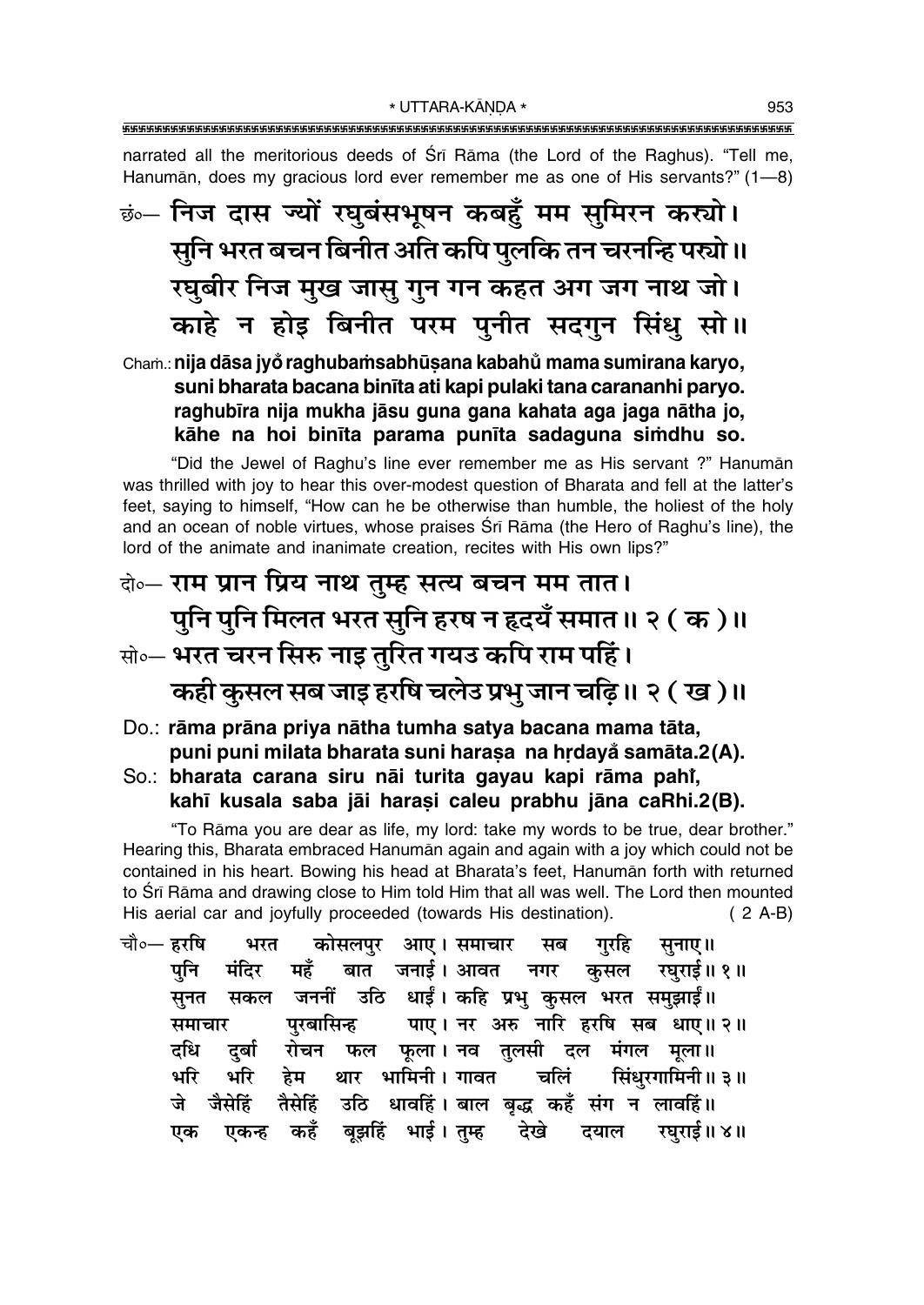narrated all the meritorious deeds of Śrī Rāma (the Lord of the Raghus). "Tell me, Hanumān, does my gracious lord ever remember me as one of His servants?" (1—8)

छं०— निज दास ज्यों रघुबंसभूषन कबहुँ मम सुमिरन कर्‌यो।
सुनि भरत बचन बिनीत अति कपि पुलकि तन चरनन्हि पर्‌यो॥
रघुबीर निज मुख जासु गुन गन कहत अग जग नाथ जो।
काहे न होइ बिनीत परम पुनीत सदगुन सिंधु सो॥

Chaṁ.: **nija dāsa jyo̐ raghubaṁsabhūṣana kabahu̐ mama sumirana karyo,**
**suni bharata bacana binīta ati kapi pulaki tana carananhi paryo.**
**raghubīra nija mukha jāsu guna gana kahata aga jaga nātha jo,**
**kāhe na hoi binīta parama punīta sadaguna siṁdhu so.**

"Did the Jewel of Raghu's line ever remember me as His servant ?" Hanumān was thrilled with joy to hear this over-modest question of Bharata and fell at the latter's feet, saying to himself, "How can he be otherwise than humble, the holiest of the holy and an ocean of noble virtues, whose praises Śrī Rāma (the Hero of Raghu's line), the lord of the animate and inanimate creation, recites with His own lips?"

दो०— राम प्रान प्रिय नाथ तुम्ह सत्य बचन मम तात।
पुनि पुनि मिलत भरत सुनि हरष न हृदयँ समात॥ २ (क)॥

सो०— भरत चरन सिरु नाइ तुरित गयउ कपि राम पहिं।
कही कुसल सब जाइ हरषि चलेउ प्रभु जान चढ़ि॥ २ (ख)॥

Do.: **rāma prāna priya nātha tumha satya bacana mama tāta,**
**puni puni milata bharata suni haraṣa na hṛdayá̐ samāta.2(A).**

So.: **bharata carana siru nāi turita gayau kapi rāma pahı̐,**
**kahī kusala saba jāi haraṣi caleu prabhu jāna caRhi.2(B).**

"To Rāma you are dear as life, my lord: take my words to be true, dear brother." Hearing this, Bharata embraced Hanumān again and again with a joy which could not be contained in his heart. Bowing his head at Bharata's feet, Hanumān forth with returned to Śrī Rāma and drawing close to Him told Him that all was well. The Lord then mounted His aerial car and joyfully proceeded (towards His destination). (2 A-B)

चौ०— हरषि भरत कोसलपुर आए। समाचार सब गुरहि सुनाए॥
पुनि मंदिर महँ बात जनाई। आवत नगर कुसल रघुराई॥ १॥
सुनत सकल जननीं उठि धाईं। कहि प्रभु कुसल भरत समुझाईं॥
समाचार पुरबासिन्ह पाए। नर अरु नारि हरषि सब धाए॥ २॥
दधि दुर्बा रोचन फल फूला। नव तुलसी दल मंगल मूला॥
भरि भरि हेम थार भामिनी। गावत चलिं सिंधुरगामिनी॥ ३॥
जे जैसेहिं तैसेहिं उठि धावहिं। बाल बृद्ध कहँ संग न लावहिं॥
एक एकन्ह कहँ बूझहिं भाई। तुम्ह देखे दयाल रघुराई॥ ४॥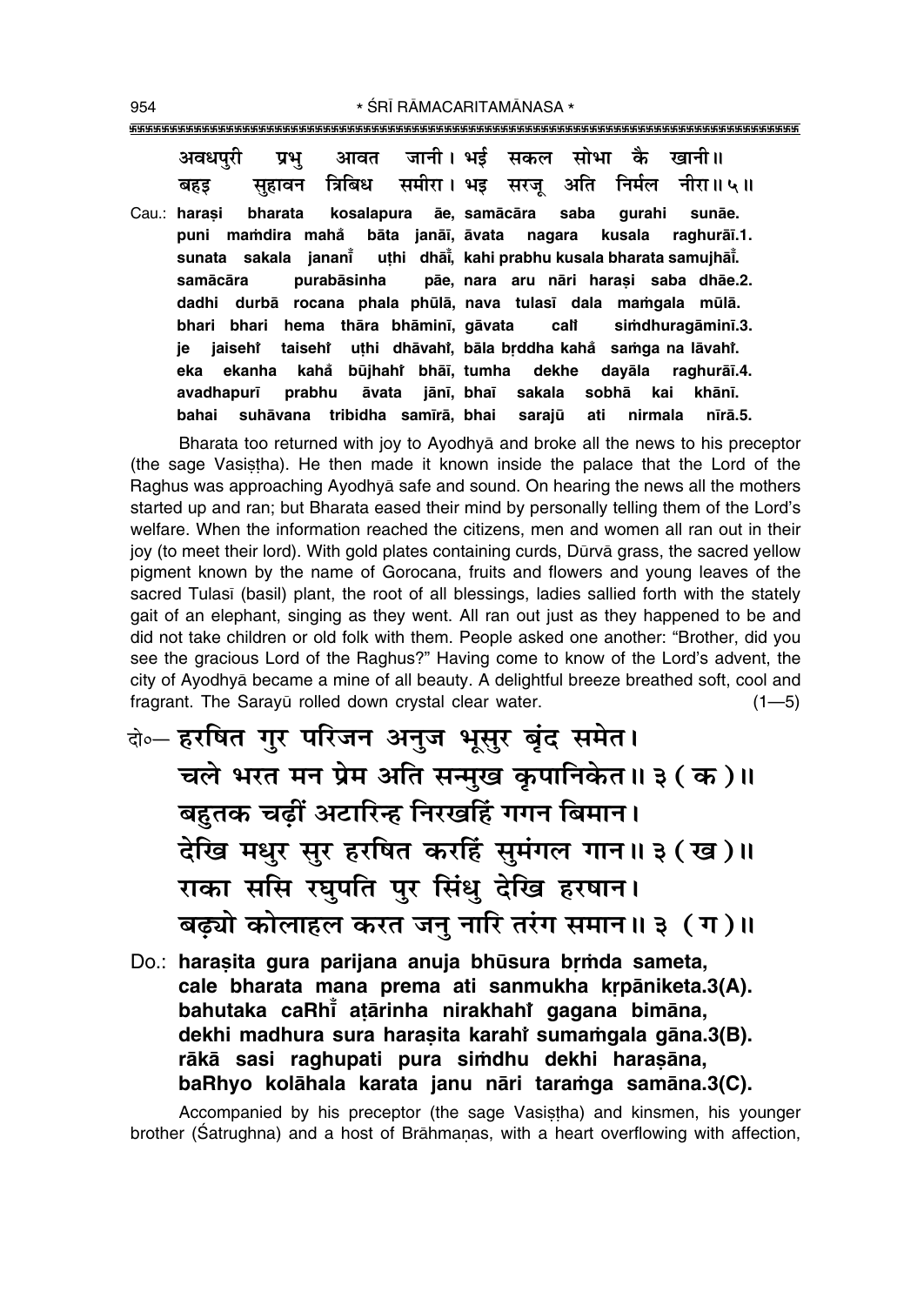अवधपुरी प्रभु आवत जानी। भई सकल सोभा कै खानी॥
बहइ सुहावन त्रिबिध समीरा। भइ सरजू अति निर्मल नीरा॥ ५॥

Cau.: **haraṣi bharata kosalapura āe, samācāra saba gurahi sunāe.**
**puni maṁdira mahåa bāta janāī, āvata nagara kusala raghurāī.1.**
**sunata sakala jananīå uṭhi dhāīå, kahi prabhu kusala bharata samujhāīå.**
**samācāra purabāsinha pāe, nara aru nāri haraṣi saba dhāe.2.**
**dadhi durbā rocana phala phūlā, nava tulasī dala maṁgala mūlā.**
**bhari bhari hema thāra bhāminī, gāvata calīṁ siṁdhuragāminī.3.**
**je jaiseṁ taiseṁ uṭhi dhāvahiṁ, bāla bṛddha kahå saṁga na lāvahiṁ.**
**eka ekanha kahå būjhahiṁ bhāī, tumha dekhe dayāla raghurāī.4.**
**avadhapurī prabhu āvata jānī, bhaī sakala sobhā kai khānī.**
**bahai suhāvana tribidha samīrā, bhai sarajū ati nirmala nīrā.5.**

Bharata too returned with joy to Ayodhyā and broke all the news to his preceptor (the sage Vasiṣṭha). He then made it known inside the palace that the Lord of the Raghus was approaching Ayodhyā safe and sound. On hearing the news all the mothers started up and ran; but Bharata eased their mind by personally telling them of the Lord's welfare. When the information reached the citizens, men and women all ran out in their joy (to meet their lord). With gold plates containing curds, Dūrvā grass, the sacred yellow pigment known by the name of Gorocana, fruits and flowers and young leaves of the sacred Tulasī (basil) plant, the root of all blessings, ladies sallied forth with the stately gait of an elephant, singing as they went. All ran out just as they happened to be and did not take children or old folk with them. People asked one another: "Brother, did you see the gracious Lord of the Raghus?" Having come to know of the Lord's advent, the city of Ayodhyā became a mine of all beauty. A delightful breeze breathed soft, cool and fragrant. The Sarayū rolled down crystal clear water. (1—5)

दो०— हरषित गुर परिजन अनुज भूसुर बृंद समेत।
चले भरत मन प्रेम अति सन्मुख कृपानिकेत॥ ३ ( क )॥
बहुतक चढ़ीं अटारिन्ह निरखहिं गगन बिमान।
देखि मधुर सुर हरषित करहिं सुमंगल गान॥ ३ ( ख )॥
राका ससि रघुपति पुर सिंधु देखि हरषान।
बढ़्यो कोलाहल करत जनु नारि तरंग समान॥ ३ ( ग )॥

Do.: **haraṣita gura parijana anuja bhūsura bṛṁda sameta,**
**cale bharata mana prema ati sanmukha kṛpāniketa.3(A).**
**bahutaka caRhīå aṭārinha nirakhahiṁ gagana bimāna,**
**dekhi madhura sura haraṣita karahiṁ sumaṁgala gāna.3(B).**
**rākā sasi raghupati pura siṁdhu dekhi haraṣāna,**
**baRhyo kolāhala karata janu nāri taraṁga samāna.3(C).**

Accompanied by his preceptor (the sage Vasiṣṭha) and kinsmen, his younger brother (Śatrughna) and a host of Brāhmaṇas, with a heart overflowing with affection,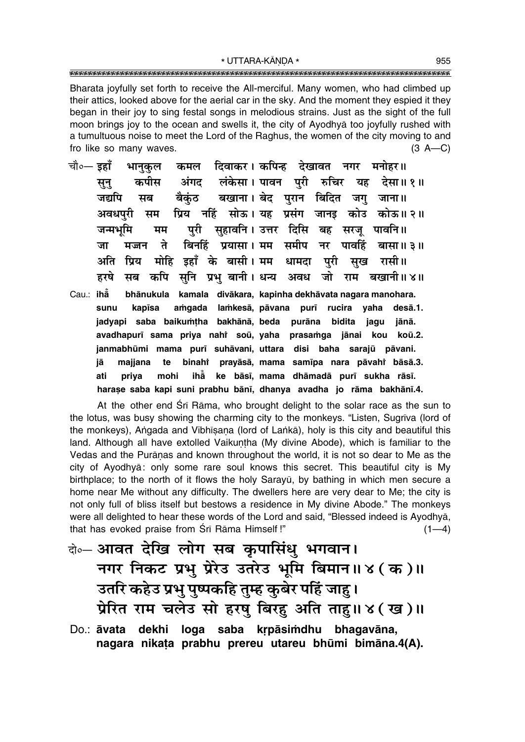Bharata joyfully set forth to receive the All-merciful. Many women, who had climbed up their attics, looked above for the aerial car in the sky. And the moment they espied it they began in their joy to sing festal songs in melodious strains. Just as the sight of the full moon brings joy to the ocean and swells it, the city of Ayodhyā too joyfully rushed with a tumultuous noise to meet the Lord of the Raghus, the women of the city moving to and fro like so many waves. (3 A—C)

चौ०— इहाँ भानुकुल कमल दिवाकर। कपिन्ह देखावत नगर मनोहर॥
सुनु कपीस अंगद लंकेसा। पावन पुरी रुचिर यह देसा॥ १॥
जद्यपि सब बैकुंठ बखाना। बेद पुरान बिदित जगु जाना॥
अवधपुरी सम प्रिय नहिं सोऊ। यह प्रसंग जानइ कोउ कोऊ॥ २॥
जन्मभूमि मम पुरी सुहावनि। उत्तर दिसि बह सरजू पावनि॥
जा मज्जन ते बिनहिं प्रयासा। मम समीप नर पावहिं बासा॥ ३॥
अति प्रिय मोहि इहाँ के बासी। मम धामदा पुरी सुख रासी॥
हरषे सब कपि सुनि प्रभु बानी। धन्य अवध जो राम बखानी॥ ४॥

Cau.: ihā̐ bhānukula kamala divākara, kapinha dekhāvata nagara manohara.
sunu kapīsa aṁgada laṁkesā, pāvana purī rucira yaha desā.1.
jadyapi saba baikuṁṭha bakhānā, beda purāna bidita jagu jānā.
avadhapurī sama priya nahiṁ soū, yaha prasaṁga jānai kou koū.2.
janmabhūmi mama purī suhāvani, uttara disi baha sarajū pāvani.
jā majjana te binahiṁ prayāsā, mama samīpa nara pāvahiṁ bāsā.3.
ati priya mohi ihā̐ ke bāsī, mama dhāmadā purī sukha rāsī.
haraṣe saba kapi suni prabhu bānī, dhanya avadha jo rāma bakhānī.4.

At the other end Śrī Rāma, who brought delight to the solar race as the sun to the lotus, was busy showing the charming city to the monkeys. "Listen, Sugrīva (lord of the monkeys), Aṅgada and Vibhīṣaṇa (lord of Laṅkā), holy is this city and beautiful this land. Although all have extolled Vaikuṇṭha (My divine Abode), which is familiar to the Vedas and the Purāṇas and known throughout the world, it is not so dear to Me as the city of Ayodhyā: only some rare soul knows this secret. This beautiful city is My birthplace; to the north of it flows the holy Sarayū, by bathing in which men secure a home near Me without any difficulty. The dwellers here are very dear to Me; the city is not only full of bliss itself but bestows a residence in My divine Abode." The monkeys were all delighted to hear these words of the Lord and said, "Blessed indeed is Ayodhyā, that has evoked praise from Śrī Rāma Himself!" (1—4)

दो०— आवत देखि लोग सब कृपासिंधु भगवान।
नगर निकट प्रभु प्रेरेउ उतरेउ भूमि बिमान॥ ४ (क)॥
उतरि कहेउ प्रभु पुष्पकहि तुम्ह कुबेर पहिं जाहु।
प्रेरित राम चलेउ सो हरषु बिरहु अति ताहु॥ ४ (ख)॥

Do.: āvata dekhi loga saba kṛpāsiṁdhu bhagavāna,
nagara nikaṭa prabhu prereu utareu bhūmi bimāna.4(A).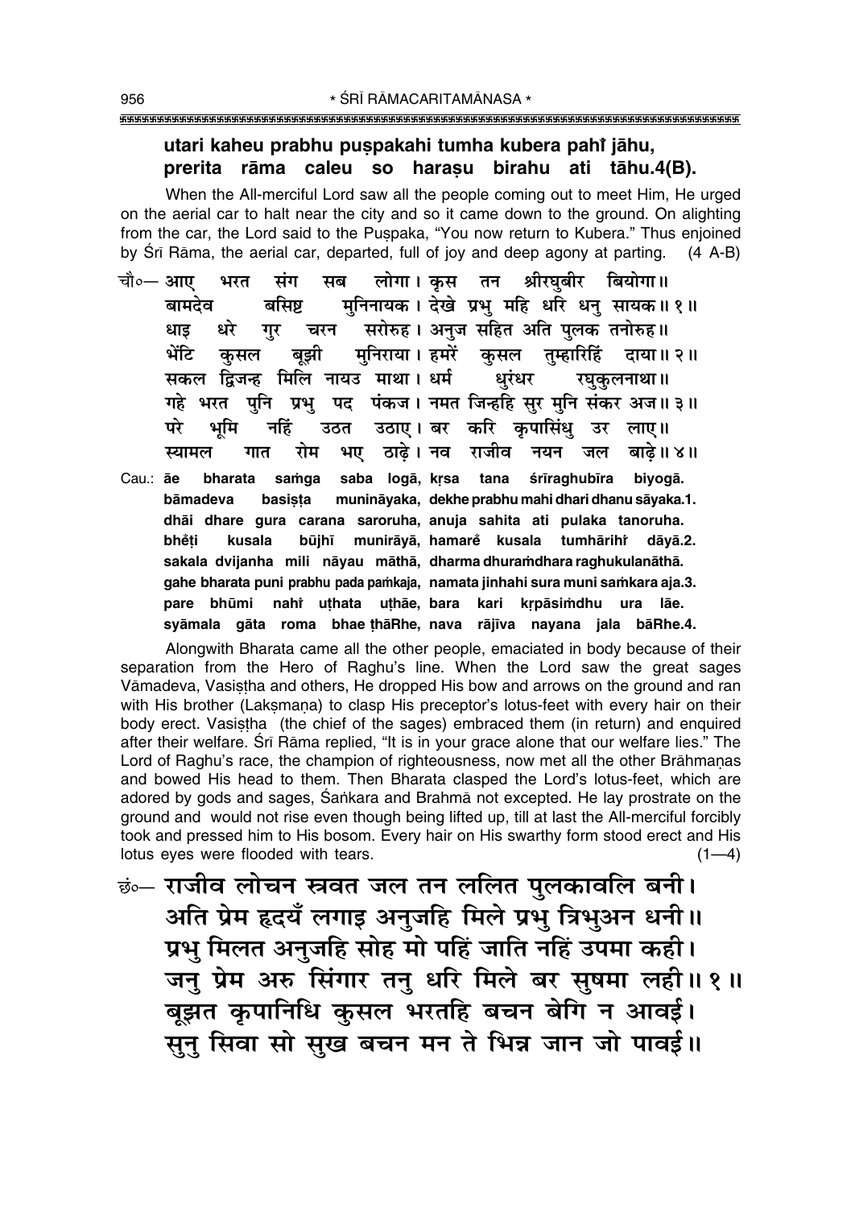**utari kaheu prabhu puṣpakahi tumha kubera pahiṁ jāhu,**
**prerita rāma caleu so haraṣu birahu ati tāhu.4(B).**

When the All-merciful Lord saw all the people coming out to meet Him, He urged on the aerial car to halt near the city and so it came down to the ground. On alighting from the car, the Lord said to the Puṣpaka, "You now return to Kubera." Thus enjoined by Śrī Rāma, the aerial car, departed, full of joy and deep agony at parting. (4 A-B)

चौ०— आए भरत संग सब लोगा। कृस तन श्रीरघुबीर बियोगा॥
बामदेव बसिष्ट मुनिनायक। देखे प्रभु महि धरि धनु सायक॥ १॥
धाइ धरे गुर चरन सरोरुह। अनुज सहित अति पुलक तनोरुह॥
भेंटि कुसल बूझी मुनिराया। हमरें कुसल तुम्हारिहिं दाया॥ २॥
सकल द्विजन्ह मिलि नायउ माथा। धर्म धुरंधर रघुकुलनाथा॥
गहे भरत पुनि प्रभु पद पंकज। नमत जिन्हहि सुर मुनि संकर अज॥ ३॥
परे भूमि नहिं उठत उठाए। बर करि कृपासिंधु उर लाए॥
स्यामल गात रोम भए ठाढ़े। नव राजीव नयन जल बाढ़े॥ ४॥

Cau.: āe bharata saṁga saba logā, kṛsa tana śrīraghubīra biyogā.
bāmadeva basiṣṭa munināyaka, dekhe prabhu mahi dhari dhanu sāyaka.1.
dhāi dhare gura carana saroruha, anuja sahita ati pulaka tanoruha.
bheṅṭi kusala būjhī munirāyā, hamareṁ kusala tumhārihiṁ dāyā.2.
sakala dvijanha mili nāyau māthā, dharma dhuraṁdhara raghukulanāthā.
gahe bharata puni prabhu pada paṁkaja, namata jinhahi sura muni saṁkara aja.3.
pare bhūmi nahiṁ uṭhata uṭhāe, bara kari kṛpāsiṁdhu ura lāe.
syāmala gāta roma bhae ṭhāRhe, nava rājīva nayana jala bāRhe.4.

Alongwith Bharata came all the other people, emaciated in body because of their separation from the Hero of Raghu's line. When the Lord saw the great sages Vāmadeva, Vasiṣṭha and others, He dropped His bow and arrows on the ground and ran with His brother (Lakṣmaṇa) to clasp His preceptor's lotus-feet with every hair on their body erect. Vasiṣṭha (the chief of the sages) embraced them (in return) and enquired after their welfare. Śrī Rāma replied, "It is in your grace alone that our welfare lies." The Lord of Raghu's race, the champion of righteousness, now met all the other Brāhmaṇas and bowed His head to them. Then Bharata clasped the Lord's lotus-feet, which are adored by gods and sages, Śaṅkara and Brahmā not excepted. He lay prostrate on the ground and would not rise even though being lifted up, till at last the All-merciful forcibly took and pressed him to His bosom. Every hair on His swarthy form stood erect and His lotus eyes were flooded with tears. (1—4)

छं०— राजीव लोचन स्त्रवत जल तन ललित पुलकावलि बनी।
अति प्रेम हृदयँ लगाइ अनुजहि मिले प्रभु त्रिभुअन धनी॥
प्रभु मिलत अनुजहि सोह मो पहिं जाति नहिं उपमा कही।
जनु प्रेम अरु सिंगार तनु धरि मिले बर सुषमा लही॥ १॥
बूझत कृपानिधि कुसल भरतहि बचन बेगि न आवई।
सुनु सिवा सो सुख बचन मन ते भिन्न जान जो पावई॥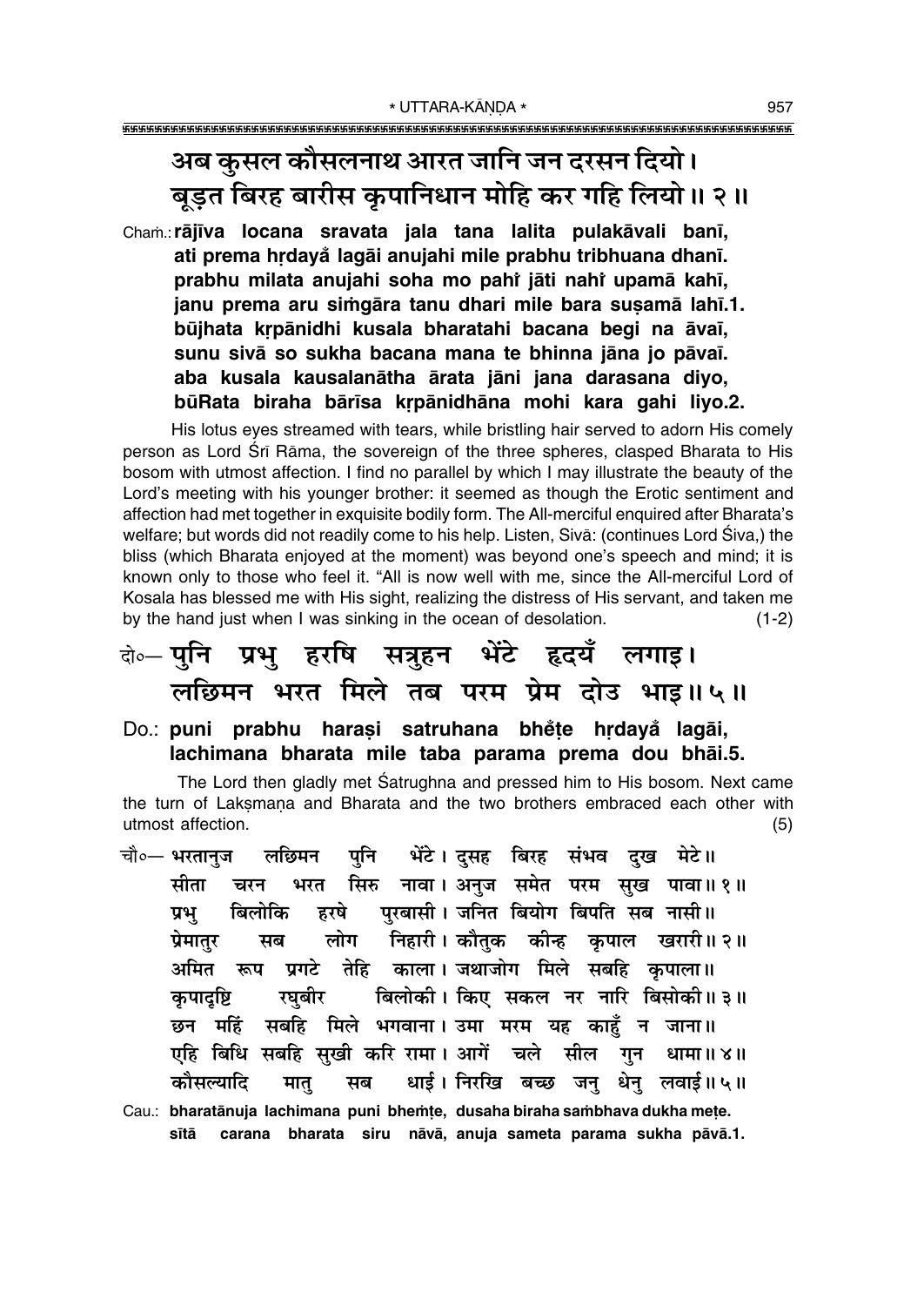अब कुसल कौसलनाथ आरत जानि जन दरसन दियो।
बूड़त बिरह बारीस कृपानिधान मोहि कर गहि लियो॥ २॥

Cham.: **rājīva locana sravata jala tana lalita pulakāvali banī,**
**ati prema hṛdayå lagāi anujahi mile prabhu tribhuana dhanī.**
**prabhu milata anujahi soha mo pahiÚ jāti nahiÚ upamā kahī,**
**janu prema aru siṁgāra tanu dhari mile bara suṣamā lahī.1.**
**būjhata kṛpānidhi kusala bharatahi bacana begi na āvaī,**
**sunu sivā so sukha bacana mana te bhinna jāna jo pāvaī.**
**aba kusala kausalanātha ārata jāni jana darasana diyo,**
**būRata biraha bārīsa kṛpānidhāna mohi kara gahi liyo.2.**

His lotus eyes streamed with tears, while bristling hair served to adorn His comely person as Lord Śrī Rāma, the sovereign of the three spheres, clasped Bharata to His bosom with utmost affection. I find no parallel by which I may illustrate the beauty of the Lord's meeting with his younger brother: it seemed as though the Erotic sentiment and affection had met together in exquisite bodily form. The All-merciful enquired after Bharata's welfare; but words did not readily come to his help. Listen, Sivā: (continues Lord Śiva,) the bliss (which Bharata enjoyed at the moment) was beyond one's speech and mind; it is known only to those who feel it. "All is now well with me, since the All-merciful Lord of Kosala has blessed me with His sight, realizing the distress of His servant, and taken me by the hand just when I was sinking in the ocean of desolation. (1-2)

दो०— पुनि प्रभु हरषि सत्रुहन भेंटे हृदयँ लगाइ।
लछिमन भरत मिले तब परम प्रेम दोउ भाइ॥ ५॥

Do.: **puni prabhu haraṣi satruhana bhĕṭe hṛdayå lagāi,**
**lachimana bharata mile taba parama prema dou bhāi.5.**

The Lord then gladly met Śatrughna and pressed him to His bosom. Next came the turn of Lakṣmaṇa and Bharata and the two brothers embraced each other with utmost affection. (5)

चौ०— भरतानुज लछिमन पुनि भेंटे। दुसह बिरह संभव दुख मेटे॥
सीता चरन भरत सिरु नावा। अनुज समेत परम सुख पावा॥ १॥
प्रभु बिलोकि हरषे पुरबासी। जनित बियोग बिपति सब नासी॥
प्रेमातुर सब लोग निहारी। कौतुक कीन्ह कृपाल खरारी॥ २॥
अमित रूप प्रगटे तेहि काला। जथाजोग मिले सबहि कृपाला॥
कृपादृष्टि रघुबीर बिलोकी। किए सकल नर नारि बिसोकी॥ ३॥
छन महिं सबहि मिले भगवाना। उमा मरम यह काहुँ न जाना॥
एहि बिधि सबहि सुखी करि रामा। आगें चले सील गुन धामा॥ ४॥
कौसल्यादि मातु सब धाई। निरखि बच्छ जनु धेनु लवाई॥ ५॥

Cau.: **bharatānuja lachimana puni bheṁṭe, dusaha biraha saṁbhava dukha meṭe.**
**sītā carana bharata siru nāvā, anuja sameta parama sukha pāvā.1.**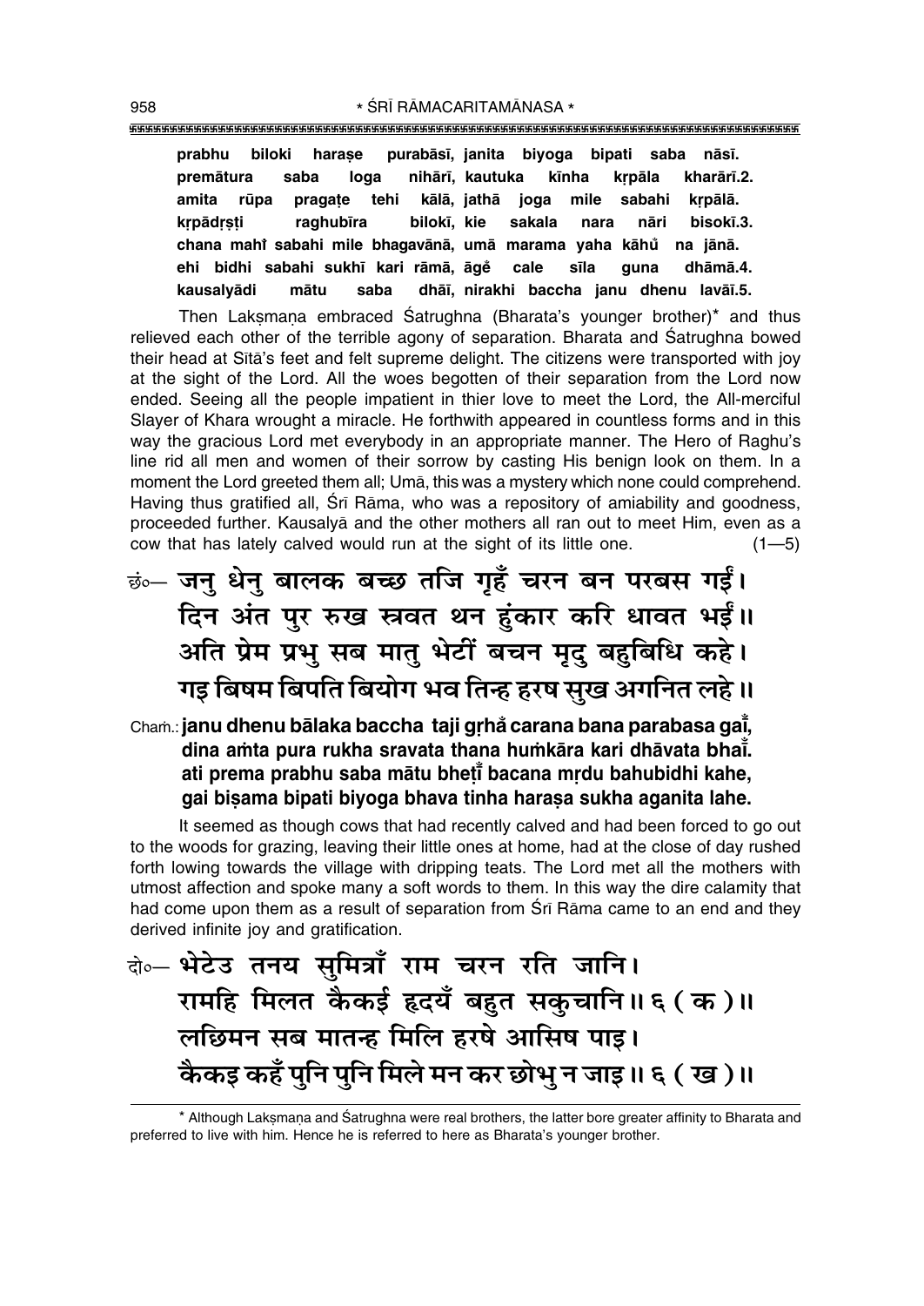prabhu biloki haraṣe purabāsī, janita biyoga bipati saba nāsī.
premātura saba loga nihārī, kautuka kīnha kṛpāla kharārī.2.
amita rūpa pragaṭe tehi kālā, jathā joga mile sabahi kṛpālā.
kṛpādṛṣṭi raghubīra bilokī, kie sakala nara nāri bisokī.3.
chana mahi̐ sabahi mile bhagavānā, umā marama yaha kāhu̐ na jānā.
ehi bidhi sabahi sukhī kari rāmā, āge̐ cale sīla guna dhāmā.4.
kausalyādi mātu saba dhāī, nirakhi baccha janu dhenu lavāī.5.

Then Lakṣmaṇa embraced Śatrughna (Bharata's younger brother)* and thus relieved each other of the terrible agony of separation. Bharata and Śatrughna bowed their head at Sītā's feet and felt supreme delight. The citizens were transported with joy at the sight of the Lord. All the woes begotten of their separation from the Lord now ended. Seeing all the people impatient in thier love to meet the Lord, the All-merciful Slayer of Khara wrought a miracle. He forthwith appeared in countless forms and in this way the gracious Lord met everybody in an appropriate manner. The Hero of Raghu's line rid all men and women of their sorrow by casting His benign look on them. In a moment the Lord greeted them all; Umā, this was a mystery which none could comprehend. Having thus gratified all, Śrī Rāma, who was a repository of amiability and goodness, proceeded further. Kausalyā and the other mothers all ran out to meet Him, even as a cow that has lately calved would run at the sight of its little one. (1—5)

छं०— जनु धेनु बालक बच्छ तजि गृहँ चरन बन परबस गईं।
दिन अंत पुर रुख स्रवत थन हुंकार करि धावत भईं॥
अति प्रेम प्रभु सब मातु भेटीं बचन मृदु बहुबिधि कहे।
गइ बिषम बिपति बियोग भव तिन्ह हरष सुख अगनित लहे॥

Chaṁ.: **janu dhenu bālaka baccha taji gṛha̐ carana bana parabasa gaī̐,**
**dina aṁta pura rukha sravata thana huṁkāra kari dhāvata bhaī̐.**
**ati prema prabhu saba mātu bheṭī̐ bacana mṛdu bahubidhi kahe,**
**gai biṣama bipati biyoga bhava tinha haraṣa sukha aganita lahe.**

It seemed as though cows that had recently calved and had been forced to go out to the woods for grazing, leaving their little ones at home, had at the close of day rushed forth lowing towards the village with dripping teats. The Lord met all the mothers with utmost affection and spoke many a soft words to them. In this way the dire calamity that had come upon them as a result of separation from Śrī Rāma came to an end and they derived infinite joy and gratification.

दो०— भेटेउ तनय सुमित्राँ राम चरन रति जानि।
रामहि मिलत कैकई हृदयँ बहुत सकुचानि॥ ६ (क)॥
लछिमन सब मातन्ह मिलि हरषे आसिष पाइ।
कैकइ कहँ पुनि पुनि मिले मन कर छोभु न जाइ॥ ६ (ख)॥

* Although Lakṣmaṇa and Śatrughna were real brothers, the latter bore greater affinity to Bharata and preferred to live with him. Hence he is referred to here as Bharata's younger brother.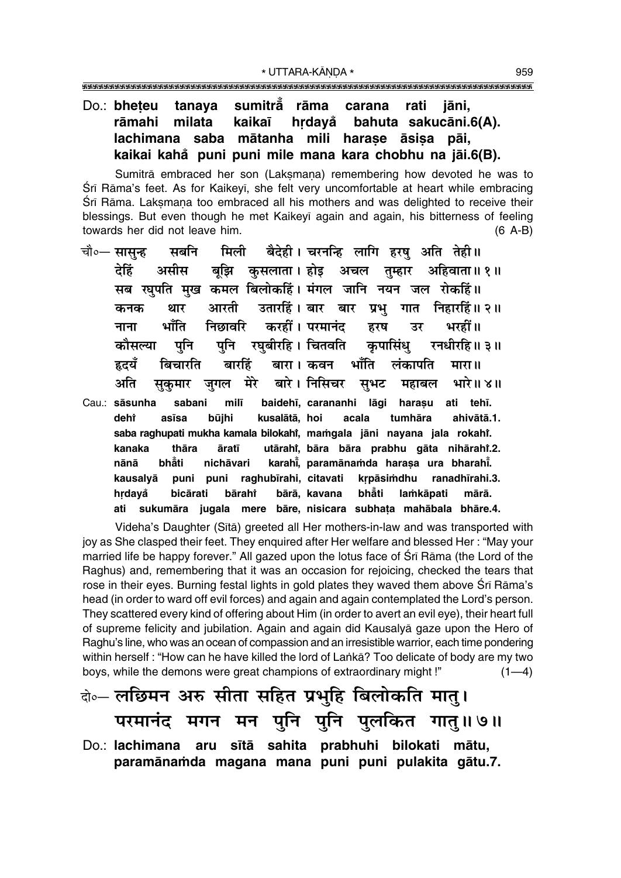Do.: **bheṭeu tanaya sumitrā̐ rāma carana rati jāni,**
**rāmahi milata kaikaī hṛdayā̐ bahuta sakucāni.6(A).**
**lachimana saba mātanha mili haraṣe āsiṣa pāi,**
**kaikai kahā̐ puni puni mile mana kara chobhu na jāi.6(B).**

Sumitrā embraced her son (Lakṣmaṇa) remembering how devoted he was to Śrī Rāma's feet. As for Kaikeyī, she felt very uncomfortable at heart while embracing Śrī Rāma. Lakṣmaṇa too embraced all his mothers and was delighted to receive their blessings. But even though he met Kaikeyī again and again, his bitterness of feeling towards her did not leave him. (6 A-B)

चौ०— सासुन्ह सबनि मिली बैदेही। चरनन्हि लागि हरषु अति तेही॥
देहिं असीस बूझि कुसलाता। होइ अचल तुम्हार अहिवाता॥ १॥
सब रघुपति मुख कमल बिलोकहिं। मंगल जानि नयन जल रोकहिं॥
कनक थार आरती उतारहिं। बार बार प्रभु गात निहारहिं॥ २॥
नाना भाँति निछावरि करहीं। परमानंद हरष उर भरहीं॥
कौसल्या पुनि पुनि रघुबीरहि। चितवति कृपासिंधु रनधीरहि॥ ३॥
हृदयँ बिचारति बारहिं बारा। कवन भाँति लंकापति मारा॥
अति सुकुमार जुगल मेरे बारे। निसिचर सुभट महाबल भारे॥ ४॥

Cau.: **sāsunha sabani milī baidehī, carananhi lāgi haraṣu ati tehī.**
**dehiṁ asīsa būjhi kusalātā, hoi acala tumhāra ahivātā.1.**
**saba raghupati mukha kamala bilokahiṁ, maṁgala jāni nayana jala rokahiṁ.**
**kanaka thāra āratī utārahiṁ, bāra bāra prabhu gāta nihārahiṁ.2.**
**nānā bhā̐ti nichāvari karahīṁ, paramānaṁda haraṣa ura bharahīṁ.**
**kausalyā puni puni raghubīrahi, citavati kṛpāsiṁdhu ranadhīrahi.3.**
**hṛdayā̐ bicārati bārahiṁ bārā, kavana bhā̐ti laṁkāpati mārā.**
**ati sukumāra jugala mere bāre, nisicara subhaṭa mahābala bhāre.4.**

Videha's Daughter (Sītā) greeted all Her mothers-in-law and was transported with joy as She clasped their feet. They enquired after Her welfare and blessed Her : "May your married life be happy forever." All gazed upon the lotus face of Śrī Rāma (the Lord of the Raghus) and, remembering that it was an occasion for rejoicing, checked the tears that rose in their eyes. Burning festal lights in gold plates they waved them above Śrī Rāma's head (in order to ward off evil forces) and again and again contemplated the Lord's person. They scattered every kind of offering about Him (in order to avert an evil eye), their heart full of supreme felicity and jubilation. Again and again did Kausalyā gaze upon the Hero of Raghu's line, who was an ocean of compassion and an irresistible warrior, each time pondering within herself : "How can he have killed the lord of Laṅkā? Too delicate of body are my two boys, while the demons were great champions of extraordinary might !" (1—4)

दो०— लछिमन अरु सीता सहित प्रभुहि बिलोकति मातु।
परमानंद मगन मन पुनि पुनि पुलकित गातु॥ ७॥

Do.: **lachimana aru sītā sahita prabhuhi bilokati mātu,**
**paramānaṁda magana mana puni puni pulakita gātu.7.**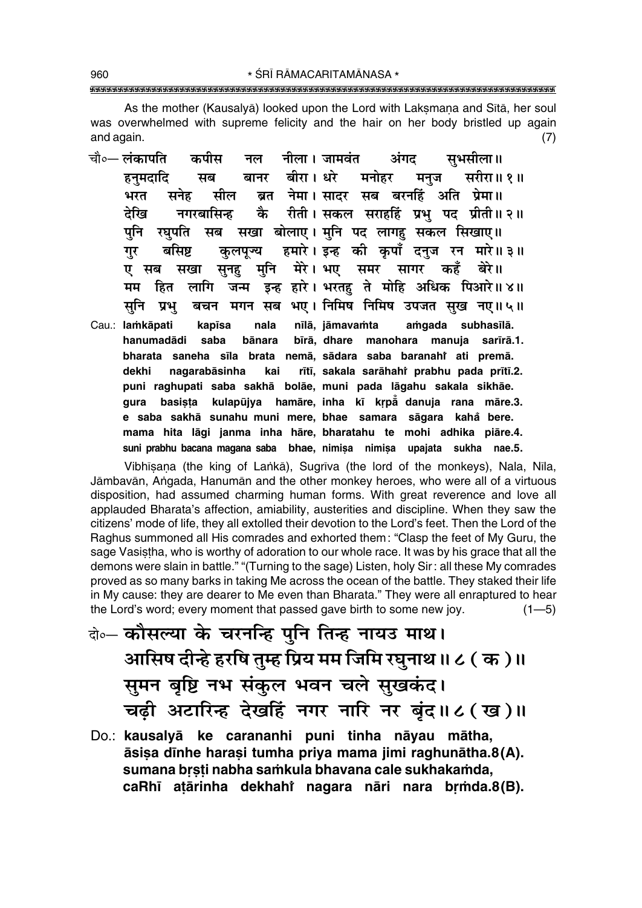As the mother (Kausalyā) looked upon the Lord with Lakṣmaṇa and Sītā, her soul was overwhelmed with supreme felicity and the hair on her body bristled up again and again. (7)

चौ०— लंकापति कपीस नल नीला। जामवंत अंगद सुभसीला॥
हनुमदादि सब बानर बीरा। धरे मनोहर मनुज सरीरा॥ १॥
भरत सनेह सील ब्रत नेमा। सादर सब बरनहिं अति प्रेमा॥
देखि नगरबासिन्ह कै रीती। सकल सराहहिं प्रभु पद प्रीती॥ २॥
पुनि रघुपति सब सखा बोलाए। मुनि पद लागहु सकल सिखाए॥
गुर बसिष्ट कुलपूज्य हमारे। इन्ह की कृपाँ दनुज रन मारे॥ ३॥
ए सब सखा सुनहु मुनि मेरे। भए समर सागर कहँ बेरे॥
मम हित लागि जन्म इन्ह हारे। भरतहु ते मोहि अधिक पिआरे॥ ४॥
सुनि प्रभु बचन मगन सब भए। निमिष निमिष उपजत सुख नए॥ ५॥

Cau.: **laṁkāpati kapīsa nala nīlā, jāmavaṁta aṁgada subhasīlā.**
**hanumadādi saba bānara bīrā, dhare manohara manuja sarīrā.1.**
**bharata saneha sīla brata nemā, sādara saba baranahiṁ ati premā.**
**dekhi nagarabāsinha kai rītī, sakala sarāhahiṁ prabhu pada prītī.2.**
**puni raghupati saba sakhā bolāe, muni pada lāgahu sakala sikhāe.**
**gura basiṣṭa kulapūjya hamāre, inha kī kṛpā̐ danuja rana māre.3.**
**e saba sakhā sunahu muni mere, bhae samara sāgara kahã bere.**
**mama hita lāgi janma inha hāre, bharatahu te mohi adhika piāre.4.**
**suni prabhu bacana magana saba bhae, nimiṣa nimiṣa upajata sukha nae.5.**

Vibhīṣaṇa (the king of Laṅkā), Sugrīva (the lord of the monkeys), Nala, Nīla, Jāmbavān, Aṅgada, Hanumān and the other monkey heroes, who were all of a virtuous disposition, had assumed charming human forms. With great reverence and love all applauded Bharata's affection, amiability, austerities and discipline. When they saw the citizens' mode of life, they all extolled their devotion to the Lord's feet. Then the Lord of the Raghus summoned all His comrades and exhorted them: "Clasp the feet of My Guru, the sage Vasiṣṭha, who is worthy of adoration to our whole race. It was by his grace that all the demons were slain in battle." "(Turning to the sage) Listen, holy Sir: all these My comrades proved as so many barks in taking Me across the ocean of the battle. They staked their life in My cause: they are dearer to Me even than Bharata." They were all enraptured to hear the Lord's word; every moment that passed gave birth to some new joy. (1—5)

दो०— **कौसल्या के चरनन्हि पुनि तिन्ह नायउ माथ।**
**आसिष दीन्हे हरषि तुम्ह प्रिय मम जिमि रघुनाथ॥ ८ ( क )॥**
**सुमन बृष्टि नभ संकुल भवन चले सुखकंद।**
**चढ़ी अटारिन्ह देखहिं नगर नारि नर बृंद॥ ८ ( ख )॥**

Do.: **kausalyā ke carananhi puni tinha nāyau mātha,**
**āsiṣa dīnhe haraṣi tumha priya mama jimi raghunātha.8(A).**
**sumana bṛṣṭi nabha saṁkula bhavana cale sukhakaṁda,**
**caRhī aṭārinha dekhahiṁ nagara nāri nara bṛṁda.8(B).**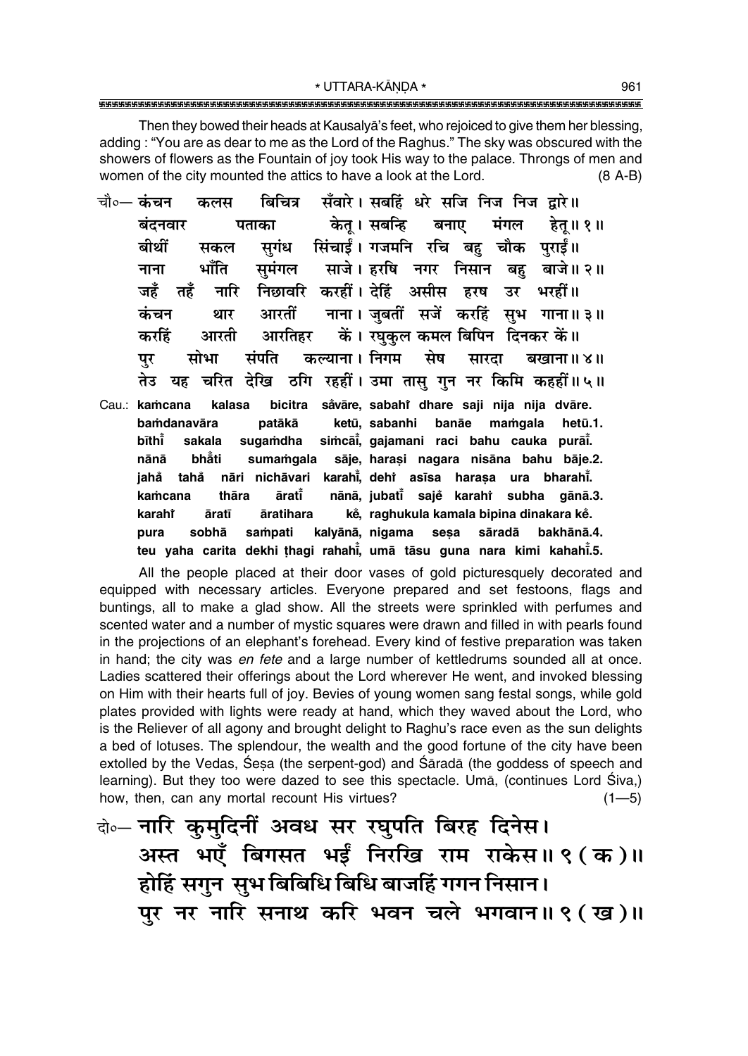Then they bowed their heads at Kausalyā's feet, who rejoiced to give them her blessing, adding : "You are as dear to me as the Lord of the Raghus." The sky was obscured with the showers of flowers as the Fountain of joy took His way to the palace. Throngs of men and women of the city mounted the attics to have a look at the Lord. (8 A-B)

चौ०— कंचन कलस बिचित्र सँवारे। सबहिं धरे सजि निज निज द्वारे॥
बंदनवार पताका केतू। सबन्हि बनाए मंगल हेतू॥ १॥
बीथीं सकल सुगंध सिंचाईं। गजमनि रचि बहु चौक पुराईं॥
नाना भाँति सुमंगल साजे। हरषि नगर निसान बहु बाजे॥ २॥
जहँ तहँ नारि निछावरि करहीं। देहिं असीस हरष उर भरहीं॥
कंचन थार आरतीं नाना। जुबतीं सजें करहिं सुभ गाना॥ ३॥
करहिं आरती आरतिहर कें। रघुकुल कमल बिपिन दिनकर कें॥
पुर सोभा संपति कल्याना। निगम सेष सारदा बखाना॥ ४॥
तेउ यह चरित देखि ठगि रहहीं। उमा तासु गुन नर किमि कहहीं॥ ५॥

Cau.: kaṁcana kalasa bicitra sa̐vāre, sabahiṁ dhare saji nija nija dvāre.
baṁdanavāra patākā ketū, sabanhi banāe maṁgala hetū.1.
bīthīṁ sakala sugaṁdha siṁcāīṁ, gajamani raci bahu cauka purāīṁ.
nānā bhā̐ti sumaṁgala sāje, haraṣi nagara nisāna bahu bāje.2.
jaha̐ taha̐ nāri nichāvari karahīṁ, dehiṁ asīsa haraṣa ura bharahīṁ.
kaṁcana thāra āratīṁ nānā, jubatīṁ saje̐ karahiṁ subha gānā.3.
karahiṁ āratī āratihara ke̐, raghukula kamala bipina dinakara ke̐.
pura sobhā saṁpati kalyānā, nigama seṣa sāradā bakhānā.4.
teu yaha carita dekhi ṭhagi rahahīṁ, umā tāsu guna nara kimi kahahīṁ.5.

All the people placed at their door vases of gold picturesquely decorated and equipped with necessary articles. Everyone prepared and set festoons, flags and buntings, all to make a glad show. All the streets were sprinkled with perfumes and scented water and a number of mystic squares were drawn and filled in with pearls found in the projections of an elephant's forehead. Every kind of festive preparation was taken in hand; the city was *en fete* and a large number of kettledrums sounded all at once. Ladies scattered their offerings about the Lord wherever He went, and invoked blessing on Him with their hearts full of joy. Bevies of young women sang festal songs, while gold plates provided with lights were ready at hand, which they waved about the Lord, who is the Reliever of all agony and brought delight to Raghu's race even as the sun delights a bed of lotuses. The splendour, the wealth and the good fortune of the city have been extolled by the Vedas, Śeṣa (the serpent-god) and Śāradā (the goddess of speech and learning). But they too were dazed to see this spectacle. Umā, (continues Lord Śiva,) how, then, can any mortal recount His virtues? (1—5)

दो०— नारि कुमुदिनीं अवध सर रघुपति बिरह दिनेस।
अस्त भएँ बिगसत भईं निरखि राम राकेस॥ ९ (क)॥
होहिं सगुन सुभ बिबिधि बिधि बाजहिं गगन निसान।
पुर नर नारि सनाथ करि भवन चले भगवान॥ ९ (ख)॥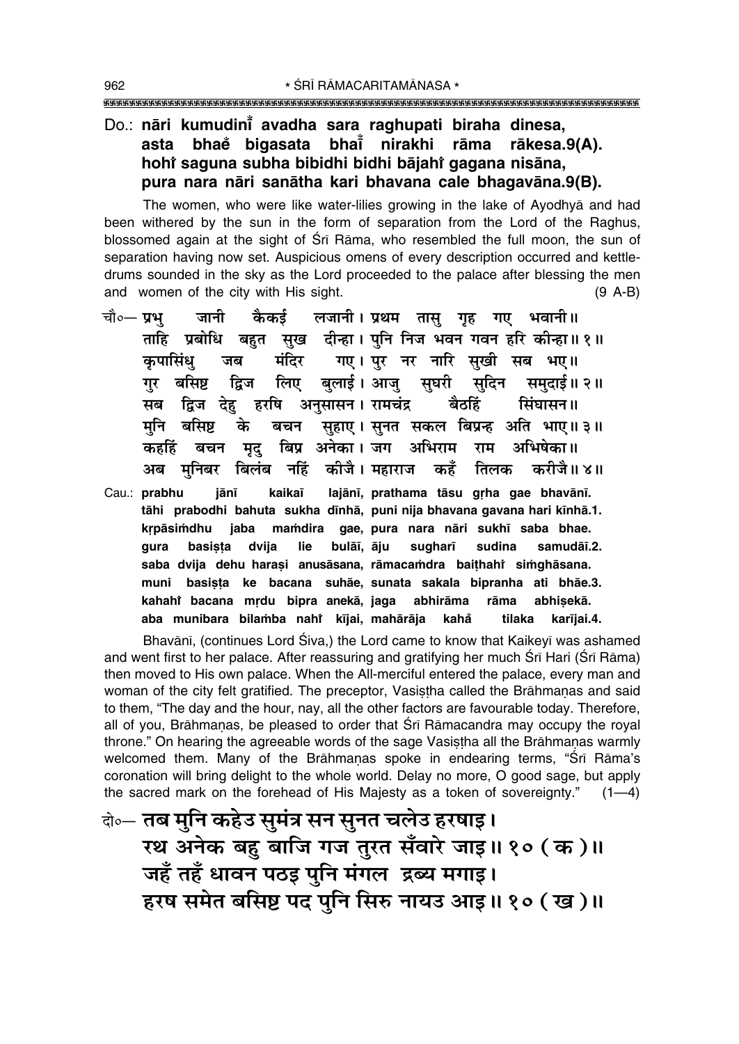**Do.: nāri kumudinī̐ avadha sara raghupati biraha dinesa,**
**asta bhae̐ bigasata bhaī̐ nirakhi rāma rākesa.9(A).**
**hohiṁ saguna subha bibidhi bidhi bājahiṁ gagana nisāna,**
**pura nara nāri sanātha kari bhavana cale bhagavāna.9(B).**

The women, who were like water-lilies growing in the lake of Ayodhyā and had been withered by the sun in the form of separation from the Lord of the Raghus, blossomed again at the sight of Śrī Rāma, who resembled the full moon, the sun of separation having now set. Auspicious omens of every description occurred and kettle-drums sounded in the sky as the Lord proceeded to the palace after blessing the men and women of the city with His sight. (9 A-B)

चौ०— प्रभु जानी कैकई लजानी। प्रथम तासु गृह गए भवानी॥
ताहि प्रबोधि बहुत सुख दीन्हा। पुनि निज भवन गवन हरि कीन्हा॥ १॥
कृपासिंधु जब मंदिर गए। पुर नर नारि सुखी सब भए॥
गुर बसिष्ट द्विज लिए बुलाई। आजु सुघरी सुदिन समुदाई॥ २॥
सब द्विज देहु हरषि अनुसासन। रामचंद्र बैठहिं सिंघासन॥
मुनि बसिष्ट के बचन सुहाए। सुनत सकल बिप्रन्ह अति भाए॥ ३॥
कहहिं बचन मृदु बिप्र अनेका। जग अभिराम राम अभिषेका॥
अब मुनिबर बिलंब नहिं कीजै। महाराज कहँ तिलक करीजै॥ ४॥

Cau.: **prabhu jānī kaikaī lajānī, prathama tāsu gṛha gae bhavānī.**
**tāhi prabodhi bahuta sukha dīnhā, puni nija bhavana gavana hari kīnhā.1.**
**kṛpāsiṁdhu jaba maṁdira gae, pura nara nāri sukhī saba bhae.**
**gura basiṣṭa dvija lie bulāī, āju sugharī sudina samudāī.2.**
**saba dvija dehu haraṣi anusāsana, rāmacaṁdra baiṭhahiṁ siṁghāsana.**
**muni basiṣṭa ke bacana suhāe, sunata sakala bipranha ati bhāe.3.**
**kahahiṁ bacana mṛdu bipra anekā, jaga abhirāma rāma abhiṣekā.**
**aba munibara bilaṁba nahiṁ kījai, mahārāja kahaँ tilaka karījai.4.**

Bhavānī, (continues Lord Śiva,) the Lord came to know that Kaikeyī was ashamed and went first to her palace. After reassuring and gratifying her much Śrī Hari (Śrī Rāma) then moved to His own palace. When the All-merciful entered the palace, every man and woman of the city felt gratified. The preceptor, Vasiṣṭha called the Brāhmaṇas and said to them, "The day and the hour, nay, all the other factors are favourable today. Therefore, all of you, Brāhmaṇas, be pleased to order that Śrī Rāmacandra may occupy the royal throne." On hearing the agreeable words of the sage Vasiṣṭha all the Brāhmaṇas warmly welcomed them. Many of the Brāhmaṇas spoke in endearing terms, "Śrī Rāma's coronation will bring delight to the whole world. Delay no more, O good sage, but apply the sacred mark on the forehead of His Majesty as a token of sovereignty." (1—4)

दो०— तब मुनि कहेउ सुमंत्र सन सुनत चलेउ हरषाइ।
रथ अनेक बहु बाजि गज तुरत सँवारे जाइ॥ १० (क)॥
जहँ तहँ धावन पठइ पुनि मंगल द्रब्य मगाइ।
हरष समेत बसिष्ट पद पुनि सिरु नायउ आइ॥ १० (ख)॥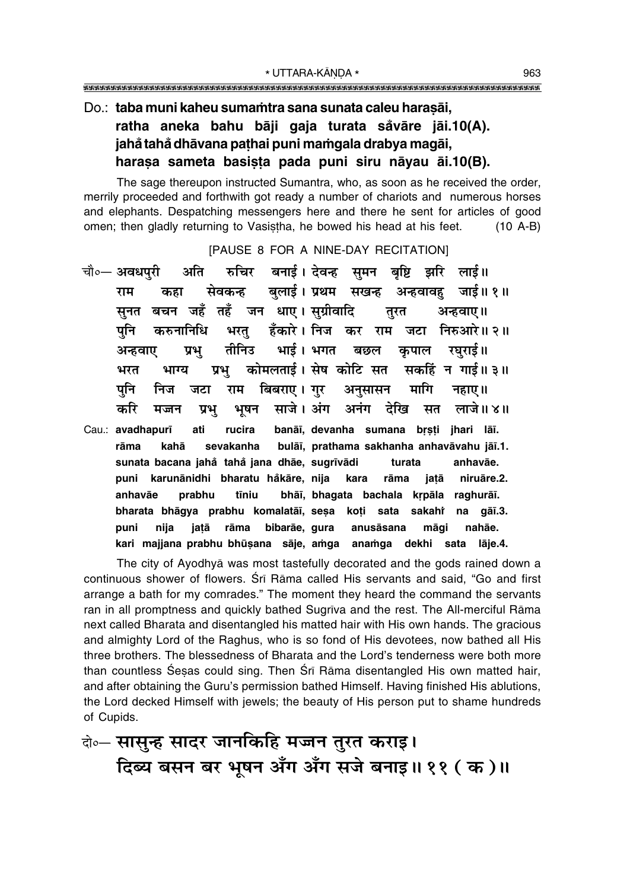Do.: **taba muni kaheu suma̐tra sana sunata caleu haraṣāi,**
**ratha aneka bahu bāji gaja turata sa̐vāre jāi.10(A).**
**jaha̐ taha̐ dhāvana paṭhai puni maṁgala drabya magāi,**
**harasa sameta basiṣṭa pada puni siru nāyau āi.10(B).**

The sage thereupon instructed Sumantra, who, as soon as he received the order, merrily proceeded and forthwith got ready a number of chariots and numerous horses and elephants. Despatching messengers here and there he sent for articles of good omen; then gladly returning to Vasiṣṭha, he bowed his head at his feet. (10 A-B)

[PAUSE 8 FOR A NINE-DAY RECITATION]

चौ०— अवधपुरी अति रुचिर बनाई। देवन्ह सुमन बृष्टि झरि लाई॥
राम कहा सेवकन्ह बुलाई। प्रथम सखन्ह अन्हवावहु जाई॥ १॥
सुनत बचन जहँ तहँ जन धाए। सुग्रीवादि तुरत अन्हवाए॥
पुनि करुनानिधि भरतु हँकारे। निज कर राम जटा निरुआरे॥ २॥
अन्हवाए प्रभु तीनिउ भाई। भगत बछल कृपाल रघुराई॥
भरत भाग्य प्रभु कोमलताई। सेष कोटि सत सकहिं न गाई॥ ३॥
पुनि निज जटा राम बिबराए। गुर अनुसासन मागि नहाए॥
करि मज्जन प्रभु भूषन साजे। अंग अनंग देखि सत लाजे॥ ४॥

Cau.: **avadhapurī ati rucira banāī, devanha sumana bṛṣṭi jhari lāī.**
**rāma kahā sevakanha bulāī, prathama sakhanha anhavāvahu jāī.1.**
**sunata bacana jaha̐ taha̐ jana dhāe, sugrīvādi turata anhavāe.**
**puni karunānidhi bharatu ha̐kāre, nija kara rāma jaṭā niruāre.2.**
**anhavāe prabhu tīniu bhāī, bhagata bachala kṛpāla raghurāī.**
**bharata bhāgya prabhu komalatāī, seṣa koṭi sata sakahi̐ na gāī.3.**
**puni nija jaṭā rāma bibarāe, gura anusāsana māgi nahāe.**
**kari majjana prabhu bhūṣana sāje, aṁga anaṁga dekhi sata lāje.4.**

The city of Ayodhyā was most tastefully decorated and the gods rained down a continuous shower of flowers. Śrī Rāma called His servants and said, "Go and first arrange a bath for my comrades." The moment they heard the command the servants ran in all promptness and quickly bathed Sugrīva and the rest. The All-merciful Rāma next called Bharata and disentangled his matted hair with His own hands. The gracious and almighty Lord of the Raghus, who is so fond of His devotees, now bathed all His three brothers. The blessedness of Bharata and the Lord's tenderness were both more than countless Śeṣas could sing. Then Śrī Rāma disentangled His own matted hair, and after obtaining the Guru's permission bathed Himself. Having finished His ablutions, the Lord decked Himself with jewels; the beauty of His person put to shame hundreds of Cupids.

दो०— **सासुन्ह सादर जानकिहि मज्जन तुरत कराइ।**
**दिब्य बसन बर भूषन अँग अँग सजे बनाइ॥ ११ ( क )॥**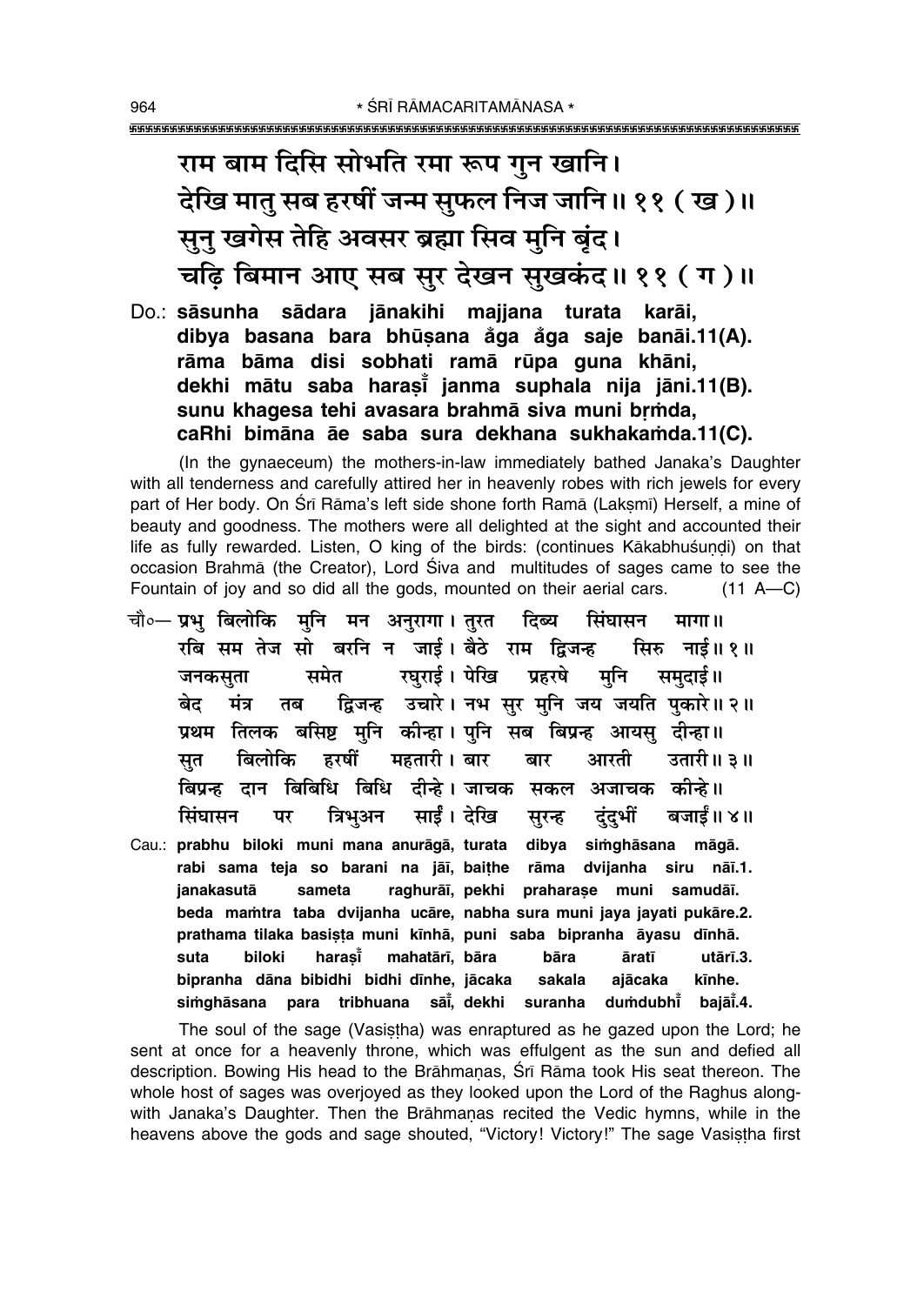राम बाम दिसि सोभति रमा रूप गुन खानि।
देखि मातु सब हरषीं जन्म सुफल निज जानि॥ ११ ( ख )॥
सुनु खगेस तेहि अवसर ब्रह्मा सिव मुनि बृंद।
चढ़ि बिमान आए सब सुर देखन सुखकंद॥ ११ ( ग )॥

Do.: **sāsunha sādara jānakihi majjana turata karāi,**
**dibya basana bara bhūṣana a̐ga a̐ga saje banāi.11(A).**
**rāma bāma disi sobhati ramā rūpa guna khāni,**
**dekhi mātu saba haraṣī̐ janma suphala nija jāni.11(B).**
**sunu khagesa tehi avasara brahmā siva muni bṛṁda,**
**caRhi bimāna āe saba sura dekhana sukhakaṁda.11(C).**

(In the gynaeceum) the mothers-in-law immediately bathed Janaka's Daughter with all tenderness and carefully attired her in heavenly robes with rich jewels for every part of Her body. On Śrī Rāma's left side shone forth Ramā (Lakṣmī) Herself, a mine of beauty and goodness. The mothers were all delighted at the sight and accounted their life as fully rewarded. Listen, O king of the birds: (continues Kākabhuśuṇḍi) on that occasion Brahmā (the Creator), Lord Śiva and multitudes of sages came to see the Fountain of joy and so did all the gods, mounted on their aerial cars. (11 A—C)

चौ०— प्रभु बिलोकि मुनि मन अनुरागा। तुरत दिब्य सिंघासन मागा॥
रबि सम तेज सो बरनि न जाई। बैठे राम द्विजन्ह सिरु नाई॥ १॥
जनकसुता समेत रघुराई। पेखि प्रहरषे मुनि समुदाई॥
बेद मंत्र तब द्विजन्ह उचारे। नभ सुर मुनि जय जयति पुकारे॥ २॥
प्रथम तिलक बसिष्ट मुनि कीन्हा। पुनि सब बिप्रन्ह आयसु दीन्हा॥
सुत बिलोकि हरषीं महतारी। बार बार आरती उतारी॥ ३॥
बिप्रन्ह दान बिबिधि बिधि दीन्हे। जाचक सकल अजाचक कीन्हे॥
सिंघासन पर त्रिभुअन साईं। देखि सुरन्ह दुंदुभीं बजाईं॥ ४॥

Cau.: **prabhu biloki muni mana anurāgā, turata dibya siṁghāsana māgā.**
**rabi sama teja so barani na jāī, baiṭhe rāma dvijanha siru nāī.1.**
**janakasutā sameta raghurāī, pekhi praharaṣe muni samudāī.**
**beda maṁtra taba dvijanha ucāre, nabha sura muni jaya jayati pukāre.2.**
**prathama tilaka basiṣṭa muni kīnhā, puni saba bipranha āyasu dīnhā.**
**suta biloki haraṣī̐ mahatārī, bāra bāra āratī utārī.3.**
**bipranha dāna bibidhi bidhi dīnhe, jācaka sakala ajācaka kīnhe.**
**siṁghāsana para tribhuana sāī̐, dekhi suranha duṁdubhī̐ bajāī̐.4.**

The soul of the sage (Vasiṣṭha) was enraptured as he gazed upon the Lord; he sent at once for a heavenly throne, which was effulgent as the sun and defied all description. Bowing His head to the Brāhmaṇas, Śrī Rāma took His seat thereon. The whole host of sages was overjoyed as they looked upon the Lord of the Raghus alongwith Janaka's Daughter. Then the Brāhmaṇas recited the Vedic hymns, while in the heavens above the gods and sage shouted, "Victory! Victory!" The sage Vasiṣṭha first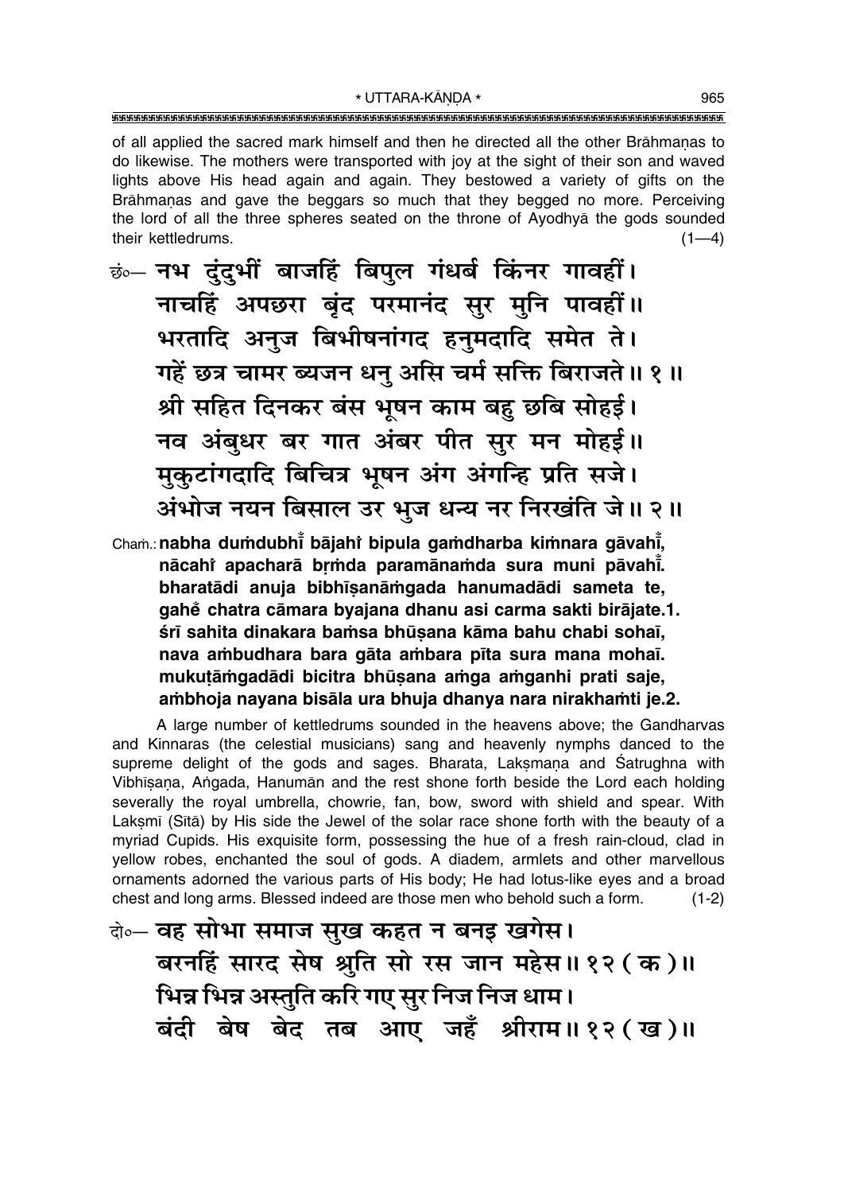of all applied the sacred mark himself and then he directed all the other Brāhmaṇas to do likewise. The mothers were transported with joy at the sight of their son and waved lights above His head again and again. They bestowed a variety of gifts on the Brāhmaṇas and gave the beggars so much that they begged no more. Perceiving the lord of all the three spheres seated on the throne of Ayodhyā the gods sounded their kettledrums. (1—4)

छं०— नभ दुंदुभीं बाजहिं बिपुल गंधर्ब किंनर गावहीं।
नाचहिं अपछरा बृंद परमानंद सुर मुनि पावहीं॥
भरतादि अनुज बिभीषनांगद हनुमदादि समेत ते।
गहें छत्र चामर ब्यजन धनु असि चर्म सक्ति बिराजते॥ १॥
श्री सहित दिनकर बंस भूषन काम बहु छबि सोहई।
नव अंबुधर बर गात अंबर पीत सुर मन मोहई॥
मुकुटांगदादि बिचित्र भूषन अंग अंगन्हि प्रति सजे।
अंभोज नयन बिसाल उर भुज धन्य नर निरखंति जे॥ २॥

Chaṁ.: **nabha duṁdubhī̃ bājahiṁ bipula gaṁdharba kiṁnara gāvahī̃,**
**nācahiṁ apacharā bṛṁda paramānaṁda sura muni pāvahī̃.**
**bharatādi anuja bibhīṣanāṁgada hanumadādi sameta te,**
**gahẽ chatra cāmara byajana dhanu asi carma sakti birājate.1.**
**śrī sahita dinakara baṁsa bhūṣana kāma bahu chabi sohaī,**
**nava aṁbudhara bara gāta aṁbara pīta sura mana mohaī.**
**mukuṭāṁgadādi bicitra bhūṣana aṁga aṁganhi prati saje,**
**aṁbhoja nayana bisāla ura bhuja dhanya nara nirakhaṁti je.2.**

A large number of kettledrums sounded in the heavens above; the Gandharvas and Kinnaras (the celestial musicians) sang and heavenly nymphs danced to the supreme delight of the gods and sages. Bharata, Lakṣmaṇa and Śatrughna with Vibhīṣaṇa, Aṅgada, Hanumān and the rest shone forth beside the Lord each holding severally the royal umbrella, chowrie, fan, bow, sword with shield and spear. With Lakṣmī (Sītā) by His side the Jewel of the solar race shone forth with the beauty of a myriad Cupids. His exquisite form, possessing the hue of a fresh rain-cloud, clad in yellow robes, enchanted the soul of gods. A diadem, armlets and other marvellous ornaments adorned the various parts of His body; He had lotus-like eyes and a broad chest and long arms. Blessed indeed are those men who behold such a form. (1-2)

दो०— वह सोभा समाज सुख कहत न बनइ खगेस।
बरनहिं सारद सेष श्रुति सो रस जान महेस॥ १२ (क)॥
भिन्न भिन्न अस्तुति करि गए सुर निज निज धाम।
बंदी बेष बेद तब आए जहँ श्रीराम॥ १२ (ख)॥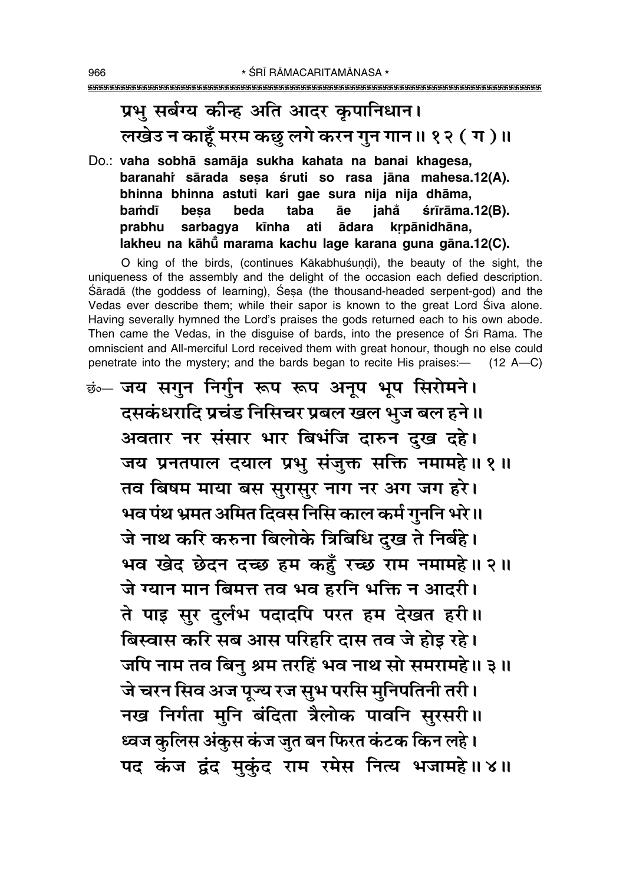प्रभु सर्बग्य कीन्ह अति आदर कृपानिधान।
लखेउ न काहूँ मरम कछु लगे करन गुन गान॥ १२ ( ग )॥

Do.: **vaha sobhā samāja sukha kahata na banai khagesa,**
**baranahiṁ sārada seṣa śruti so rasa jāna mahesa.12(A).**
**bhinna bhinna astuti kari gae sura nija nija dhāma,**
**baṁdī beṣa beda taba āe jahaँ śrīrāma.12(B).**
**prabhu sarbagya kīnha ati ādara kṛpānidhāna,**
**lakheu na kāhūँ marama kachu lage karana guna gāna.12(C).**

O king of the birds, (continues Kākabhuśuṇḍi), the beauty of the sight, the uniqueness of the assembly and the delight of the occasion each defied description. Śāradā (the goddess of learning), Śeṣa (the thousand-headed serpent-god) and the Vedas ever describe them; while their sapor is known to the great Lord Śiva alone. Having severally hymned the Lord's praises the gods returned each to his own abode. Then came the Vedas, in the disguise of bards, into the presence of Śrī Rāma. The omniscient and All-merciful Lord received them with great honour, though no else could penetrate into the mystery; and the bards began to recite His praises:— (12 A—C)

छं०— जय सगुन निर्गुन रूप रूप अनूप भूप सिरोमने।
दसकंधरादि प्रचंड निसिचर प्रबल खल भुज बल हने॥
अवतार नर संसार भार बिभंजि दारुन दुख दहे।
जय प्रनतपाल दयाल प्रभु संजुक्त सक्ति नमामहे॥ १॥
तव बिषम माया बस सुरासुर नाग नर अग जग हरे।
भव पंथ भ्रमत अमित दिवस निसि काल कर्म गुननि भरे॥
जे नाथ करि करुना बिलोके त्रिबिधि दुख ते निर्बहे।
भव खेद छेदन दच्छ हम कहुँ रच्छ राम नमामहे॥ २॥
जे ग्यान मान बिमत्त तव भव हरनि भक्ति न आदरी।
ते पाइ सुर दुर्लभ पदादपि परत हम देखत हरी॥
बिस्वास करि सब आस परिहरि दास तव जे होइ रहे।
जपि नाम तव बिनु श्रम तरहिं भव नाथ सो समरामहे॥ ३॥
जे चरन सिव अज पूज्य रज सुभ परसि मुनिपतिनी तरी।
नख निर्गता मुनि बंदिता त्रैलोक पावनि सुरसरी॥
ध्वज कुलिस अंकुस कंज जुत बन फिरत कंटक किन लहे।
पद कंज द्वंद मुकुंद राम रमेस नित्य भजामहे॥ ४॥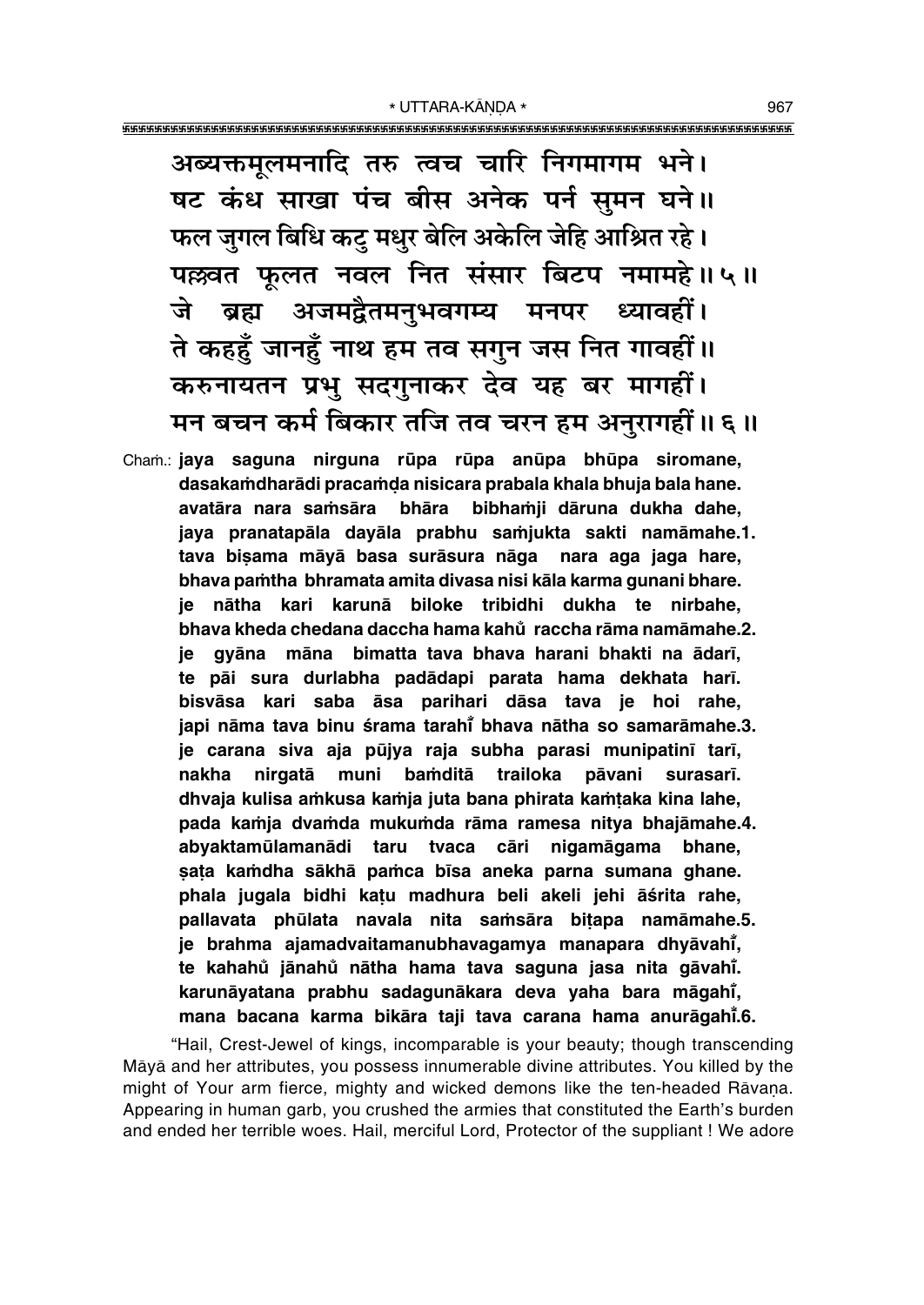अब्यक्तमूलमनादि तरु त्वच चारि निगमागम भने।
षट कंध साखा पंच बीस अनेक पर्न सुमन घने॥
फल जुगल बिधि कटु मधुर बेलि अकेलि जेहि आश्रित रहे।
पल्लवत फूलत नवल नित संसार बिटप नमामहे॥ ५॥
जे ब्रह्म अजमद्वैतमनुभवगम्य मनपर ध्यावहीं।
ते कहहुँ जानहुँ नाथ हम तव सगुन जस नित गावहीं॥
करुनायतन प्रभु सदगुनाकर देव यह बर मागहीं।
मन बचन कर्म बिकार तजि तव चरन हम अनुरागहीं॥ ६॥

Chaṁ.: **jaya saguna nirguna rūpa rūpa anūpa bhūpa siromane,**
**dasakaṁdharādi pracaṁḍa nisicara prabala khala bhuja bala hane.**
**avatāra nara saṁsāra bhāra bibhaṁji dāruna dukha dahe,**
**jaya pranatapāla dayāla prabhu saṁjukta sakti namāmahe.1.**
**tava biṣama māyā basa surāsura nāga nara aga jaga hare,**
**bhava paṁtha bhramata amita divasa nisi kāla karma gunani bhare.**
**je nātha kari karunā biloke tribidhi dukha te nirbahe,**
**bhava kheda chedana daccha hama kahů raccha rāma namāmahe.2.**
**je gyāna māna bimatta tava bhava harani bhakti na ādarī,**
**te pāi sura durlabha padādapi parata hama dekhata harī.**
**bisvāsa kari saba āsa parihari dāsa tava je hoi rahe,**
**japi nāma tava binu śrama tarahi̐ bhava nātha so samarāmahe.3.**
**je carana siva aja pūjya raja subha parasi munipatinī tarī,**
**nakha nirgatā muni baṁditā trailoka pāvani surasarī.**
**dhvaja kulisa aṁkusa kaṁja juta bana phirata kaṁṭaka kina lahe,**
**pada kaṁja dvaṁda mukuṁda rāma ramesa nitya bhajāmahe.4.**
**abyaktamūlamanādi taru tvaca cāri nigamāgama bhane,**
**ṣaṭa kaṁdha sākhā paṁca bīsa aneka parna sumana ghane.**
**phala jugala bidhi kaṭu madhura beli akeli jehi āśrita rahe,**
**pallavata phūlata navala nita saṁsāra biṭapa namāmahe.5.**
**je brahma ajamadvaitamanubhavagamya manapara dhyāvahi̐,**
**te kahahů jānahů nātha hama tava saguna jasa nita gāvahi̐.**
**karunāyatana prabhu sadagunākara deva yaha bara māgahi̐,**
**mana bacana karma bikāra taji tava carana hama anurāgahi̐.6.**

"Hail, Crest-Jewel of kings, incomparable is your beauty; though transcending Māyā and her attributes, you possess innumerable divine attributes. You killed by the might of Your arm fierce, mighty and wicked demons like the ten-headed Rāvaṇa. Appearing in human garb, you crushed the armies that constituted the Earth's burden and ended her terrible woes. Hail, merciful Lord, Protector of the suppliant ! We adore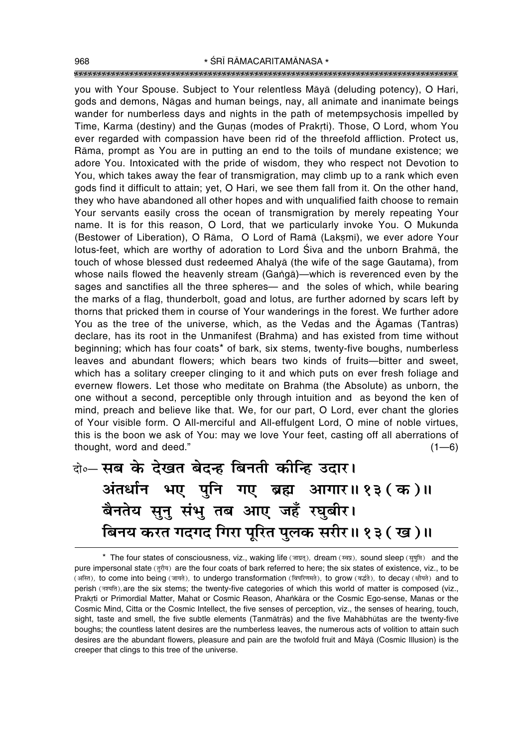you with Your Spouse. Subject to Your relentless Māyā (deluding potency), O Hari, gods and demons, Nāgas and human beings, nay, all animate and inanimate beings wander for numberless days and nights in the path of metempsychosis impelled by Time, Karma (destiny) and the Guṇas (modes of Prakṛti). Those, O Lord, whom You ever regarded with compassion have been rid of the threefold affliction. Protect us, Rāma, prompt as You are in putting an end to the toils of mundane existence; we adore You. Intoxicated with the pride of wisdom, they who respect not Devotion to You, which takes away the fear of transmigration, may climb up to a rank which even gods find it difficult to attain; yet, O Hari, we see them fall from it. On the other hand, they who have abandoned all other hopes and with unqualified faith choose to remain Your servants easily cross the ocean of transmigration by merely repeating Your name. It is for this reason, O Lord, that we particularly invoke You. O Mukunda (Bestower of Liberation), O Rāma, O Lord of Ramā (Lakṣmī), we ever adore Your lotus-feet, which are worthy of adoration to Lord Śiva and the unborn Brahmā, the touch of whose blessed dust redeemed Ahalyā (the wife of the sage Gautama), from whose nails flowed the heavenly stream (Gaṅgā)—which is reverenced even by the sages and sanctifies all the three spheres— and the soles of which, while bearing the marks of a flag, thunderbolt, goad and lotus, are further adorned by scars left by thorns that pricked them in course of Your wanderings in the forest. We further adore You as the tree of the universe, which, as the Vedas and the Āgamas (Tantras) declare, has its root in the Unmanifest (Brahma) and has existed from time without beginning; which has four coats* of bark, six stems, twenty-five boughs, numberless leaves and abundant flowers; which bears two kinds of fruits—bitter and sweet, which has a solitary creeper clinging to it and which puts on ever fresh foliage and evernew flowers. Let those who meditate on Brahma (the Absolute) as unborn, the one without a second, perceptible only through intuition and as beyond the ken of mind, preach and believe like that. We, for our part, O Lord, ever chant the glories of Your visible form. O All-merciful and All-effulgent Lord, O mine of noble virtues, this is the boon we ask of You: may we love Your feet, casting off all aberrations of thought, word and deed." (1—6)

**दो०— सब के देखत बेदन्ह बिनती कीन्हि उदार।**
**अंतर्धान भए पुनि गए ब्रह्म आगार॥ १३ (क)॥**
**बैनतेय सुनु संभु तब आए जहँ रघुबीर।**
**बिनय करत गदगद गिरा पूरित पुलक सरीर॥ १३ (ख)॥**

---

\* The four states of consciousness, viz., waking life (जाग्रत्), dream (स्वप्न), sound sleep (सुषुप्ति) and the pure impersonal state (तुरीय) are the four coats of bark referred to here; the six states of existence, viz., to be (अस्ति), to come into being (जायते), to undergo transformation (विपरिणमते), to grow (वर्द्धते), to decay (क्षीयते) and to perish (नश्यति), are the six stems; the twenty-five categories of which this world of matter is composed (viz., Prakṛti or Primordial Matter, Mahat or Cosmic Reason, Ahaṅkāra or the Cosmic Ego-sense, Manas or the Cosmic Mind, Citta or the Cosmic Intellect, the five senses of perception, viz., the senses of hearing, touch, sight, taste and smell, the five subtle elements (Tanmātrās) and the five Mahābhūtas are the twenty-five boughs; the countless latent desires are the numberless leaves, the numerous acts of volition to attain such desires are the abundant flowers, pleasure and pain are the twofold fruit and Māyā (Cosmic Illusion) is the creeper that clings to this tree of the universe.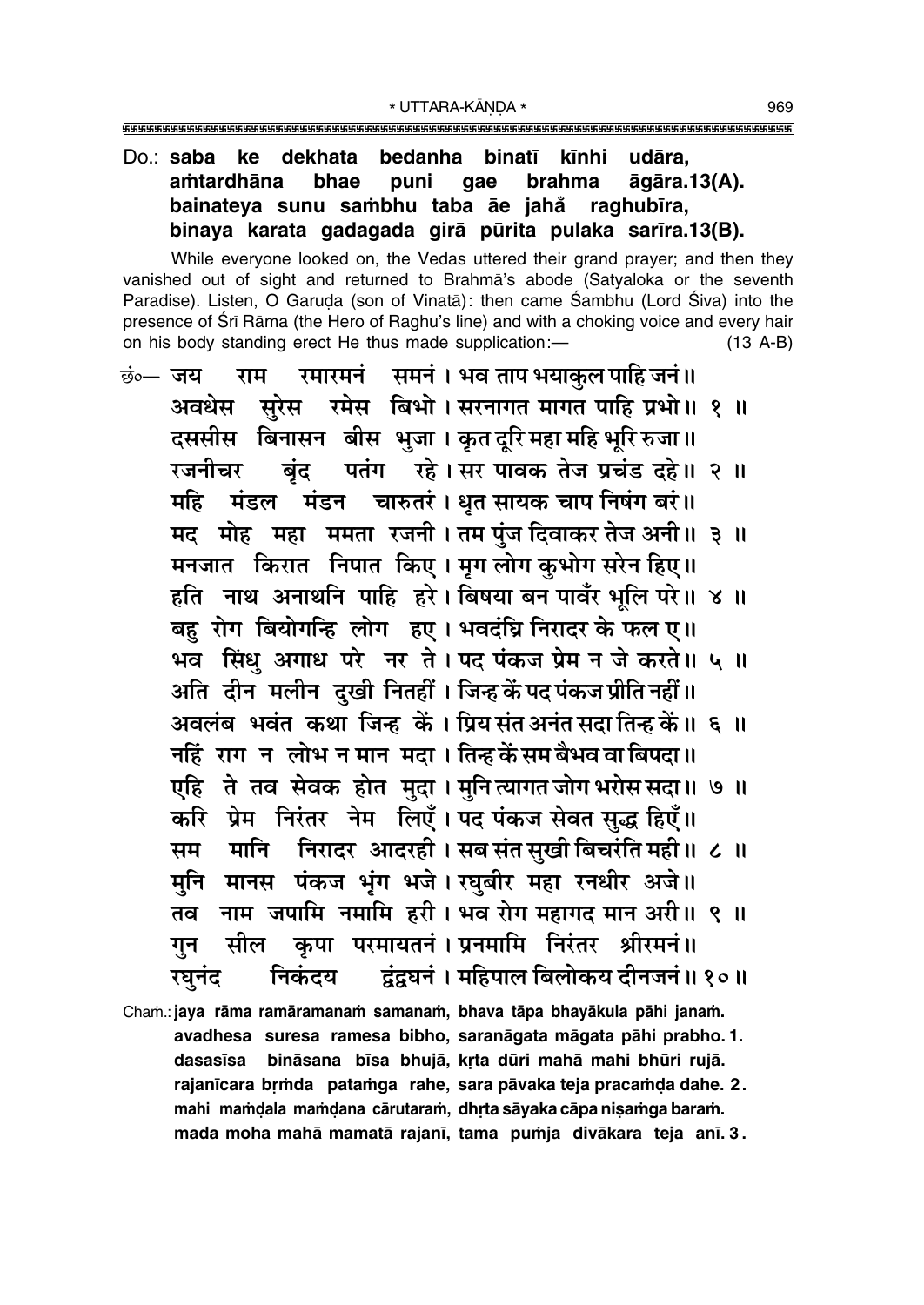Do.: **saba ke dekhata bedanha binatī kīnhi udāra,**
**aṁtardhāna bhae puni gae brahma āgāra.13(A).**
**bainateya sunu saṁbhu taba āe jahå̐ raghubīra,**
**binaya karata gadagada girā pūrita pulaka sarīra.13(B).**

While everyone looked on, the Vedas uttered their grand prayer; and then they vanished out of sight and returned to Brahmā's abode (Satyaloka or the seventh Paradise). Listen, O Garuḍa (son of Vinatā): then came Śambhu (Lord Śiva) into the presence of Śrī Rāma (the Hero of Raghu's line) and with a choking voice and every hair on his body standing erect He thus made supplication:— (13 A-B)

छं०— जय राम रमारमनं समनं। भव ताप भयाकुल पाहि जनं॥
अवधेस सुरेस रमेस बिभो। सरनागत मागत पाहि प्रभो॥ १ ॥
दससीस बिनासन बीस भुजा। कृत दूरि महा महि भूरि रुजा॥
रजनीचर बृंद पतंग रहे। सर पावक तेज प्रचंड दहे॥ २ ॥
महि मंडल मंडन चारुतरं। धृत सायक चाप निषंग बरं॥
मद मोह महा ममता रजनी। तम पुंज दिवाकर तेज अनी॥ ३ ॥
मनजात किरात निपात किए। मृग लोग कुभोग सरेन हिए॥
हति नाथ अनाथनि पाहि हरे। बिषया बन पावँर भूलि परे॥ ४ ॥
बहु रोग बियोगन्हि लोग हए। भवदंघ्रि निरादर के फल ए॥
भव सिंधु अगाध परे नर ते। पद पंकज प्रेम न जे करते॥ ५ ॥
अति दीन मलीन दुखी नितहीं। जिन्ह कें पद पंकज प्रीति नहीं॥
अवलंब भवंत कथा जिन्ह कें। प्रिय संत अनंत सदा तिन्ह कें॥ ६ ॥
नहिं राग न लोभ न मान मदा। तिन्ह कें सम बैभव वा बिपदा॥
एहि ते तव सेवक होत मुदा। मुनि त्यागत जोग भरोस सदा॥ ७ ॥
करि प्रेम निरंतर नेम लिएँ। पद पंकज सेवत सुद्ध हिएँ॥
सम मानि निरादर आदरही। सब संत सुखी बिचरंति मही॥ ८ ॥
मुनि मानस पंकज भृंग भजे। रघुबीर महा रनधीर अजे॥
तव नाम जपामि नमामि हरी। भव रोग महागद मान अरी॥ ९ ॥
गुन सील कृपा परमायतनं। प्रनमामि निरंतर श्रीरमनं॥
रघुनंद निकंदय द्वंद्वघनं। महिपाल बिलोकय दीनजनं॥ १० ॥

Chaṁ.: **jaya rāma ramāramanaṁ samanaṁ, bhava tāpa bhayākula pāhi janaṁ.**
**avadhesa suresa ramesa bibho, saranāgata māgata pāhi prabho. 1.**
**dasasīsa bināsana bīsa bhujā, kṛta dūri mahā mahi bhūri rujā.**
**rajanīcara bṛṁda pataṁga rahe, sara pāvaka teja pracaṁḍa dahe. 2.**
**mahi maṁḍala maṁḍana cārutaraṁ, dhṛta sāyaka cāpa niṣaṁga baraṁ.**
**mada moha mahā mamatā rajanī, tama puṁja divākara teja anī. 3.**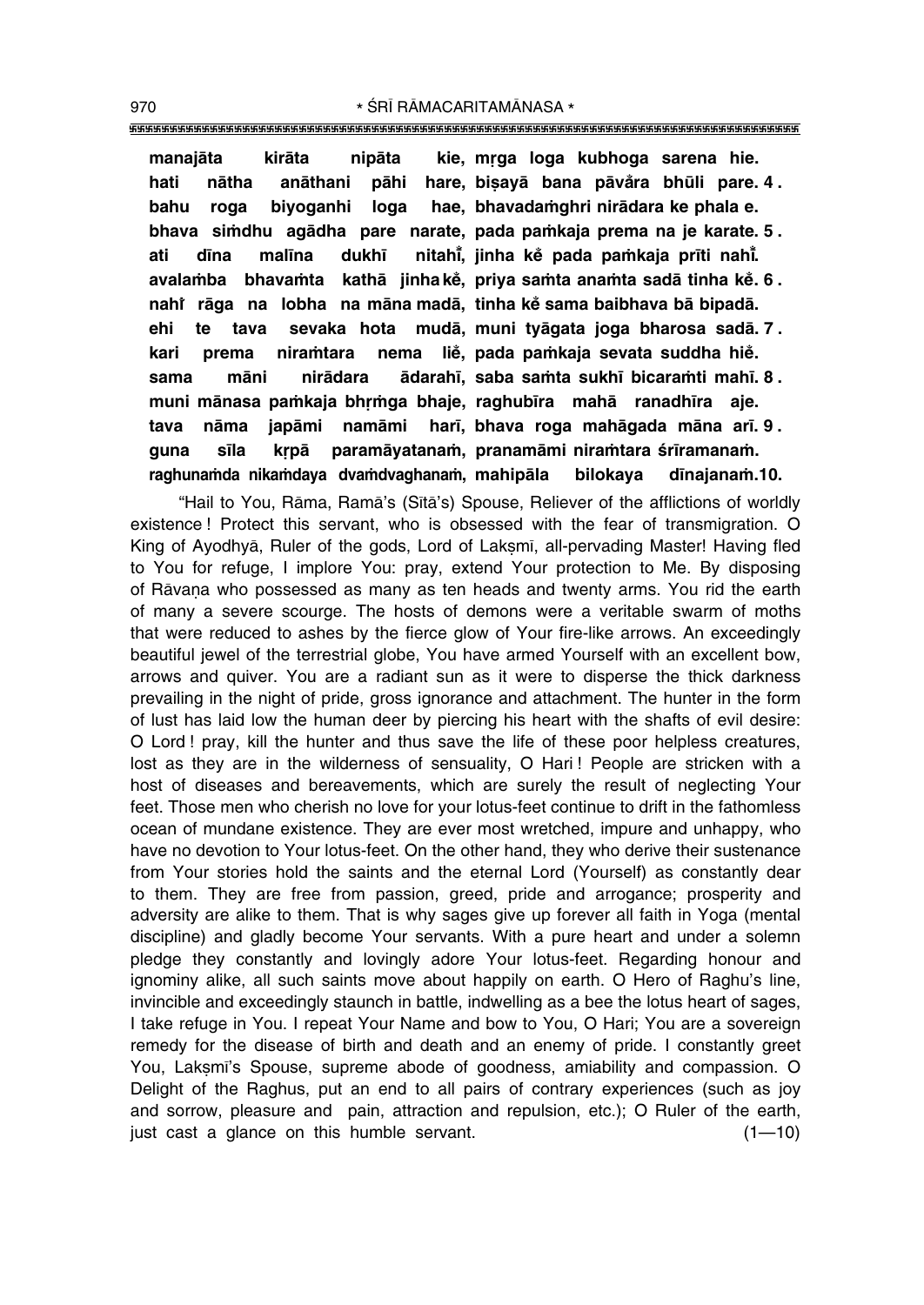**manajāta kirāta nipāta kie, mṛga loga kubhoga sarena hie.**
**hati nātha anāthani pāhi hare, biṣayā bana pāvå̐ra bhūli pare. 4 .**
**bahu roga biyoganhi loga hae, bhavadaṁghri nirādara ke phala e.**
**bhava siṁdhu agādha pare narate, pada paṁkaja prema na je karate. 5 .**
**ati dīna malīna dukhī nitahī̐, jinha kė̐ pada paṁkaja prīti nahī̐.**
**avalaṁba bhavaṁta kathā jinha kė̐, priya saṁta anaṁta sadā tinha kė̐. 6 .**
**nahi̐ rāga na lobha na māna madā, tinha kė̐ sama baibhava bā bipadā.**
**ehi te tava sevaka hota mudā, muni tyāgata joga bharosa sadā. 7 .**
**kari prema niraṁtara nema lie̐, pada paṁkaja sevata suddha hie̐.**
**sama māni nirādara ādarahī, saba saṁta sukhī bicaraṁti mahī. 8 .**
**muni mānasa paṁkaja bhṛṁga bhaje, raghubīra mahā ranadhīra aje.**
**tava nāma japāmi namāmi harī, bhava roga mahāgada māna arī. 9 .**
**guna sīla kṛpā paramāyatanaṁ, pranamāmi niraṁtara śrīramanaṁ.**
**raghunaṁda nikaṁdaya dvaṁdvaghanaṁ, mahipāla bilokaya dīnajanaṁ.10.**

"Hail to You, Rāma, Ramā's (Sītā's) Spouse, Reliever of the afflictions of worldly existence ! Protect this servant, who is obsessed with the fear of transmigration. O King of Ayodhyā, Ruler of the gods, Lord of Lakṣmī, all-pervading Master! Having fled to You for refuge, I implore You: pray, extend Your protection to Me. By disposing of Rāvaṇa who possessed as many as ten heads and twenty arms. You rid the earth of many a severe scourge. The hosts of demons were a veritable swarm of moths that were reduced to ashes by the fierce glow of Your fire-like arrows. An exceedingly beautiful jewel of the terrestrial globe, You have armed Yourself with an excellent bow, arrows and quiver. You are a radiant sun as it were to disperse the thick darkness prevailing in the night of pride, gross ignorance and attachment. The hunter in the form of lust has laid low the human deer by piercing his heart with the shafts of evil desire: O Lord ! pray, kill the hunter and thus save the life of these poor helpless creatures, lost as they are in the wilderness of sensuality, O Hari ! People are stricken with a host of diseases and bereavements, which are surely the result of neglecting Your feet. Those men who cherish no love for your lotus-feet continue to drift in the fathomless ocean of mundane existence. They are ever most wretched, impure and unhappy, who have no devotion to Your lotus-feet. On the other hand, they who derive their sustenance from Your stories hold the saints and the eternal Lord (Yourself) as constantly dear to them. They are free from passion, greed, pride and arrogance; prosperity and adversity are alike to them. That is why sages give up forever all faith in Yoga (mental discipline) and gladly become Your servants. With a pure heart and under a solemn pledge they constantly and lovingly adore Your lotus-feet. Regarding honour and ignominy alike, all such saints move about happily on earth. O Hero of Raghu's line, invincible and exceedingly staunch in battle, indwelling as a bee the lotus heart of sages, I take refuge in You. I repeat Your Name and bow to You, O Hari; You are a sovereign remedy for the disease of birth and death and an enemy of pride. I constantly greet You, Lakṣmī's Spouse, supreme abode of goodness, amiability and compassion. O Delight of the Raghus, put an end to all pairs of contrary experiences (such as joy and sorrow, pleasure and pain, attraction and repulsion, etc.); O Ruler of the earth, just cast a glance on this humble servant. (1—10)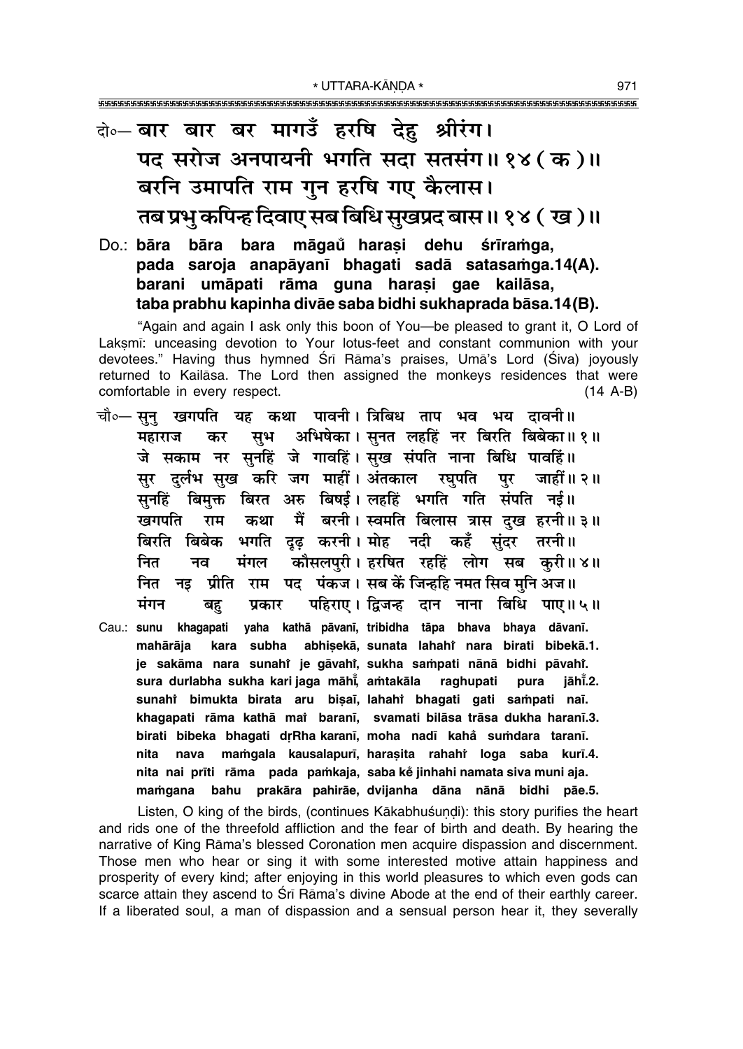दो०— बार बार बर मागउँ हरषि देहु श्रीरंग।
पद सरोज अनपायनी भगति सदा सतसंग॥ १४ ( क )॥
बरनि उमापति राम गुन हरषि गए कैलास।
तब प्रभु कपिन्ह दिवाए सब बिधि सुखप्रद बास॥ १४ ( ख )॥

Do.: **bāra bāra bara māgaů haraṣi dehu śrīraṁga,**
**pada saroja anapāyanī bhagati sadā satasaṁga.14(A).**
**barani umāpati rāma guna haraṣi gae kailāsa,**
**taba prabhu kapinha divāe saba bidhi sukhaprada bāsa.14(B).**

"Again and again I ask only this boon of You—be pleased to grant it, O Lord of Lakṣmī: unceasing devotion to Your lotus-feet and constant communion with your devotees." Having thus hymned Śrī Rāma's praises, Umā's Lord (Śiva) joyously returned to Kailāsa. The Lord then assigned the monkeys residences that were comfortable in every respect. (14 A-B)

चौ०— सुनु खगपति यह कथा पावनी। त्रिबिध ताप भव भय दावनी॥
महाराज कर सुभ अभिषेका। सुनत लहहिं नर बिरति बिबेका॥ १॥
जे सकाम नर सुनहिं जे गावहिं। सुख संपति नाना बिधि पावहिं॥
सुर दुर्लभ सुख करि जग माहीं। अंतकाल रघुपति पुर जाहीं॥ २॥
सुनहिं बिमुक्त बिरत अरु बिषई। लहहिं भगति गति संपति नई॥
खगपति राम कथा मैं बरनी। स्वमति बिलास त्रास दुख हरनी॥ ३॥
बिरति बिबेक भगति दृढ़ करनी। मोह नदी कहँ सुंदर तरनी॥
नित नव मंगल कौसलपुरी। हरषित रहहिं लोग सब कुरी॥ ४॥
नित नइ प्रीति राम पद पंकज। सब कें जिन्हहि नमत सिव मुनि अज॥
मंगन बहु प्रकार पहिराए। द्विजन्ह दान नाना बिधि पाए॥ ५॥

Cau.: **sunu khagapati yaha kathā pāvanī, tribidha tāpa bhava bhaya dāvanī.**
**mahārāja kara subha abhiṣekā, sunata lahahiṁ nara birati bibekā.1.**
**je sakāma nara sunahiṁ je gāvahiṁ, sukha saṁpati nānā bidhi pāvahiṁ.**
**sura durlabha sukha kari jaga māhīṁ, aṁtakāla raghupati pura jāhīṁ.2.**
**sunahiṁ bimukta birata aru biṣaī, lahahiṁ bhagati gati saṁpati naī.**
**khagapati rāma kathā maiṁ baranī, svamati bilāsa trāsa dukha haranī.3.**
**birati bibeka bhagati dṛRha karanī, moha nadī kahå suṁdara taranī.**
**nita nava maṁgala kausalapurī, haraṣita rahahiṁ loga saba kurī.4.**
**nita nai prīti rāma pada paṁkaja, saba kẽ jinhahi namata siva muni aja.**
**maṁgana bahu prakāra pahirāe, dvijanha dāna nānā bidhi pāe.5.**

Listen, O king of the birds, (continues Kākabhuśuṇḍi): this story purifies the heart and rids one of the threefold affliction and the fear of birth and death. By hearing the narrative of King Rāma's blessed Coronation men acquire dispassion and discernment. Those men who hear or sing it with some interested motive attain happiness and prosperity of every kind; after enjoying in this world pleasures to which even gods can scarce attain they ascend to Śrī Rāma's divine Abode at the end of their earthly career. If a liberated soul, a man of dispassion and a sensual person hear it, they severally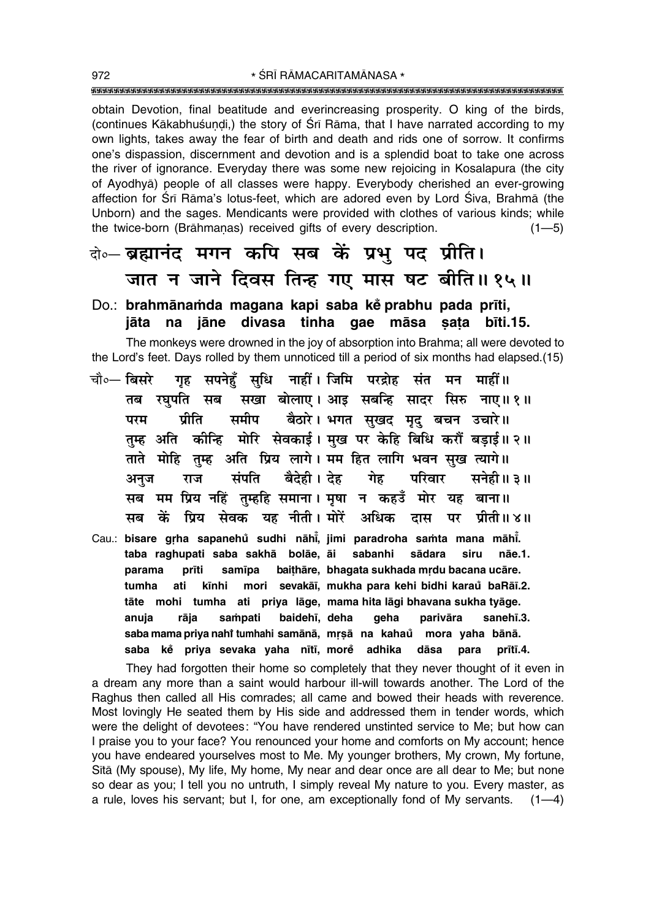obtain Devotion, final beatitude and everincreasing prosperity. O king of the birds, (continues Kākabhuśuṇḍi,) the story of Śrī Rāma, that I have narrated according to my own lights, takes away the fear of birth and death and rids one of sorrow. It confirms one's dispassion, discernment and devotion and is a splendid boat to take one across the river of ignorance. Everyday there was some new rejoicing in Kosalapura (the city of Ayodhyā) people of all classes were happy. Everybody cherished an ever-growing affection for Śrī Rāma's lotus-feet, which are adored even by Lord Śiva, Brahmā (the Unborn) and the sages. Mendicants were provided with clothes of various kinds; while the twice-born (Brāhmaṇas) received gifts of every description. (1—5)

दो०— ब्रह्मानंद मगन कपि सब कें प्रभु पद प्रीति।
जात न जाने दिवस तिन्ह गए मास षट बीति॥ १५॥

Do.: **brahmānaṁda magana kapi saba kẽ prabhu pada prīti,**
**jāta na jāne divasa tinha gae māsa ṣaṭa bīti.15.**

The monkeys were drowned in the joy of absorption into Brahma; all were devoted to the Lord's feet. Days rolled by them unnoticed till a period of six months had elapsed.(15)

चौ०— बिसरे गृह सपनेहुँ सुधि नाहीं। जिमि परद्रोह संत मन माहीं॥
तब रघुपति सब सखा बोलाए। आइ सबन्हि सादर सिरु नाए॥ १॥
परम प्रीति समीप बैठारे। भगत सुखद मृदु बचन उचारे॥
तुम्ह अति कीन्हि मोरि सेवकाई। मुख पर केहि बिधि करौं बड़ाई॥ २॥
ताते मोहि तुम्ह अति प्रिय लागे। मम हित लागि भवन सुख त्यागे॥
अनुज राज संपति बैदेही। देह गेह परिवार सनेही॥ ३॥
सब मम प्रिय नहिं तुम्हहि समाना। मृषा न कहउँ मोर यह बाना॥
सब कें प्रिय सेवक यह नीती। मोरें अधिक दास पर प्रीती॥ ४॥

Cau.: **bisare gṛha sapanehũ sudhi nāhī̃, jimi paradroha saṁta mana māhī̃.**
**taba raghupati saba sakhā bolāe, āi sabanhi sādara siru nāe.1.**
**parama prīti samīpa baiṭhāre, bhagata sukhada mṛdu bacana ucāre.**
**tumha ati kīnhi mori sevakāī, mukha para kehi bidhi karaũ baRāī.2.**
**tāte mohi tumha ati priya lāge, mama hita lāgi bhavana sukha tyāge.**
**anuja rāja saṁpati baidehī, deha geha parivāra sanehī.3.**
**saba mama priya nahī̃ tumhahi samānā, mṛṣā na kahaũ mora yaha bānā.**
**saba kẽ priya sevaka yaha nītī, morẽ adhika dāsa para prītī.4.**

They had forgotten their home so completely that they never thought of it even in a dream any more than a saint would harbour ill-will towards another. The Lord of the Raghus then called all His comrades; all came and bowed their heads with reverence. Most lovingly He seated them by His side and addressed them in tender words, which were the delight of devotees: "You have rendered unstinted service to Me; but how can I praise you to your face? You renounced your home and comforts on My account; hence you have endeared yourselves most to Me. My younger brothers, My crown, My fortune, Sītā (My spouse), My life, My home, My near and dear once are all dear to Me; but none so dear as you; I tell you no untruth, I simply reveal My nature to you. Every master, as a rule, loves his servant; but I, for one, am exceptionally fond of My servants. (1—4)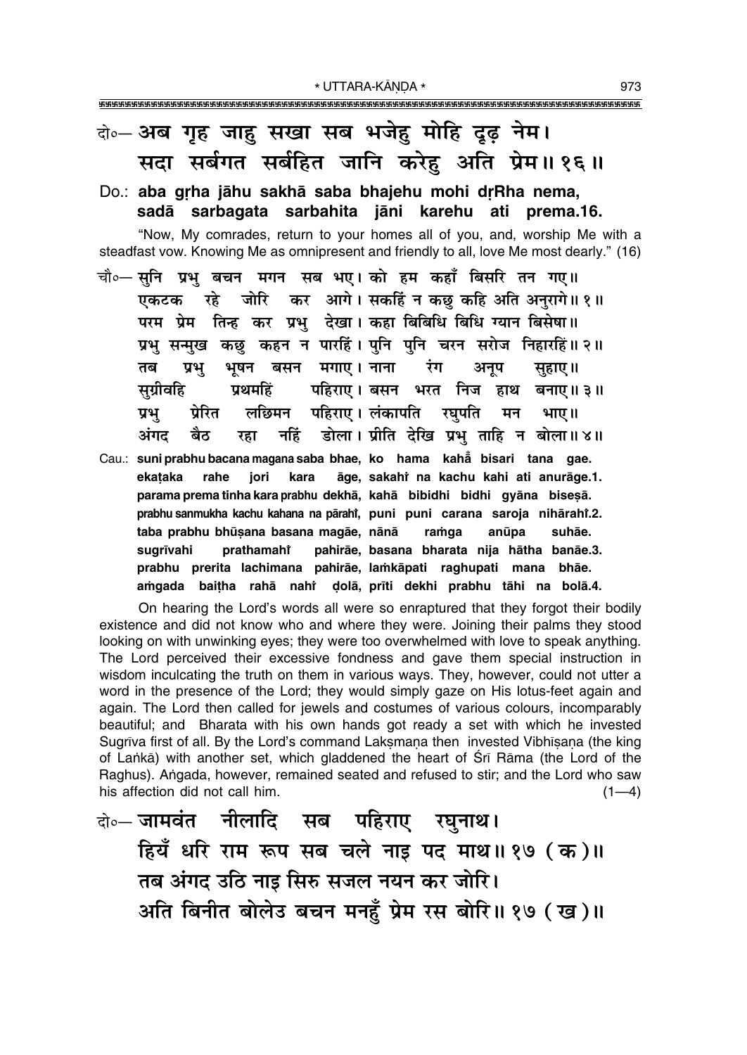दो०– अब गृह जाहु सखा सब भजेहु मोहि दृढ़ नेम।
सदा सर्बगत सर्बहित जानि करेहु अति प्रेम॥ १६॥

Do.: **aba gṛha jāhu sakhā saba bhajehu mohi dṛRha nema,**
**sadā sarbagata sarbahita jāni karehu ati prema.16.**

"Now, My comrades, return to your homes all of you, and, worship Me with a steadfast vow. Knowing Me as omnipresent and friendly to all, love Me most dearly." (16)

चौ०– सुनि प्रभु बचन मगन सब भए। को हम कहाँ बिसरि तन गए॥
एकटक रहे जोरि कर आगे। सकहिं न कछु कहि अति अनुरागे॥ १॥
परम प्रेम तिन्ह कर प्रभु देखा। कहा बिबिधि बिधि ग्यान बिसेषा॥
प्रभु सन्मुख कछु कहन न पारहिं। पुनि पुनि चरन सरोज निहारहिं॥ २॥
तब प्रभु भूषन बसन मगाए। नाना रंग अनूप सुहाए॥
सुग्रीवहि प्रथमहिं पहिराए। बसन भरत निज हाथ बनाए॥ ३॥
प्रभु प्रेरित लछिमन पहिराए। लंकापति रघुपति मन भाए॥
अंगद बैठ रहा नहिं डोला। प्रीति देखि प्रभु ताहि न बोला॥ ४॥

Cau.: **suni prabhu bacana magana saba bhae, ko hama kahā̐ bisari tana gae.**
**ekaṭaka rahe jori kara āge, sakahiṁ na kachu kahi ati anurāge.1.**
**parama prema tinha kara prabhu dekhā, kahā bibidhi bidhi gyāna biseṣā.**
**prabhu sanmukha kachu kahana na pārahiṁ, puni puni carana saroja nihārahiṁ.2.**
**taba prabhu bhūṣana basana magāe, nānā raṁga anūpa suhāe.**
**sugrīvahi prathamahiṁ pahirāe, basana bharata nija hātha banāe.3.**
**prabhu prerita lachimana pahirāe, laṁkāpati raghupati mana bhāe.**
**aṁgada baiṭha rahā nahiṁ ḍolā, prīti dekhi prabhu tāhi na bolā.4.**

On hearing the Lord's words all were so enraptured that they forgot their bodily existence and did not know who and where they were. Joining their palms they stood looking on with unwinking eyes; they were too overwhelmed with love to speak anything. The Lord perceived their excessive fondness and gave them special instruction in wisdom inculcating the truth on them in various ways. They, however, could not utter a word in the presence of the Lord; they would simply gaze on His lotus-feet again and again. The Lord then called for jewels and costumes of various colours, incomparably beautiful; and Bharata with his own hands got ready a set with which he invested Sugrīva first of all. By the Lord's command Lakṣmaṇa then invested Vibhīṣaṇa (the king of Laṅkā) with another set, which gladdened the heart of Śrī Rāma (the Lord of the Raghus). Aṅgada, however, remained seated and refused to stir; and the Lord who saw his affection did not call him. (1—4)

दो०– जामवंत नीलादि सब पहिराए रघुनाथ।
हियँ धरि राम रूप सब चले नाइ पद माथ॥ १७ (क)॥
तब अंगद उठि नाइ सिरु सजल नयन कर जोरि।
अति बिनीत बोलेउ बचन मनहुँ प्रेम रस बोरि॥ १७ (ख)॥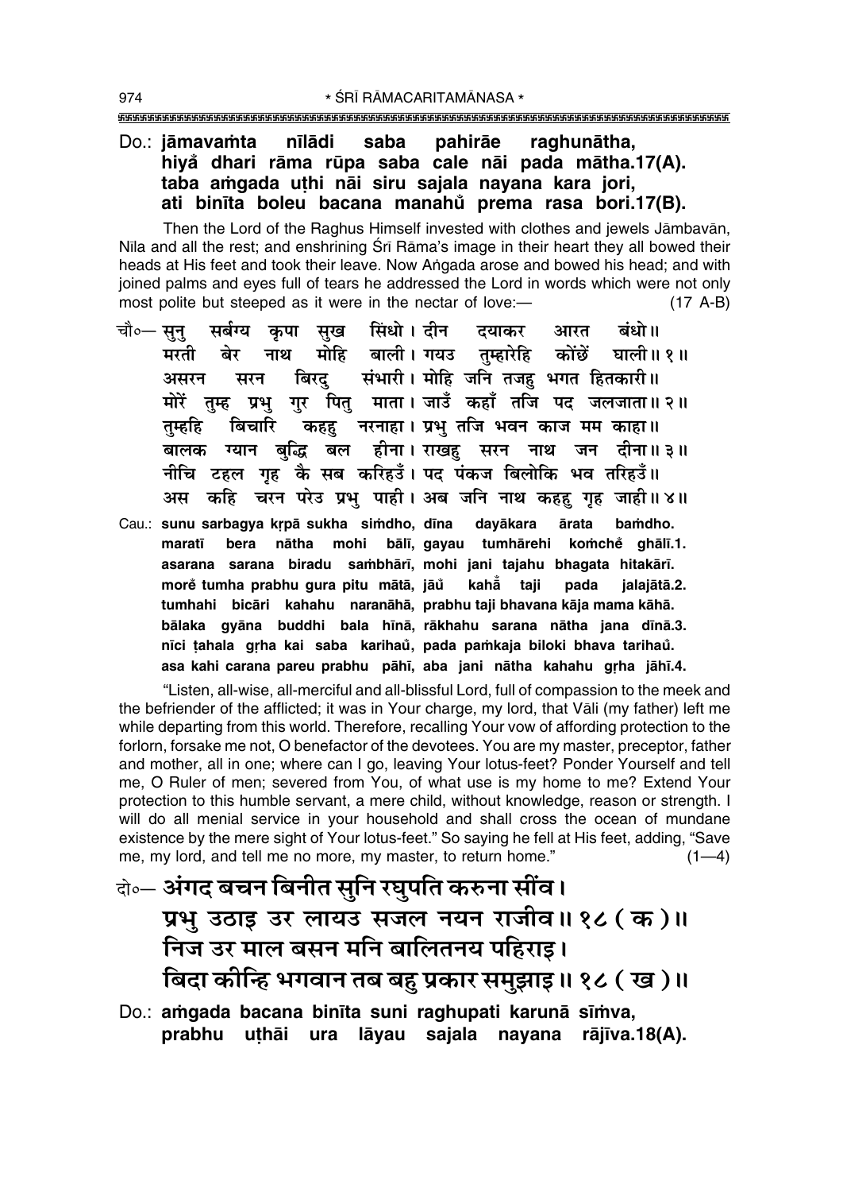Do.: **jāmavaṁta nīlādi saba pahirāe raghunātha,**
**hiyaw dhari rāma rūpa saba cale nāi pada mātha.17(A).**
**taba aṁgada uṭhi nāi siru sajala nayana kara jori,**
**ati binīta boleu bacana manahu prema rasa bori.17(B).**

Then the Lord of the Raghus Himself invested with clothes and jewels Jāmbavān, Nīla and all the rest; and enshrining Śrī Rāma's image in their heart they all bowed their heads at His feet and took their leave. Now Aṅgada arose and bowed his head; and with joined palms and eyes full of tears he addressed the Lord in words which were not only most polite but steeped as it were in the nectar of love:— (17 A-B)

चौ०— सुनु सर्बग्य कृपा सुख सिंधो। दीन दयाकर आरत बंधो॥
मरती बेर नाथ मोहि बाली। गयउ तुम्हारेहि कोंछें घाली॥ १॥
असरन सरन बिरदु संभारी। मोहि जनि तजहु भगत हितकारी॥
मोरें तुम्ह प्रभु गुर पितु माता। जाउँ कहाँ तजि पद जलजाता॥ २॥
तुम्हहि बिचारि कहहु नरनाहा। प्रभु तजि भवन काज मम काहा॥
बालक ग्यान बुद्धि बल हीना। राखहु सरन नाथ जन दीना॥ ३॥
नीचि टहल गृह कै सब करिहउँ। पद पंकज बिलोकि भव तरिहउँ॥
अस कहि चरन परेउ प्रभु पाही। अब जनि नाथ कहहु गृह जाही॥ ४॥

Cau.: **sunu sarbagya kṛpā sukha siṁdho, dīna dayākara ārata baṁdho.**
**maratī bera nātha mohi bālī, gayau tumhārehi koṁchẽ ghālī.1.**
**asarana sarana biradu saṁbhārī, mohi jani tajahu bhagata hitakārī.**
**morẽ tumha prabhu gura pitu mātā, jāũ kahā̃ taji pada jalajātā.2.**
**tumhahi bicāri kahahu naranāhā, prabhu taji bhavana kāja mama kāhā.**
**bālaka gyāna buddhi bala hīnā, rākhahu sarana nātha jana dīnā.3.**
**nīci ṭahala gṛha kai saba karihaũ, pada paṁkaja biloki bhava tarihaũ.**
**asa kahi carana pareu prabhu pāhī, aba jani nātha kahahu gṛha jāhī.4.**

"Listen, all-wise, all-merciful and all-blissful Lord, full of compassion to the meek and the befriender of the afflicted; it was in Your charge, my lord, that Vāli (my father) left me while departing from this world. Therefore, recalling Your vow of affording protection to the forlorn, forsake me not, O benefactor of the devotees. You are my master, preceptor, father and mother, all in one; where can I go, leaving Your lotus-feet? Ponder Yourself and tell me, O Ruler of men; severed from You, of what use is my home to me? Extend Your protection to this humble servant, a mere child, without knowledge, reason or strength. I will do all menial service in your household and shall cross the ocean of mundane existence by the mere sight of Your lotus-feet." So saying he fell at His feet, adding, "Save me, my lord, and tell me no more, my master, to return home." (1—4)

दो०— **अंगद बचन बिनीत सुनि रघुपति करुना सींव।**
**प्रभु उठाइ उर लायउ सजल नयन राजीव॥ १८ ( क )॥**
**निज उर माल बसन मनि बालितनय पहिराइ।**
**बिदा कीन्हि भगवान तब बहु प्रकार समुझाइ॥ १८ ( ख )॥**

Do.: **aṁgada bacana binīta suni raghupati karunā sīṁva,**
**prabhu uṭhāi ura lāyau sajala nayana rājīva.18(A).**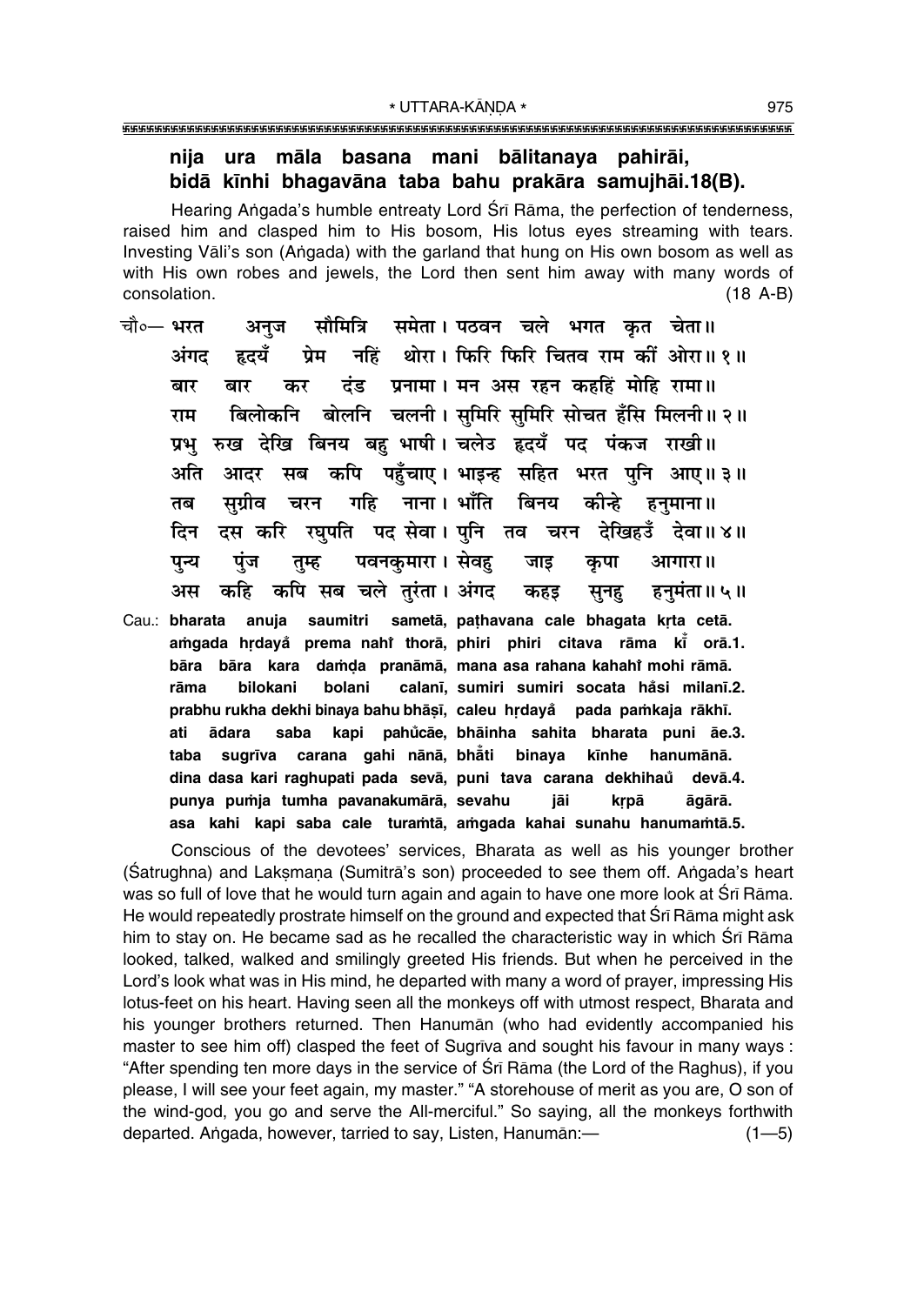**nija ura māla basana mani bālitanaya pahirāi,**
**bidā kīnhi bhagavāna taba bahu prakāra samujhāi.18(B).**

Hearing Aṅgada's humble entreaty Lord Śrī Rāma, the perfection of tenderness, raised him and clasped him to His bosom, His lotus eyes streaming with tears. Investing Vāli's son (Aṅgada) with the garland that hung on His own bosom as well as with His own robes and jewels, the Lord then sent him away with many words of consolation. (18 A-B)

चौ०— भरत अनुज सौमित्रि समेता। पठवन चले भगत कृत चेता॥
अंगद हृदयँ प्रेम नहिं थोरा। फिरि फिरि चितव राम कीं ओरा॥ १॥
बार बार कर दंड प्रनामा। मन अस रहन कहहिं मोहि रामा॥
राम बिलोकनि बोलनि चलनी। सुमिरि सुमिरि सोचत हँसि मिलनी॥ २॥
प्रभु रुख देखि बिनय बहु भाषी। चलेउ हृदयँ पद पंकज राखी॥
अति आदर सब कपि पहुँचाए। भाइन्ह सहित भरत पुनि आए॥ ३॥
तब सुग्रीव चरन गहि नाना। भाँति बिनय कीन्हे हनुमाना॥
दिन दस करि रघुपति पद सेवा। पुनि तव चरन देखिहउँ देवा॥ ४॥
पुन्य पुंज तुम्ह पवनकुमारा। सेवहु जाइ कृपा आगारा॥
अस कहि कपि सब चले तुरंता। अंगद कहइ सुनहु हनुमंता॥ ५॥

Cau.: **bharata anuja saumitri sametā, paṭhavana cale bhagata kṛta cetā.**
**aṁgada hṛdayaṁ prema nahiṁ thorā, phiri phiri citava rāma kīṁ orā.1.**
**bāra bāra kara daṁḍa pranāmā, mana asa rahana kahahiṁ mohi rāmā.**
**rāma bilokani bolani calanī, sumiri sumiri socata haṁsi milanī.2.**
**prabhu rukha dekhi binaya bahu bhāṣī, caleu hṛdayaṁ pada paṁkaja rākhī.**
**ati ādara saba kapi pahuṁcāe, bhāinha sahita bharata puni āe.3.**
**taba sugrīva carana gahi nānā, bhāṁti binaya kīnhe hanumānā.**
**dina dasa kari raghupati pada sevā, puni tava carana dekhihauṁ devā.4.**
**punya puṁja tumha pavanakumārā, sevahu jāi kṛpā āgārā.**
**asa kahi kapi saba cale turaṁtā, aṁgada kahai sunahu hanumaṁtā.5.**

Conscious of the devotees' services, Bharata as well as his younger brother (Śatrughna) and Lakṣmaṇa (Sumitrā's son) proceeded to see them off. Aṅgada's heart was so full of love that he would turn again and again to have one more look at Śrī Rāma. He would repeatedly prostrate himself on the ground and expected that Śrī Rāma might ask him to stay on. He became sad as he recalled the characteristic way in which Śrī Rāma looked, talked, walked and smilingly greeted His friends. But when he perceived in the Lord's look what was in His mind, he departed with many a word of prayer, impressing His lotus-feet on his heart. Having seen all the monkeys off with utmost respect, Bharata and his younger brothers returned. Then Hanumān (who had evidently accompanied his master to see him off) clasped the feet of Sugrīva and sought his favour in many ways : "After spending ten more days in the service of Śrī Rāma (the Lord of the Raghus), if you please, I will see your feet again, my master." "A storehouse of merit as you are, O son of the wind-god, you go and serve the All-merciful." So saying, all the monkeys forthwith departed. Aṅgada, however, tarried to say, Listen, Hanumān:— (1—5)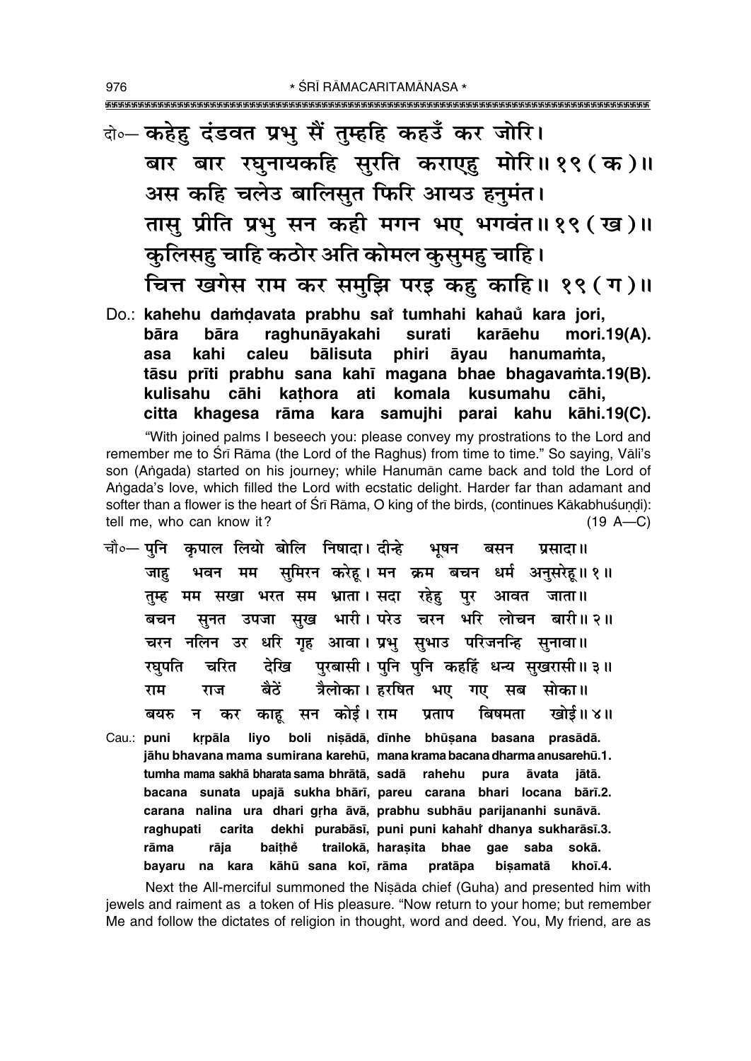दो०— कहेहु दंडवत प्रभु सैं तुम्हहि कहउँ कर जोरि।
बार बार रघुनायकहि सुरति कराएहु मोरि॥ १९ ( क )॥
अस कहि चलेउ बालिसुत फिरि आयउ हनुमंत।
तासु प्रीति प्रभु सन कही मगन भए भगवंत॥ १९ ( ख )॥
कुलिसहु चाहि कठोर अति कोमल कुसुमहु चाहि।
चित्त खगेस राम कर समुझि परइ कहु काहि॥ १९ ( ग )॥

Do.: **kahehu daṁḍavata prabhu saĩ tumhahi kahaũ kara jori,**
**bāra bāra raghunāyakahi surati karāehu mori.19(A).**
**asa kahi caleu bālisuta phiri āyau hanumaṁta,**
**tāsu prīti prabhu sana kahī magana bhae bhagavaṁta.19(B).**
**kulisahu cāhi kaṭhora ati komala kusumahu cāhi,**
**citta khagesa rāma kara samujhi parai kahu kāhi.19(C).**

"With joined palms I beseech you: please convey my prostrations to the Lord and remember me to Śrī Rāma (the Lord of the Raghus) from time to time." So saying, Vāli's son (Aṅgada) started on his journey; while Hanumān came back and told the Lord of Aṅgada's love, which filled the Lord with ecstatic delight. Harder far than adamant and softer than a flower is the heart of Śrī Rāma, O king of the birds, (continues Kākabhuśuṇḍi): tell me, who can know it? (19 A—C)

चौ०— पुनि कृपाल लियो बोलि निषादा। दीन्हे भूषन बसन प्रसादा॥
जाहु भवन मम सुमिरन करेहू। मन क्रम बचन धर्म अनुसरेहू॥ १॥
तुम्ह मम सखा भरत सम भ्राता। सदा रहेहु पुर आवत जाता॥
बचन सुनत उपजा सुख भारी। परेउ चरन भरि लोचन बारी॥ २॥
चरन नलिन उर धरि गृह आवा। प्रभु सुभाउ परिजनन्हि सुनावा॥
रघुपति चरित देखि पुरबासी। पुनि पुनि कहहिं धन्य सुखरासी॥ ३॥
राम राज बैठें त्रैलोका। हरषित भए गए सब सोका॥
बयरु न कर काहू सन कोई। राम प्रताप बिषमता खोई॥ ४॥

Cau.: **puni kṛpāla liyo boli niṣādā, dīnhe bhūṣana basana prasādā.**
**jāhu bhavana mama sumirana karehū, mana krama bacana dharma anusarehū.1.**
**tumha mama sakhā bharata sama bhrātā, sadā rahehu pura āvata jātā.**
**bacana sunata upajā sukha bhārī, pareu carana bhari locana bārī.2.**
**carana nalina ura dhari gṛha āvā, prabhu subhāu parijananhi sunāvā.**
**raghupati carita dekhi purabāsī, puni puni kahahĩ dhanya sukharāsī.3.**
**rāma rāja baiṭhẽ trailokā, haraṣita bhae gae saba sokā.**
**bayaru na kara kāhū sana koī, rāma pratāpa biṣamatā khoī.4.**

Next the All-merciful summoned the Niṣāda chief (Guha) and presented him with jewels and raiment as a token of His pleasure. "Now return to your home; but remember Me and follow the dictates of religion in thought, word and deed. You, My friend, are as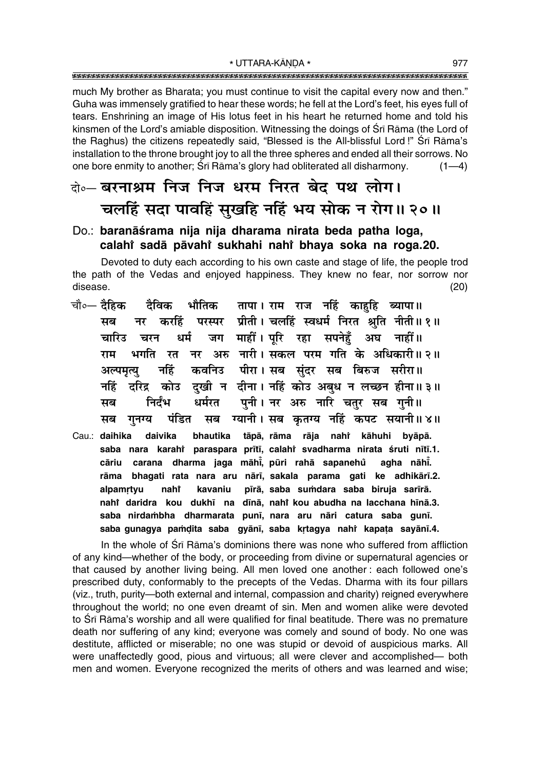much My brother as Bharata; you must continue to visit the capital every now and then." Guha was immensely gratified to hear these words; he fell at the Lord's feet, his eyes full of tears. Enshrining an image of His lotus feet in his heart he returned home and told his kinsmen of the Lord's amiable disposition. Witnessing the doings of Śrī Rāma (the Lord of the Raghus) the citizens repeatedly said, "Blessed is the All-blissful Lord!" Śrī Rāma's installation to the throne brought joy to all the three spheres and ended all their sorrows. No one bore enmity to another; Śrī Rāma's glory had obliterated all disharmony. (1—4)

दो०— बरनाश्रम निज निज धरम निरत बेद पथ लोग।
चलहिं सदा पावहिं सुखहि नहिं भय सोक न रोग॥ २०॥

Do.: **baranāśrama nija nija dharama nirata beda patha loga,**
**calahiṁ sadā pāvahiṁ sukhahi nahiṁ bhaya soka na roga.20.**

Devoted to duty each according to his own caste and stage of life, the people trod the path of the Vedas and enjoyed happiness. They knew no fear, nor sorrow nor disease. (20)

चौ०— दैहिक दैविक भौतिक तापा। राम राज नहिं काहुहि ब्यापा॥
सब नर करहिं परस्पर प्रीती। चलहिं स्वधर्म निरत श्रुति नीती॥ १॥
चारिउ चरन धर्म जग माहीं। पूरि रहा सपनेहुँ अघ नाहीं॥
राम भगति रत नर अरु नारी। सकल परम गति के अधिकारी॥ २॥
अल्पमृत्यु नहिं कवनिउ पीरा। सब सुंदर सब बिरुज सरीरा॥
नहिं दरिद्र कोउ दुखी न दीना। नहिं कोउ अबुध न लच्छन हीना॥ ३॥
सब निर्दंभ धर्मरत पुनी। नर अरु नारि चतुर सब गुनी॥
सब गुनग्य पंडित सब ग्यानी। सब कृतग्य नहिं कपट सयानी॥ ४॥

Cau.: **daihika daivika bhautika tāpā, rāma rāja nahiṁ kāhuhi byāpā.**
**saba nara karahiṁ paraspara prītī, calahiṁ svadharma nirata śruti nītī.1.**
**cāriu carana dharma jaga māhīṁ, pūri rahā sapanehuँ agha nāhīṁ.**
**rāma bhagati rata nara aru nārī, sakala parama gati ke adhikārī.2.**
**alpamṛtyu nahiṁ kavaniu pīrā, saba suṁdara saba biruja sarīrā.**
**nahiṁ daridra kou dukhī na dīnā, nahiṁ kou abudha na lacchana hīnā.3.**
**saba nirdaṁbha dharmarata punī, nara aru nāri catura saba gunī.**
**saba gunagya paṁḍita saba gyānī, saba kṛtagya nahiṁ kapaṭa sayānī.4.**

In the whole of Śrī Rāma's dominions there was none who suffered from affliction of any kind—whether of the body, or proceeding from divine or supernatural agencies or that caused by another living being. All men loved one another: each followed one's prescribed duty, conformably to the precepts of the Vedas. Dharma with its four pillars (viz., truth, purity—both external and internal, compassion and charity) reigned everywhere throughout the world; no one even dreamt of sin. Men and women alike were devoted to Śrī Rāma's worship and all were qualified for final beatitude. There was no premature death nor suffering of any kind; everyone was comely and sound of body. No one was destitute, afflicted or miserable; no one was stupid or devoid of auspicious marks. All were unaffectedly good, pious and virtuous; all were clever and accomplished— both men and women. Everyone recognized the merits of others and was learned and wise;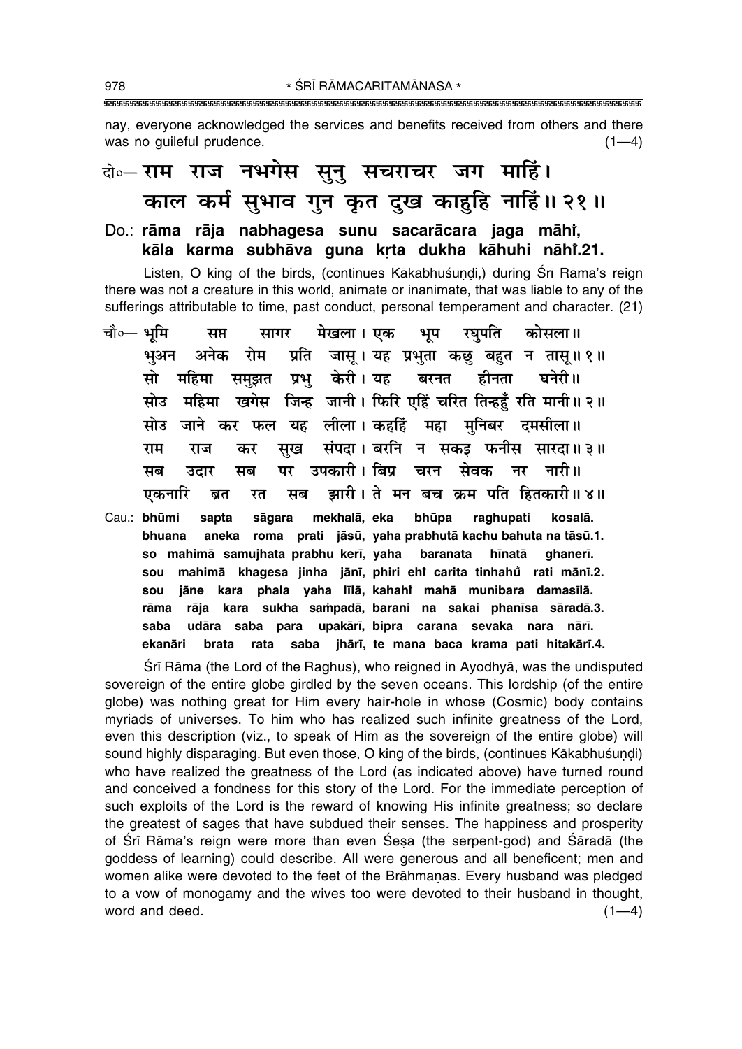nay, everyone acknowledged the services and benefits received from others and there was no guileful prudence. (1—4)

दो०— राम राज नभगेस सुनु सचराचर जग माहिं।
काल कर्म सुभाव गुन कृत दुख काहुहि नाहिं॥ २१॥

Do.: **rāma rāja nabhagesa sunu sacarācara jaga māhi̐,**
**kāla karma subhāva guna kṛta dukha kāhuhi nāhi̐.21.**

Listen, O king of the birds, (continues Kākabhuśuṇḍi,) during Śrī Rāma's reign there was not a creature in this world, animate or inanimate, that was liable to any of the sufferings attributable to time, past conduct, personal temperament and character. (21)

चौ०— भूमि सप्त सागर मेखला। एक भूप रघुपति कोसला॥
भुअन अनेक रोम प्रति जासू। यह प्रभुता कछु बहुत न तासू॥ १॥
सो महिमा समुझत प्रभु केरी। यह बरनत हीनता घनेरी॥
सोउ महिमा खगेस जिन्ह जानी। फिरि एहिं चरित तिन्हहुँ रति मानी॥ २॥
सोउ जाने कर फल यह लीला। कहहिं महा मुनिबर दमसीला॥
राम राज कर सुख संपदा। बरनि न सकइ फनीस सारदा॥ ३॥
सब उदार सब पर उपकारी। बिप्र चरन सेवक नर नारी॥
एकनारि ब्रत रत सब झारी। ते मन बच क्रम पति हितकारी॥ ४॥

Cau.: **bhūmi sapta sāgara mekhalā, eka bhūpa raghupati kosalā.**
**bhuana aneka roma prati jāsū, yaha prabhutā kachu bahuta na tāsū.1.**
**so mahimā samujhata prabhu kerī, yaha baranata hīnatā ghanerī.**
**sou mahimā khagesa jinha jānī, phiri ehi̐ carita tinhahu̐ rati mānī.2.**
**sou jāne kara phala yaha līlā, kahahi̐ mahā munibara damasīlā.**
**rāma rāja kara sukha saṁpadā, barani na sakai phanīsa sāradā.3.**
**saba udāra saba para upakārī, bipra carana sevaka nara nārī.**
**ekanāri brata rata saba jhārī, te mana baca krama pati hitakārī.4.**

Śrī Rāma (the Lord of the Raghus), who reigned in Ayodhyā, was the undisputed sovereign of the entire globe girdled by the seven oceans. This lordship (of the entire globe) was nothing great for Him every hair-hole in whose (Cosmic) body contains myriads of universes. To him who has realized such infinite greatness of the Lord, even this description (viz., to speak of Him as the sovereign of the entire globe) will sound highly disparaging. But even those, O king of the birds, (continues Kākabhuśuṇḍi) who have realized the greatness of the Lord (as indicated above) have turned round and conceived a fondness for this story of the Lord. For the immediate perception of such exploits of the Lord is the reward of knowing His infinite greatness; so declare the greatest of sages that have subdued their senses. The happiness and prosperity of Śrī Rāma's reign were more than even Śeṣa (the serpent-god) and Śāradā (the goddess of learning) could describe. All were generous and all beneficent; men and women alike were devoted to the feet of the Brāhmaṇas. Every husband was pledged to a vow of monogamy and the wives too were devoted to their husband in thought, word and deed. (1—4)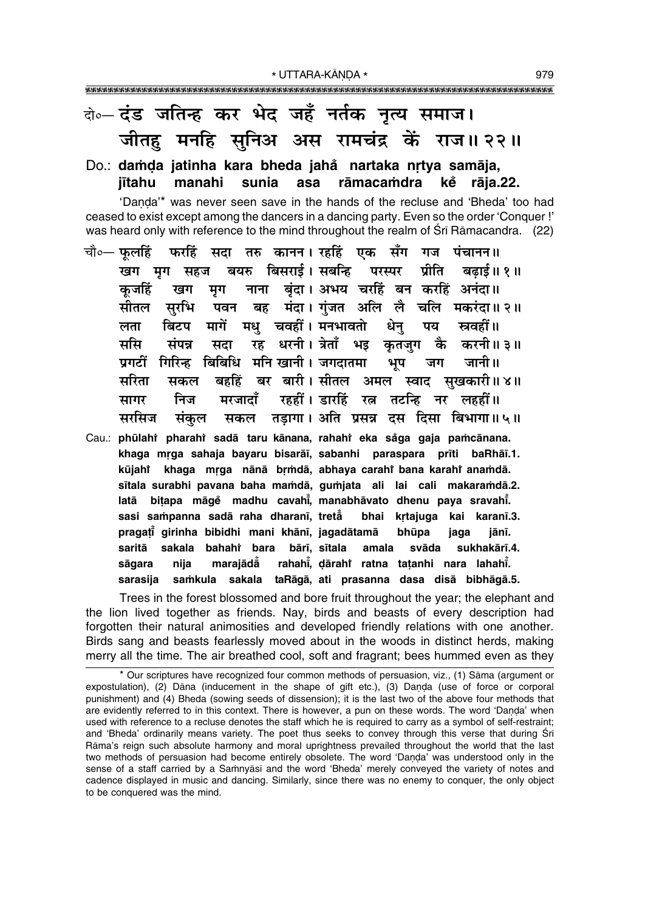दो०– दंड जतिन्ह कर भेद जहँ नर्तक नृत्य समाज।
जीतहु मनहि सुनिअ अस रामचंद्र कें राज॥ २२॥

Do.: **daṁḍa jatinha kara bheda jahå̐ nartaka nṛtya samāja,**
**jītahu manahi sunia asa rāmacaṁdra kė̐ rāja.22.**

'Daṇḍa'* was never seen save in the hands of the recluse and 'Bheda' too had ceased to exist except among the dancers in a dancing party. Even so the order 'Conquer !' was heard only with reference to the mind throughout the realm of Śrī Rāmacandra. (22)

चौ०– फूलहिं फरहिं सदा तरु कानन। रहहिं एक सँग गज पंचानन॥
खग मृग सहज बयरु बिसराई। सबन्हि परस्पर प्रीति बढ़ाई॥ १॥
कूजहिं खग मृग नाना बृंदा। अभय चरहिं बन करहिं अनंदा॥
सीतल सुरभि पवन बह मंदा। गुंजत अलि लै चलि मकरंदा॥ २॥
लता बिटप मागें मधु चवहीं। मनभावतो धेनु पय स्रवहीं॥
ससि संपन्न सदा रह धरनी। त्रेताँ भइ कृतजुग कै करनी॥ ३॥
प्रगटीं गिरिन्ह बिबिधि मनि खानी। जगदातमा भूप जग जानी॥
सरिता सकल बहहिं बर बारी। सीतल अमल स्वाद सुखकारी॥ ४॥
सागर निज मरजादाँ रहहीं। डारहिं रत्न तटन्हि नर लहहीं॥
सरसिज संकुल सकल तड़ागा। अति प्रसन्न दस दिसा बिभागा॥ ५॥

Cau.: **phūlahiṁ pharahiṁ sadā taru kānana, rahahiṁ eka så̐ga gaja paṁcānana.**
**khaga mṛga sahaja bayaru bisarāī, sabanhi paraspara prīti baRhāī.1.**
**kūjahiṁ khaga mṛga nānā bṛṁdā, abhaya carahiṁ bana karahiṁ anaṁdā.**
**sītala surabhi pavana baha maṁdā, guṁjata ali lai cali makaraṁdā.2.**
**latā biṭapa māgė̐ madhu cavahī̐, manabhāvato dhenu paya sravahī̐.**
**sasi saṁpanna sadā raha dharanī, tretā̐ bhai kṛtajuga kai karanī.3.**
**pragaṭī̐ girinha bibidhi mani khānī, jagadātamā bhūpa jaga jānī.**
**saritā sakala bahahiṁ bara bārī, sītala amala svāda sukhakārī.4.**
**sāgara nija marajādā̐ rahahī̐, ḍārahiṁ ratna taṭanhi nara lahahī̐.**
**sarasija saṁkula sakala taRāgā, ati prasanna dasa disā bibhāgā.5.**

Trees in the forest blossomed and bore fruit throughout the year; the elephant and the lion lived together as friends. Nay, birds and beasts of every description had forgotten their natural animosities and developed friendly relations with one another. Birds sang and beasts fearlessly moved about in the woods in distinct herds, making merry all the time. The air breathed cool, soft and fragrant; bees hummed even as they

* Our scriptures have recognized four common methods of persuasion, viz., (1) Sāma (argument or expostulation), (2) Dāna (inducement in the shape of gift etc.), (3) Daṇḍa (use of force or corporal punishment) and (4) Bheda (sowing seeds of dissension); it is the last two of the above four methods that are evidently referred to in this context. There is however, a pun on these words. The word 'Daṇḍa' when used with reference to a recluse denotes the staff which he is required to carry as a symbol of self-restraint; and 'Bheda' ordinarily means variety. The poet thus seeks to convey through this verse that during Śrī Rāma's reign such absolute harmony and moral uprightness prevailed throughout the world that the last two methods of persuasion had become entirely obsolete. The word 'Daṇḍa' was understood only in the sense of a staff carried by a Saṁnyāsī and the word 'Bheda' merely conveyed the variety of notes and cadence displayed in music and dancing. Similarly, since there was no enemy to conquer, the only object to be conquered was the mind.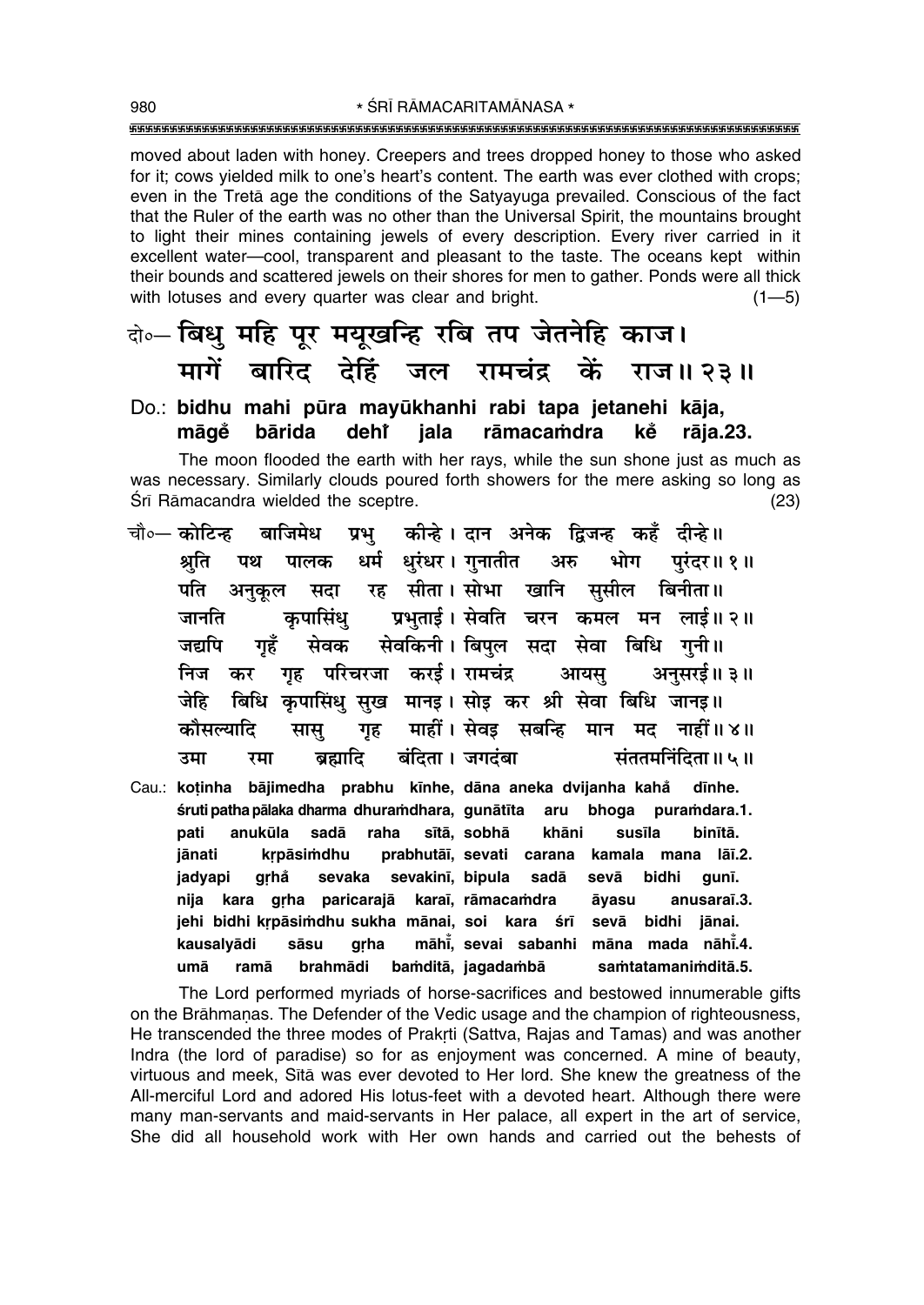moved about laden with honey. Creepers and trees dropped honey to those who asked for it; cows yielded milk to one's heart's content. The earth was ever clothed with crops; even in the Tretā age the conditions of the Satyayuga prevailed. Conscious of the fact that the Ruler of the earth was no other than the Universal Spirit, the mountains brought to light their mines containing jewels of every description. Every river carried in it excellent water—cool, transparent and pleasant to the taste. The oceans kept within their bounds and scattered jewels on their shores for men to gather. Ponds were all thick with lotuses and every quarter was clear and bright. (1—5)

**दो०— बिधु महि पूर मयूखन्हि रबि तप जेतनेहि काज।**
**मागें बारिद देहिं जल रामचंद्र कें राज॥ २३॥**

**Do.: bidhu mahi pūra mayūkhanhi rabi tapa jetanehi kāja,**
**māgẽ bārida dehĩ jala rāmacaṁdra kẽ rāja.23.**

The moon flooded the earth with her rays, while the sun shone just as much as was necessary. Similarly clouds poured forth showers for the mere asking so long as Śrī Rāmacandra wielded the sceptre. (23)

**चौ०— कोटिन्ह बाजिमेध प्रभु कीन्हे। दान अनेक द्विजन्ह कहँ दीन्हे॥**
**श्रुति पथ पालक धर्म धुरंधर। गुनातीत अरु भोग पुरंदर॥ १॥**
**पति अनुकूल सदा रह सीता। सोभा खानि सुसील बिनीता॥**
**जानति कृपासिंधु प्रभुताई। सेवति चरन कमल मन लाई॥ २॥**
**जद्यपि गृहँ सेवक सेवकिनी। बिपुल सदा सेवा बिधि गुनी॥**
**निज कर गृह परिचरजा करई। रामचंद्र आयसु अनुसरई॥ ३॥**
**जेहि बिधि कृपासिंधु सुख मानइ। सोइ कर श्री सेवा बिधि जानइ॥**
**कौसल्यादि सासु गृह माहीं। सेवइ सबन्हि मान मद नाहीं॥ ४॥**
**उमा रमा ब्रह्मादि बंदिता। जगदंबा संततमनिंदिता॥ ५॥**

**Cau.: koṭinha bājimedha prabhu kīnhe, dāna aneka dvijanha kahå̃ dīnhe.**
**śruti patha pālaka dharma dhuraṁdhara, gunātīta aru bhoga puraṁdara.1.**
**pati anukūla sadā raha sītā, sobhā khāni susīla binītā.**
**jānati kṛpāsiṁdhu prabhutāī, sevati carana kamala mana lāī.2.**
**jadyapi gṛhå̃ sevaka sevakinī, bipula sadā sevā bidhi gunī.**
**nija kara gṛha paricarajā karaī, rāmacaṁdra āyasu anusaraī.3.**
**jehi bidhi kṛpāsiṁdhu sukha mānai, soi kara śrī sevā bidhi jānai.**
**kausalyādi sāsu gṛha māhī̃, sevai sabanhi māna mada nāhī̃.4.**
**umā ramā brahmādi baṁditā, jagadaṁbā saṁtatamaniṁditā.5.**

The Lord performed myriads of horse-sacrifices and bestowed innumerable gifts on the Brāhmaṇas. The Defender of the Vedic usage and the champion of righteousness, He transcended the three modes of Prakṛti (Sattva, Rajas and Tamas) and was another Indra (the lord of paradise) so for as enjoyment was concerned. A mine of beauty, virtuous and meek, Sītā was ever devoted to Her lord. She knew the greatness of the All-merciful Lord and adored His lotus-feet with a devoted heart. Although there were many man-servants and maid-servants in Her palace, all expert in the art of service, She did all household work with Her own hands and carried out the behests of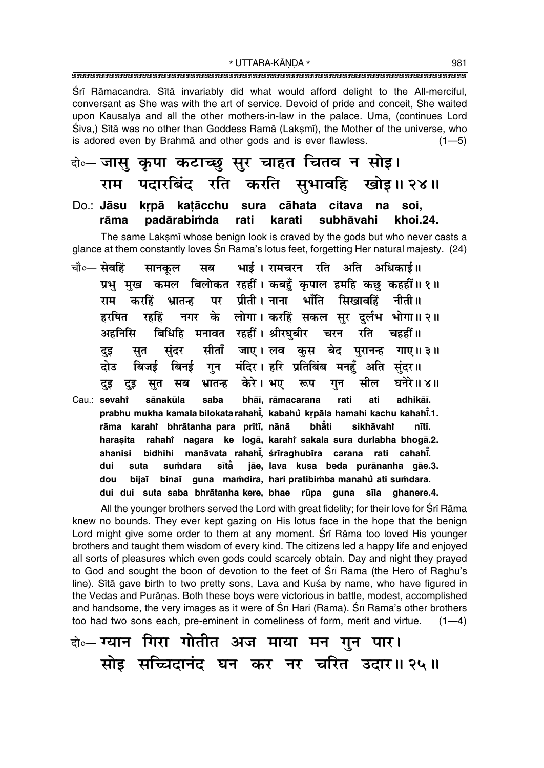Śrī Rāmacandra. Sītā invariably did what would afford delight to the All-merciful, conversant as She was with the art of service. Devoid of pride and conceit, She waited upon Kausalyā and all the other mothers-in-law in the palace. Umā, (continues Lord Śiva,) Sītā was no other than Goddess Ramā (Lakṣmī), the Mother of the universe, who is adored even by Brahmā and other gods and is ever flawless. (1—5)

दो०— जासु कृपा कटाच्छु सुर चाहत चितव न सोइ।
राम पदारबिंद रति करति सुभावहि खोइ॥ २४॥

Do.: **Jāsu kṛpā kaṭācchu sura cāhata citava na soi,**
**rāma padārabiṁda rati karati subhāvahi khoi.24.**

The same Lakṣmī whose benign look is craved by the gods but who never casts a glance at them constantly loves Śrī Rāma's lotus feet, forgetting Her natural majesty. (24)

चौ०— सेवहिं सानकूल सब भाई। रामचरन रति अति अधिकाई॥
प्रभु मुख कमल बिलोकत रहहीं। कबहुँ कृपाल हमहि कछु कहहीं॥ १॥
राम करहिं भ्रातन्ह पर प्रीती। नाना भाँति सिखावहिं नीती॥
हरषित रहहिं नगर के लोगा। करहिं सकल सुर दुर्लभ भोगा॥ २॥
अहनिसि बिधिहि मनावत रहहीं। श्रीरघुबीर चरन रति चहहीं॥
दुइ सुत सुंदर सीताँ जाए। लव कुस बेद पुरानन्ह गाए॥ ३॥
दोउ बिजई बिनई गुन मंदिर। हरि प्रतिबिंब मनहुँ अति सुंदर॥
दुइ दुइ सुत सब भ्रातन्ह केरे। भए रूप गुन सील घनेरे॥ ४॥

Cau.: **sevahiṁ sānakūla saba bhāī, rāmacarana rati ati adhikāī.**
**prabhu mukha kamala bilokata rahahīṁ, kabahuṁ kṛpāla hamahi kachu kahahīṁ.1.**
**rāma karahiṁ bhrātanha para prītī, nānā bhāṁti sikhāvahiṁ nītī.**
**haraṣita rahahiṁ nagara ke logā, karahiṁ sakala sura durlabha bhogā.2.**
**ahanisi bidhihi manāvata rahahīṁ, śrīraghubīra carana rati cahahīṁ.**
**dui suta suṁdara sītāṁ jāe, lava kusa beda purānanha gāe.3.**
**dou bijaī binaī guna maṁdira, hari pratibiṁba manahuṁ ati suṁdara.**
**dui dui suta saba bhrātanha kere, bhae rūpa guna sīla ghanere.4.**

All the younger brothers served the Lord with great fidelity; for their love for Śrī Rāma knew no bounds. They ever kept gazing on His lotus face in the hope that the benign Lord might give some order to them at any moment. Śrī Rāma too loved His younger brothers and taught them wisdom of every kind. The citizens led a happy life and enjoyed all sorts of pleasures which even gods could scarcely obtain. Day and night they prayed to God and sought the boon of devotion to the feet of Śrī Rāma (the Hero of Raghu's line). Sītā gave birth to two pretty sons, Lava and Kuśa by name, who have figured in the Vedas and Purāṇas. Both these boys were victorious in battle, modest, accomplished and handsome, the very images as it were of Śrī Hari (Rāma). Śrī Rāma's other brothers too had two sons each, pre-eminent in comeliness of form, merit and virtue. (1—4)

दो०— ग्यान गिरा गोतीत अज माया मन गुन पार।
सोइ सच्चिदानंद घन कर नर चरित उदार॥ २५॥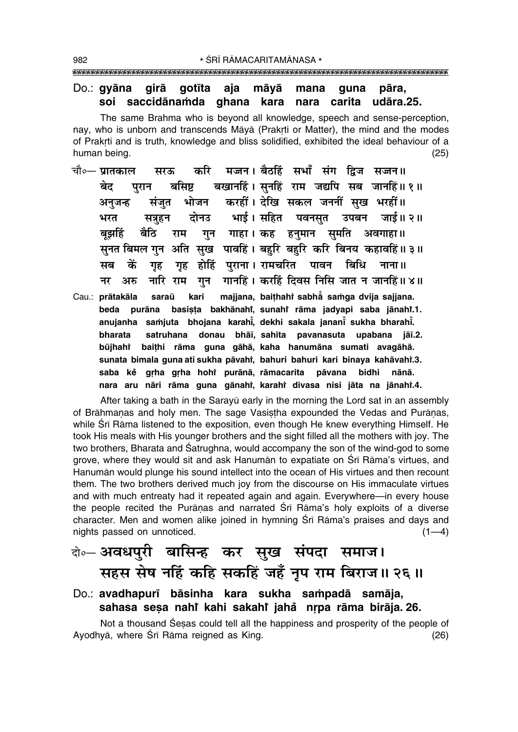Do.: **gyāna girā gotīta aja māyā mana guna pāra,**
**soi saccidānaṁda ghana kara nara carita udāra.25.**

The same Brahma who is beyond all knowledge, speech and sense-perception, nay, who is unborn and transcends Māyā (Prakṛti or Matter), the mind and the modes of Prakṛti and is truth, knowledge and bliss solidified, exhibited the ideal behaviour of a human being. (25)

चौ०— प्रातकाल सरऊ करि मज्जन। बैठहिं सभाँ संग द्विज सज्जन॥
बेद पुरान बसिष्ट बखानहिं। सुनहिं राम जद्यपि सब जानहिं॥ १॥
अनुजन्ह संजुत भोजन करहीं। देखि सकल जननीं सुख भरहीं॥
भरत सत्रुहन दोनउ भाई। सहित पवनसुत उपबन जाई॥ २॥
बूझहिं बैठि राम गुन गाहा। कह हनुमान सुमति अवगाहा॥
सुनत बिमल गुन अति सुख पावहिं। बहुरि बहुरि करि बिनय कहावहिं॥ ३॥
सब कें गृह गृह होहिं पुराना। रामचरित पावन बिधि नाना॥
नर अरु नारि राम गुन गानहिं। करहिं दिवस निसि जात न जानहिं॥ ४॥

Cau.: **prātakāla saraū kari majjana, baiṭhahiṁ sabhā̐ saṁga dvija sajjana.**
**beda purāna basiṣṭa bakhānahiṁ, sunahiṁ rāma jadyapi saba jānahiṁ.1.**
**anujanha saṁjuta bhojana karahī̐, dekhi sakala jananī̐ sukha bharahī̐.**
**bharata satruhana donau bhāī, sahita pavanasuta upabana jāī.2.**
**būjhahiṁ baiṭhi rāma guna gāhā, kaha hanumāna sumati avagāhā.**
**sunata bimala guna ati sukha pāvahiṁ, bahuri bahuri kari binaya kahāvahiṁ.3.**
**saba kẽ gṛha gṛha hohiṁ purānā, rāmacarita pāvana bidhi nānā.**
**nara aru nāri rāma guna gānahiṁ, karahiṁ divasa nisi jāta na jānahiṁ.4.**

After taking a bath in the Sarayū early in the morning the Lord sat in an assembly of Brāhmaṇas and holy men. The sage Vasiṣṭha expounded the Vedas and Purāṇas, while Śrī Rāma listened to the exposition, even though He knew everything Himself. He took His meals with His younger brothers and the sight filled all the mothers with joy. The two brothers, Bharata and Śatrughna, would accompany the son of the wind-god to some grove, where they would sit and ask Hanumān to expatiate on Śrī Rāma's virtues, and Hanumān would plunge his sound intellect into the ocean of His virtues and then recount them. The two brothers derived much joy from the discourse on His immaculate virtues and with much entreaty had it repeated again and again. Everywhere—in every house the people recited the Purāṇas and narrated Śrī Rāma's holy exploits of a diverse character. Men and women alike joined in hymning Śrī Rāma's praises and days and nights passed on unnoticed. (1—4)

दो०— **अवधपुरी बासिन्ह कर सुख संपदा समाज।**
**सहस सेष नहिं कहि सकहिं जहँ नृप राम बिराज॥ २६॥**

Do.: **avadhapurī bāsinha kara sukha saṁpadā samāja,**
**sahasa seṣa nahiṁ kahi sakahiṁ jahā̐ nṛpa rāma birāja. 26.**

Not a thousand Śeṣas could tell all the happiness and prosperity of the people of Ayodhyā, where Śrī Rāma reigned as King. (26)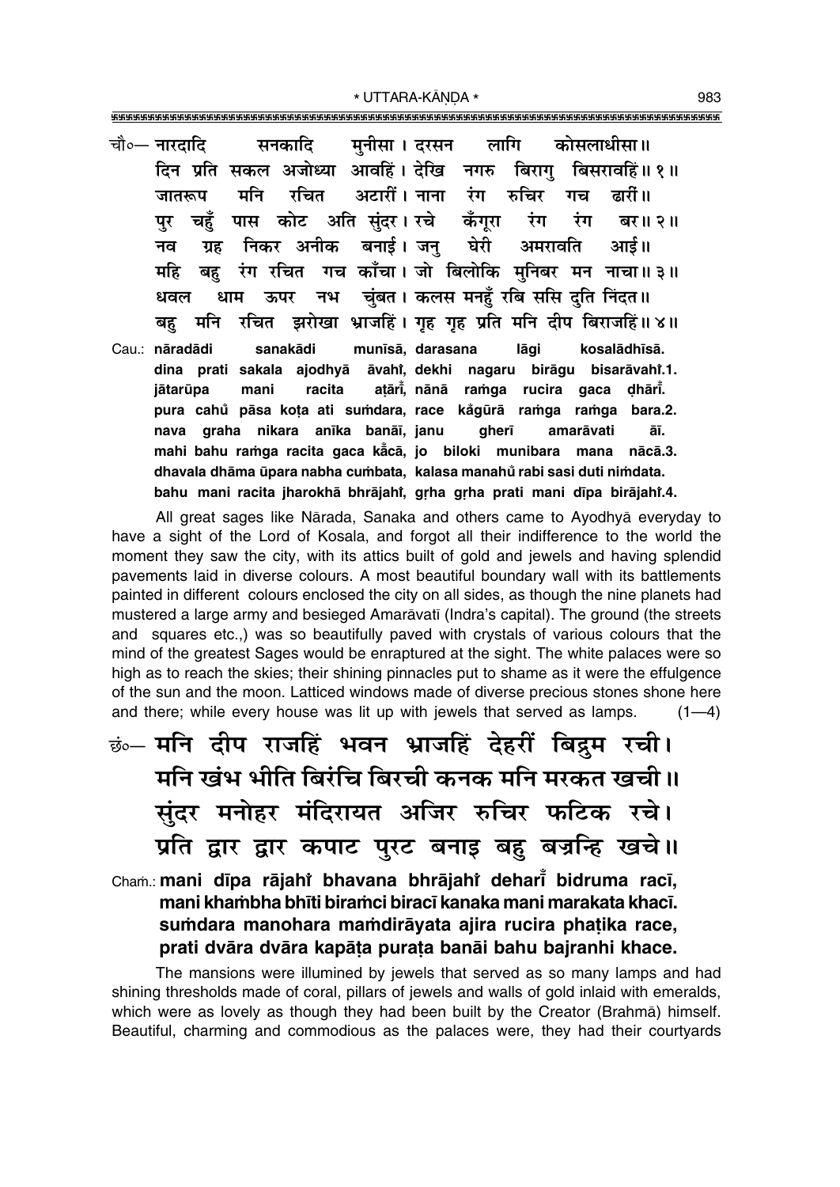चौ०— नारदादि सनकादि मुनीसा। दरसन लागि कोसलाधीसा॥
दिन प्रति सकल अजोध्या आवहिं। देखि नगरु बिरागु बिसरावहिं॥ १॥
जातरूप मनि रचित अटारीं। नाना रंग रुचिर गच ढारीं॥
पुर चहुँ पास कोट अति सुंदर। रचे कँगूरा रंग रंग बर॥ २॥
नव ग्रह निकर अनीक बनाई। जनु घेरी अमरावति आई॥
महि बहु रंग रचित गच काँचा। जो बिलोकि मुनिबर मन नाचा॥ ३॥
धवल धाम ऊपर नभ चुंबत। कलस मनहुँ रबि ससि दुति निंदत॥
बहु मनि रचित झरोखा भ्राजहिं। गृह गृह प्रति मनि दीप बिराजहिं॥ ४॥

Cau.: **nāradādi sanakādi munīsā, darasana lāgi kosalādhīsā.**
**dina prati sakala ajodhyā āvahi̐, dekhi nagaru birāgu bisarāvahi̐.1.**
**jātarūpa mani racita aṭārī̐, nānā raṁga rucira gaca ḍhārī̐.**
**pura cahu̐ pāsa koṭa ati suṁdara, race ka̐gūrā raṁga raṁga bara.2.**
**nava graha nikara anīka banāī, janu gherī amarāvati āī.**
**mahi bahu raṁga racita gaca ka̐cā, jo biloki munibara mana nācā.3.**
**dhavala dhāma ūpara nabha cuṁbata, kalasa manahu̐ rabi sasi duti niṁdata.**
**bahu mani racita jharokhā bhrājahi̐, gṛha gṛha prati mani dīpa birājahi̐.4.**

All great sages like Nārada, Sanaka and others came to Ayodhyā everyday to have a sight of the Lord of Kosala, and forgot all their indifference to the world the moment they saw the city, with its attics built of gold and jewels and having splendid pavements laid in diverse colours. A most beautiful boundary wall with its battlements painted in different colours enclosed the city on all sides, as though the nine planets had mustered a large army and besieged Amarāvatī (Indra's capital). The ground (the streets and squares etc.,) was so beautifully paved with crystals of various colours that the mind of the greatest Sages would be enraptured at the sight. The white palaces were so high as to reach the skies; their shining pinnacles put to shame as it were the effulgence of the sun and the moon. Latticed windows made of diverse precious stones shone here and there; while every house was lit up with jewels that served as lamps. (1—4)

छं०— मनि दीप राजहिं भवन भ्राजहिं देहरीं बिद्रुम रची।
मनि खंभ भीति बिरंचि बिरची कनक मनि मरकत खची॥
सुंदर मनोहर मंदिरायत अजिर रुचिर फटिक रचे।
प्रति द्वार द्वार कपाट पुरट बनाइ बहु बज्रन्हि खचे॥

Chaṁ.: **mani dīpa rājahi̐ bhavana bhrājahi̐ deharī̐ bidruma racī,**
**mani khaṁbha bhīti biraṁci biracī kanaka mani marakata khacī.**
**suṁdara manohara maṁdirāyata ajira rucira phaṭika race,**
**prati dvāra dvāra kapāṭa puraṭa banāi bahu bajranhi khace.**

The mansions were illumined by jewels that served as so many lamps and had shining thresholds made of coral, pillars of jewels and walls of gold inlaid with emeralds, which were as lovely as though they had been built by the Creator (Brahmā) himself. Beautiful, charming and commodious as the palaces were, they had their courtyards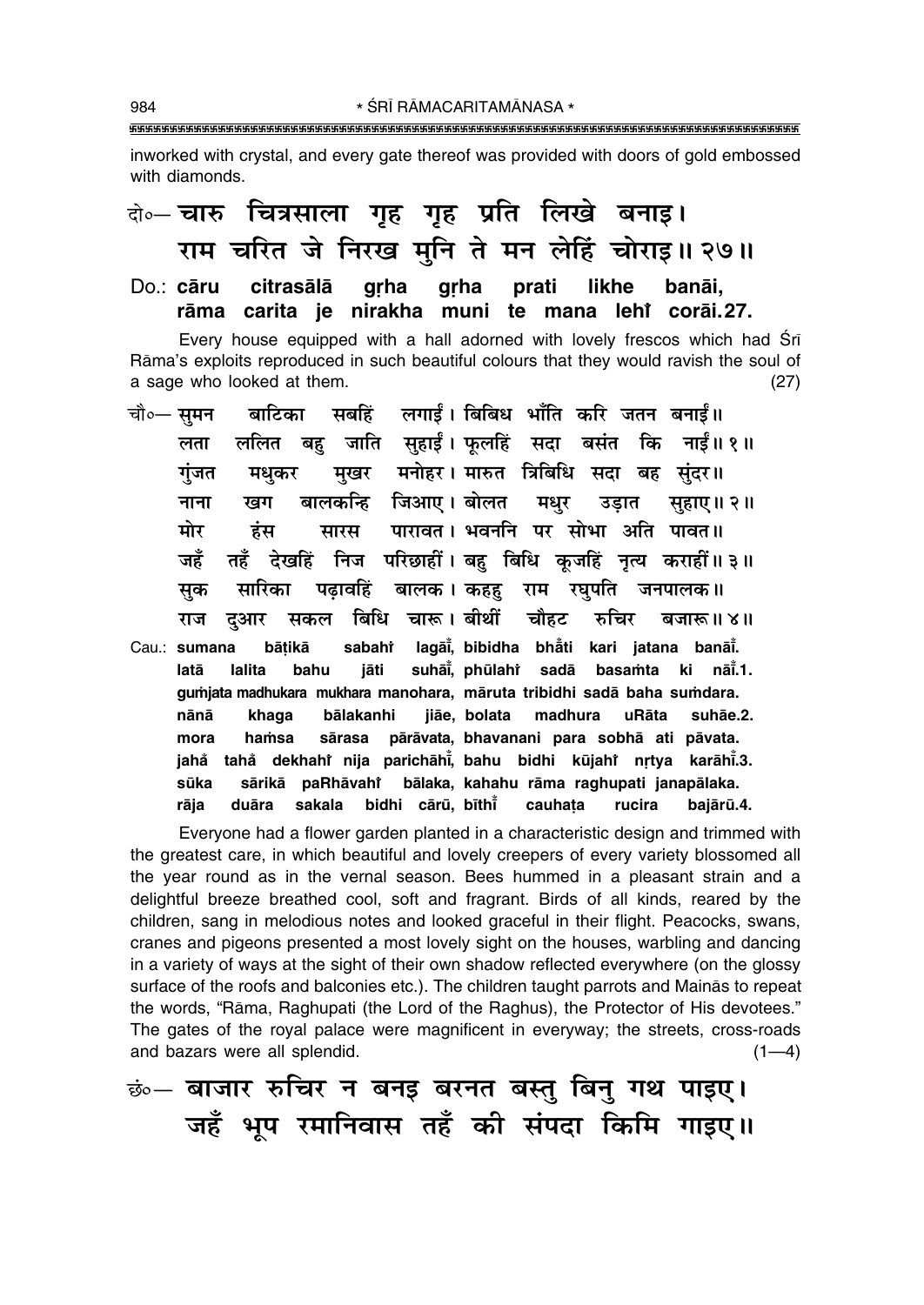inworked with crystal, and every gate thereof was provided with doors of gold embossed with diamonds.

दो०— चारु चित्रसाला गृह गृह प्रति लिखे बनाइ।
राम चरित जे निरख मुनि ते मन लेहिं चोराइ॥ २७॥

Do.: **cāru citrasālā gṛha gṛha prati likhe banāi,**
**rāma carita je nirakha muni te mana lehi̐ corāi.27.**

Every house equipped with a hall adorned with lovely frescos which had Śrī Rāma's exploits reproduced in such beautiful colours that they would ravish the soul of a sage who looked at them. (27)

चौ०— सुमन बाटिका सबहिं लगाईं। बिबिध भाँति करि जतन बनाईं॥
लता ललित बहु जाति सुहाईं। फूलहिं सदा बसंत कि नाईं॥ १॥
गुंजत मधुकर मुखर मनोहर। मारुत त्रिबिधि सदा बह सुंदर॥
नाना खग बालकन्हि जिआए। बोलत मधुर उड़ात सुहाए॥ २॥
मोर हंस सारस पारावत। भवननि पर सोभा अति पावत॥
जहँ तहँ देखहिं निज परिछाहीं। बहु बिधि कूजहिं नृत्य कराहीं॥ ३॥
सुक सारिका पढ़ावहिं बालक। कहहु राम रघुपति जनपालक॥
राज दुआर सकल बिधि चारू। बीथीं चौहट रुचिर बजारू॥ ४॥

Cau.: **sumana bāṭikā sabahi̐ lagāī̐, bibidha bhā̐ti kari jatana banāī̐.**
**latā lalita bahu jāti suhāī̐, phūlahi̐ sadā basaṁta ki nāī̐.1.**
**guṁjata madhukara mukhara manohara, māruta tribidhi sadā baha suṁdara.**
**nānā khaga bālakanhi jiāe, bolata madhura uRāta suhāe.2.**
**mora haṁsa sārasa pārāvata, bhavanani para sobhā ati pāvata.**
**jaha̐ taha̐ dekhahi̐ nija parichāhī̐, bahu bidhi kūjahi̐ nṛtya karāhī̐.3.**
**sūka sārikā paRhāvahi̐ bālaka, kahahu rāma raghupati janapālaka.**
**rāja duāra sakala bidhi cārū, bīthī̐ cauhaṭa rucira bajārū.4.**

Everyone had a flower garden planted in a characteristic design and trimmed with the greatest care, in which beautiful and lovely creepers of every variety blossomed all the year round as in the vernal season. Bees hummed in a pleasant strain and a delightful breeze breathed cool, soft and fragrant. Birds of all kinds, reared by the children, sang in melodious notes and looked graceful in their flight. Peacocks, swans, cranes and pigeons presented a most lovely sight on the houses, warbling and dancing in a variety of ways at the sight of their own shadow reflected everywhere (on the glossy surface of the roofs and balconies etc.). The children taught parrots and Mainās to repeat the words, "Rāma, Raghupati (the Lord of the Raghus), the Protector of His devotees." The gates of the royal palace were magnificent in everyway; the streets, cross-roads and bazars were all splendid. (1—4)

छं०— बाजार रुचिर न बनइ बरनत बस्तु बिनु गथ पाइए।
जहँ भूप रमानिवास तहँ की संपदा किमि गाइए॥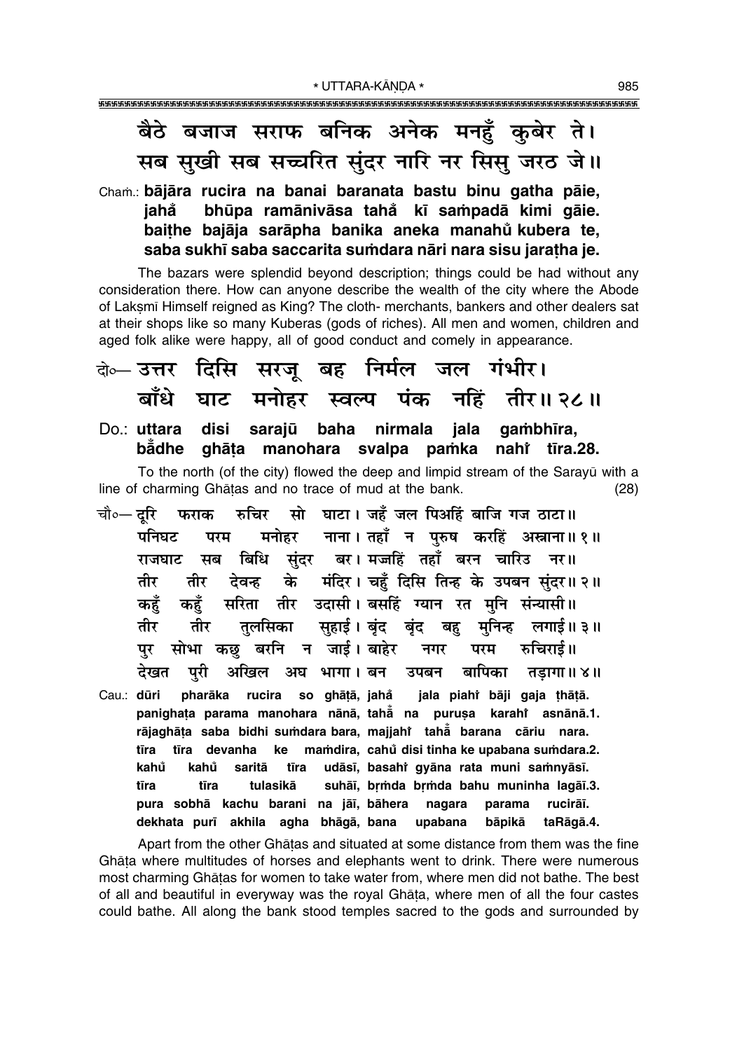**बैठे बजाज सराफ बनिक अनेक मनहुँ कुबेर ते।**
**सब सुखी सब सच्चरित सुंदर नारि नर सिसु जरठ जे॥**

Chaṁ.: **bājāra rucira na banai baranata bastu binu gatha pāie,**
**jahå̐ bhūpa ramānivāsa tahå̐ kī saṁpadā kimi gāie.**
**baiṭhe bajāja sarāpha banika aneka manahů kubera te,**
**saba sukhī saba saccarita suṁdara nāri nara sisu jaraṭha je.**

The bazars were splendid beyond description; things could be had without any consideration there. How can anyone describe the wealth of the city where the Abode of Lakṣmī Himself reigned as King? The cloth- merchants, bankers and other dealers sat at their shops like so many Kuberas (gods of riches). All men and women, children and aged folk alike were happy, all of good conduct and comely in appearance.

दो०— **उत्तर दिसि सरजू बह निर्मल जल गंभीर।**
**बाँधे घाट मनोहर स्वल्प पंक नहिं तीर॥ २८॥**

Do.: **uttara disi sarajū baha nirmala jala gaṁbhīra,**
**bå̐dhe ghāṭa manohara svalpa paṁka nahiṁ tīra.28.**

To the north (of the city) flowed the deep and limpid stream of the Sarayū with a line of charming Ghāṭas and no trace of mud at the bank. (28)

चौ०— **दूरि फराक रुचिर सो घाटा। जहँ जल पिअहिं बाजि गज ठाटा॥**
**पनिघट परम मनोहर नाना। तहाँ न पुरुष करहिं अस्नाना॥ १॥**
**राजघाट सब बिधि सुंदर बर। मज्जहिं तहाँ बरन चारिउ नर॥**
**तीर तीर देवन्ह के मंदिर। चहुँ दिसि तिन्ह के उपबन सुंदर॥ २॥**
**कहुँ कहुँ सरिता तीर उदासी। बसहिं ग्यान रत मुनि संन्यासी॥**
**तीर तीर तुलसिका सुहाई। बृंद बृंद बहु मुनिन्ह लगाई॥ ३॥**
**पुर सोभा कछु बरनि न जाई। बाहेर नगर परम रुचिराई॥**
**देखत पुरी अखिल अघ भागा। बन उपबन बापिका तड़ागा॥ ४॥**

Cau.: **dūri pharāka rucira so ghāṭā, jahå̐ jala piahiṁ bāji gaja ṭhāṭā.**
**panighaṭa parama manohara nānā, tahå̐ na puruṣa karahiṁ asnānā.1.**
**rājaghāṭa saba bidhi suṁdara bara, majjahiṁ tahå̐ barana cāriu nara.**
**tīra tīra devanha ke maṁdira, cahů disi tinha ke upabana suṁdara.2.**
**kahů kahů saritā tīra udāsī, basahiṁ gyāna rata muni saṁnyāsī.**
**tīra tīra tulasikā suhāī, bṛṁda bṛṁda bahu muninha lagāī.3.**
**pura sobhā kachu barani na jāī, bāhera nagara parama rucirāī.**
**dekhata purī akhila agha bhāgā, bana upabana bāpikā taRāgā.4.**

Apart from the other Ghāṭas and situated at some distance from them was the fine Ghāṭa where multitudes of horses and elephants went to drink. There were numerous most charming Ghāṭas for women to take water from, where men did not bathe. The best of all and beautiful in everyway was the royal Ghāṭa, where men of all the four castes could bathe. All along the bank stood temples sacred to the gods and surrounded by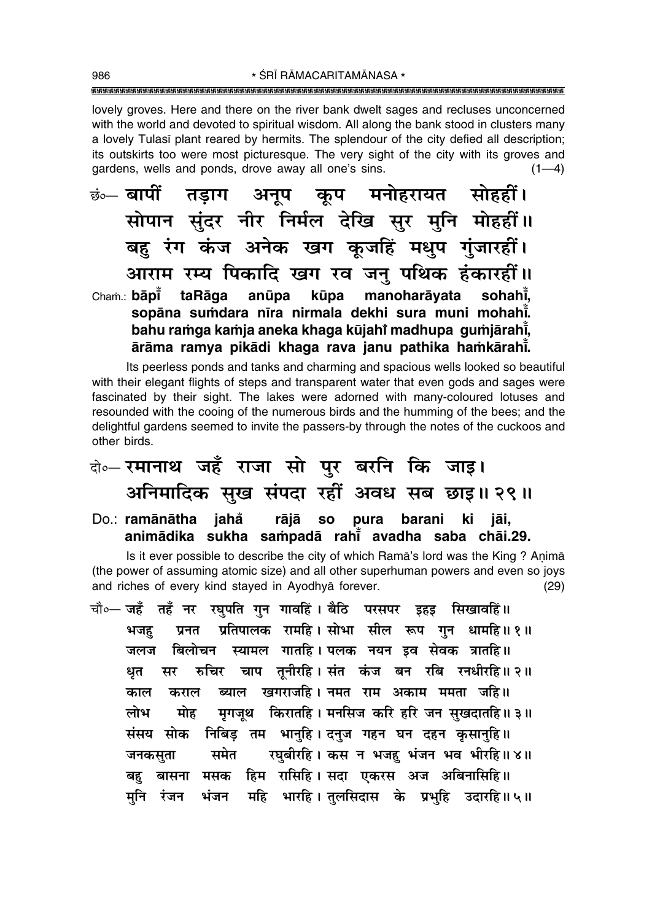lovely groves. Here and there on the river bank dwelt sages and recluses unconcerned with the world and devoted to spiritual wisdom. All along the bank stood in clusters many a lovely Tulasī plant reared by hermits. The splendour of the city defied all description; its outskirts too were most picturesque. The very sight of the city with its groves and gardens, wells and ponds, drove away all one's sins. (1—4)

छं०— बापीं तड़ाग अनूप कूप मनोहरायत सोहहीं।
सोपान सुंदर नीर निर्मल देखि सुर मुनि मोहहीं॥
बहु रंग कंज अनेक खग कूजहिं मधुप गुंजारहीं।
आराम रम्य पिकादि खग रव जनु पथिक हंकारहीं॥

Chaṁ.: **bāpī̃ taRāga anūpa kūpa manoharāyata sohahī̃,**
**sopāna suṁdara nīra nirmala dekhi sura muni mohahī̃.**
**bahu raṁga kaṁja aneka khaga kūjahī̃ madhupa guṁjārahī̃,**
**ārāma ramya pikādi khaga rava janu pathika haṁkārahī̃.**

Its peerless ponds and tanks and charming and spacious wells looked so beautiful with their elegant flights of steps and transparent water that even gods and sages were fascinated by their sight. The lakes were adorned with many-coloured lotuses and resounded with the cooing of the numerous birds and the humming of the bees; and the delightful gardens seemed to invite the passers-by through the notes of the cuckoos and other birds.

दो०— रमानाथ जहँ राजा सो पुर बरनि कि जाइ।
अनिमादिक सुख संपदा रहीं अवध सब छाइ॥ २९॥

Do.: **ramānātha jahā̃ rājā so pura barani ki jāi,**
**animādika sukha saṁpadā rahī̃ avadha saba chāi.29.**

Is it ever possible to describe the city of which Ramā's lord was the King ? Aṇimā (the power of assuming atomic size) and all other superhuman powers and even so joys and riches of every kind stayed in Ayodhyā forever. (29)

चौ०— जहँ तहँ नर रघुपति गुन गावहिं। बैठि परसपर इहइ सिखावहिं॥
भजहु प्रनत प्रतिपालक रामहि। सोभा सील रूप गुन धामहि॥ १॥
जलज बिलोचन स्यामल गातहि। पलक नयन इव सेवक त्रातहि॥
धृत सर रुचिर चाप तूनीरहि। संत कंज बन रबि रनधीरहि॥ २॥
काल कराल ब्याल खगराजहि। नमत राम अकाम ममता जहि॥
लोभ मोह मृगजूथ किरातहि। मनसिज करि हरि जन सुखदातहि॥ ३॥
संसय सोक निबिड़ तम भानुहि। दनुज गहन घन दहन कृसानुहि॥
जनकसुता समेत रघुबीरहि। कस न भजहु भंजन भव भीरहि॥ ४॥
बहु बासना मसक हिम रासिहि। सदा एकरस अज अबिनासिहि॥
मुनि रंजन भंजन महि भारहि। तुलसिदास के प्रभुहि उदारहि॥ ५॥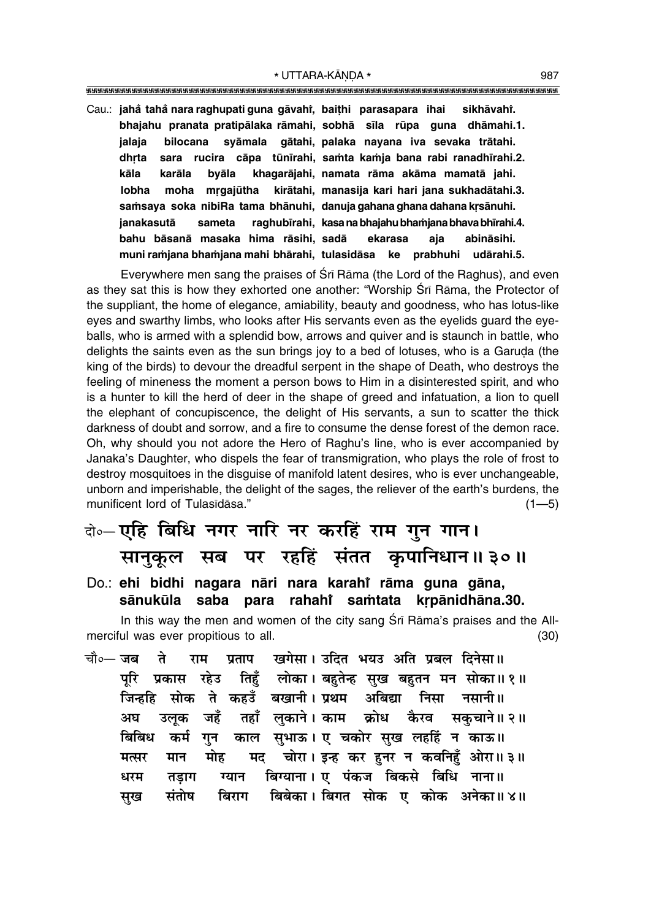Cau.: **jahå° tahå° nara raghupati guna gåvahiÚ, bai¢hi parasapara ihai sikhåvahiÚ.**
**bhajahu pranata pratipålaka råmahi, sobhå s^la r^upa guna dhåmahi.1.**
**jalaja bilocana syåmala gåtahi, palaka nayana iva sevaka tråtahi.**
**dhæta sara rucira cåpa t^un^irahi, saÚta kaÚja bana rabi ranadh^irahi.2.**
**kåla karåla byåla khagaråjahi, namata råma akåma mamatå jahi.**
**lobha moha mægaj^utha kiråtahi, manasija kari hari jana sukhadåtahi.3.**
**saÚsaya soka nibiRa tama bhånuhi, danuja gahana ghana dahana kæsånuhi.**
**janakasutå sameta raghub^irahi, kasa na bhajahu bhaÚjana bhava bh^irahi.4.**
**bahu båsanå masaka hima råsihi, sadå ekarasa aja abinåsihi.**
**muni raÚjana bhaÚjana mahi bhårahi, tulasidåsa ke prabhuhi udårahi.5.**

Everywhere men sang the praises of Śrī Rāma (the Lord of the Raghus), and even as they sat this is how they exhorted one another: "Worship Śrī Rāma, the Protector of the suppliant, the home of elegance, amiability, beauty and goodness, who has lotus-like eyes and swarthy limbs, who looks after His servants even as the eyelids guard the eyeballs, who is armed with a splendid bow, arrows and quiver and is staunch in battle, who delights the saints even as the sun brings joy to a bed of lotuses, who is a Garuḍa (the king of the birds) to devour the dreadful serpent in the shape of Death, who destroys the feeling of mineness the moment a person bows to Him in a disinterested spirit, and who is a hunter to kill the herd of deer in the shape of greed and infatuation, a lion to quell the elephant of concupiscence, the delight of His servants, a sun to scatter the thick darkness of doubt and sorrow, and a fire to consume the dense forest of the demon race. Oh, why should you not adore the Hero of Raghu's line, who is ever accompanied by Janaka's Daughter, who dispels the fear of transmigration, who plays the role of frost to destroy mosquitoes in the disguise of manifold latent desires, who is ever unchangeable, unborn and imperishable, the delight of the sages, the reliever of the earth's burdens, the munificent lord of Tulasīdāsa." (1—5)

दो०— **एहि बिधि नगर नारि नर करहिं राम गुन गान।**
**सानुकूल सब पर रहहिं संतत कृपानिधान॥ ३०॥**

Do.: **ehi bidhi nagara nåri nara karahiÚ råma guna gåna,**
**sånuk^ula saba para rahahiÚ saÚtata kæpånidhåna.30.**

In this way the men and women of the city sang Śrī Rāma's praises and the All-merciful was ever propitious to all. (30)

चौ०— जब ते राम प्रताप खगेसा। उदित भयउ अति प्रबल दिनेसा॥
पूरि प्रकास रहेउ तिहुँ लोका। बहुतेन्ह सुख बहुतन मन सोका॥ १॥
जिन्हहि सोक ते कहउँ बखानी। प्रथम अबिद्या निसा नसानी॥
अघ उलूक जहँ तहाँ लुकाने। काम क्रोध कैरव सकुचाने॥ २॥
बिबिध कर्म गुन काल सुभाऊ। ए चकोर सुख लहहिं न काऊ॥
मत्सर मान मोह मद चोरा। इन्ह कर हुनर न कवनिहुँ ओरा॥ ३॥
धरम तड़ाग ग्यान बिग्याना। ए पंकज बिकसे बिधि नाना॥
सुख संतोष बिराग बिबेका। बिगत सोक ए कोक अनेका॥ ४॥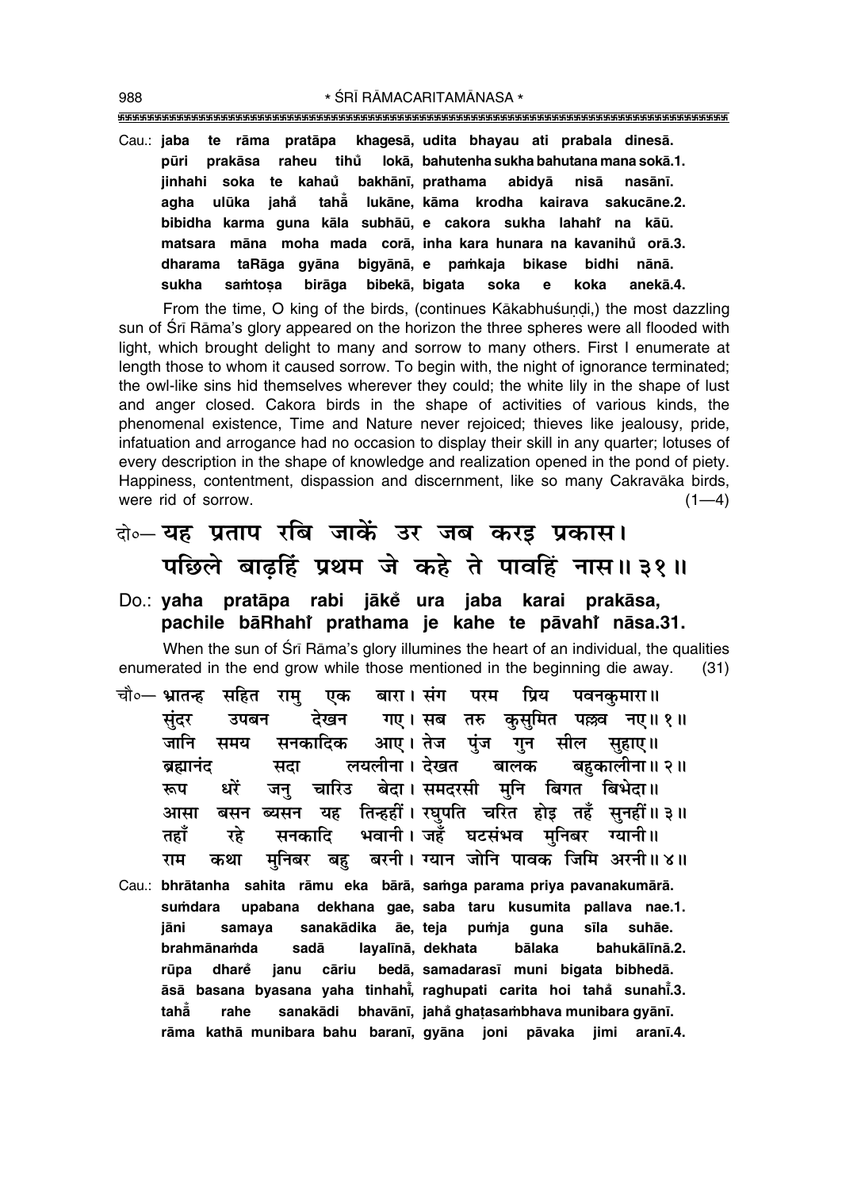Cau.: **jaba te rāma pratāpa khagesā, udita bhayau ati prabala dinesā.**
**pūri prakāsa raheu tihů̐ lokā, bahutenha sukha bahutana mana sokā.1.**
**jinhahi soka te kahaů̐ bakhānī, prathama abidyā nisā nasānī.**
**agha ulūka jahå̐ tahå̐ lukāne, kāma krodha kairava sakucāne.2.**
**bibidha karma guna kāla subhāū, e cakora sukha lahahi̐ na kāū.**
**matsara māna moha mada corā, inha kara hunara na kavanihů̐ orā.3.**
**dharama taRāga gyāna bigyānā, e paṁkaja bikase bidhi nānā.**
**sukha saṁtoṣa birāga bibekā, bigata soka e koka anekā.4.**

From the time, O king of the birds, (continues Kākabhuśuṇḍi,) the most dazzling sun of Śrī Rāma's glory appeared on the horizon the three spheres were all flooded with light, which brought delight to many and sorrow to many others. First I enumerate at length those to whom it caused sorrow. To begin with, the night of ignorance terminated; the owl-like sins hid themselves wherever they could; the white lily in the shape of lust and anger closed. Cakora birds in the shape of activities of various kinds, the phenomenal existence, Time and Nature never rejoiced; thieves like jealousy, pride, infatuation and arrogance had no occasion to display their skill in any quarter; lotuses of every description in the shape of knowledge and realization opened in the pond of piety. Happiness, contentment, dispassion and discernment, like so many Cakravāka birds, were rid of sorrow. (1—4)

दो०— यह प्रताप रबि जाकें उर जब करइ प्रकास।
पछिले बाढ़हिं प्रथम जे कहे ते पावहिं नास॥ ३१॥

Do.: **yaha pratāpa rabi jākė̐ ura jaba karai prakāsa,**
**pachile bāRhahi̐ prathama je kahe te pāvahi̐ nāsa.31.**

When the sun of Śrī Rāma's glory illumines the heart of an individual, the qualities enumerated in the end grow while those mentioned in the beginning die away. (31)

चौ०— भ्रातन्ह सहित रामु एक बारा। संग परम प्रिय पवनकुमारा॥
सुंदर उपबन देखन गए। सब तरु कुसुमित पल्लव नए॥ १॥
जानि समय सनकादिक आए। तेज पुंज गुन सील सुहाए॥
ब्रह्मानंद सदा लयलीना। देखत बालक बहुकालीना॥ २॥
रूप धरें जनु चारिउ बेदा। समदरसी मुनि बिगत बिभेदा॥
आसा बसन ब्यसन यह तिन्हहीं। रघुपति चरित होइ तहँ सुनहीं॥ ३॥
तहाँ रहे सनकादि भवानी। जहँ घटसंभव मुनिबर ग्यानी॥
राम कथा मुनिबर बहु बरनी। ग्यान जोनि पावक जिमि अरनी॥ ४॥

Cau.: **bhrātanha sahita rāmu eka bārā, saṁga parama priya pavanakumārā.**
**suṁdara upabana dekhana gae, saba taru kusumita pallava nae.1.**
**jāni samaya sanakādika āe, teja puṁja guna sīla suhāe.**
**brahmānaṁda sadā layalīnā, dekhata bālaka bahukālīnā.2.**
**rūpa dharė̐ janu cāriu bedā, samadarasī muni bigata bibhedā.**
**āsā basana byasana yaha tinhahī̐, raghupati carita hoi tahå̐ sunahī̐.3.**
**tahå̐ rahe sanakādi bhavānī, jahå̐ ghaṭasaṁbhava munibara gyānī.**
**rāma kathā munibara bahu baranī, gyāna joni pāvaka jimi aranī.4.**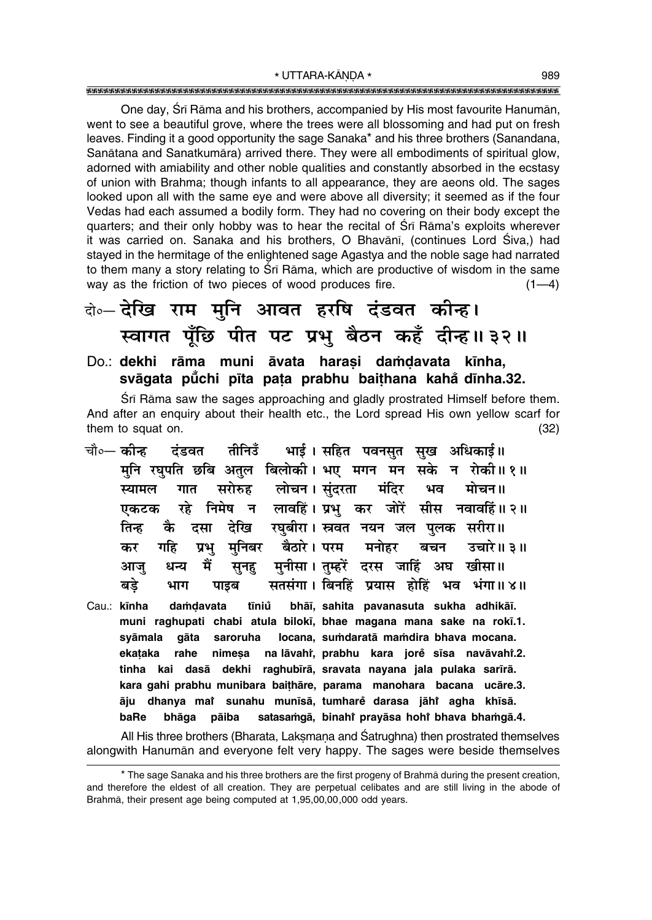One day, Śrī Rāma and his brothers, accompanied by His most favourite Hanumān, went to see a beautiful grove, where the trees were all blossoming and had put on fresh leaves. Finding it a good opportunity the sage Sanaka* and his three brothers (Sanandana, Sanātana and Sanatkumāra) arrived there. They were all embodiments of spiritual glow, adorned with amiability and other noble qualities and constantly absorbed in the ecstasy of union with Brahma; though infants to all appearance, they are aeons old. The sages looked upon all with the same eye and were above all diversity; it seemed as if the four Vedas had each assumed a bodily form. They had no covering on their body except the quarters; and their only hobby was to hear the recital of Śrī Rāma's exploits wherever it was carried on. Sanaka and his brothers, O Bhavānī, (continues Lord Śiva,) had stayed in the hermitage of the enlightened sage Agastya and the noble sage had narrated to them many a story relating to Śrī Rāma, which are productive of wisdom in the same way as the friction of two pieces of wood produces fire. (1—4)

दो०— देखि राम मुनि आवत हरषि दंडवत कीन्ह।
स्वागत पूँछि पीत पट प्रभु बैठन कहँ दीन्ह॥ ३२॥

Do.: **dekhi rāma muni āvata haraṣi daṁḍavata kīnha,**
**svāgata pū̐chi pīta paṭa prabhu baiṭhana kahå̐ dīnha.32.**

Śrī Rāma saw the sages approaching and gladly prostrated Himself before them. And after an enquiry about their health etc., the Lord spread His own yellow scarf for them to squat on. (32)

चौ०— कीन्ह दंडवत तीनिउँ भाई। सहित पवनसुत सुख अधिकाई॥
मुनि रघुपति छबि अतुल बिलोकी। भए मगन मन सके न रोकी॥ १॥
स्यामल गात सरोरुह लोचन। सुंदरता मंदिर भव मोचन॥
एकटक रहे निमेष न लावहिं। प्रभु कर जोरें सीस नवावहिं॥ २॥
तिन्ह कै दसा देखि रघुबीरा। स्त्रवत नयन जल पुलक सरीरा॥
कर गहि प्रभु मुनिबर बैठारे। परम मनोहर बचन उचारे॥ ३॥
आजु धन्य मैं सुनहु मुनीसा। तुम्हरें दरस जाहिं अघ खीसा॥
बड़े भाग पाइब सतसंगा। बिनहिं प्रयास होहिं भव भंगा॥ ४॥

Cau.: **kīnha daṁḍavata tīniu̐ bhāī, sahita pavanasuta sukha adhikāī.**
**muni raghupati chabi atula bilokī, bhae magana mana sake na rokī.1.**
**syāmala gāta saroruha locana, suṁdaratā maṁdira bhava mocana.**
**ekaṭaka rahe nimeṣa na lāvahiṁ, prabhu kara jorẽ sīsa navāvahiṁ.2.**
**tinha kai dasā dekhi raghubīrā, sravata nayana jala pulaka sarīrā.**
**kara gahi prabhu munibara baiṭhāre, parama manohara bacana ucāre.3.**
**āju dhanya maiṁ sunahu munīsā, tumharẽ darasa jāhiṁ agha khīsā.**
**baRe bhāga pāiba satasaṁgā, binahiṁ prayāsa hohiṁ bhava bhaṁgā.4.**

All His three brothers (Bharata, Lakṣmaṇa and Śatrughna) then prostrated themselves alongwith Hanumān and everyone felt very happy. The sages were beside themselves

---

* The sage Sanaka and his three brothers are the first progeny of Brahmā during the present creation, and therefore the eldest of all creation. They are perpetual celibates and are still living in the abode of Brahmā, their present age being computed at 1,95,00,00,000 odd years.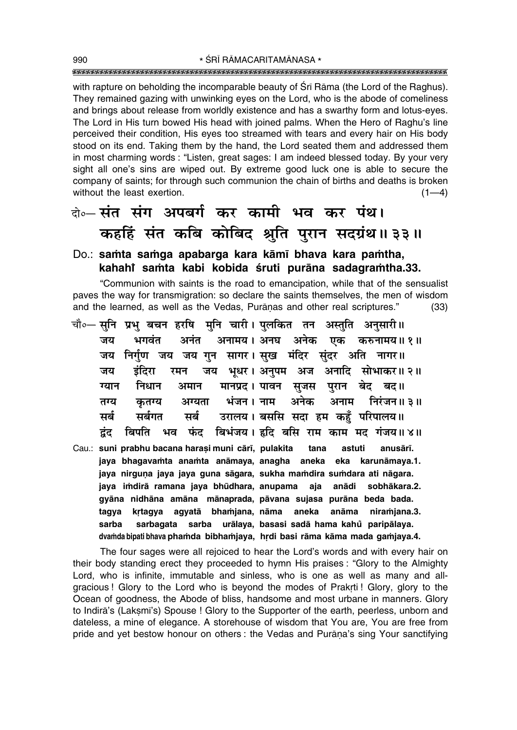with rapture on beholding the incomparable beauty of Śrī Rāma (the Lord of the Raghus). They remained gazing with unwinking eyes on the Lord, who is the abode of comeliness and brings about release from worldly existence and has a swarthy form and lotus-eyes. The Lord in His turn bowed His head with joined palms. When the Hero of Raghu's line perceived their condition, His eyes too streamed with tears and every hair on His body stood on its end. Taking them by the hand, the Lord seated them and addressed them in most charming words : "Listen, great sages: I am indeed blessed today. By your very sight all one's sins are wiped out. By extreme good luck one is able to secure the company of saints; for through such communion the chain of births and deaths is broken without the least exertion. (1—4)

दो०— संत संग अपबर्ग कर कामी भव कर पंथ।
कहहिं संत कबि कोबिद श्रुति पुरान सदग्रंथ॥ ३३॥

Do.: **saṁta saṁga apabarga kara kāmī bhava kara paṁtha, kahahiṁ saṁta kabi kobida śruti purāna sadagraṁtha.33.**

"Communion with saints is the road to emancipation, while that of the sensualist paves the way for transmigration: so declare the saints themselves, the men of wisdom and the learned, as well as the Vedas, Purāṇas and other real scriptures." (33)

चौ०— सुनि प्रभु बचन हरषि मुनि चारी। पुलकित तन अस्तुति अनुसारी॥
जय भगवंत अनंत अनामय। अनघ अनेक एक करुनामय॥ १॥
जय निर्गुण जय जय गुन सागर। सुख मंदिर सुंदर अति नागर॥
जय इंदिरा रमन जय भूधर। अनुपम अज अनादि सोभाकर॥ २॥
ग्यान निधान अमान मानप्रद। पावन सुजस पुरान बेद बद॥
तग्य कृतग्य अग्यता भंजन। नाम अनेक अनाम निरंजन॥ ३॥
सर्ब सर्बगत सर्ब उरालय। बससि सदा हम कहुँ परिपालय॥
द्वंद बिपति भव फंद बिभंजय। हृदि बसि राम काम मद गंजय॥ ४॥

Cau.: **suni prabhu bacana haraṣi muni cārī, pulakita tana astuti anusārī.
jaya bhagavaṁta anaṁta anāmaya, anagha aneka eka karunāmaya.1.
jaya nirguṇa jaya jaya guna sāgara, sukha maṁdira suṁdara ati nāgara.
jaya iṁdirā ramana jaya bhūdhara, anupama aja anādi sobhākara.2.
gyāna nidhāna amāna mānaprada, pāvana sujasa purāna beda bada.
tagya kṛtagya agyatā bhaṁjana, nāma aneka anāma niraṁjana.3.
sarba sarbagata sarba urālaya, basasi sadā hama kahu̐ paripālaya.
dvaṁda bipati bhava phaṁda bibhaṁjaya, hṛdi basi rāma kāma mada gaṁjaya.4.**

The four sages were all rejoiced to hear the Lord's words and with every hair on their body standing erect they proceeded to hymn His praises : "Glory to the Almighty Lord, who is infinite, immutable and sinless, who is one as well as many and all-gracious ! Glory to the Lord who is beyond the modes of Prakṛti ! Glory, glory to the Ocean of goodness, the Abode of bliss, handsome and most urbane in manners. Glory to Indirā's (Lakṣmī's) Spouse ! Glory to the Supporter of the earth, peerless, unborn and dateless, a mine of elegance. A storehouse of wisdom that You are, You are free from pride and yet bestow honour on others : the Vedas and Purāṇa's sing Your sanctifying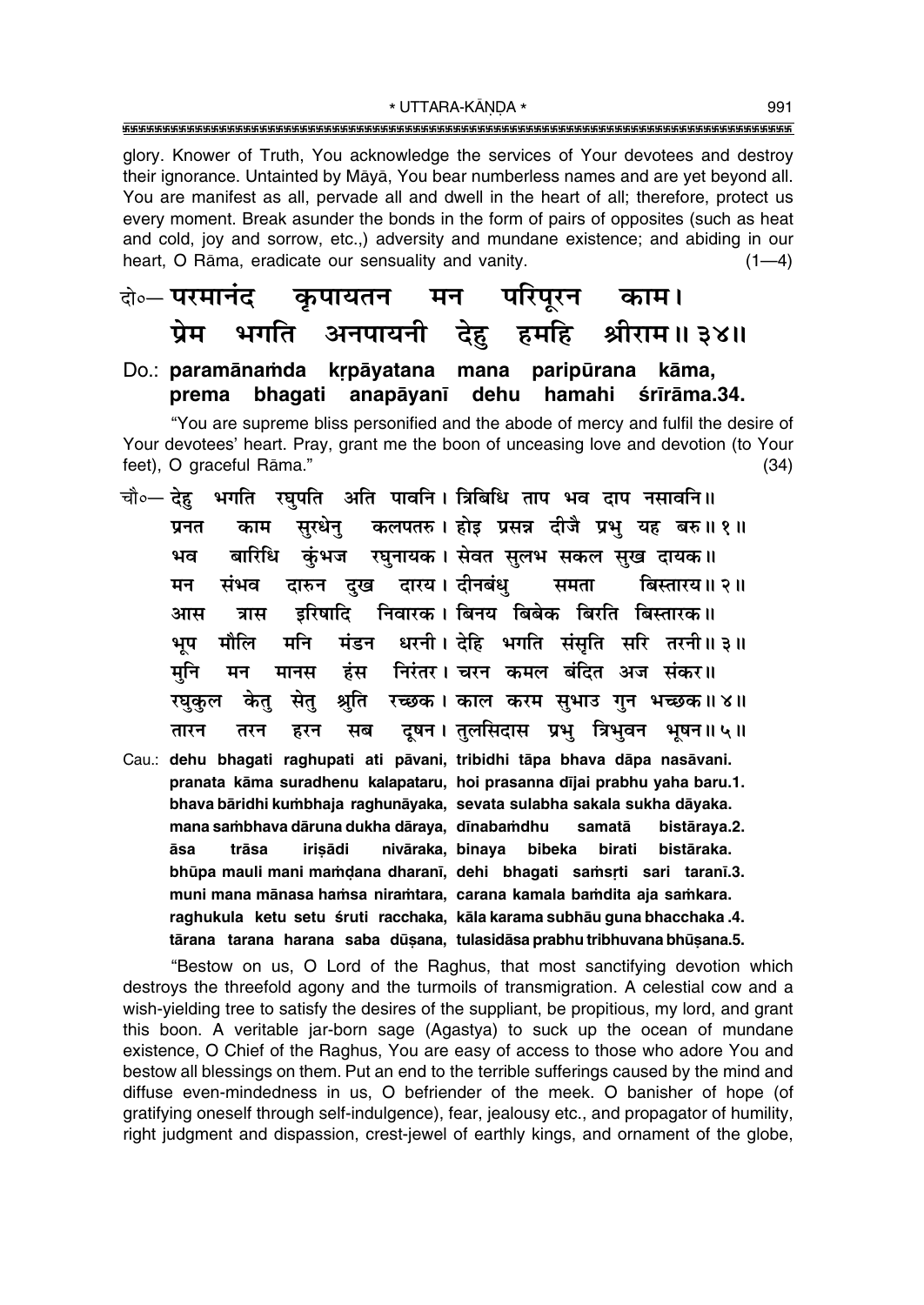glory. Knower of Truth, You acknowledge the services of Your devotees and destroy their ignorance. Untainted by Māyā, You bear numberless names and are yet beyond all. You are manifest as all, pervade all and dwell in the heart of all; therefore, protect us every moment. Break asunder the bonds in the form of pairs of opposites (such as heat and cold, joy and sorrow, etc.,) adversity and mundane existence; and abiding in our heart, O Rāma, eradicate our sensuality and vanity. (1—4)

दो०— **परमानंद कृपायतन मन परिपूरन काम।**
**प्रेम भगति अनपायनी देहु हमहि श्रीराम॥ ३४॥**

Do.: **paramānaṁda kṛpāyatana mana paripūrana kāma,**
**prema bhagati anapāyanī dehu hamahi śrīrāma.34.**

"You are supreme bliss personified and the abode of mercy and fulfil the desire of Your devotees' heart. Pray, grant me the boon of unceasing love and devotion (to Your feet), O graceful Rāma." (34)

चौ०— देहु भगति रघुपति अति पावनि। त्रिबिधि ताप भव दाप नसावनि॥
प्रनत काम सुरधेनु कलपतरु। होइ प्रसन्न दीजै प्रभु यह बरु॥ १॥
भव बारिधि कुंभज रघुनायक। सेवत सुलभ सकल सुख दायक॥
मन संभव दारुन दुख दारय। दीनबंधु समता बिस्तारय॥ २॥
आस त्रास इरिषादि निवारक। बिनय बिबेक बिरति बिस्तारक॥
भूप मौलि मनि मंडन धरनी। देहि भगति संसृति सरि तरनी॥ ३॥
मुनि मन मानस हंस निरंतर। चरन कमल बंदित अज संकर॥
रघुकुल केतु सेतु श्रुति रच्छक। काल करम सुभाउ गुन भच्छक॥ ४॥
तारन तरन हरन सब दूषन। तुलसिदास प्रभु त्रिभुवन भूषन॥ ५॥

Cau.: **dehu bhagati raghupati ati pāvani, tribidhi tāpa bhava dāpa nasāvani.**
**pranata kāma suradhenu kalapataru, hoi prasanna dījai prabhu yaha baru.1.**
**bhava bāridhi kuṁbhaja raghunāyaka, sevata sulabha sakala sukha dāyaka.**
**mana saṁbhava dāruna dukha dāraya, dīnabaṁdhu samatā bistāraya.2.**
**āsa trāsa iriṣādi nivāraka, binaya bibeka birati bistāraka.**
**bhūpa mauli mani maṁḍana dharanī, dehi bhagati saṁsṛti sari taranī.3.**
**muni mana mānasa haṁsa niraṁtara, carana kamala baṁdita aja saṁkara.**
**raghukula ketu setu śruti racchaka, kāla karama subhāu guna bhacchaka.4.**
**tārana tarana harana saba dūṣana, tulasidāsa prabhu tribhuvana bhūṣana.5.**

"Bestow on us, O Lord of the Raghus, that most sanctifying devotion which destroys the threefold agony and the turmoils of transmigration. A celestial cow and a wish-yielding tree to satisfy the desires of the suppliant, be propitious, my lord, and grant this boon. A veritable jar-born sage (Agastya) to suck up the ocean of mundane existence, O Chief of the Raghus, You are easy of access to those who adore You and bestow all blessings on them. Put an end to the terrible sufferings caused by the mind and diffuse even-mindedness in us, O befriender of the meek. O banisher of hope (of gratifying oneself through self-indulgence), fear, jealousy etc., and propagator of humility, right judgment and dispassion, crest-jewel of earthly kings, and ornament of the globe,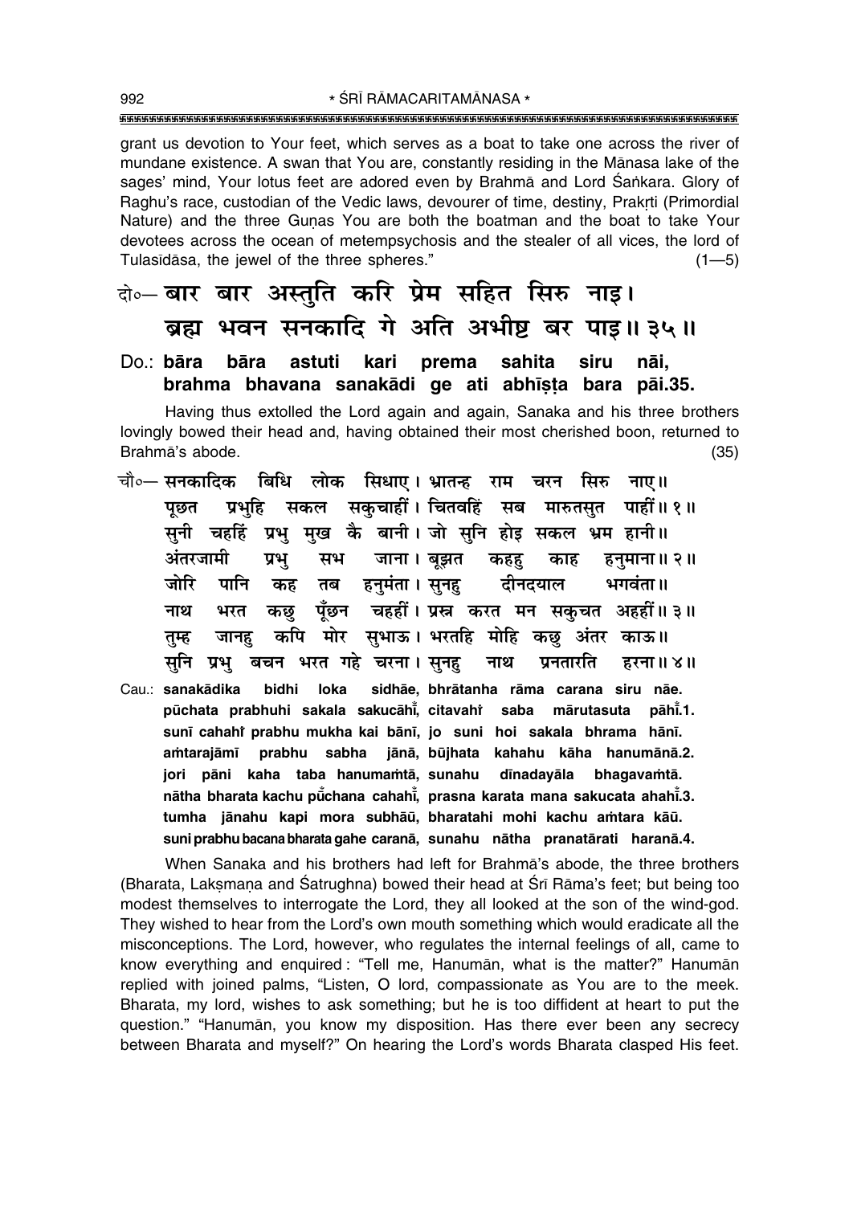grant us devotion to Your feet, which serves as a boat to take one across the river of mundane existence. A swan that You are, constantly residing in the Mānasa lake of the sages' mind, Your lotus feet are adored even by Brahmā and Lord Śaṅkara. Glory of Raghu's race, custodian of the Vedic laws, devourer of time, destiny, Prakṛti (Primordial Nature) and the three Guṇas You are both the boatman and the boat to take Your devotees across the ocean of metempsychosis and the stealer of all vices, the lord of Tulasīdāsa, the jewel of the three spheres." (1—5)

दो०— बार बार अस्तुति करि प्रेम सहित सिरु नाइ।
ब्रह्म भवन सनकादि गे अति अभीष्ट बर पाइ॥ ३५॥

Do.: **bāra bāra astuti kari prema sahita siru nāi, brahma bhavana sanakādi ge ati abhīṣṭa bara pāi.35.**

Having thus extolled the Lord again and again, Sanaka and his three brothers lovingly bowed their head and, having obtained their most cherished boon, returned to Brahmā's abode. (35)

चौ०— सनकादिक बिधि लोक सिधाए। भ्रातन्ह राम चरन सिरु नाए॥
पूछत प्रभुहि सकल सकुचाहीं। चितवहिं सब मारुतसुत पाहीं॥ १॥
सुनी चहहिं प्रभु मुख कै बानी। जो सुनि होइ सकल भ्रम हानी॥
अंतरजामी प्रभु सभ जाना। बूझत कहहु काह हनुमाना॥ २॥
जोरि पानि कह तब हनुमंता। सुनहु दीनदयाल भगवंता॥
नाथ भरत कछु पूँछन चहहीं। प्रस्न करत मन सकुचत अहहीं॥ ३॥
तुम्ह जानहु कपि मोर सुभाऊ। भरतहि मोहि कछु अंतर काऊ॥
सुनि प्रभु बचन भरत गहे चरना। सुनहु नाथ प्रनतारति हरना॥ ४॥

Cau.: **sanakādika bidhi loka sidhāe, bhrātanha rāma carana siru nāe. pūchata prabhuhi sakala sakucāhī̃, citavahi̊ saba mārutasuta pāhī̃.1. sunī cahahi̊ prabhu mukha kai bānī, jo suni hoi sakala bhrama hānī. aṁtarajāmī prabhu sabha jānā, būjhata kahahu kāha hanumānā.2. jori pāni kaha taba hanumaṁtā, sunahu dīnadayāla bhagavaṁtā. nātha bharata kachu pū̃chana cahahī̃, prasna karata mana sakucata ahahī̃.3. tumha jānahu kapi mora subhāū, bharatahi mohi kachu aṁtara kāū. suni prabhu bacana bharata gahe caranā, sunahu nātha pranatārati haranā.4.**

When Sanaka and his brothers had left for Brahmā's abode, the three brothers (Bharata, Lakṣmaṇa and Śatrughna) bowed their head at Śrī Rāma's feet; but being too modest themselves to interrogate the Lord, they all looked at the son of the wind-god. They wished to hear from the Lord's own mouth something which would eradicate all the misconceptions. The Lord, however, who regulates the internal feelings of all, came to know everything and enquired: "Tell me, Hanumān, what is the matter?" Hanumān replied with joined palms, "Listen, O lord, compassionate as You are to the meek. Bharata, my lord, wishes to ask something; but he is too diffident at heart to put the question." "Hanumān, you know my disposition. Has there ever been any secrecy between Bharata and myself?" On hearing the Lord's words Bharata clasped His feet.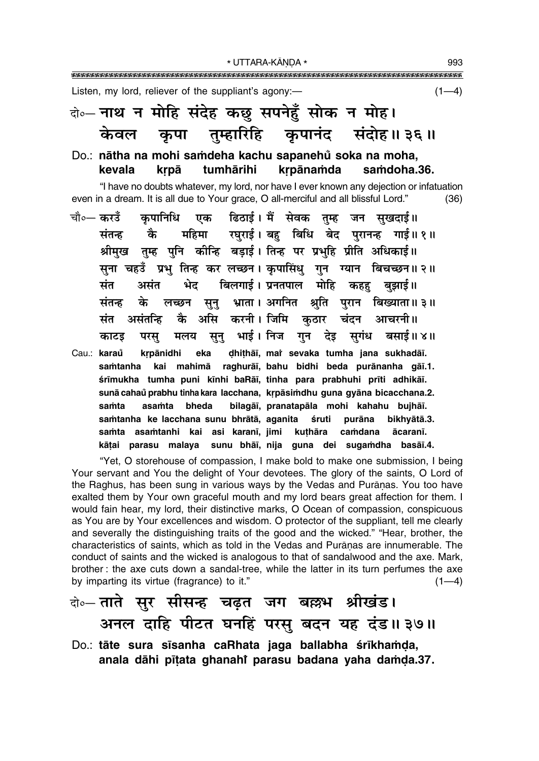Listen, my lord, reliever of the suppliant's agony:— (1—4)

दो०— नाथ न मोहि संदेह कछु सपनेहुँ सोक न मोह।
केवल कृपा तुम्हारिहि कृपानंद संदोह॥ ३६॥

Do.: nātha na mohi saṁdeha kachu sapanehu̐ soka na moha,
kevala kṛpā tumhārihi kṛpānaṁda saṁdoha.36.

"I have no doubts whatever, my lord, nor have I ever known any dejection or infatuation even in a dream. It is all due to Your grace, O all-merciful and all blissful Lord." (36)

चौ०— करउँ कृपानिधि एक ढिठाई। मैं सेवक तुम्ह जन सुखदाई॥
संतन्ह कै महिमा रघुराई। बहु बिधि बेद पुरानन्ह गाई॥ १॥
श्रीमुख तुम्ह पुनि कीन्हि बड़ाई। तिन्ह पर प्रभुहि प्रीति अधिकाई॥
सुना चहउँ प्रभु तिन्ह कर लच्छन। कृपासिंधु गुन ग्यान बिचच्छन॥ २॥
संत असंत भेद बिलगाई। प्रनतपाल मोहि कहहु बुझाई॥
संतन्ह के लच्छन सुनु भ्राता। अगनित श्रुति पुरान बिख्याता॥ ३॥
संत असंतन्हि कै असि करनी। जिमि कुठार चंदन आचरनी॥
काटइ परसु मलय सुनु भाई। निज गुन देइ सुगंध बसाई॥ ४॥

Cau.: karau̐ kṛpānidhi eka ḍhiṭhāī, maiṁ sevaka tumha jana sukhadāī.
saṁtanha kai mahimā raghurāī, bahu bidhi beda purānanha gāī.1.
śrīmukha tumha puni kīnhi baRāī, tinha para prabhuhi prīti adhikāī.
sunā cahau̐ prabhu tinha kara lacchana, kṛpāsiṁdhu guna gyāna bicacchana.2.
saṁta asaṁta bheda bilagāī, pranatapāla mohi kahahu bujhāī.
saṁtanha ke lacchana sunu bhrātā, aganita śruti purāna bikhyātā.3.
saṁta asaṁtanhi kai asi karanī, jimi kuṭhāra caṁdana ācaranī.
kāṭai parasu malaya sunu bhāī, nija guna dei sugaṁdha basāī.4.

"Yet, O storehouse of compassion, I make bold to make one submission, I being Your servant and You the delight of Your devotees. The glory of the saints, O Lord of the Raghus, has been sung in various ways by the Vedas and Purāṇas. You too have exalted them by Your own graceful mouth and my lord bears great affection for them. I would fain hear, my lord, their distinctive marks, O Ocean of compassion, conspicuous as You are by Your excellences and wisdom. O protector of the suppliant, tell me clearly and severally the distinguishing traits of the good and the wicked." "Hear, brother, the characteristics of saints, which as told in the Vedas and Purāṇas are innumerable. The conduct of saints and the wicked is analogous to that of sandalwood and the axe. Mark, brother: the axe cuts down a sandal-tree, while the latter in its turn perfumes the axe by imparting its virtue (fragrance) to it." (1—4)

दो०— ताते सुर सीसन्ह चढ़त जग बल्लभ श्रीखंड।
अनल दाहि पीटत घनहिं परसु बदन यह दंड॥ ३७॥

Do.: tāte sura sīsanha caRhata jaga ballabha śrīkhaṁḍa,
anala dāhi pīṭata ghanahiṁ parasu badana yaha daṁḍa.37.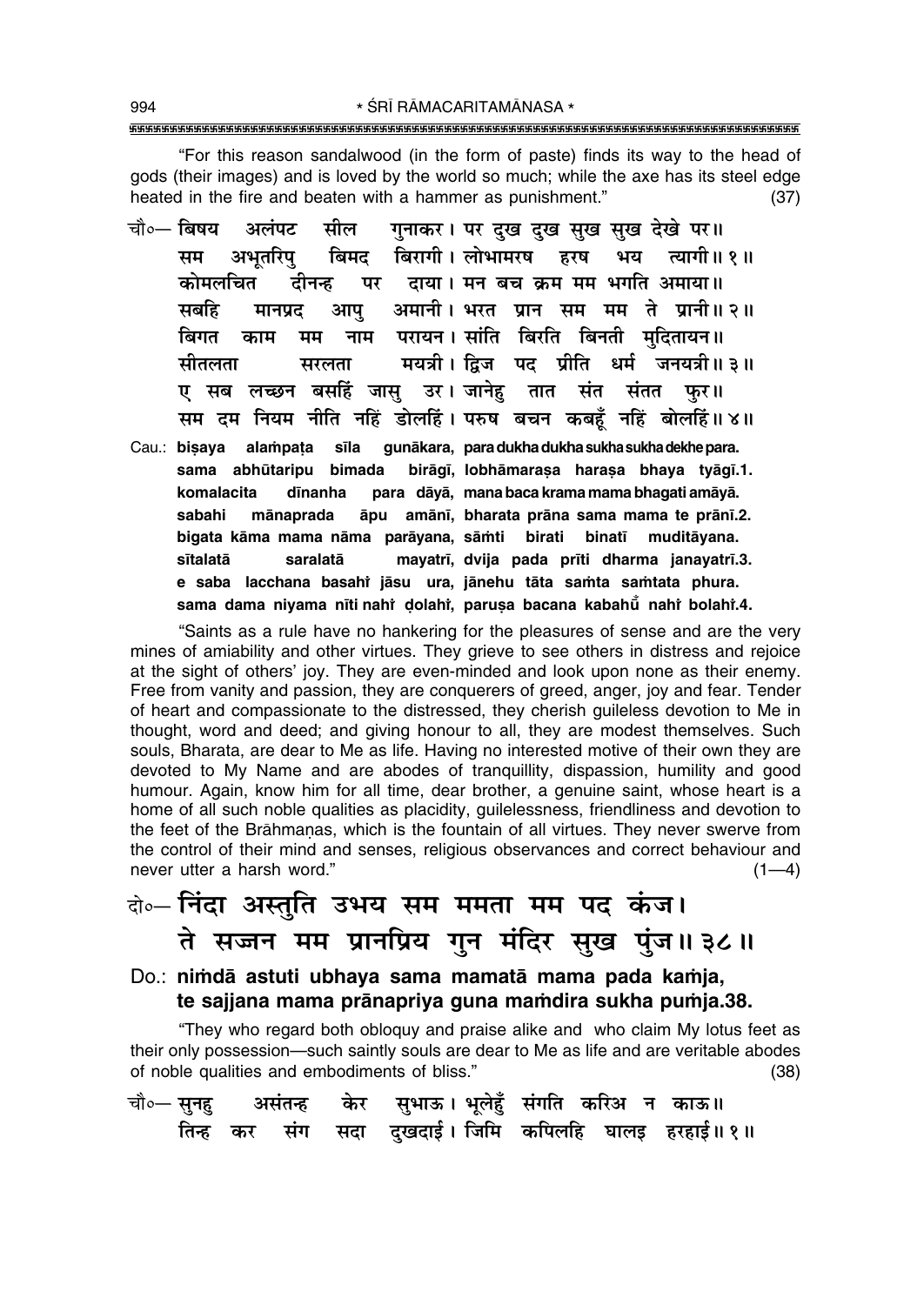"For this reason sandalwood (in the form of paste) finds its way to the head of gods (their images) and is loved by the world so much; while the axe has its steel edge heated in the fire and beaten with a hammer as punishment." (37)

चौ०— बिषय अलंपट सील गुनाकर। पर दुख दुख सुख सुख देखे पर॥
सम अभूतरिपु बिमद बिरागी। लोभामरष हरष भय त्यागी॥ १॥
कोमलचित दीनन्ह पर दाया। मन बच क्रम मम भगति अमाया॥
सबहि मानप्रद आपु अमानी। भरत प्रान सम मम ते प्रानी॥ २॥
बिगत काम मम नाम परायन। सांति बिरति बिनती मुदितायन॥
सीतलता सरलता मयत्री। द्विज पद प्रीति धर्म जनयत्री॥ ३॥
ए सब लच्छन बसहिं जासु उर। जानेहु तात संत संतत फुर॥
सम दम नियम नीति नहिं डोलहिं। परुष बचन कबहूँ नहिं बोलहिं॥ ४॥

Cau.: **biṣaya alaṁpaṭa sīla guṇākara, para dukha dukha sukha sukha dekhe para.**
**sama abhūtaripu bimada birāgī, lobhāmaraṣa haraṣa bhaya tyāgī.1.**
**komalacita dīnanha para dāyā, mana baca krama mama bhagati amāyā.**
**sabahi mānaprada āpu amānī, bharata prāna sama mama te prānī.2.**
**bigata kāma mama nāma parāyana, sāṁti birati binatī muditāyana.**
**sītalatā saralatā mayatrī, dvija pada prīti dharma janayatrī.3.**
**e saba lacchana basahiṁ jāsu ura, jānehu tāta saṁta saṁtata phura.**
**sama dama niyama nīti nahiṁ ḍolahiṁ, paruṣa bacana kabahũ nahiṁ bolahiṁ.4.**

"Saints as a rule have no hankering for the pleasures of sense and are the very mines of amiability and other virtues. They grieve to see others in distress and rejoice at the sight of others' joy. They are even-minded and look upon none as their enemy. Free from vanity and passion, they are conquerers of greed, anger, joy and fear. Tender of heart and compassionate to the distressed, they cherish guileless devotion to Me in thought, word and deed; and giving honour to all, they are modest themselves. Such souls, Bharata, are dear to Me as life. Having no interested motive of their own they are devoted to My Name and are abodes of tranquillity, dispassion, humility and good humour. Again, know him for all time, dear brother, a genuine saint, whose heart is a home of all such noble qualities as placidity, guilelessness, friendliness and devotion to the feet of the Brāhmaṇas, which is the fountain of all virtues. They never swerve from the control of their mind and senses, religious observances and correct behaviour and never utter a harsh word." (1—4)

दो०— निंदा अस्तुति उभय सम ममता मम पद कंज।
ते सज्जन मम प्रानप्रिय गुन मंदिर सुख पुंज॥ ३८॥

Do.: **niṁdā astuti ubhaya sama mamatā mama pada kaṁja,**
**te sajjana mama prānapriya guna maṁdira sukha puṁja.38.**

"They who regard both obloquy and praise alike and who claim My lotus feet as their only possession—such saintly souls are dear to Me as life and are veritable abodes of noble qualities and embodiments of bliss." (38)

चौ०— सुनहु असंतन्ह केर सुभाऊ। भूलेहुँ संगति करिअ न काऊ॥
तिन्ह कर संग सदा दुखदाई। जिमि कपिलहि घालइ हरहाई॥ १॥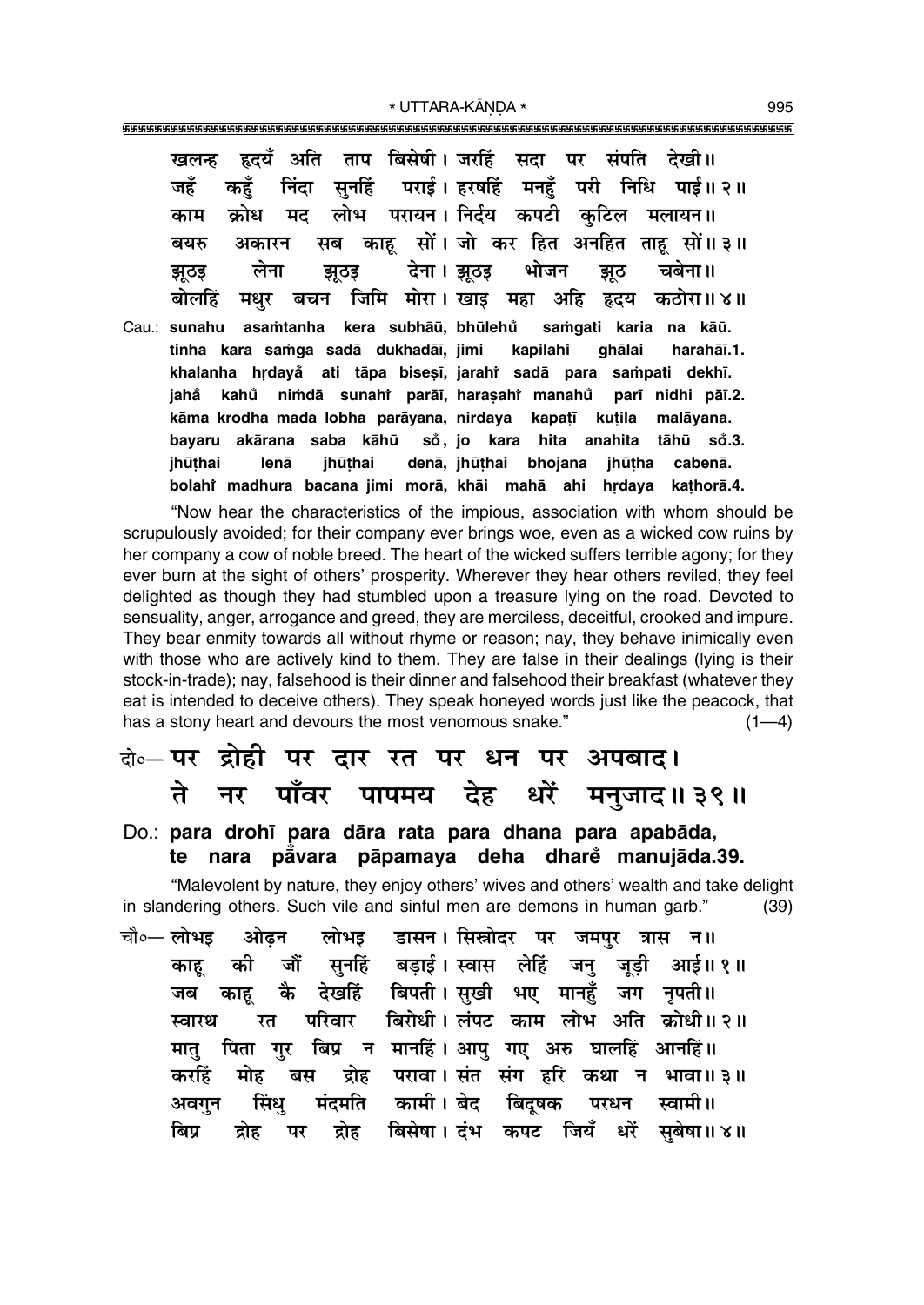खलन्ह हृदयँ अति ताप बिसेषी। जरहिं सदा पर संपति देखी॥
जहँ कहुँ निंदा सुनहिं पराई। हरषहिं मनहुँ परी निधि पाई॥ २॥
काम क्रोध मद लोभ परायन। निर्दय कपटी कुटिल मलायन॥
बयरु अकारन सब काहू सों। जो कर हित अनहित ताहू सों॥ ३॥
झूठइ लेना झूठइ देना। झूठइ भोजन झूठ चबेना॥
बोलहिं मधुर बचन जिमि मोरा। खाइ महा अहि हृदय कठोरा॥ ४॥

Cau.: **sunahu asaṁtanha kera subhāū, bhūlehů̃ saṁgati karia na kāū.**
**tinha kara saṁga sadā dukhadāī, jimi kapilahi ghālai harahāī.1.**
**khalanha hṛdayå̃ ati tāpa biseṣī, jarahiṁ sadā para saṁpati dekhī.**
**jahå̃ kahů̃ niṁdā sunahiṁ parāī, haraṣahiṁ manahů̃ parī nidhi pāī.2.**
**kāma krodha mada lobha parāyana, nirdaya kapaṭī kuṭila malāyana.**
**bayaru akārana saba kāhū sõ, jo kara hita anahita tāhū sõ.3.**
**jhūṭhai lenā jhūṭhai denā, jhūṭhai bhojana jhūṭha cabenā.**
**bolahiṁ madhura bacana jimi morā, khāi mahā ahi hṛdaya kaṭhorā.4.**

"Now hear the characteristics of the impious, association with whom should be scrupulously avoided; for their company ever brings woe, even as a wicked cow ruins by her company a cow of noble breed. The heart of the wicked suffers terrible agony; for they ever burn at the sight of others' prosperity. Wherever they hear others reviled, they feel delighted as though they had stumbled upon a treasure lying on the road. Devoted to sensuality, anger, arrogance and greed, they are merciless, deceitful, crooked and impure. They bear enmity towards all without rhyme or reason; nay, they behave inimically even with those who are actively kind to them. They are false in their dealings (lying is their stock-in-trade); nay, falsehood is their dinner and falsehood their breakfast (whatever they eat is intended to deceive others). They speak honeyed words just like the peacock, that has a stony heart and devours the most venomous snake." (1—4)

दो०— पर द्रोही पर दार रत पर धन पर अपबाद।
ते नर पाँवर पापमय देह धरें मनुजाद॥ ३९॥

Do.: **para drohī para dāra rata para dhana para apabāda,**
**te nara på̃vara pāpamaya deha dharẽ manujāda.39.**

"Malevolent by nature, they enjoy others' wives and others' wealth and take delight in slandering others. Such vile and sinful men are demons in human garb." (39)

चौ०— लोभइ ओढ़न लोभइ डासन। सिस्नोदर पर जमपुर त्रास न॥
काहू की जौं सुनहिं बड़ाई। स्वास लेहिं जनु जूड़ी आई॥ १॥
जब काहू कै देखहिं बिपती। सुखी भए मानहुँ जग नृपती॥
स्वारथ रत परिवार बिरोधी। लंपट काम लोभ अति क्रोधी॥ २॥
मातु पिता गुर बिप्र न मानहिं। आपु गए अरु घालहिं आनहिं॥
करहिं मोह बस द्रोह परावा। संत संग हरि कथा न भावा॥ ३॥
अवगुन सिंधु मंदमति कामी। बेद बिदूषक परधन स्वामी॥
बिप्र द्रोह पर द्रोह बिसेषा। दंभ कपट जियँ धरें सुबेषा॥ ४॥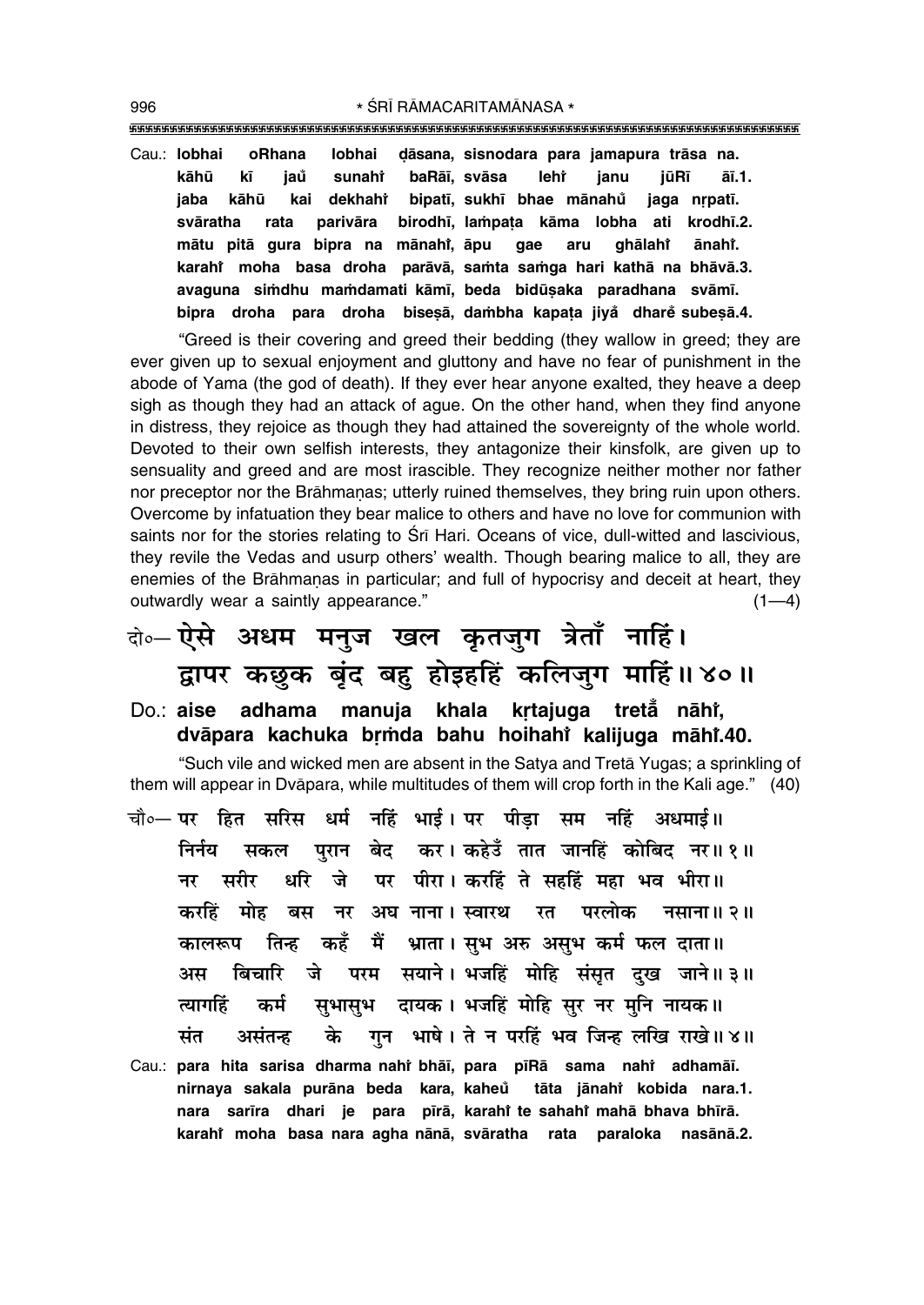Cau.: **lobhai oRhana lobhai ḍāsana, sisnodara para jamapura trāsa na.**
**kāhū kī jaů sunahiṅ baRāī, svāsa lehiṅ janu jūRī āī.1.**
**jaba kāhū kai dekhahiṅ bipatī, sukhī bhae mānahů jaga nṛpatī.**
**svāratha rata parivāra birodhī, laṁpaṭa kāma lobha ati krodhī.2.**
**mātu pitā gura bipra na mānahiṅ, āpu gae aru ghālahiṅ ānahiṅ.**
**karahiṅ moha basa droha parāvā, saṁta saṁga hari kathā na bhāvā.3.**
**avaguna siṁdhu maṁdamati kāmī, beda bidūṣaka paradhana svāmī.**
**bipra droha para droha biseṣā, daṁbha kapaṭa jiyå dhareṅ subeṣā.4.**

"Greed is their covering and greed their bedding (they wallow in greed; they are ever given up to sexual enjoyment and gluttony and have no fear of punishment in the abode of Yama (the god of death). If they ever hear anyone exalted, they heave a deep sigh as though they had an attack of ague. On the other hand, when they find anyone in distress, they rejoice as though they had attained the sovereignty of the whole world. Devoted to their own selfish interests, they antagonize their kinsfolk, are given up to sensuality and greed and are most irascible. They recognize neither mother nor father nor preceptor nor the Brāhmaṇas; utterly ruined themselves, they bring ruin upon others. Overcome by infatuation they bear malice to others and have no love for communion with saints nor for the stories relating to Śrī Hari. Oceans of vice, dull-witted and lascivious, they revile the Vedas and usurp others' wealth. Though bearing malice to all, they are enemies of the Brāhmaṇas in particular; and full of hypocrisy and deceit at heart, they outwardly wear a saintly appearance." (1—4)

दो०— ऐसे अधम मनुज खल कृतजुग त्रेताँ नाहिं।
द्वापर कछुक बृंद बहु होइहहिं कलिजुग माहिं॥ ४०॥

Do.: **aise adhama manuja khala kṛtajuga tretå̃ nāhiṅ,**
**dvāpara kachuka bṛṁda bahu hoihahiṅ kalijuga māhiṅ.40.**

"Such vile and wicked men are absent in the Satya and Tretā Yugas; a sprinkling of them will appear in Dvāpara, while multitudes of them will crop forth in the Kali age." (40)

चौ०— पर हित सरिस धर्म नहिं भाई। पर पीड़ा सम नहिं अधमाई॥
निर्नय सकल पुरान बेद कर। कहेउँ तात जानहिं कोबिद नर॥ १॥
नर सरीर धरि जे पर पीरा। करहिं ते सहहिं महा भव भीरा॥
करहिं मोह बस नर अघ नाना। स्वारथ रत परलोक नसाना॥ २॥
कालरूप तिन्ह कहँ मैं भ्राता। सुभ अरु असुभ कर्म फल दाता॥
अस बिचारि जे परम सयाने। भजहिं मोहि संसृत दुख जाने॥ ३॥
त्यागहिं कर्म सुभासुभ दायक। भजहिं मोहि सुर नर मुनि नायक॥
संत असंतन्ह के गुन भाषे। ते न परहिं भव जिन्ह लखि राखे॥ ४॥

Cau.: **para hita sarisa dharma nahiṅ bhāī, para pīRā sama nahiṅ adhamāī.**
**nirnaya sakala purāna beda kara, kaheů tāta jānahiṅ kobida nara.1.**
**nara sarīra dhari je para pīrā, karahiṅ te sahahiṅ mahā bhava bhīrā.**
**karahiṅ moha basa nara agha nānā, svāratha rata paraloka nasānā.2.**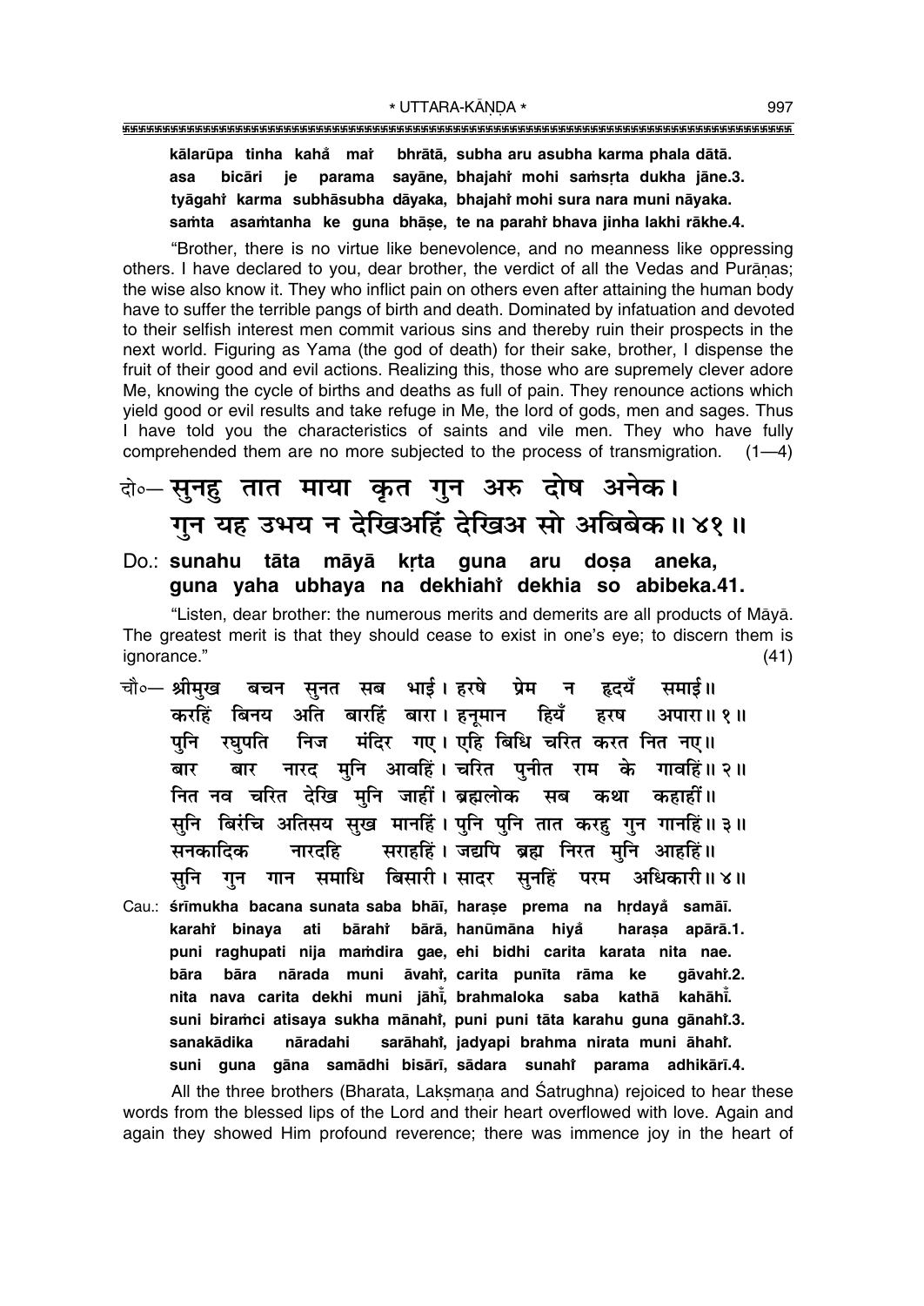**kālarūpa tinha kahå maiÚ bhrātā, subha aru asubha karma phala dātā.**
**asa bicāri je parama sayāne, bhajahiÚ mohi saṁsṛta dukha jāne.3.**
**tyāgahiÚ karma subhāsubha dāyaka, bhajahiÚ mohi sura nara muni nāyaka.**
**saṁta asaṁtanha ke guna bhāṣe, te na parahiÚ bhava jinha lakhi rākhe.4.**

"Brother, there is no virtue like benevolence, and no meanness like oppressing others. I have declared to you, dear brother, the verdict of all the Vedas and Purāṇas; the wise also know it. They who inflict pain on others even after attaining the human body have to suffer the terrible pangs of birth and death. Dominated by infatuation and devoted to their selfish interest men commit various sins and thereby ruin their prospects in the next world. Figuring as Yama (the god of death) for their sake, brother, I dispense the fruit of their good and evil actions. Realizing this, those who are supremely clever adore Me, knowing the cycle of births and deaths as full of pain. They renounce actions which yield good or evil results and take refuge in Me, the lord of gods, men and sages. Thus I have told you the characteristics of saints and vile men. They who have fully comprehended them are no more subjected to the process of transmigration. (1—4)

दो०— **सुनहु तात माया कृत गुन अरु दोष अनेक।**
**गुन यह उभय न देखिअहिं देखिअ सो अबिबेक॥ ४१॥**

Do.: **sunahu tāta māyā kṛta guna aru doṣa aneka,**
**guna yaha ubhaya na dekhiahiÚ dekhia so abibeka.41.**

"Listen, dear brother: the numerous merits and demerits are all products of Māyā. The greatest merit is that they should cease to exist in one's eye; to discern them is ignorance." (41)

चौ०— **श्रीमुख बचन सुनत सब भाई। हरषे प्रेम न हृदयँ समाई॥**
**करहिं बिनय अति बारहिं बारा। हनूमान हियँ हरष अपारा॥ १॥**
**पुनि रघुपति निज मंदिर गए। एहि बिधि चरित करत नित नए॥**
**बार बार नारद मुनि आवहिं। चरित पुनीत राम के गावहिं॥ २॥**
**नित नव चरित देखि मुनि जाहीं। ब्रह्मलोक सब कथा कहाहीं॥**
**सुनि बिरंचि अतिसय सुख मानहिं। पुनि पुनि तात करहु गुन गानहिं॥ ३॥**
**सनकादिक नारदहि सराहहिं। जद्यपि ब्रह्म निरत मुनि आहहिं॥**
**सुनि गुन गान समाधि बिसारी। सादर सुनहिं परम अधिकारी॥ ४॥**

Cau.: **śrīmukha bacana sunata saba bhāī, haraṣe prema na hṛdayå samāī.**
**karahiÚ binaya ati bārahiÚ bārā, hanūmāna hiyå haraṣa apārā.1.**
**puni raghupati nija maṁdira gae, ehi bidhi carita karata nita nae.**
**bāra bāra nārada muni āvahiÚ, carita punīta rāma ke gāvahiÚ.2.**
**nita nava carita dekhi muni jāhīÚ, brahmaloka saba kathā kahāhīÚ.**
**suni biraṁci atisaya sukha mānahiÚ, puni puni tāta karahu guna gānahiÚ.3.**
**sanakādika nāradahi sarāhahiÚ, jadyapi brahma nirata muni āhahiÚ.**
**suni guna gāna samādhi bisārī, sādara sunahiÚ parama adhikārī.4.**

All the three brothers (Bharata, Lakṣmaṇa and Śatrughna) rejoiced to hear these words from the blessed lips of the Lord and their heart overflowed with love. Again and again they showed Him profound reverence; there was immence joy in the heart of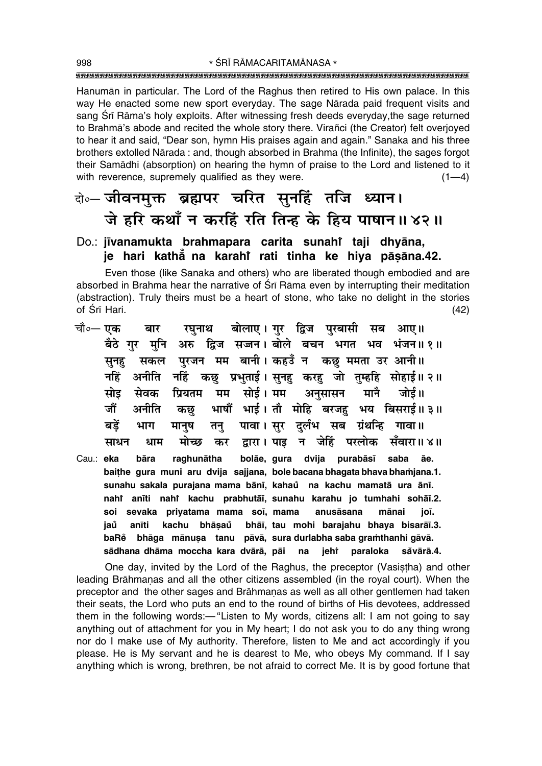Hanumān in particular. The Lord of the Raghus then retired to His own palace. In this way He enacted some new sport everyday. The sage Nārada paid frequent visits and sang Śrī Rāma's holy exploits. After witnessing fresh deeds everyday, the sage returned to Brahmā's abode and recited the whole story there. Virañci (the Creator) felt overjoyed to hear it and said, "Dear son, hymn His praises again and again." Sanaka and his three brothers extolled Nārada : and, though absorbed in Brahma (the Infinite), the sages forgot their Samādhi (absorption) on hearing the hymn of praise to the Lord and listened to it with reverence, supremely qualified as they were. (1—4)

**दो०— जीवनमुक्त ब्रह्मपर चरित सुनहिं तजि ध्यान।**
**जे हरि कथाँ न करहिं रति तिन्ह के हिय पाषान॥ ४२॥**

**Do.: jīvanamukta brahmapara carita sunahi̐ taji dhyāna,**
**je hari kathā̐ na karahi̐ rati tinha ke hiya pāṣāna.42.**

Even those (like Sanaka and others) who are liberated though embodied and are absorbed in Brahma hear the narrative of Śrī Rāma even by interrupting their meditation (abstraction). Truly theirs must be a heart of stone, who take no delight in the stories of Śrī Hari. (42)

चौ०— एक बार रघुनाथ बोलाए। गुर द्विज पुरबासी सब आए॥
बैठे गुर मुनि अरु द्विज सज्जन। बोले बचन भगत भव भंजन॥ १॥
सुनहु सकल पुरजन मम बानी। कहउँ न कछु ममता उर आनी॥
नहिं अनीति नहिं कछु प्रभुताई। सुनहु करहु जो तुम्हहि सोहाई॥ २॥
सोइ सेवक प्रियतम मम सोई। मम अनुसासन मानै जोई॥
जौं अनीति कछु भाषौं भाई। तौ मोहि बरजहु भय बिसराई॥ ३॥
बड़ें भाग मानुष तनु पावा। सुर दुर्लभ सब ग्रंथन्हि गावा॥
साधन धाम मोच्छ कर द्वारा। पाइ न जेहिं परलोक सँवारा॥ ४॥

Cau.: **eka bāra raghunātha bolāe, gura dvija purabāsī saba āe.**
**baiṭhe gura muni aru dvija sajjana, bole bacana bhagata bhava bhaṁjana.1.**
**sunahu sakala purajana mama bānī, kahau̐ na kachu mamatā ura ānī.**
**nahi̐ anīti nahi̐ kachu prabhutāī, sunahu karahu jo tumhahi sohāī.2.**
**soi sevaka priyatama mama soī, mama anusāsana mānai joī.**
**jau̐ anīti kachu bhāṣau̐ bhāī, tau mohi barajahu bhaya bisarāī.3.**
**baRe̐ bhāga mānuṣa tanu pāvā, sura durlabha saba graṁthanhi gāvā.**
**sādhana dhāma moccha kara dvārā, pāi na jehi̐ paraloka sa̐vārā.4.**

One day, invited by the Lord of the Raghus, the preceptor (Vasiṣṭha) and other leading Brāhmaṇas and all the other citizens assembled (in the royal court). When the preceptor and the other sages and Brāhmaṇas as well as all other gentlemen had taken their seats, the Lord who puts an end to the round of births of His devotees, addressed them in the following words:—"Listen to My words, citizens all: I am not going to say anything out of attachment for you in My heart; I do not ask you to do any thing wrong nor do I make use of My authority. Therefore, listen to Me and act accordingly if you please. He is My servant and he is dearest to Me, who obeys My command. If I say anything which is wrong, brethren, be not afraid to correct Me. It is by good fortune that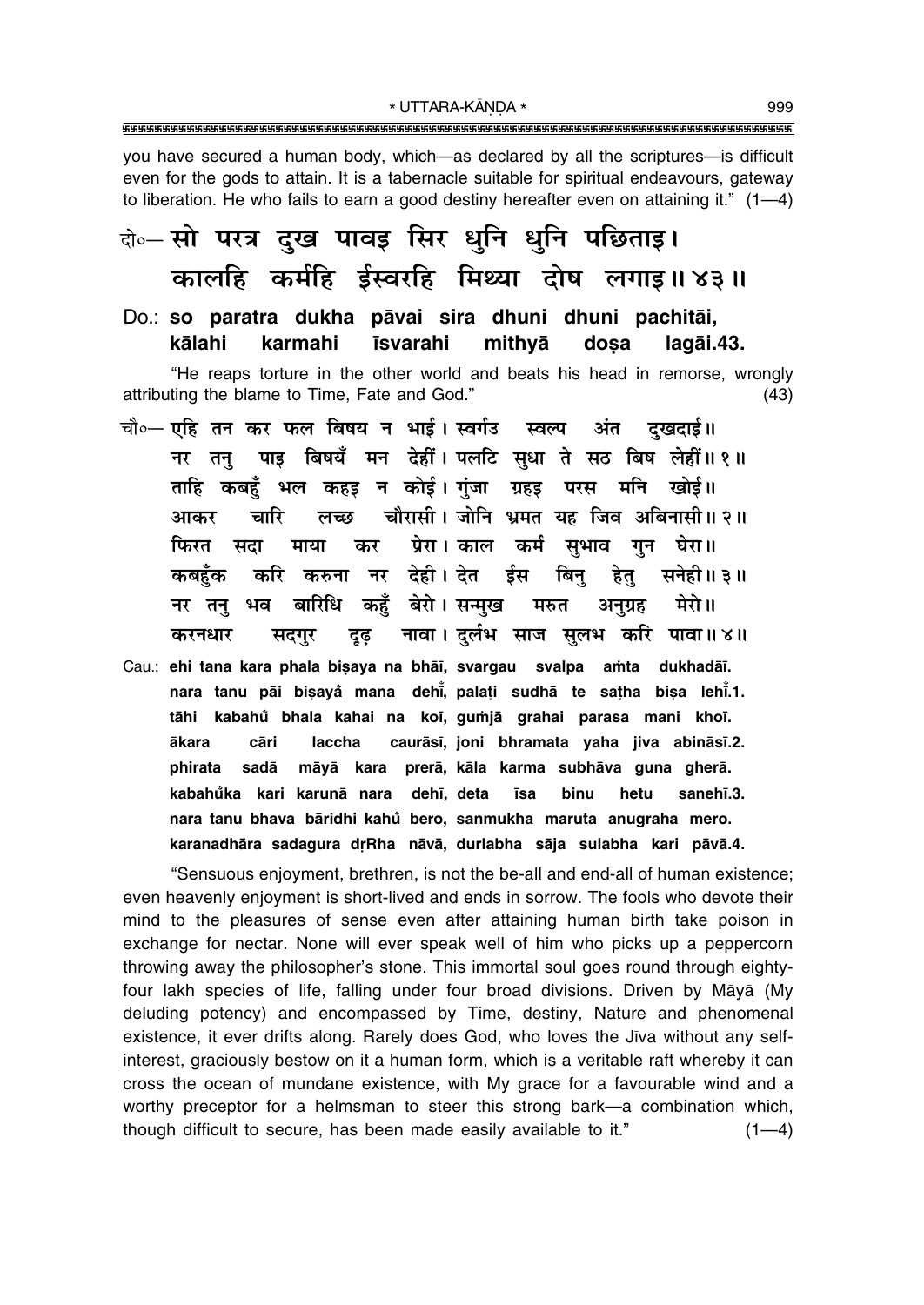you have secured a human body, which—as declared by all the scriptures—is difficult even for the gods to attain. It is a tabernacle suitable for spiritual endeavours, gateway to liberation. He who fails to earn a good destiny hereafter even on attaining it." (1—4)

दो०— सो परत्र दुख पावइ सिर धुनि धुनि पछिताइ।
कालहि कर्महि ईस्वरहि मिथ्या दोष लगाइ॥ ४३॥

Do.: **so paratra dukha pāvai sira dhuni dhuni pachitāi,**
**kālahi karmahi īsvarahi mithyā doṣa lagāi.43.**

"He reaps torture in the other world and beats his head in remorse, wrongly attributing the blame to Time, Fate and God." (43)

चौ०— एहि तन कर फल बिषय न भाई। स्वर्गउ स्वल्प अंत दुखदाई॥
नर तनु पाइ बिषयँ मन देहीं। पलटि सुधा ते सठ बिष लेहीं॥ १॥
ताहि कबहुँ भल कहइ न कोई। गुंजा ग्रहइ परस मनि खोई॥
आकर चारि लच्छ चौरासी। जोनि भ्रमत यह जिव अबिनासी॥ २॥
फिरत सदा माया कर प्रेरा। काल कर्म सुभाव गुन घेरा॥
कबहुँक करि करुना नर देही। देत ईस बिनु हेतु सनेही॥ ३॥
नर तनु भव बारिधि कहुँ बेरो। सन्मुख मरुत अनुग्रह मेरो॥
करनधार सदगुर दृढ़ नावा। दुर्लभ साज सुलभ करि पावा॥ ४॥

Cau.: **ehi tana kara phala biṣaya na bhāī, svargau svalpa aṁta dukhadāī.**
**nara tanu pāi biṣaya̐ mana dehī̐, palaṭi sudhā te saṭha biṣa lehī̐.1.**
**tāhi kabahu̐ bhala kahai na koī, guṁjā grahai parasa mani khoī.**
**ākara cāri laccha caurāsī, joni bhramata yaha jiva abināsī.2.**
**phirata sadā māyā kara prerā, kāla karma subhāva guna gherā.**
**kabahu̐ka kari karunā nara dehī, deta īsa binu hetu sanehī.3.**
**nara tanu bhava bāridhi kahu̐ bero, sanmukha maruta anugraha mero.**
**karanadhāra sadagura dṛRha nāvā, durlabha sāja sulabha kari pāvā.4.**

"Sensuous enjoyment, brethren, is not the be-all and end-all of human existence; even heavenly enjoyment is short-lived and ends in sorrow. The fools who devote their mind to the pleasures of sense even after attaining human birth take poison in exchange for nectar. None will ever speak well of him who picks up a peppercorn throwing away the philosopher's stone. This immortal soul goes round through eighty-four lakh species of life, falling under four broad divisions. Driven by Māyā (My deluding potency) and encompassed by Time, destiny, Nature and phenomenal existence, it ever drifts along. Rarely does God, who loves the Jīva without any self-interest, graciously bestow on it a human form, which is a veritable raft whereby it can cross the ocean of mundane existence, with My grace for a favourable wind and a worthy preceptor for a helmsman to steer this strong bark—a combination which, though difficult to secure, has been made easily available to it." (1—4)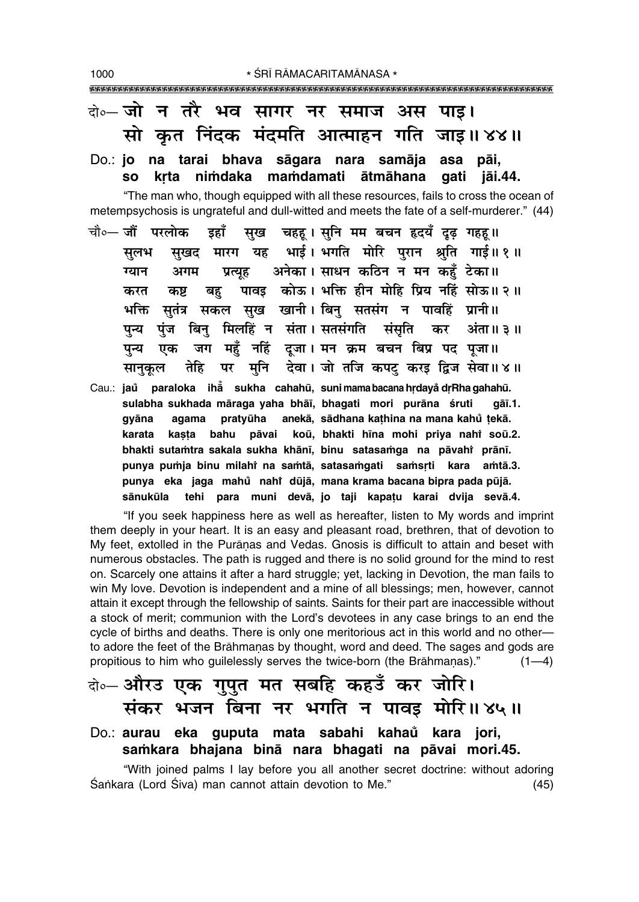दो०— जो न तरै भव सागर नर समाज अस पाइ।
सो कृत निंदक मंदमति आत्माहन गति जाइ॥ ४४॥

Do.: **jo na tarai bhava sāgara nara samāja asa pāi,**
**so kṛta niṁdaka maṁdamati ātmāhana gati jāi.44.**

"The man who, though equipped with all these resources, fails to cross the ocean of metempsychosis is ungrateful and dull-witted and meets the fate of a self-murderer." (44)

चौ०— जौं परलोक इहाँ सुख चहहू। सुनि मम बचन हृदयँ दृढ़ गहहू॥
सुलभ सुखद मारग यह भाई। भगति मोरि पुरान श्रुति गाई॥ १॥
ग्यान अगम प्रत्यूह अनेका। साधन कठिन न मन कहुँ टेका॥
करत कष्ट बहु पावइ कोऊ। भक्ति हीन मोहि प्रिय नहिं सोऊ॥ २॥
भक्ति सुतंत्र सकल सुख खानी। बिनु सतसंग न पावहिं प्रानी॥
पुन्य पुंज बिनु मिलहिं न संता। सतसंगति संसृति कर अंता॥ ३॥
पुन्य एक जग महुँ नहिं दूजा। मन क्रम बचन बिप्र पद पूजा॥
सानुकूल तेहि पर मुनि देवा। जो तजि कपटु करइ द्विज सेवा॥ ४॥

Cau.: **jau̐ paraloka ihā̐ sukha cahahū, suni mama bacana hṛdayā̐ dṛRha gahahū.**
**sulabha sukhada māraga yaha bhāī, bhagati mori purāna śruti gāī.1.**
**gyāna agama pratyūha anekā, sādhana kaṭhina na mana kahu̐ ṭekā.**
**karata kaṣṭa bahu pāvai koū, bhakti hīna mohi priya nahi̐ soū.2.**
**bhakti sutaṁtra sakala sukha khānī, binu satasaṁga na pāvahi̐ prānī.**
**punya puṁja binu milahi̐ na saṁtā, satasaṁgati saṁsṛti kara aṁtā.3.**
**punya eka jaga mahu̐ nahi̐ dūjā, mana krama bacana bipra pada pūjā.**
**sānukūla tehi para muni devā, jo taji kapaṭu karai dvija sevā.4.**

"If you seek happiness here as well as hereafter, listen to My words and imprint them deeply in your heart. It is an easy and pleasant road, brethren, that of devotion to My feet, extolled in the Purāṇas and Vedas. Gnosis is difficult to attain and beset with numerous obstacles. The path is rugged and there is no solid ground for the mind to rest on. Scarcely one attains it after a hard struggle; yet, lacking in Devotion, the man fails to win My love. Devotion is independent and a mine of all blessings; men, however, cannot attain it except through the fellowship of saints. Saints for their part are inaccessible without a stock of merit; communion with the Lord's devotees in any case brings to an end the cycle of births and deaths. There is only one meritorious act in this world and no other—to adore the feet of the Brāhmaṇas by thought, word and deed. The sages and gods are propitious to him who guilelessly serves the twice-born (the Brāhmaṇas)." (1—4)

दो०— औरउ एक गुपुत मत सबहि कहउँ कर जोरि।
संकर भजन बिना नर भगति न पावइ मोरि॥ ४५॥

Do.: **aurau eka guputa mata sabahi kahau̐ kara jori,**
**saṁkara bhajana binā nara bhagati na pāvai mori.45.**

"With joined palms I lay before you all another secret doctrine: without adoring Śaṅkara (Lord Śiva) man cannot attain devotion to Me." (45)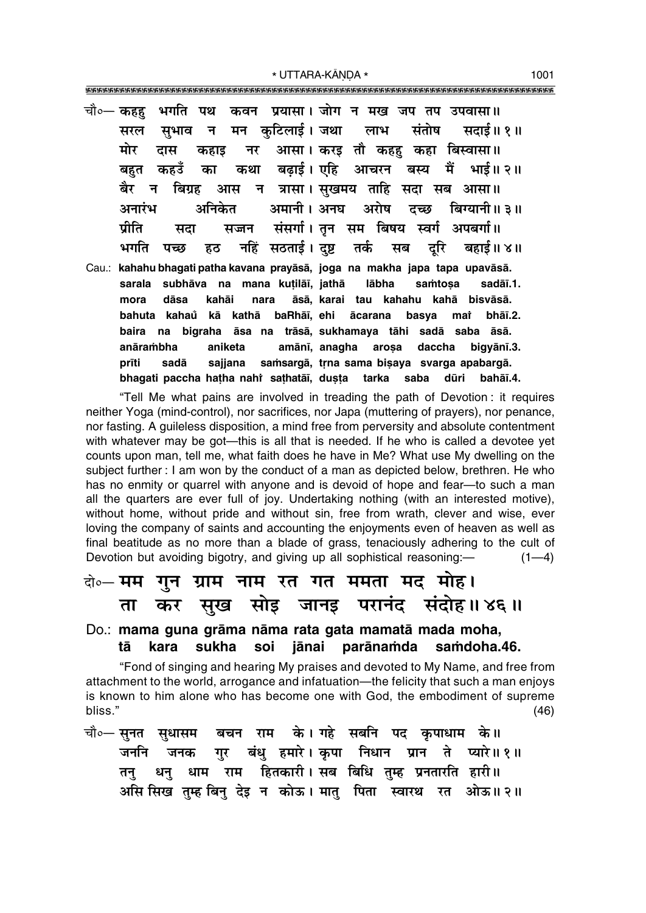चौ०— कहहु भगति पथ कवन प्रयासा। जोग न मख जप तप उपवासा॥
सरल सुभाव न मन कुटिलाई। जथा लाभ संतोष सदाई॥ १॥
मोर दास कहाइ नर आसा। करइ तौ कहहु कहा बिस्वासा॥
बहुत कहउँ का कथा बढ़ाई। एहि आचरन बस्य मैं भाई॥ २॥
बैर न बिग्रह आस न त्रासा। सुखमय ताहि सदा सब आसा॥
अनारंभ अनिकेत अमानी। अनघ अरोष दच्छ बिग्यानी॥ ३॥
प्रीति सदा सज्जन संसर्गा। तृन सम बिषय स्वर्ग अपबर्गा॥
भगति पच्छ हठ नहिं सठताई। दुष्ट तर्क सब दूरि बहाई॥ ४॥

Cau.: **kahahu bhagati patha kavana prayāsā, joga na makha japa tapa upavāsā.**
**sarala subhāva na mana kuṭilāī, jathā lābha saṁtoṣa sadāī.1.**
**mora dāsa kahāi nara āsā, karai tau kahahu kahā bisvāsā.**
**bahuta kahaů kā kathā baRhāī, ehi ācarana basya maiṁ bhāī.2.**
**baira na bigraha āsa na trāsā, sukhamaya tāhi sadā saba āsā.**
**anāraṁbha aniketa amānī, anagha aroṣa daccha bigyānī.3.**
**prīti sadā sajjana saṁsargā, tṛna sama biṣaya svarga apabargā.**
**bhagati paccha haṭha nahiṁ saṭhatāī, duṣṭa tarka saba dūri bahāī.4.**

"Tell Me what pains are involved in treading the path of Devotion : it requires neither Yoga (mind-control), nor sacrifices, nor Japa (muttering of prayers), nor penance, nor fasting. A guileless disposition, a mind free from perversity and absolute contentment with whatever may be got—this is all that is needed. If he who is called a devotee yet counts upon man, tell me, what faith does he have in Me? What use My dwelling on the subject further : I am won by the conduct of a man as depicted below, brethren. He who has no enmity or quarrel with anyone and is devoid of hope and fear—to such a man all the quarters are ever full of joy. Undertaking nothing (with an interested motive), without home, without pride and without sin, free from wrath, clever and wise, ever loving the company of saints and accounting the enjoyments even of heaven as well as final beatitude as no more than a blade of grass, tenaciously adhering to the cult of Devotion but avoiding bigotry, and giving up all sophistical reasoning:— (1—4)

## दो०— मम गुन ग्राम नाम रत गत ममता मद मोह। ता कर सुख सोइ जानइ परानंद संदोह॥ ४६॥

Do.: **mama guna grāma nāma rata gata mamatā mada moha,**
**tā kara sukha soi jānai parānaṁda saṁdoha.46.**

"Fond of singing and hearing My praises and devoted to My Name, and free from attachment to the world, arrogance and infatuation—the felicity that such a man enjoys is known to him alone who has become one with God, the embodiment of supreme bliss." (46)

चौ०— सुनत सुधासम बचन राम के। गहे सबनि पद कृपाधाम के॥
जननि जनक गुर बंधु हमारे। कृपा निधान प्रान ते प्यारे॥ १॥
तनु धनु धाम राम हितकारी। सब बिधि तुम्ह प्रनतारति हारी॥
असि सिख तुम्ह बिनु देइ न कोऊ। मातु पिता स्वारथ रत ओऊ॥ २॥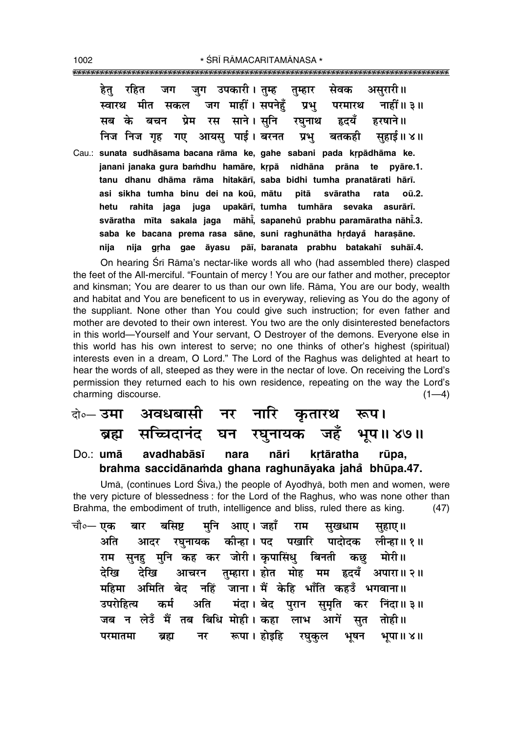हेतु रहित जग जुग उपकारी। तुम्ह तुम्हार सेवक असुरारी॥
स्वारथ मीत सकल जग माहीं। सपनेहुँ प्रभु परमारथ नाहीं॥ ३॥
सब के बचन प्रेम रस साने। सुनि रघुनाथ हृदयँ हरषाने॥
निज निज गृह गए आयसु पाई। बरनत प्रभु बतकही सुहाई॥ ४॥

Cau.: **sunata sudhāsama bacana rāma ke, gahe sabani pada kṛpādhāma ke.**
**janani janaka gura baṁdhu hamāre, kṛpā nidhāna prāna te pyāre.1.**
**tanu dhanu dhāma rāma hitakārī, saba bidhi tumha pranatārati hārī.**
**asi sikha tumha binu dei na koū, mātu pitā svāratha rata oū.2.**
**hetu rahita jaga juga upakārī, tumha tumhāra sevaka asurārī.**
**svāratha mīta sakala jaga māhī̐, sapanehu̐ prabhu paramāratha nāhī̐.3.**
**saba ke bacana prema rasa sāne, suni raghunātha hṛdayå̐ haraṣāne.**
**nija nija gṛha gae āyasu pāī, baranata prabhu batakahī suhāī.4.**

On hearing Śrī Rāma's nectar-like words all who (had assembled there) clasped the feet of the All-merciful. "Fountain of mercy ! You are our father and mother, preceptor and kinsman; You are dearer to us than our own life. Rāma, You are our body, wealth and habitat and You are beneficent to us in everyway, relieving as You do the agony of the suppliant. None other than You could give such instruction; for even father and mother are devoted to their own interest. You two are the only disinterested benefactors in this world—Yourself and Your servant, O Destroyer of the demons. Everyone else in this world has his own interest to serve; no one thinks of other's highest (spiritual) interests even in a dream, O Lord." The Lord of the Raghus was delighted at heart to hear the words of all, steeped as they were in the nectar of love. On receiving the Lord's permission they returned each to his own residence, repeating on the way the Lord's charming discourse. (1—4)

दो०— उमा अवधबासी नर नारि कृतारथ रूप।
ब्रह्म सच्चिदानंद घन रघुनायक जहँ भूप॥ ४७॥

Do.: **umā avadhabāsī nara nāri kṛtāratha rūpa,**
**brahma saccidānaṁda ghana raghunāyaka jahå̐ bhūpa.47.**

Umā, (continues Lord Śiva,) the people of Ayodhyā, both men and women, were the very picture of blessedness : for the Lord of the Raghus, who was none other than Brahma, the embodiment of truth, intelligence and bliss, ruled there as king. (47)

चौ०— एक बार बसिष्ट मुनि आए। जहाँ राम सुखधाम सुहाए॥
अति आदर रघुनायक कीन्हा। पद पखारि पादोदक लीन्हा॥ १॥
राम सुनहु मुनि कह कर जोरी। कृपासिंधु बिनती कछु मोरी॥
देखि देखि आचरन तुम्हारा। होत मोह मम हृदयँ अपारा॥ २॥
महिमा अमिति बेद नहिं जाना। मैं केहि भाँति कहउँ भगवाना॥
उपरोहित्य कर्म अति मंदा। बेद पुरान सुमृति कर निंदा॥ ३॥
जब न लेउँ मैं तब बिधि मोही। कहा लाभ आगें सुत तोही॥
परमातमा ब्रह्म नर रूपा। होइहि रघुकुल भूषन भूपा॥ ४॥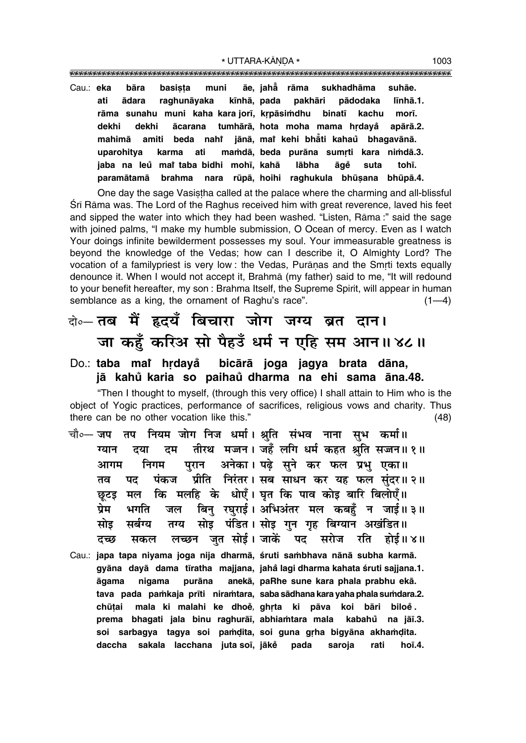Cau.: **eka bāra basiṣṭa muni āe, jahå° rāma sukhadhāma suhāe.**
**ati ādara raghunāyaka kīnhā, pada pakhāri pādodaka līnhā.1.**
**rāma sunahu muni kaha kara jorī, kṛpāsiṁdhu binatī kachu morī.**
**dekhi dekhi ācarana tumhārā, hota moha mama hṛdayå° apārā.2.**
**mahimā amiti beda nahi̐ jānā, mai̐ kehi bhå°ti kahau̐ bhagavānā.**
**uparohitya karma ati maṁdā, beda purāna sumṛti kara niṁdā.3.**
**jaba na leu̐ mai̐ taba bidhi mohī, kahā lābha āge̐ suta tohī.**
**paramātamā brahma nara rūpā, hoihi raghukula bhūṣana bhūpā.4.**

One day the sage Vasiṣṭha called at the palace where the charming and all-blissful Śrī Rāma was. The Lord of the Raghus received him with great reverence, laved his feet and sipped the water into which they had been washed. "Listen, Rāma :" said the sage with joined palms, "I make my humble submission, O Ocean of mercy. Even as I watch Your doings infinite bewilderment possesses my soul. Your immeasurable greatness is beyond the knowledge of the Vedas; how can I describe it, O Almighty Lord? The vocation of a familypriest is very low : the Vedas, Purāṇas and the Smṛti texts equally denounce it. When I would not accept it, Brahmā (my father) said to me, "It will redound to your benefit hereafter, my son : Brahma Itself, the Supreme Spirit, will appear in human semblance as a king, the ornament of Raghu's race". (1—4)

## दो०— तब मैं हृदयँ बिचारा जोग जग्य ब्रत दान। जा कहुँ करिअ सो पैहउँ धर्म न एहि सम आन॥ ४८॥

Do.: **taba mai̐ hṛdayå° bicārā joga jagya brata dāna,**
**jā kahu̐ karia so paihau̐ dharma na ehi sama āna.48.**

"Then I thought to myself, (through this very office) I shall attain to Him who is the object of Yogic practices, performance of sacrifices, religious vows and charity. Thus there can be no other vocation like this." (48)

चौ०— जप तप नियम जोग निज धर्मा। श्रुति संभव नाना सुभ कर्मा॥
ग्यान दया दम तीरथ मज्जन। जहँ लगि धर्म कहत श्रुति सज्जन॥ १॥
आगम निगम पुरान अनेका। पढ़े सुने कर फल प्रभु एका॥
तव पद पंकज प्रीति निरंतर। सब साधन कर यह फल सुंदर॥ २॥
छूटइ मल कि मलहि के धोएँ। घृत कि पाव कोइ बारि बिलोएँ॥
प्रेम भगति जल बिनु रघुराई। अभिअंतर मल कबहुँ न जाई॥ ३॥
सोइ सर्बग्य तग्य सोइ पंडित। सोइ गुन गृह बिग्यान अखंडित॥
दच्छ सकल लच्छन जुत सोई। जाकें पद सरोज रति होई॥ ४॥

Cau.: **japa tapa niyama joga nija dharmā, śruti saṁbhava nānā subha karmā.**
**gyāna dayā dama tīratha majjana, jahå° lagi dharma kahata śruti sajjana.1.**
**āgama nigama purāna anekā, paRhe sune kara phala prabhu ekā.**
**tava pada paṁkaja prīti niraṁtara, saba sādhana kara yaha phala suṁdara.2.**
**chūṭai mala ki malahi ke dhoe̐, ghṛta ki pāva koi bāri biloe̐.**
**prema bhagati jala binu raghurāī, abhiaṁtara mala kabahu̐ na jāī.3.**
**soi sarbagya tagya soi paṁḍita, soi guna gṛha bigyāna akhaṁḍita.**
**daccha sakala lacchana juta soī, jāke̐ pada saroja rati hoī.4.**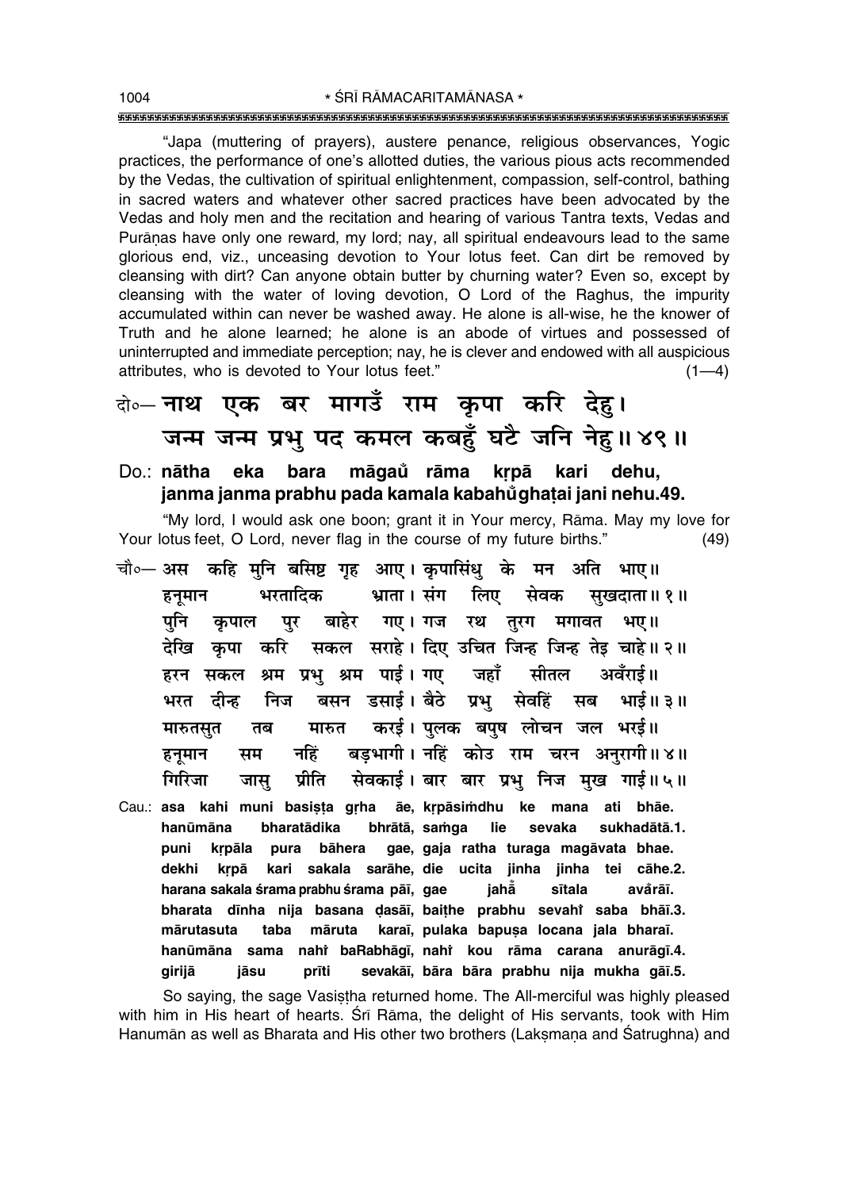"Japa (muttering of prayers), austere penance, religious observances, Yogic practices, the performance of one's allotted duties, the various pious acts recommended by the Vedas, the cultivation of spiritual enlightenment, compassion, self-control, bathing in sacred waters and whatever other sacred practices have been advocated by the Vedas and holy men and the recitation and hearing of various Tantra texts, Vedas and Purāṇas have only one reward, my lord; nay, all spiritual endeavours lead to the same glorious end, viz., unceasing devotion to Your lotus feet. Can dirt be removed by cleansing with dirt? Can anyone obtain butter by churning water? Even so, except by cleansing with the water of loving devotion, O Lord of the Raghus, the impurity accumulated within can never be washed away. He alone is all-wise, he the knower of Truth and he alone learned; he alone is an abode of virtues and possessed of uninterrupted and immediate perception; nay, he is clever and endowed with all auspicious attributes, who is devoted to Your lotus feet." (1—4)

दो०— **नाथ एक बर मागउँ राम कृपा करि देहु।**
**जन्म जन्म प्रभु पद कमल कबहुँ घटै जनि नेहु॥ ४९॥**

Do.: **nātha eka bara māgaů rāma kṛpā kari dehu,**
**janma janma prabhu pada kamala kabahů ghaṭai jani nehu.49.**

"My lord, I would ask one boon; grant it in Your mercy, Rāma. May my love for Your lotus feet, O Lord, never flag in the course of my future births." (49)

चौ०— अस कहि मुनि बसिष्ट गृह आए। कृपासिंधु के मन अति भाए॥
हनूमान भरतादिक भ्राता। संग लिए सेवक सुखदाता॥ १॥
पुनि कृपाल पुर बाहेर गए। गज रथ तुरग मगावत भए॥
देखि कृपा करि सकल सराहे। दिए उचित जिन्ह जिन्ह तेइ चाहे॥ २॥
हरन सकल श्रम प्रभु श्रम पाई। गए जहाँ सीतल अवँराई॥
भरत दीन्ह निज बसन डसाई। बैठे प्रभु सेवहिं सब भाई॥ ३॥
मारुतसुत तब मारुत करई। पुलक बपुष लोचन जल भरई॥
हनूमान सम नहिं बड़भागी। नहिं कोउ राम चरन अनुरागी॥ ४॥
गिरिजा जासु प्रीति सेवकाई। बार बार प्रभु निज मुख गाई॥ ५॥

Cau.: **asa kahi muni basiṣṭa gṛha āe, kṛpāsiṁdhu ke mana ati bhāe.**
**hanūmāna bharatādika bhrātā, saṁga lie sevaka sukhadātā.1.**
**puni kṛpāla pura bāhera gae, gaja ratha turaga magāvata bhae.**
**dekhi kṛpā kari sakala sarāhe, die ucita jinha jinha tei cāhe.2.**
**harana sakala śrama prabhu śrama pāī, gae jahā̃ sītala avåराī.**
**bharata dīnha nija basana ḍasāī, baiṭhe prabhu sevahi̇ saba bhāī.3.**
**mārutasuta taba māruta karaī, pulaka bapuṣa locana jala bharaī.**
**hanūmāna sama nahi̇ baRabhāgī, nahi̇ kou rāma carana anurāgī.4.**
**girijā jāsu prīti sevakāī, bāra bāra prabhu nija mukha gāī.5.**

So saying, the sage Vasiṣṭha returned home. The All-merciful was highly pleased with him in His heart of hearts. Śrī Rāma, the delight of His servants, took with Him Hanumān as well as Bharata and His other two brothers (Lakṣmaṇa and Śatrughna) and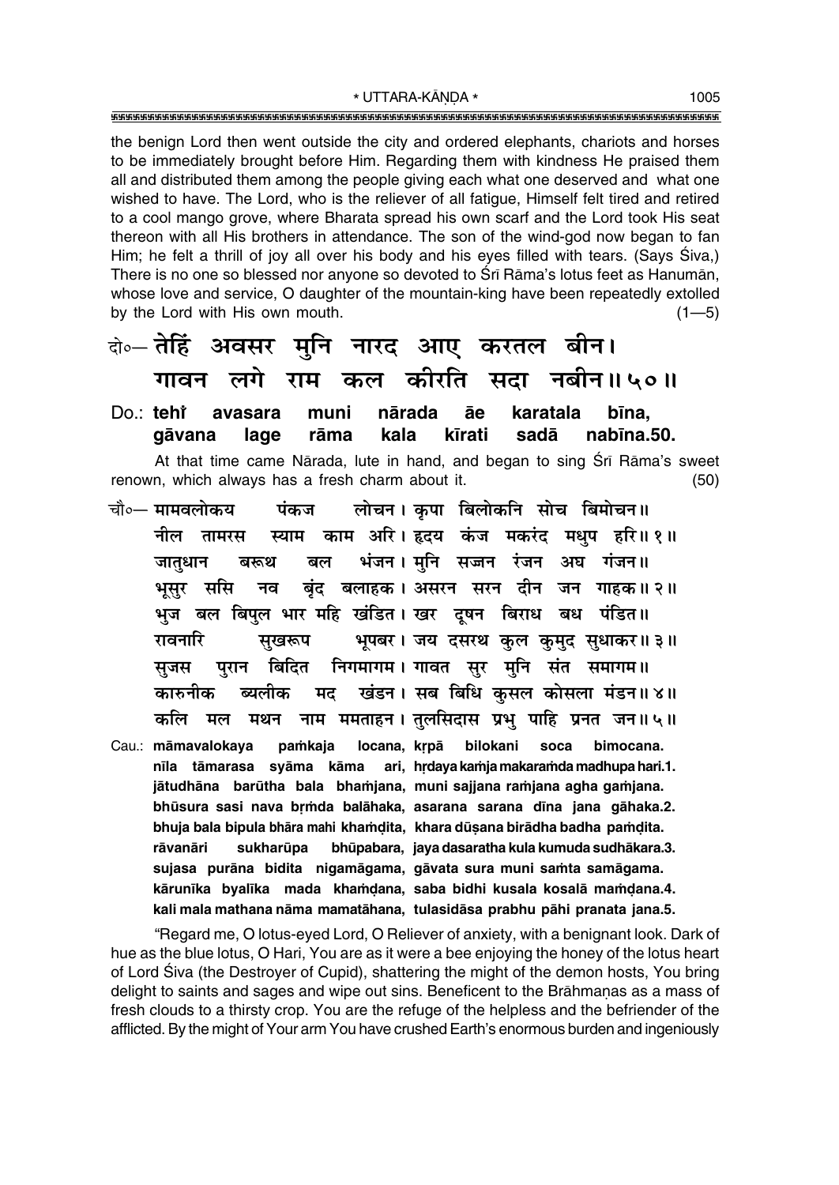the benign Lord then went outside the city and ordered elephants, chariots and horses to be immediately brought before Him. Regarding them with kindness He praised them all and distributed them among the people giving each what one deserved and what one wished to have. The Lord, who is the reliever of all fatigue, Himself felt tired and retired to a cool mango grove, where Bharata spread his own scarf and the Lord took His seat thereon with all His brothers in attendance. The son of the wind-god now began to fan Him; he felt a thrill of joy all over his body and his eyes filled with tears. (Says Śiva,) There is no one so blessed nor anyone so devoted to Śrī Rāma's lotus feet as Hanumān, whose love and service, O daughter of the mountain-king have been repeatedly extolled by the Lord with His own mouth. (1—5)

दो०— तेहिं अवसर मुनि नारद आए करतल बीन।
गावन लगे राम कल कीरति सदा नबीन॥५०॥

Do.: tehi̐ avasara muni nārada āe karatala bīna,
gāvana lage rāma kala kīrati sadā nabīna.50.

At that time came Nārada, lute in hand, and began to sing Śrī Rāma's sweet renown, which always has a fresh charm about it. (50)

चौ०— मामवलोकय पंकज लोचन। कृपा बिलोकनि सोच बिमोचन॥
नील तामरस स्याम काम अरि। हृदय कंज मकरंद मधुप हरि॥१॥
जातुधान बरूथ बल भंजन। मुनि सज्जन रंजन अघ गंजन॥
भूसुर ससि नव बृंद बलाहक। असरन सरन दीन जन गाहक॥२॥
भुज बल बिपुल भार महि खंडित। खर दूषन बिराध बध पंडित॥
रावनारि सुखरूप भूपबर। जय दसरथ कुल कुमुद सुधाकर॥३॥
सुजस पुरान बिदित निगमागम। गावत सुर मुनि संत समागम॥
कारुनीक ब्यलीक मद खंडन। सब बिधि कुसल कोसला मंडन॥४॥
कलि मल मथन नाम ममताहन। तुलसिदास प्रभु पाहि प्रनत जन॥५॥

Cau.: māmavalokaya paṁkaja locana, kṛpā bilokani soca bimocana.
nīla tāmarasa syāma kāma ari, hṛdaya kaṁja makaraṁda madhupa hari.1.
jātudhāna barūtha bala bhaṁjana, muni sajjana raṁjana agha gaṁjana.
bhūsura sasi nava bṛṁda balāhaka, asarana sarana dīna jana gāhaka.2.
bhuja bala bipula bhāra mahi khaṁḍita, khara dūṣana birādha badha paṁḍita.
rāvanāri sukharūpa bhūpabara, jaya dasaratha kula kumuda sudhākara.3.
sujasa purāna bidita nigamāgama, gāvata sura muni saṁta samāgama.
kārunīka byalīka mada khaṁḍana, saba bidhi kusala kosalā maṁḍana.4.
kali mala mathana nāma mamatāhana, tulasidāsa prabhu pāhi pranata jana.5.

"Regard me, O lotus-eyed Lord, O Reliever of anxiety, with a benignant look. Dark of hue as the blue lotus, O Hari, You are as it were a bee enjoying the honey of the lotus heart of Lord Śiva (the Destroyer of Cupid), shattering the might of the demon hosts, You bring delight to saints and sages and wipe out sins. Beneficent to the Brāhmaṇas as a mass of fresh clouds to a thirsty crop. You are the refuge of the helpless and the befriender of the afflicted. By the might of Your arm You have crushed Earth's enormous burden and ingeniously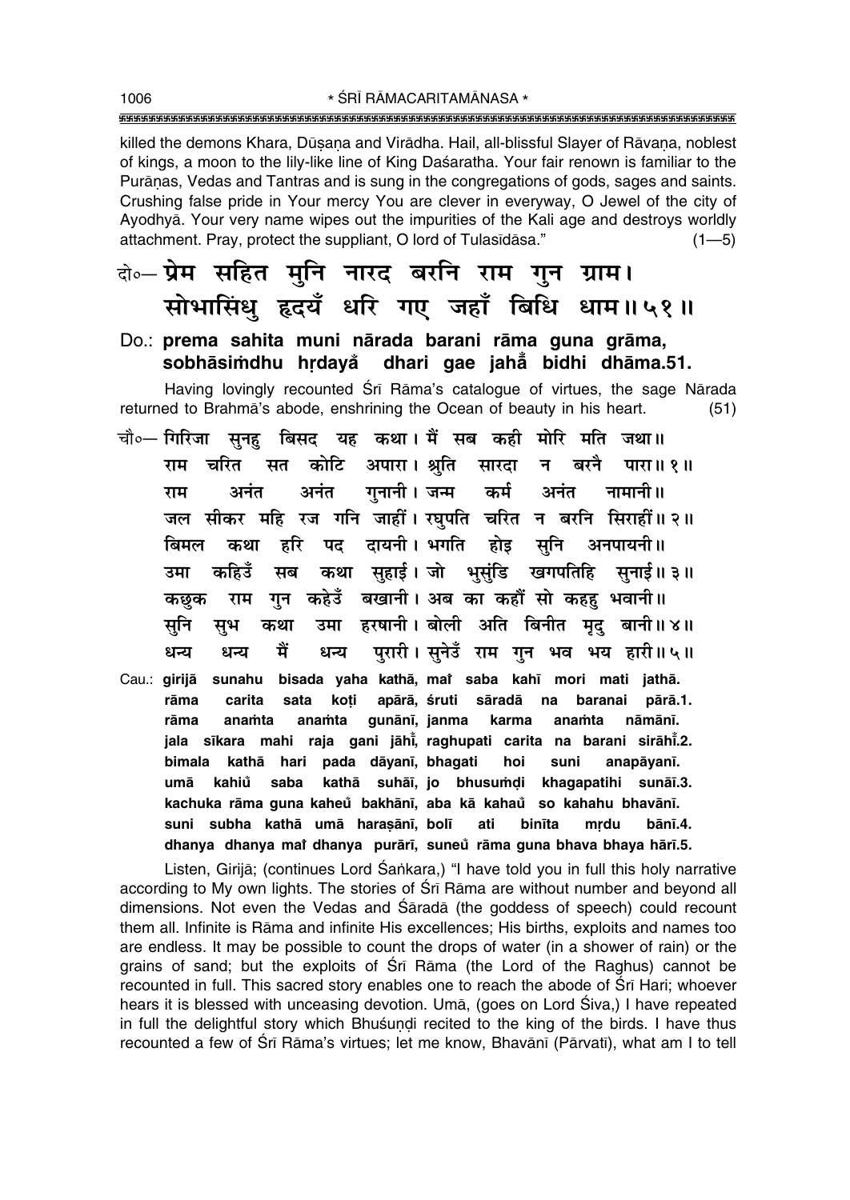killed the demons Khara, Dūṣaṇa and Virādha. Hail, all-blissful Slayer of Rāvaṇa, noblest of kings, a moon to the lily-like line of King Daśaratha. Your fair renown is familiar to the Purāṇas, Vedas and Tantras and is sung in the congregations of gods, sages and saints. Crushing false pride in Your mercy You are clever in everyway, O Jewel of the city of Ayodhyā. Your very name wipes out the impurities of the Kali age and destroys worldly attachment. Pray, protect the suppliant, O lord of Tulasīdāsa." (1—5)

दो०— प्रेम सहित मुनि नारद बरनि राम गुन ग्राम।
सोभासिंधु हृदयँ धरि गए जहाँ बिधि धाम॥ ५१॥

**Do.: prema sahita muni nārada barani rāma guna grāma,**
**sobhāsiṁdhu hṛdayaK dhari gae jahāK bidhi dhāma.51.**

Having lovingly recounted Śrī Rāma's catalogue of virtues, the sage Nārada returned to Brahmā's abode, enshrining the Ocean of beauty in his heart. (51)

चौ०— गिरिजा सुनहु बिसद यह कथा। मैं सब कही मोरि मति जथा॥
राम चरित सत कोटि अपारा। श्रुति सारदा न बरनै पारा॥ १॥
राम अनंत अनंत गुनानी। जन्म कर्म अनंत नामानी॥
जल सीकर महि रज गनि जाहीं। रघुपति चरित न बरनि सिराहीं॥ २॥
बिमल कथा हरि पद दायनी। भगति होइ सुनि अनपायनी॥
उमा कहिउँ सब कथा सुहाई। जो भुसुंडि खगपतिहि सुनाई॥ ३॥
कछुक राम गुन कहेउँ बखानी। अब का कहौं सो कहहु भवानी॥
सुनि सुभ कथा उमा हरषानी। बोली अति बिनीत मृदु बानी॥ ४॥
धन्य धन्य मैं धन्य पुरारी। सुनेउँ राम गुन भव भय हारी॥ ५॥

**Cau.: girijā sunahu bisada yaha kathā, maiṁ saba kahī mori mati jathā.**
**rāma carita sata koṭi apārā, śruti sāradā na baranai pārā.1.**
**rāma anaṁta anaṁta gunānī, janma karma anaṁta nāmānī.**
**jala sīkara mahi raja gani jāhīṁ, raghupati carita na barani sirāhīṁ.2.**
**bimala kathā hari pada dāyanī, bhagati hoi suni anapāyanī.**
**umā kahiuK saba kathā suhāī, jo bhusuṁḍi khagapatihi sunāī.3.**
**kachuka rāma guna kaheuK bakhānī, aba kā kahauK so kahahu bhavānī.**
**suni subha kathā umā haraṣānī, bolī ati binīta mṛdu bānī.4.**
**dhanya dhanya maiṁ dhanya purārī, suneuK rāma guna bhava bhaya hārī.5.**

Listen, Girijā; (continues Lord Śaṅkara,) "I have told you in full this holy narrative according to My own lights. The stories of Śrī Rāma are without number and beyond all dimensions. Not even the Vedas and Śāradā (the goddess of speech) could recount them all. Infinite is Rāma and infinite His excellences; His births, exploits and names too are endless. It may be possible to count the drops of water (in a shower of rain) or the grains of sand; but the exploits of Śrī Rāma (the Lord of the Raghus) cannot be recounted in full. This sacred story enables one to reach the abode of Śrī Hari; whoever hears it is blessed with unceasing devotion. Umā, (goes on Lord Śiva,) I have repeated in full the delightful story which Bhuśuṇḍi recited to the king of the birds. I have thus recounted a few of Śrī Rāma's virtues; let me know, Bhavānī (Pārvatī), what am I to tell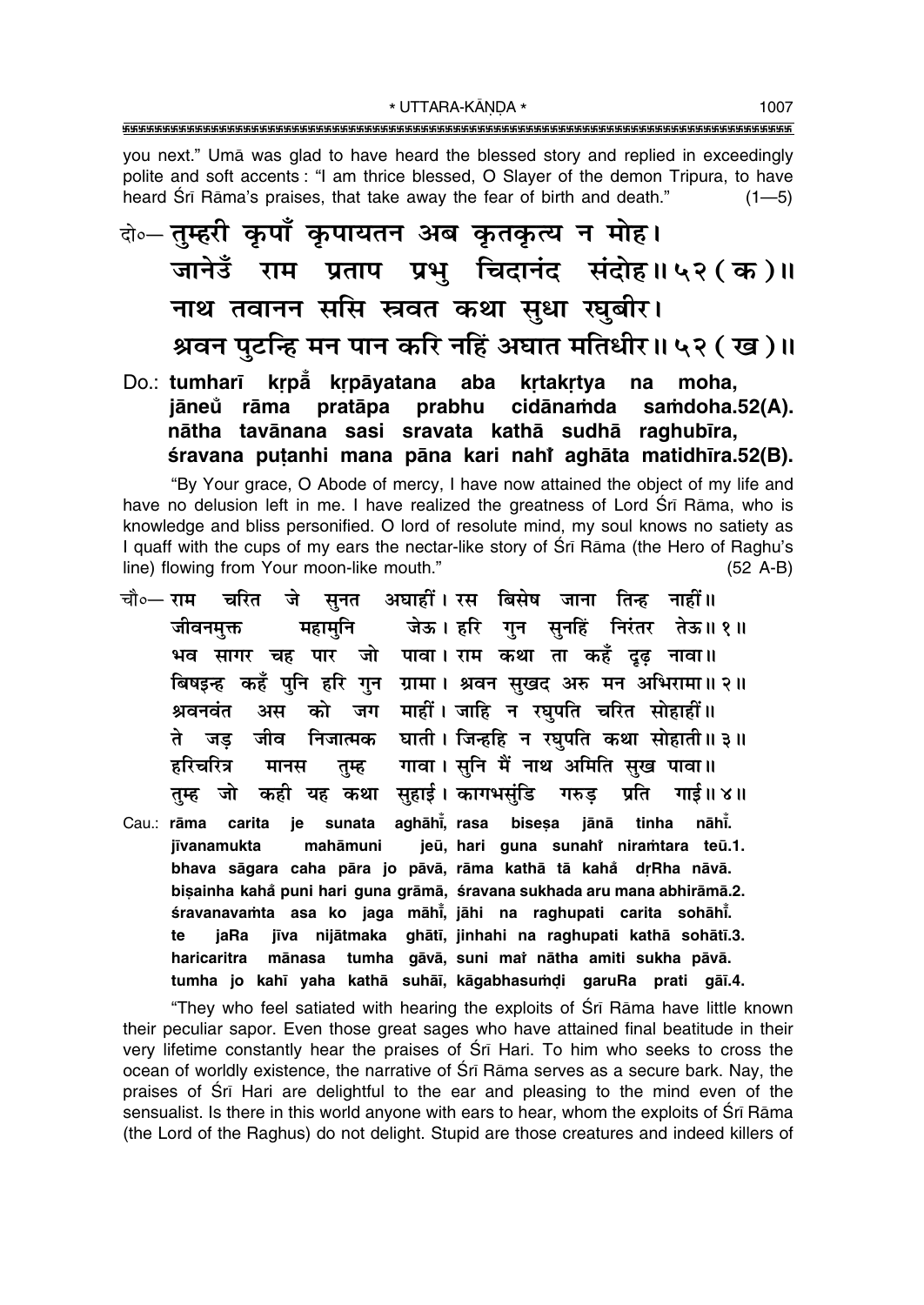you next." Umā was glad to have heard the blessed story and replied in exceedingly polite and soft accents : "I am thrice blessed, O Slayer of the demon Tripura, to have heard Śrī Rāma's praises, that take away the fear of birth and death." (1—5)

दो०— तुम्हरी कृपाँ कृपायतन अब कृतकृत्य न मोह।
जानेउँ राम प्रताप प्रभु चिदानंद संदोह॥५२(क)॥
नाथ तवानन ससि स्त्रवत कथा सुधा रघुबीर।
श्रवन पुटन्हि मन पान करि नहिं अघात मतिधीर॥५२(ख)॥

Do.: **tumharī kṛpā̐ kṛpāyatana aba kṛtakṛtya na moha,**
**jāneu̐ rāma pratāpa prabhu cidānaṁda saṁdoha.52(A).**
**nātha tavānana sasi sravata kathā sudhā raghubīra,**
**śravana puṭanhi mana pāna kari nahĩ aghāta matidhīra.52(B).**

"By Your grace, O Abode of mercy, I have now attained the object of my life and have no delusion left in me. I have realized the greatness of Lord Śrī Rāma, who is knowledge and bliss personified. O lord of resolute mind, my soul knows no satiety as I quaff with the cups of my ears the nectar-like story of Śrī Rāma (the Hero of Raghu's line) flowing from Your moon-like mouth." (52 A-B)

चौ०— राम चरित जे सुनत अघाहीं। रस बिसेष जाना तिन्ह नाहीं॥
जीवनमुक्त महामुनि जेऊ। हरि गुन सुनहिं निरंतर तेऊ॥१॥
भव सागर चह पार जो पावा। राम कथा ता कहँ दृढ़ नावा॥
बिषइन्ह कहँ पुनि हरि गुन ग्रामा। श्रवन सुखद अरु मन अभिरामा॥२॥
श्रवनवंत अस को जग माहीं। जाहि न रघुपति चरित सोहाहीं॥
ते जड़ जीव निजात्मक घाती। जिन्हहि न रघुपति कथा सोहाती॥३॥
हरिचरित्र मानस तुम्ह गावा। सुनि मैं नाथ अमिति सुख पावा॥
तुम्ह जो कही यह कथा सुहाई। कागभसुंडि गरुड़ प्रति गाई॥४॥

Cau.: **rāma carita je sunata aghāhī̃, rasa biseṣa jānā tinha nāhī̃.**
**jīvanamukta mahāmuni jeū, hari guna sunahĩ niraṁtara teū.1.**
**bhava sāgara caha pāra jo pāvā, rāma kathā tā kahā̐ dṛRha nāvā.**
**biṣainha kahā̐ puni hari guna grāmā, śravana sukhada aru mana abhirāmā.2.**
**śravanavaṁta asa ko jaga māhī̃, jāhi na raghupati carita sohāhī̃.**
**te jaRa jīva nijātmaka ghātī, jinhahi na raghupati kathā sohātī.3.**
**haricaritra mānasa tumha gāvā, suni maĩ nātha amiti sukha pāvā.**
**tumha jo kahī yaha kathā suhāī, kāgabhasuṁḍi garuRa prati gāī.4.**

"They who feel satiated with hearing the exploits of Śrī Rāma have little known their peculiar sapor. Even those great sages who have attained final beatitude in their very lifetime constantly hear the praises of Śrī Hari. To him who seeks to cross the ocean of worldly existence, the narrative of Śrī Rāma serves as a secure bark. Nay, the praises of Śrī Hari are delightful to the ear and pleasing to the mind even of the sensualist. Is there in this world anyone with ears to hear, whom the exploits of Śrī Rāma (the Lord of the Raghus) do not delight. Stupid are those creatures and indeed killers of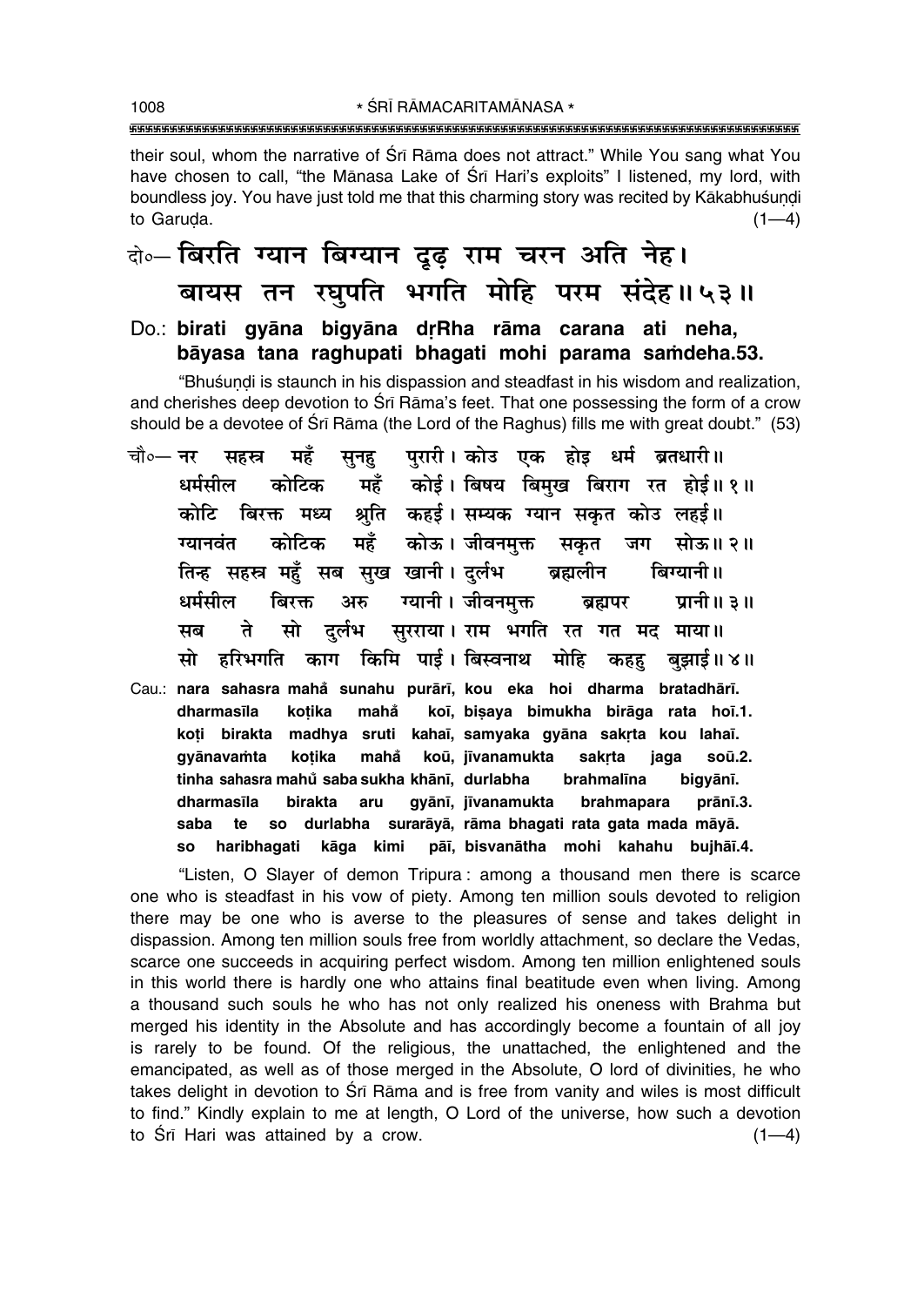their soul, whom the narrative of Śrī Rāma does not attract." While You sang what You have chosen to call, "the Mānasa Lake of Śrī Hari's exploits" I listened, my lord, with boundless joy. You have just told me that this charming story was recited by Kākabhuśuṇḍi to Garuḍa. (1—4)

दो०— **बिरति ग्यान बिग्यान दृढ़ राम चरन अति नेह।**
**बायस तन रघुपति भगति मोहि परम संदेह॥ ५३॥**

Do.: **birati gyāna bigyāna dṛRha rāma carana ati neha,**
**bāyasa tana raghupati bhagati mohi parama saṁdeha.53.**

"Bhuśuṇḍi is staunch in his dispassion and steadfast in his wisdom and realization, and cherishes deep devotion to Śrī Rāma's feet. That one possessing the form of a crow should be a devotee of Śrī Rāma (the Lord of the Raghus) fills me with great doubt." (53)

चौ०— नर सहस्त्र महँ सुनहु पुरारी। कोउ एक होइ धर्म ब्रतधारी॥
धर्मसील कोटिक महँ कोई। बिषय बिमुख बिराग रत होई॥ १॥
कोटि बिरक्त मध्य श्रुति कहई। सम्यक ग्यान सकृत कोउ लहई॥
ग्यानवंत कोटिक महँ कोऊ। जीवनमुक्त सकृत जग सोऊ॥ २॥
तिन्ह सहस्त्र महुँ सब सुख खानी। दुर्लभ ब्रह्मलीन बिग्यानी॥
धर्मसील बिरक्त अरु ग्यानी। जीवनमुक्त ब्रह्मपर प्रानी॥ ३॥
सब ते सो दुर्लभ सुरराया। राम भगति रत गत मद माया॥
सो हरिभगति काग किमि पाई। बिस्वनाथ मोहि कहहु बुझाई॥ ४॥

Cau.: **nara sahasra mahå̐ sunahu purārī, kou eka hoi dharma bratadhārī.**
**dharmasīla koṭika mahå̐ koī, biṣaya bimukha birāga rata hoī.1.**
**koṭi birakta madhya sruti kahaī, samyaka gyāna sakṛta kou lahaī.**
**gyānavaṁta koṭika mahå̐ koū, jīvanamukta sakṛta jaga soū.2.**
**tinha sahasra mahů saba sukha khānī, durlabha brahmalīna bigyānī.**
**dharmasīla birakta aru gyānī, jīvanamukta brahmapara prānī.3.**
**saba te so durlabha surarāyā, rāma bhagati rata gata mada māyā.**
**so haribhagati kāga kimi pāī, bisvanātha mohi kahahu bujhāī.4.**

"Listen, O Slayer of demon Tripura : among a thousand men there is scarce one who is steadfast in his vow of piety. Among ten million souls devoted to religion there may be one who is averse to the pleasures of sense and takes delight in dispassion. Among ten million souls free from worldly attachment, so declare the Vedas, scarce one succeeds in acquiring perfect wisdom. Among ten million enlightened souls in this world there is hardly one who attains final beatitude even when living. Among a thousand such souls he who has not only realized his oneness with Brahma but merged his identity in the Absolute and has accordingly become a fountain of all joy is rarely to be found. Of the religious, the unattached, the enlightened and the emancipated, as well as of those merged in the Absolute, O lord of divinities, he who takes delight in devotion to Śrī Rāma and is free from vanity and wiles is most difficult to find." Kindly explain to me at length, O Lord of the universe, how such a devotion to Śrī Hari was attained by a crow. (1—4)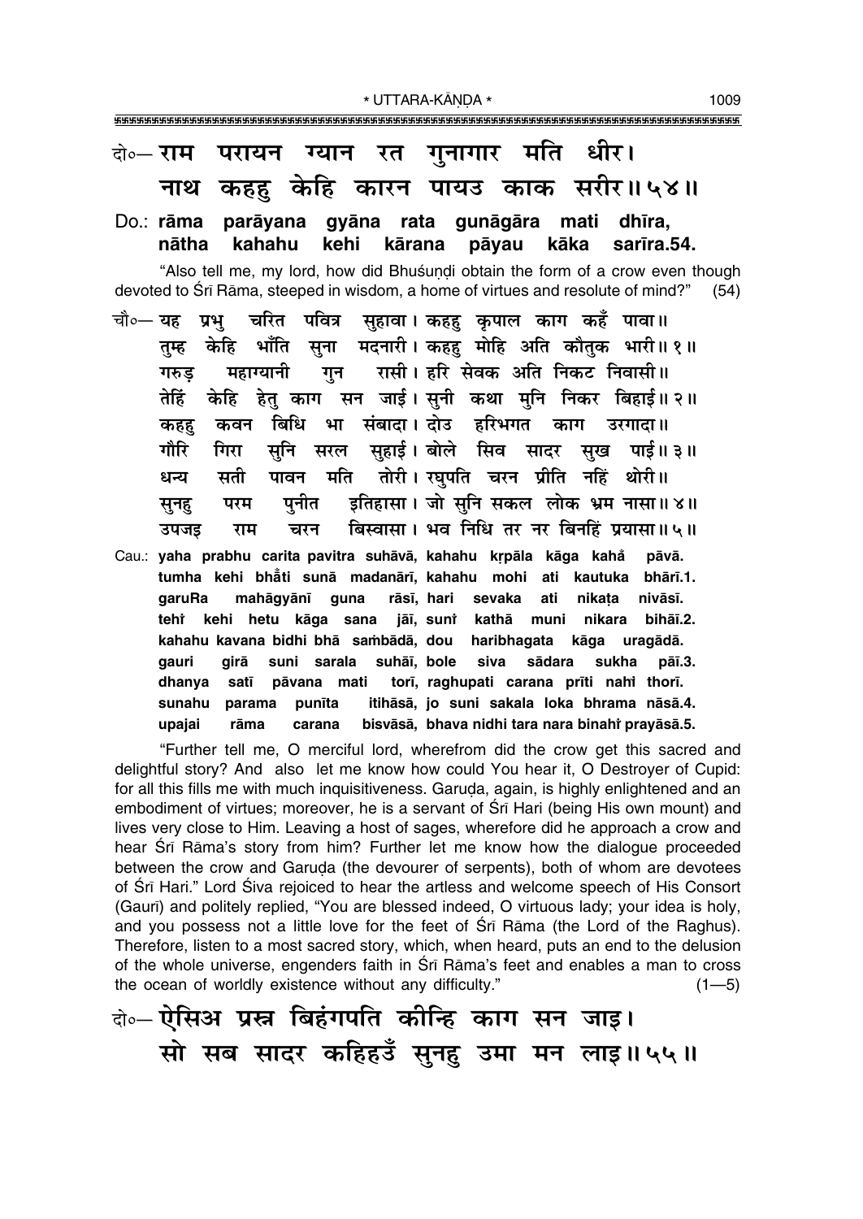दो०— राम परायन ग्यान रत गुनागार मति धीर।
नाथ कहहु केहि कारन पायउ काक सरीर॥ ५४॥

Do.: rāma parāyana gyāna rata gunāgāra mati dhīra,
nātha kahahu kehi kārana pāyau kāka sarīra.54.

"Also tell me, my lord, how did Bhuśuṇḍi obtain the form of a crow even though devoted to Śrī Rāma, steeped in wisdom, a home of virtues and resolute of mind?" (54)

चौ०— यह प्रभु चरित पवित्र सुहावा। कहहु कृपाल काग कहँ पावा॥
तुम्ह केहि भाँति सुना मदनारी। कहहु मोहि अति कौतुक भारी॥ १॥
गरुड़ महाग्यानी गुन रासी। हरि सेवक अति निकट निवासी॥
तेहिं केहि हेतु काग सन जाई। सुनी कथा मुनि निकर बिहाई॥ २॥
कहहु कवन बिधि भा संबादा। दोउ हरिभगत काग उरगादा॥
गौरि गिरा सुनि सरल सुहाई। बोले सिव सादर सुख पाई॥ ३॥
धन्य सती पावन मति तोरी। रघुपति चरन प्रीति नहिं थोरी॥
सुनहु परम पुनीत इतिहासा। जो सुनि सकल लोक भ्रम नासा॥ ४॥
उपजइ राम चरन बिस्वासा। भव निधि तर नर बिनहिं प्रयासा॥ ५॥

Cau.: yaha prabhu carita pavitra suhāvā, kahahu kṛpāla kāga kahå̐ pāvā.
tumha kehi bhå̐ti sunā madanārī, kahahu mohi ati kautuka bhārī.1.
garuRa mahāgyānī guna rāsī, hari sevaka ati nikaṭa nivāsī.
tehi̐ kehi hetu kāga sana jāī, suni̐ kathā muni nikara bihāī.2.
kahahu kavana bidhi bhā saṁbādā, dou haribhagata kāga uragādā.
gauri girā suni sarala suhāī, bole siva sādara sukha pāī.3.
dhanya satī pāvana mati torī, raghupati carana prīti nahi̐ thorī.
sunahu parama punīta itihāsā, jo suni sakala loka bhrama nāsā.4.
upajai rāma carana bisvāsā, bhava nidhi tara nara binahi̐ prayāsā.5.

"Further tell me, O merciful lord, wherefrom did the crow get this sacred and delightful story? And also let me know how could You hear it, O Destroyer of Cupid: for all this fills me with much inquisitiveness. Garuḍa, again, is highly enlightened and an embodiment of virtues; moreover, he is a servant of Śrī Hari (being His own mount) and lives very close to Him. Leaving a host of sages, wherefore did he approach a crow and hear Śrī Rāma's story from him? Further let me know how the dialogue proceeded between the crow and Garuḍa (the devourer of serpents), both of whom are devotees of Śrī Hari." Lord Śiva rejoiced to hear the artless and welcome speech of His Consort (Gaurī) and politely replied, "You are blessed indeed, O virtuous lady; your idea is holy, and you possess not a little love for the feet of Śrī Rāma (the Lord of the Raghus). Therefore, listen to a most sacred story, which, when heard, puts an end to the delusion of the whole universe, engenders faith in Śrī Rāma's feet and enables a man to cross the ocean of worldly existence without any difficulty." (1—5)

दो०— ऐसिअ प्रस्न बिहंगपति कीन्हि काग सन जाइ।
सो सब सादर कहिहउँ सुनहु उमा मन लाइ॥ ५५॥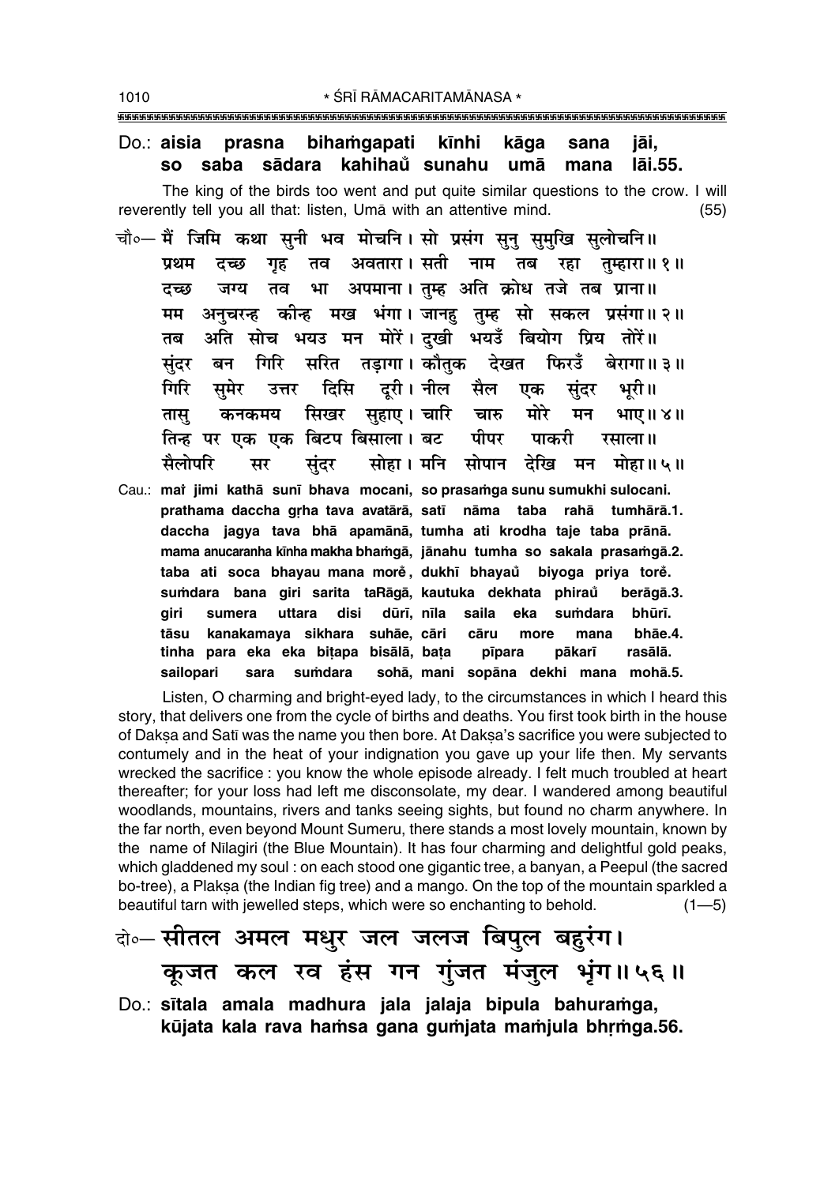Do.: **aisia prasna biham̐gapati kīnhi kāga sana jāi,**
**so saba sādara kahihau̐ sunahu umā mana lāi.55.**

The king of the birds too went and put quite similar questions to the crow. I will reverently tell you all that: listen, Umā with an attentive mind. (55)

चौ०— मैं जिमि कथा सुनी भव मोचनि। सो प्रसंग सुनु सुमुखि सुलोचनि॥
प्रथम दच्छ गृह तव अवतारा। सती नाम तब रहा तुम्हारा॥ १॥
दच्छ जग्य तव भा अपमाना। तुम्ह अति क्रोध तजे तब प्राना॥
मम अनुचरन्ह कीन्ह मख भंगा। जानहु तुम्ह सो सकल प्रसंगा॥ २॥
तब अति सोच भयउ मन मोरें। दुखी भयउँ बियोग प्रिय तोरें॥
सुंदर बन गिरि सरित तड़ागा। कौतुक देखत फिरउँ बेरागा॥ ३॥
गिरि सुमेर उत्तर दिसि दूरी। नील सैल एक सुंदर भूरी॥
तासु कनकमय सिखर सुहाए। चारि चारु मोरे मन भाए॥ ४॥
तिन्ह पर एक एक बिटप बिसाला। बट पीपर पाकरी रसाला॥
सैलोपरि सर सुंदर सोहा। मनि सोपान देखि मन मोहा॥ ५॥

Cau.: **maĩ jimi kathā sunī bhava mocani, so prasam̐ga sunu sumukhi sulocani.**
**prathama daccha gṛha tava avatārā, satī nāma taba rahā tumhārā.1.**
**daccha jagya tava bhā apamānā, tumha ati krodha taje taba prānā.**
**mama anucaranha kīnha makha bham̐gā, jānahu tumha so sakala prasam̐gā.2.**
**taba ati soca bhayau mana morẽ, dukhī bhayau̐ biyoga priya torẽ.**
**sum̐dara bana giri sarita taRāgā, kautuka dekhata phirau̐ berāgā.3.**
**giri sumera uttara disi dūrī, nīla saila eka sum̐dara bhūrī.**
**tāsu kanakamaya sikhara suhāe, cāri cāru more mana bhāe.4.**
**tinha para eka eka biṭapa bisālā, baṭa pīpara pākarī rasālā.**
**sailopari sara sum̐dara sohā, mani sopāna dekhi mana mohā.5.**

Listen, O charming and bright-eyed lady, to the circumstances in which I heard this story, that delivers one from the cycle of births and deaths. You first took birth in the house of Dakṣa and Satī was the name you then bore. At Dakṣa's sacrifice you were subjected to contumely and in the heat of your indignation you gave up your life then. My servants wrecked the sacrifice : you know the whole episode already. I felt much troubled at heart thereafter; for your loss had left me disconsolate, my dear. I wandered among beautiful woodlands, mountains, rivers and tanks seeing sights, but found no charm anywhere. In the far north, even beyond Mount Sumeru, there stands a most lovely mountain, known by the name of Nilagiri (the Blue Mountain). It has four charming and delightful gold peaks, which gladdened my soul : on each stood one gigantic tree, a banyan, a Peepul (the sacred bo-tree), a Plakṣa (the Indian fig tree) and a mango. On the top of the mountain sparkled a beautiful tarn with jewelled steps, which were so enchanting to behold. (1—5)

दो०— सीतल अमल मधुर जल जलज बिपुल बहुरंग।
कूजत कल रव हंस गन गुंजत मंजुल भृंग॥ ५६॥

Do.: **sītala amala madhura jala jalaja bipula bahuram̐ga,**
**kūjata kala rava ham̐sa gana gum̐jata mam̐jula bhṛm̐ga.56.**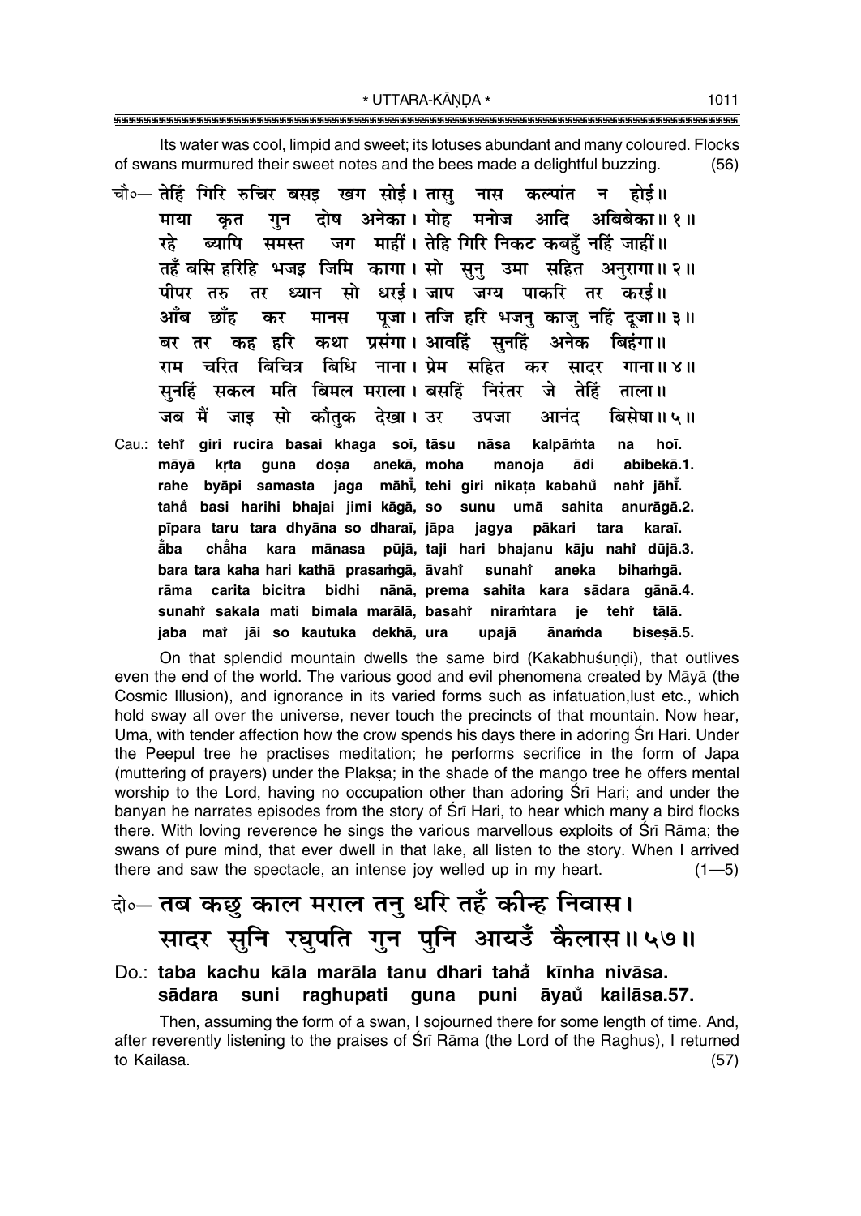Its water was cool, limpid and sweet; its lotuses abundant and many coloured. Flocks of swans murmured their sweet notes and the bees made a delightful buzzing. (56)

चौ०— तेहिं गिरि रुचिर बसइ खग सोई। तासु नास कल्पांत न होई॥
माया कृत गुन दोष अनेका। मोह मनोज आदि अबिबेका॥ १॥
रहे ब्यापि समस्त जग माहीं। तेहि गिरि निकट कबहुँ नहिं जाहीं॥
तहँ बसि हरिहि भजइ जिमि कागा। सो सुनु उमा सहित अनुरागा॥ २॥
पीपर तरु तर ध्यान सो धरई। जाप जग्य पाकरि तर करई॥
आँब छाँह कर मानस पूजा। तजि हरि भजनु काजु नहिं दूजा॥ ३॥
बर तर कह हरि कथा प्रसंगा। आवहिं सुनहिं अनेक बिहंगा॥
राम चरित बिचित्र बिधि नाना। प्रेम सहित कर सादर गाना॥ ४॥
सुनहिं सकल मति बिमल मराला। बसहिं निरंतर जे तेहिं ताला॥
जब मैं जाइ सो कौतुक देखा। उर उपजा आनंद बिसेषा॥ ५॥

Cau.: **tehiṁ giri rucira basai khaga soī, tāsu nāsa kalpāṁta na hoī.**
**māyā kṛta guna doṣa anekā, moha manoja ādi abibekā.1.**
**rahe byāpi samasta jaga māhīṁ, tehi giri nikaṭa kabahuṁ nahiṁ jāhīṁ.**
**tahaṁ basi harihi bhajai jimi kāgā, so sunu umā sahita anurāgā.2.**
**pīpara taru tara dhyāna so dharaī, jāpa jagya pākari tara karaī.**
**āṁba chāṁha kara mānasa pūjā, taji hari bhajanu kāju nahiṁ dūjā.3.**
**bara tara kaha hari kathā prasaṁgā, āvahiṁ sunahiṁ aneka bihaṁgā.**
**rāma carita bicitra bidhi nānā, prema sahita kara sādara gānā.4.**
**sunahiṁ sakala mati bimala marālā, basahiṁ niraṁtara je tehiṁ tālā.**
**jaba maiṁ jāi so kautuka dekhā, ura upajā ānaṁda biseṣā.5.**

On that splendid mountain dwells the same bird (Kākabhuśuṇḍi), that outlives even the end of the world. The various good and evil phenomena created by Māyā (the Cosmic Illusion), and ignorance in its varied forms such as infatuation,lust etc., which hold sway all over the universe, never touch the precincts of that mountain. Now hear, Umā, with tender affection how the crow spends his days there in adoring Śrī Hari. Under the Peepul tree he practises meditation; he performs secrifice in the form of Japa (muttering of prayers) under the Plakṣa; in the shade of the mango tree he offers mental worship to the Lord, having no occupation other than adoring Śrī Hari; and under the banyan he narrates episodes from the story of Śrī Hari, to hear which many a bird flocks there. With loving reverence he sings the various marvellous exploits of Śrī Rāma; the swans of pure mind, that ever dwell in that lake, all listen to the story. When I arrived there and saw the spectacle, an intense joy welled up in my heart. (1—5)

दो०— तब कछु काल मराल तनु धरि तहँ कीन्ह निवास।
सादर सुनि रघुपति गुन पुनि आयउँ कैलास॥ ५७॥

Do.: **taba kachu kāla marāla tanu dhari tahaṁ kīnha nivāsa.**
**sādara suni raghupati guna puni āyauṁ kailāsa.57.**

Then, assuming the form of a swan, I sojourned there for some length of time. And, after reverently listening to the praises of Śrī Rāma (the Lord of the Raghus), I returned to Kailāsa. (57)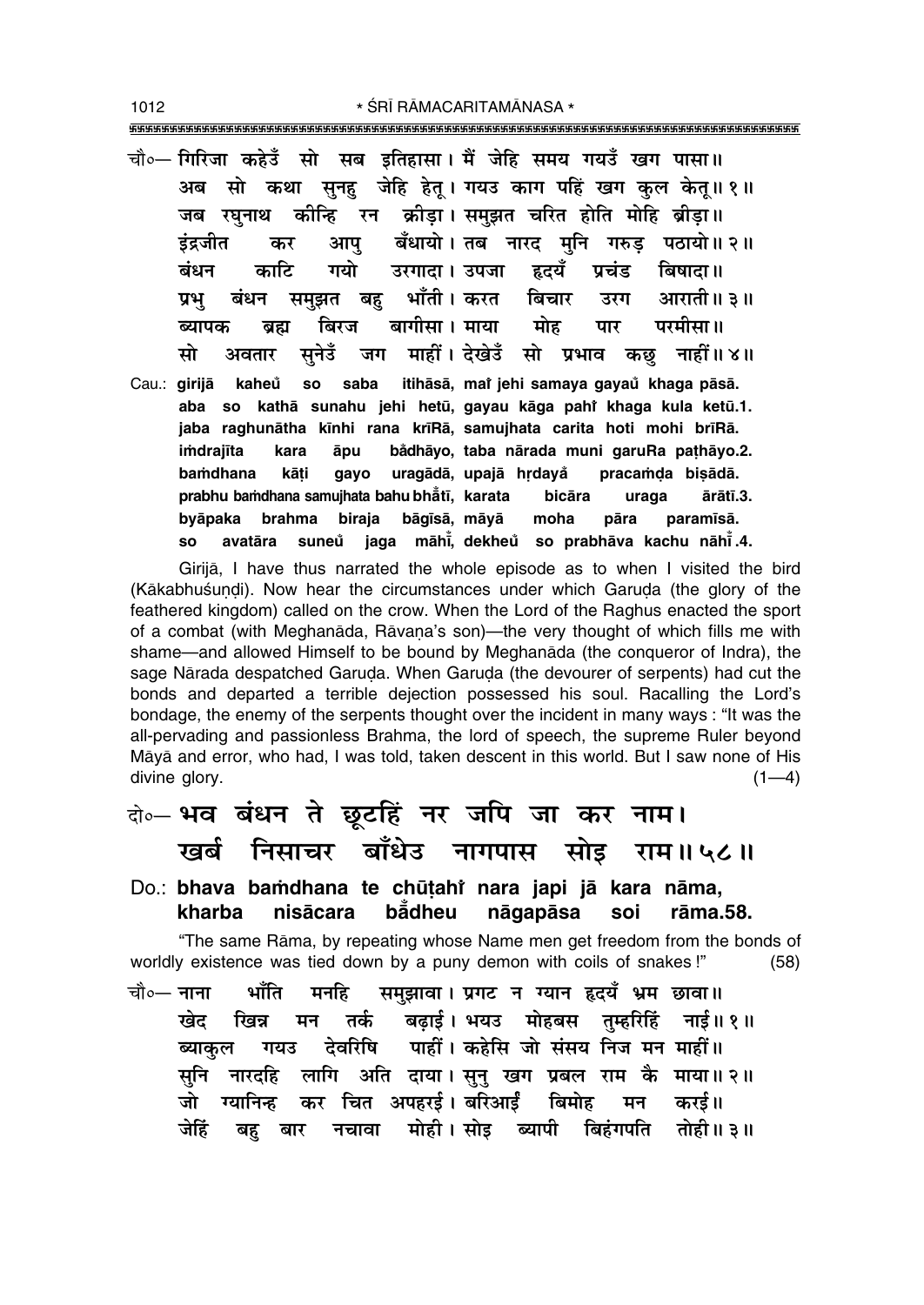चौ०— गिरिजा कहेउँ सो सब इतिहासा। मैं जेहि समय गयउँ खग पासा॥
अब सो कथा सुनहु जेहि हेतू। गयउ काग पहिं खग कुल केतू॥ १॥
जब रघुनाथ कीन्हि रन क्रीड़ा। समुझत चरित होति मोहि ब्रीड़ा॥
इंद्रजीत कर आपु बँधायो। तब नारद मुनि गरुड़ पठायो॥ २॥
बंधन काटि गयो उरगादा। उपजा हृदयँ प्रचंड बिषादा॥
प्रभु बंधन समुझत बहु भाँती। करत बिचार उरग आराती॥ ३॥
ब्यापक ब्रह्म बिरज बागीसा। माया मोह पार परमीसा॥
सो अवतार सुनेउँ जग माहीं। देखेउँ सो प्रभाव कछु नाहीं॥ ४॥

Cau.: **girijā kaheů so saba itihāsā, maĩ jehi samaya gayaů khaga pāsā.**
**aba so kathā sunahu jehi hetū, gayau kāga pahĩ khaga kula ketū.1.**
**jaba raghunātha kīnhi rana krīRā, samujhata carita hoti mohi brīRā.**
**iṁdrajīta kara āpu bằdhāyo, taba nārada muni garuRa paṭhāyo.2.**
**baṁdhana kāṭi gayo uragādā, upajā hṛdayằ pracaṁḍa biṣādā.**
**prabhu baṁdhana samujhata bahu bhằtī, karata bicāra uraga ārātī.3.**
**byāpaka brahma biraja bāgīsā, māyā moha pāra paramīsā.**
**so avatāra suneů jaga māhĩ, dekheů so prabhāva kachu nāhĩ.4.**

Girijā, I have thus narrated the whole episode as to when I visited the bird (Kākabhuśuṇḍi). Now hear the circumstances under which Garuḍa (the glory of the feathered kingdom) called on the crow. When the Lord of the Raghus enacted the sport of a combat (with Meghanāda, Rāvaṇa's son)—the very thought of which fills me with shame—and allowed Himself to be bound by Meghanāda (the conqueror of Indra), the sage Nārada despatched Garuḍa. When Garuḍa (the devourer of serpents) had cut the bonds and departed a terrible dejection possessed his soul. Recalling the Lord's bondage, the enemy of the serpents thought over the incident in many ways : "It was the all-pervading and passionless Brahma, the lord of speech, the supreme Ruler beyond Māyā and error, who had, I was told, taken descent in this world. But I saw none of His divine glory. (1—4)

दो०— **भव बंधन ते छूटहिं नर जपि जा कर नाम।**
**खर्ब निसाचर बाँधेउ नागपास सोइ राम॥ ५८॥**

Do.: **bhava baṁdhana te chūṭahĩ nara japi jā kara nāma,**
**kharba nisācara bằdheu nāgapāsa soi rāma.58.**

"The same Rāma, by repeating whose Name men get freedom from the bonds of worldly existence was tied down by a puny demon with coils of snakes !" (58)

चौ०— नाना भाँति मनहि समुझावा। प्रगट न ग्यान हृदयँ भ्रम छावा॥
खेद खिन्न मन तर्क बढ़ाई। भयउ मोहबस तुम्हरिहिं नाई॥ १॥
ब्याकुल गयउ देवरिषि पाहीं। कहेसि जो संसय निज मन माहीं॥
सुनि नारदहि लागि अति दाया। सुनु खग प्रबल राम कै माया॥ २॥
जो ग्यानिन्ह कर चित अपहरई। बरिआईं बिमोह मन करई॥
जेहिं बहु बार नचावा मोही। सोइ ब्यापी बिहंगपति तोही॥ ३॥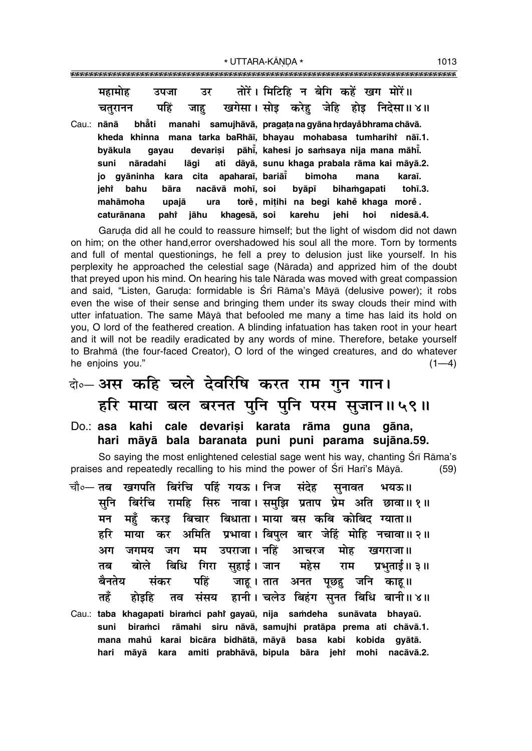महामोह उपजा उर तोरें। मिटिहि न बेगि कहें खग मोरें॥
चतुरानन पहिं जाहु खगेसा। सोइ करेहु जेहि होइ निदेसा॥ ४॥

Cau.: **nānā bhā̐ti manahi samujhāvā, pragaṭa na gyāna hṛdayå̐ bhrama chāvā.**
**kheda khinna mana tarka baRhāī, bhayau mohabasa tumharihi nāī.1.**
**byākula gayau devariṣi pāhī̐, kahesi jo saṁsaya nija mana māhī̐.**
**suni nāradahi lāgi ati dāyā, sunu khaga prabala rāma kai māyā.2.**
**jo gyāninha kara cita apaharaī, bariāī̐ bimoha mana karaī.**
**jehi bahu bāra nacāvā mohī, soi byāpī bihaṁgapati tohī.3.**
**mahāmoha upajā ura tore̐, miṭihi na begi kahe̐ khaga more̐.**
**caturānana pahi jāhu khagesā, soi karehu jehi hoi nidesā.4.**

Garuḍa did all he could to reassure himself; but the light of wisdom did not dawn on him; on the other hand,error overshadowed his soul all the more. Torn by torments and full of mental questionings, he fell a prey to delusion just like yourself. In his perplexity he approached the celestial sage (Nārada) and apprized him of the doubt that preyed upon his mind. On hearing his tale Nārada was moved with great compassion and said, "Listen, Garuḍa: formidable is Śrī Rāma's Māyā (delusive power); it robs even the wise of their sense and bringing them under its sway clouds their mind with utter infatuation. The same Māyā that befooled me many a time has laid its hold on you, O lord of the feathered creation. A blinding infatuation has taken root in your heart and it will not be readily eradicated by any words of mine. Therefore, betake yourself to Brahmā (the four-faced Creator), O lord of the winged creatures, and do whatever he enjoins you." (1—4)

## दो०— अस कहि चले देवरिषि करत राम गुन गान। हरि माया बल बरनत पुनि पुनि परम सुजान॥ ५९॥

Do.: **asa kahi cale devariṣi karata rāma guna gāna,**
**hari māyā bala baranata puni puni parama sujāna.59.**

So saying the most enlightened celestial sage went his way, chanting Śrī Rāma's praises and repeatedly recalling to his mind the power of Śrī Hari's Māyā. (59)

चौ०— तब खगपति बिरंचि पहिं गयऊ। निज संदेह सुनावत भयऊ॥
सुनि बिरंचि रामहि सिरु नावा। समुझि प्रताप प्रेम अति छावा॥ १॥
मन महुँ करइ बिचार बिधाता। माया बस कबि कोबिद ग्याता॥
हरि माया कर अमिति प्रभावा। बिपुल बार जेहिं मोहि नचावा॥ २॥
अग जगमय जग मम उपराजा। नहिं आचरज मोह खगराजा॥
तब बोले बिधि गिरा सुहाई। जान महेस राम प्रभुताई॥ ३॥
बैनतेय संकर पहिं जाहू। तात अनत पूछहु जनि काहू॥
तहँ होइहि तव संसय हानी। चलेउ बिहंग सुनत बिधि बानी॥ ४॥

Cau.: **taba khagapati biraṁci pahi gayaū, nija saṁdeha sunāvata bhayaū.**
**suni biraṁci rāmahi siru nāvā, samujhi pratāpa prema ati chāvā.1.**
**mana mahů karai bicāra bidhātā, māyā basa kabi kobida gyātā.**
**hari māyā kara amiti prabhāvā, bipula bāra jehi mohi nacāvā.2.**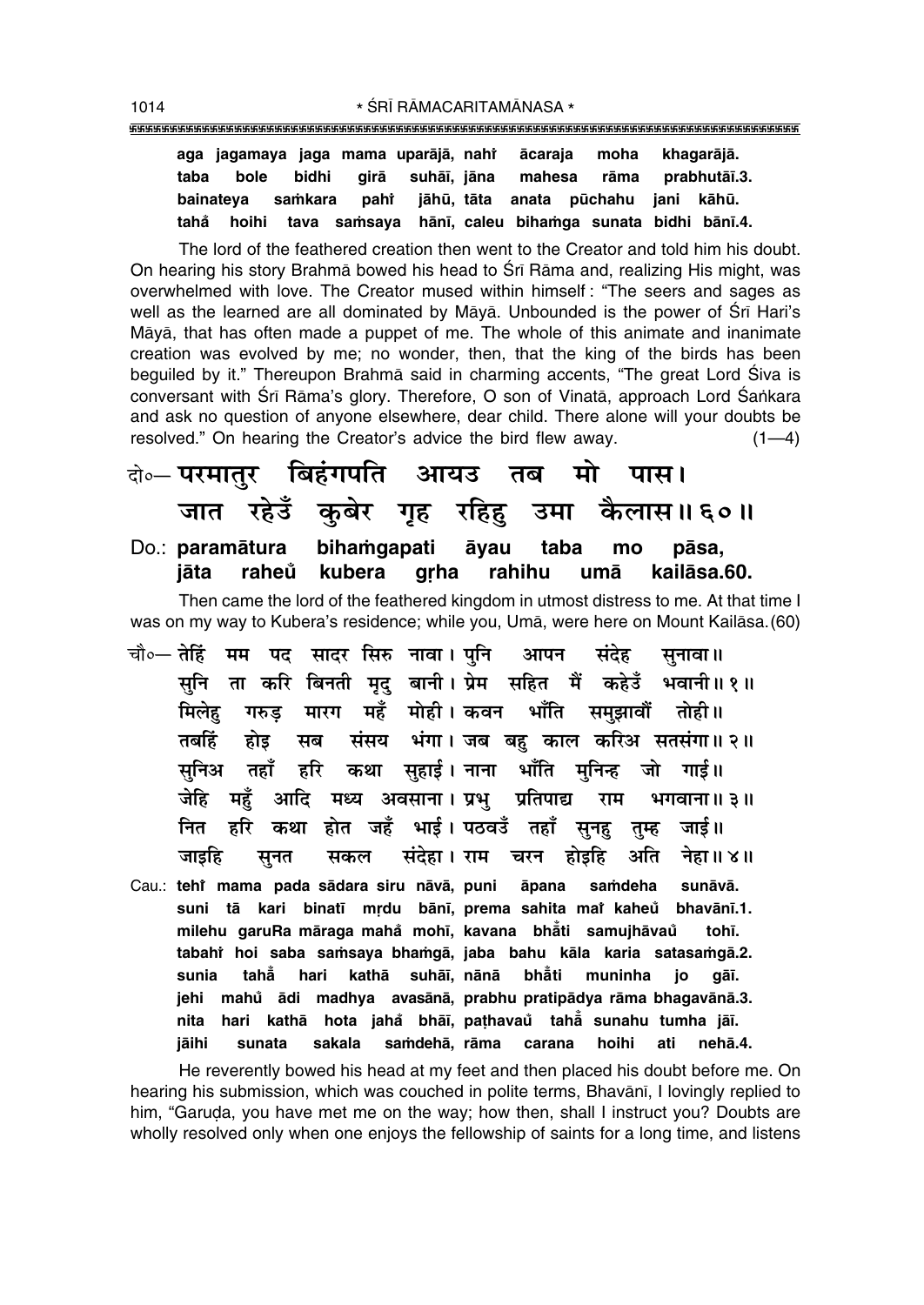**aga jagamaya jaga mama uparājā, nahi̐ ācaraja moha khagarājā.**
**taba bole bidhi girā suhāī, jāna mahesa rāma prabhutāī.3.**
**bainateya saṁkara pahi̐ jāhū, tāta anata pūchahu jani kāhū.**
**taha̐ hoihi tava saṁsaya hānī, caleu bihaṁga sunata bidhi bānī.4.**

The lord of the feathered creation then went to the Creator and told him his doubt. On hearing his story Brahmā bowed his head to Śrī Rāma and, realizing His might, was overwhelmed with love. The Creator mused within himself : "The seers and sages as well as the learned are all dominated by Māyā. Unbounded is the power of Śrī Hari's Māyā, that has often made a puppet of me. The whole of this animate and inanimate creation was evolved by me; no wonder, then, that the king of the birds has been beguiled by it." Thereupon Brahmā said in charming accents, "The great Lord Śiva is conversant with Śrī Rāma's glory. Therefore, O son of Vinatā, approach Lord Śaṅkara and ask no question of anyone elsewhere, dear child. There alone will your doubts be resolved." On hearing the Creator's advice the bird flew away. (1—4)

दो०— **परमातुर बिहंगपति आयउ तब मो पास।**
**जात रहेउँ कुबेर गृह रहिहु उमा कैलास॥६०॥**

Do.: **paramātura bihaṁgapati āyau taba mo pāsa,**
**jāta raheu̐ kubera gṛha rahihu umā kailāsa.60.**

Then came the lord of the feathered kingdom in utmost distress to me. At that time I was on my way to Kubera's residence; while you, Umā, were here on Mount Kailāsa. (60)

चौ०— **तेहिं मम पद सादर सिरु नावा। पुनि आपन संदेह सुनावा॥**
**सुनि ता करि बिनती मृदु बानी। प्रेम सहित मैं कहेउँ भवानी॥१॥**
**मिलेहु गरुड़ मारग महँ मोही। कवन भाँति समुझावौं तोही॥**
**तबहिं होइ सब संसय भंगा। जब बहु काल करिअ सतसंगा॥२॥**
**सुनिअ तहाँ हरि कथा सुहाई। नाना भाँति मुनिन्ह जो गाई॥**
**जेहि महुँ आदि मध्य अवसाना। प्रभु प्रतिपाद्य राम भगवाना॥३॥**
**नित हरि कथा होत जहँ भाई। पठवउँ तहाँ सुनहु तुम्ह जाई॥**
**जाइहि सुनत सकल संदेहा। राम चरन होइहि अति नेहा॥४॥**

Cau.: **tehi̐ mama pada sādara siru nāvā, puni āpana saṁdeha sunāvā.**
**suni tā kari binatī mṛdu bānī, prema sahita mai̐ kaheu̐ bhavānī.1.**
**milehu garuRa māraga maha̐ mohī, kavana bhā̐ti samujhāvau̐ tohī.**
**tabahi̐ hoi saba saṁsaya bhaṁgā, jaba bahu kāla karia satasaṁgā.2.**
**sunia taha̐ hari kathā suhāī, nānā bhā̐ti muninha jo gāī.**
**jehi mahu̐ ādi madhya avasānā, prabhu pratipādya rāma bhagavānā.3.**
**nita hari kathā hota jaha̐ bhāī, paṭhavau̐ taha̐ sunahu tumha jāī.**
**jāihi sunata sakala saṁdehā, rāma carana hoihi ati nehā.4.**

He reverently bowed his head at my feet and then placed his doubt before me. On hearing his submission, which was couched in polite terms, Bhavānī, I lovingly replied to him, "Garuḍa, you have met me on the way; how then, shall I instruct you? Doubts are wholly resolved only when one enjoys the fellowship of saints for a long time, and listens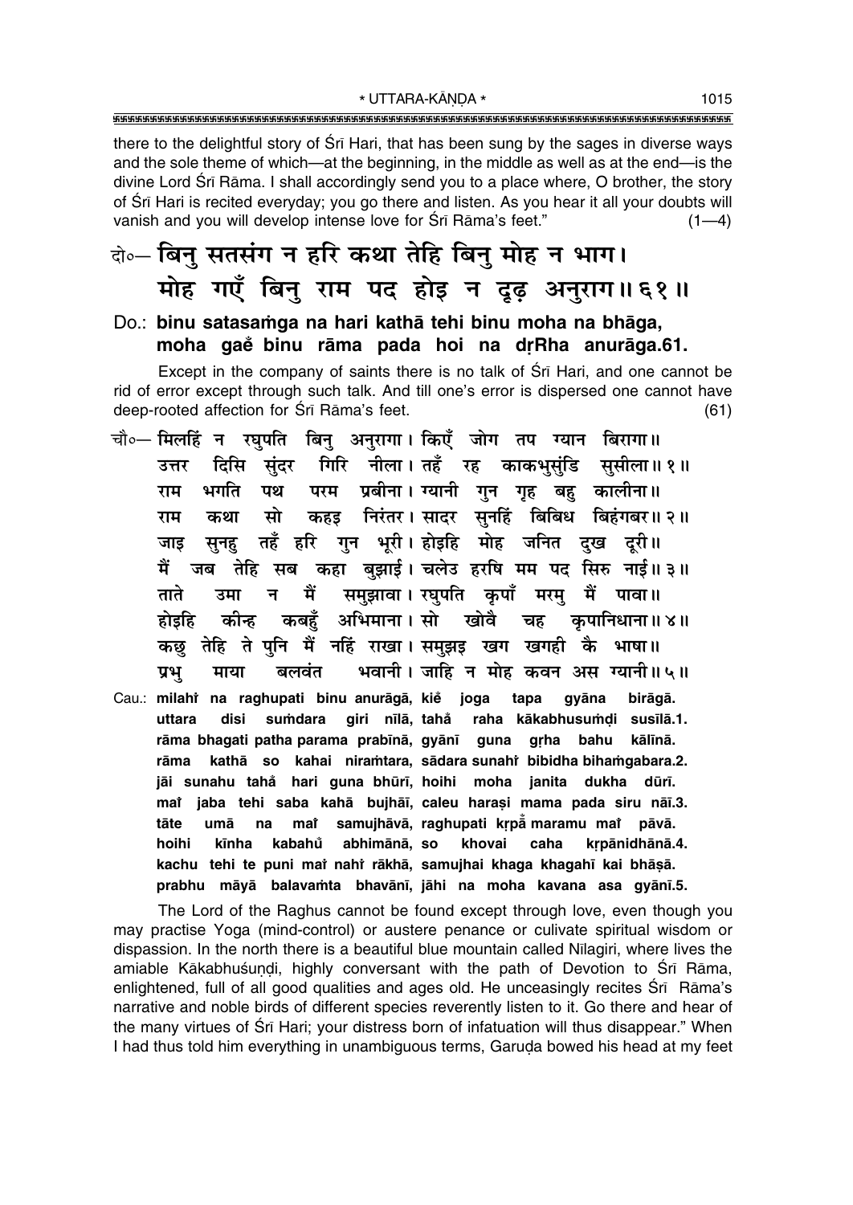there to the delightful story of Śrī Hari, that has been sung by the sages in diverse ways and the sole theme of which—at the beginning, in the middle as well as at the end—is the divine Lord Śrī Rāma. I shall accordingly send you to a place where, O brother, the story of Śrī Hari is recited everyday; you go there and listen. As you hear it all your doubts will vanish and you will develop intense love for Śrī Rāma's feet." (1—4)

दो०— बिनु सतसंग न हरि कथा तेहि बिनु मोह न भाग।
मोह गएँ बिनु राम पद होइ न दृढ़ अनुराग॥ ६१॥

**Do.: binu satasaṁga na hari kathā tehi binu moha na bhāga,**
**moha gaẽ binu rāma pada hoi na dṛRha anurāga.61.**

Except in the company of saints there is no talk of Śrī Hari, and one cannot be rid of error except through such talk. And till one's error is dispersed one cannot have deep-rooted affection for Śrī Rāma's feet. (61)

चौ०— मिलहिं न रघुपति बिनु अनुरागा। किएँ जोग तप ग्यान बिरागा॥
उत्तर दिसि सुंदर गिरि नीला। तहँ रह काकभुसुंडि सुसीला॥ १॥
राम भगति पथ परम प्रबीना। ग्यानी गुन गृह बहु कालीना॥
राम कथा सो कहइ निरंतर। सादर सुनहिं बिबिध बिहंगबर॥ २॥
जाइ सुनहु तहँ हरि गुन भूरी। होइहि मोह जनित दुख दूरी॥
मैं जब तेहि सब कहा बुझाई। चलेउ हरषि मम पद सिरु नाई॥ ३॥
ताते उमा न मैं समुझावा। रघुपति कृपाँ मरमु मैं पावा॥
होइहि कीन्ह कबहुँ अभिमाना। सो खोवै चह कृपानिधाना॥ ४॥
कछु तेहि ते पुनि मैं नहिं राखा। समुझइ खग खगही कै भाषा॥
प्रभु माया बलवंत भवानी। जाहि न मोह कवन अस ग्यानी॥ ५॥

**Cau.: milahiṁ na raghupati binu anurāgā, kiẽ joga tapa gyāna birāgā.**
**uttara disi suṁdara giri nīlā, tahå̃ raha kākabhusuṁḍi susīlā.1.**
**rāma bhagati patha parama prabīnā, gyānī guna gṛha bahu kālīnā.**
**rāma kathā so kahai niraṁtara, sādara sunahiṁ bibidha bihaṁgabara.2.**
**jāi sunahu tahå̃ hari guna bhūrī, hoihi moha janita dukha dūrī.**
**maiṁ jaba tehi saba kahā bujhāī, caleu haraṣi mama pada siru nāī.3.**
**tāte umā na maiṁ samujhāvā, raghupati kṛpå̃ maramu maiṁ pāvā.**
**hoihi kīnha kabahů abhimānā, so khovai caha kṛpānidhānā.4.**
**kachu tehi te puni maiṁ nahiṁ rākhā, samujhai khaga khagahī kai bhāṣā.**
**prabhu māyā balavaṁta bhavānī, jāhi na moha kavana asa gyānī.5.**

The Lord of the Raghus cannot be found except through love, even though you may practise Yoga (mind-control) or austere penance or culivate spiritual wisdom or dispassion. In the north there is a beautiful blue mountain called Nīlagiri, where lives the amiable Kākabhuśuṇḍi, highly conversant with the path of Devotion to Śrī Rāma, enlightened, full of all good qualities and ages old. He unceasingly recites Śrī Rāma's narrative and noble birds of different species reverently listen to it. Go there and hear of the many virtues of Śrī Hari; your distress born of infatuation will thus disappear." When I had thus told him everything in unambiguous terms, Garuḍa bowed his head at my feet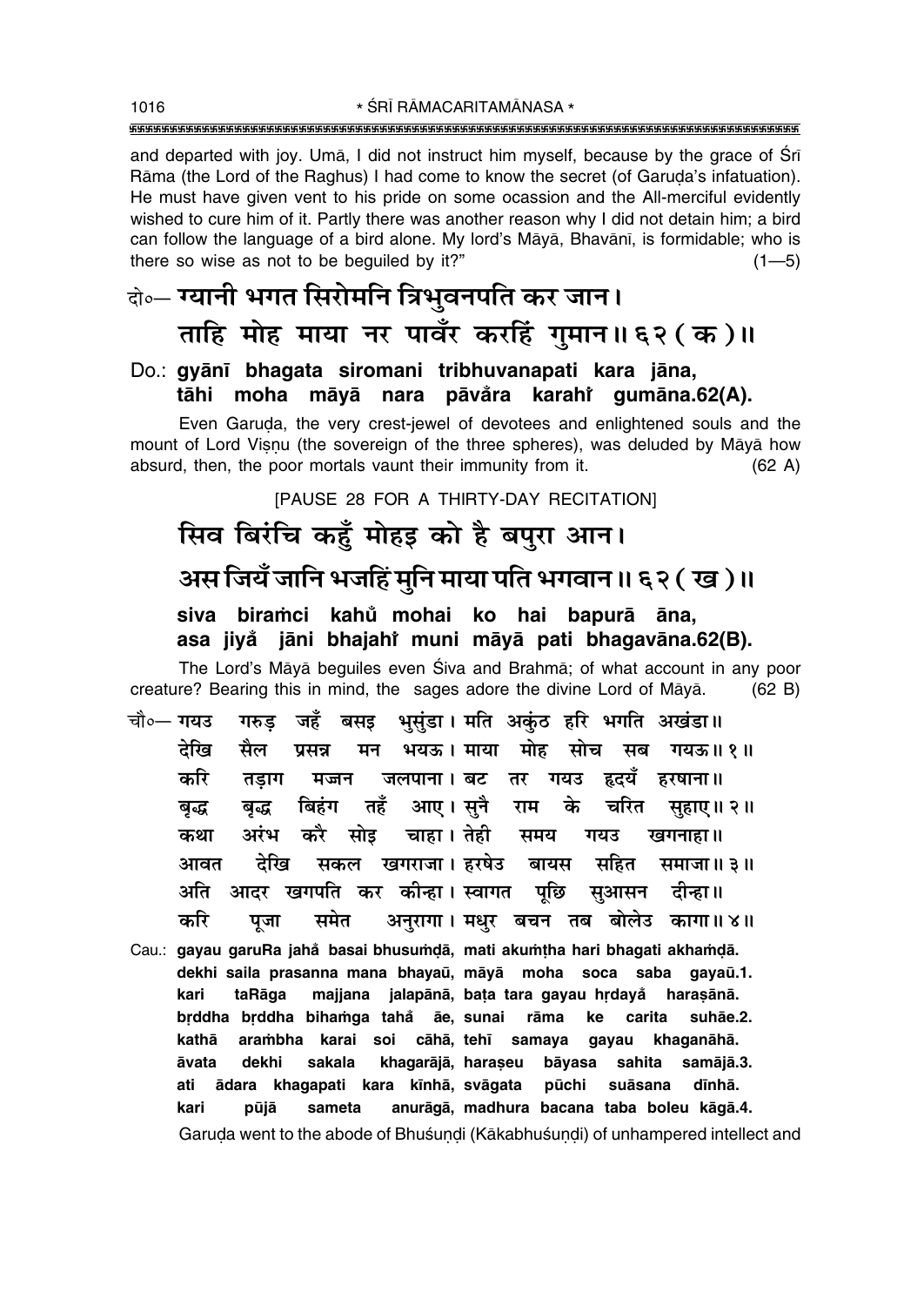and departed with joy. Umā, I did not instruct him myself, because by the grace of Śrī Rāma (the Lord of the Raghus) I had come to know the secret (of Garuḍa's infatuation). He must have given vent to his pride on some ocassion and the All-merciful evidently wished to cure him of it. Partly there was another reason why I did not detain him; a bird can follow the language of a bird alone. My lord's Māyā, Bhavānī, is formidable; who is there so wise as not to be beguiled by it?" (1—5)

दो०— ग्यानी भगत सिरोमनि त्रिभुवनपति कर जान।
ताहि मोह माया नर पावँर करहिं गुमान॥ ६२ ( क )॥

Do.: **gyānī bhagata siromani tribhuvanapati kara jāna,**
**tāhi moha māyā nara pāvå̐ra karahiṁ gumāna.62(A).**

Even Garuḍa, the very crest-jewel of devotees and enlightened souls and the mount of Lord Viṣṇu (the sovereign of the three spheres), was deluded by Māyā how absurd, then, the poor mortals vaunt their immunity from it. (62 A)

[PAUSE 28 FOR A THIRTY-DAY RECITATION]

सिव बिरंचि कहुँ मोहइ को है बपुरा आन।
अस जियँ जानि भजहिं मुनि माया पति भगवान॥ ६२ ( ख )॥

**siva biraṁci kahu̐ mohai ko hai bapurā āna,**
**asa jiyå̐ jāni bhajahiṁ muni māyā pati bhagavāna.62(B).**

The Lord's Māyā beguiles even Śiva and Brahmā; of what account in any poor creature? Bearing this in mind, the sages adore the divine Lord of Māyā. (62 B)

चौ०— गयउ गरुड़ जहँ बसइ भुसुंडा। मति अकुंठ हरि भगति अखंडा॥
देखि सैल प्रसन्न मन भयऊ। माया मोह सोच सब गयऊ॥ १॥
करि तड़ाग मज्जन जलपाना। बट तर गयउ हृदयँ हरषाना॥
बृद्ध बृद्ध बिहंग तहँ आए। सुनै राम के चरित सुहाए॥ २॥
कथा अरंभ करै सोइ चाहा। तेही समय गयउ खगनाहा॥
आवत देखि सकल खगराजा। हरषेउ बायस सहित समाजा॥ ३॥
अति आदर खगपति कर कीन्हा। स्वागत पूछि सुआसन दीन्हा॥
करि पूजा समेत अनुरागा। मधुर बचन तब बोलेउ कागा॥ ४॥

Cau.: **gayau garuRa jahå̐ basai bhusuṁḍā, mati akuṁṭha hari bhagati akhaṁḍā.**
**dekhi saila prasanna mana bhayaū, māyā moha soca saba gayaū.1.**
**kari taRāga majjana jalapānā, baṭa tara gayau hṛdayå̐ haraṣānā.**
**bṛddha bṛddha bihaṁga tahå̐ āe, sunai rāma ke carita suhāe.2.**
**kathā araṁbha karai soi cāhā, tehī samaya gayau khaganāhā.**
**āvata dekhi sakala khagarājā, haraṣeu bāyasa sahita samājā.3.**
**ati ādara khagapati kara kīnhā, svāgata pūchi suāsana dīnhā.**
**kari pūjā sameta anurāgā, madhura bacana taba boleu kāgā.4.**

Garuḍa went to the abode of Bhuśuṇḍi (Kākabhuśuṇḍi) of unhampered intellect and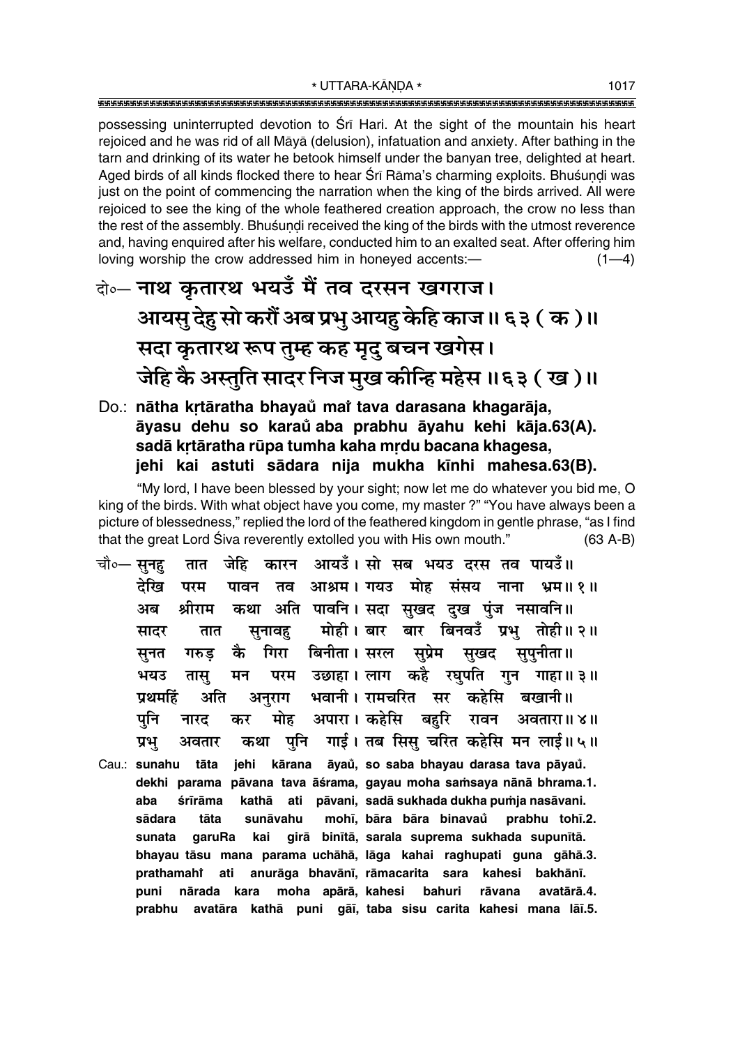possessing uninterrupted devotion to Śrī Hari. At the sight of the mountain his heart rejoiced and he was rid of all Māyā (delusion), infatuation and anxiety. After bathing in the tarn and drinking of its water he betook himself under the banyan tree, delighted at heart. Aged birds of all kinds flocked there to hear Śrī Rāma's charming exploits. Bhuśuṇḍi was just on the point of commencing the narration when the king of the birds arrived. All were rejoiced to see the king of the whole feathered creation approach, the crow no less than the rest of the assembly. Bhuśuṇḍi received the king of the birds with the utmost reverence and, having enquired after his welfare, conducted him to an exalted seat. After offering him loving worship the crow addressed him in honeyed accents:— (1—4)

दो०— **नाथ कृतारथ भयउँ मैं तव दरसन खगराज।**
**आयसु देहु सो करौं अब प्रभु आयहु केहि काज॥ ६३ ( क )॥**
**सदा कृतारथ रूप तुम्ह कह मृदु बचन खगेस।**
**जेहि कै अस्तुति सादर निज मुख कीन्हि महेस॥ ६३ ( ख )॥**

Do.: **nātha kṛtāratha bhayaů maĩ tava darasana khagarāja,**
**āyasu dehu so karaů aba prabhu āyahu kehi kāja.63(A).**
**sadā kṛtāratha rūpa tumha kaha mṛdu bacana khagesa,**
**jehi kai astuti sādara nija mukha kīnhi mahesa.63(B).**

"My lord, I have been blessed by your sight; now let me do whatever you bid me, O king of the birds. With what object have you come, my master ?" "You have always been a picture of blessedness," replied the lord of the feathered kingdom in gentle phrase, "as I find that the great Lord Śiva reverently extolled you with His own mouth." (63 A-B)

चौ०— सुनहु तात जेहि कारन आयउँ। सो सब भयउ दरस तव पायउँ॥
देखि परम पावन तव आश्रम। गयउ मोह संसय नाना भ्रम॥ १॥
अब श्रीराम कथा अति पावनि। सदा सुखद दुख पुंज नसावनि॥
सादर तात सुनावहु मोही। बार बार बिनवउँ प्रभु तोही॥ २॥
सुनत गरुड़ कै गिरा बिनीता। सरल सुप्रेम सुखद सुपुनीता॥
भयउ तासु मन परम उछाहा। लाग कहै रघुपति गुन गाहा॥ ३॥
प्रथमहिं अति अनुराग भवानी। रामचरित सर कहेसि बखानी॥
पुनि नारद कर मोह अपारा। कहेसि बहुरि रावन अवतारा॥ ४॥
प्रभु अवतार कथा पुनि गाई। तब सिसु चरित कहेसि मन लाई॥ ५॥

Cau.: **sunahu tāta jehi kārana āyaů, so saba bhayau darasa tava pāyaů.**
**dekhi parama pāvana tava āśrama, gayau moha saṁsaya nānā bhrama.1.**
**aba śrīrāma kathā ati pāvani, sadā sukhada dukha puṁja nasāvani.**
**sādara tāta sunāvahu mohī, bāra bāra binavaů prabhu tohī.2.**
**sunata garuRa kai girā binītā, sarala suprema sukhada supunītā.**
**bhayau tāsu mana parama uchāhā, lāga kahai raghupati guna gāhā.3.**
**prathamahĩ ati anurāga bhavānī, rāmacarita sara kahesi bakhānī.**
**puni nārada kara moha apārā, kahesi bahuri rāvana avatārā.4.**
**prabhu avatāra kathā puni gāī, taba sisu carita kahesi mana lāī.5.**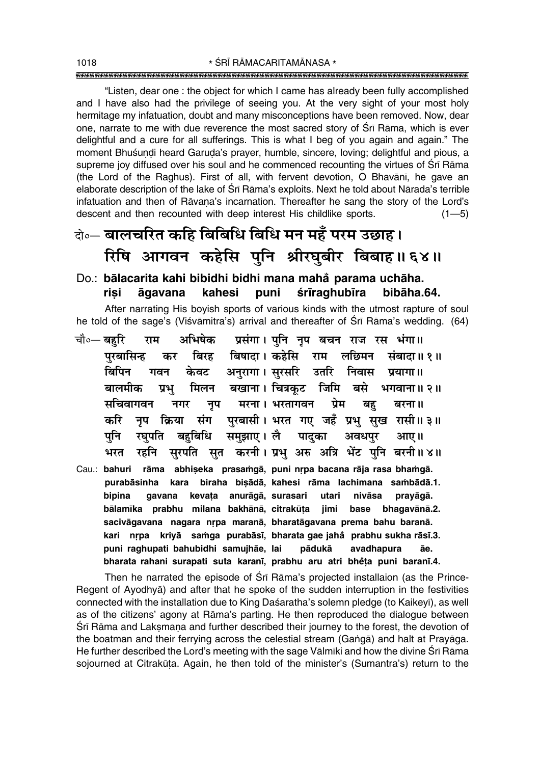"Listen, dear one : the object for which I came has already been fully accomplished and I have also had the privilege of seeing you. At the very sight of your most holy hermitage my infatuation, doubt and many misconceptions have been removed. Now, dear one, narrate to me with due reverence the most sacred story of Śrī Rāma, which is ever delightful and a cure for all sufferings. This is what I beg of you again and again." The moment Bhuśuṇḍi heard Garuḍa's prayer, humble, sincere, loving; delightful and pious, a supreme joy diffused over his soul and he commenced recounting the virtues of Śrī Rāma (the Lord of the Raghus). First of all, with fervent devotion, O Bhavānī, he gave an elaborate description of the lake of Śrī Rāma's exploits. Next he told about Nārada's terrible infatuation and then of Rāvaṇa's incarnation. Thereafter he sang the story of the Lord's descent and then recounted with deep interest His childlike sports. (1—5)

दो०— **बालचरित कहि बिबिधि बिधि मन महँ परम उछाह।**
**रिषि आगवन कहेसि पुनि श्रीरघुबीर बिबाह॥ ६४॥**

Do.: **bālacarita kahi bibidhi bidhi mana mahå̐ parama uchāha.**
**riṣi āgavana kahesi puni śrīraghubīra bibāha.64.**

After narrating His boyish sports of various kinds with the utmost rapture of soul he told of the sage's (Viśvāmitra's) arrival and thereafter of Śrī Rāma's wedding. (64)

चौ०— बहुरि राम अभिषेक प्रसंगा। पुनि नृप बचन राज रस भंगा॥
पुरबासिन्ह कर बिरह बिषादा। कहेसि राम लछिमन संबादा॥ १॥
बिपिन गवन केवट अनुरागा। सुरसरि उतरि निवास प्रयागा॥
बालमीक प्रभु मिलन बखाना। चित्रकूट जिमि बसे भगवाना॥ २॥
सचिवागवन नगर नृप मरना। भरतागवन प्रेम बहु बरना॥
करि नृप क्रिया संग पुरबासी। भरत गए जहँ प्रभु सुख रासी॥ ३॥
पुनि रघुपति बहुबिधि समुझाए। लै पादुका अवधपुर आए॥
भरत रहनि सुरपति सुत करनी। प्रभु अरु अत्रि भेंट पुनि बरनी॥ ४॥

Cau.: **bahuri rāma abhiṣeka prasaṁgā, puni nṛpa bacana rāja rasa bhaṁgā.**
**purabāsinha kara biraha biṣādā, kahesi rāma lachimana saṁbādā.1.**
**bipina gavana kevaṭa anurāgā, surasari utari nivāsa prayāgā.**
**bālamīka prabhu milana bakhānā, citrakūṭa jimi base bhagavānā.2.**
**sacivāgavana nagara nṛpa maranā, bharatāgavana prema bahu baranā.**
**kari nṛpa kriyā saṁga purabāsī, bharata gae jahå̐ prabhu sukha rāsī.3.**
**puni raghupati bahubidhi samujhāe, lai pādukā avadhapura āe.**
**bharata rahani surapati suta karanī, prabhu aru atri bhẽṭa puni baranī.4.**

Then he narrated the episode of Śrī Rāma's projected installaion (as the Prince-Regent of Ayodhyā) and after that he spoke of the sudden interruption in the festivities connected with the installation due to King Daśaratha's solemn pledge (to Kaikeyī), as well as of the citizens' agony at Rāma's parting. He then reproduced the dialogue between Śrī Rāma and Lakṣmaṇa and further described their journey to the forest, the devotion of the boatman and their ferrying across the celestial stream (Gaṅgā) and halt at Prayāga. He further described the Lord's meeting with the sage Vālmīki and how the divine Śrī Rāma sojourned at Citrakūṭa. Again, he then told of the minister's (Sumantra's) return to the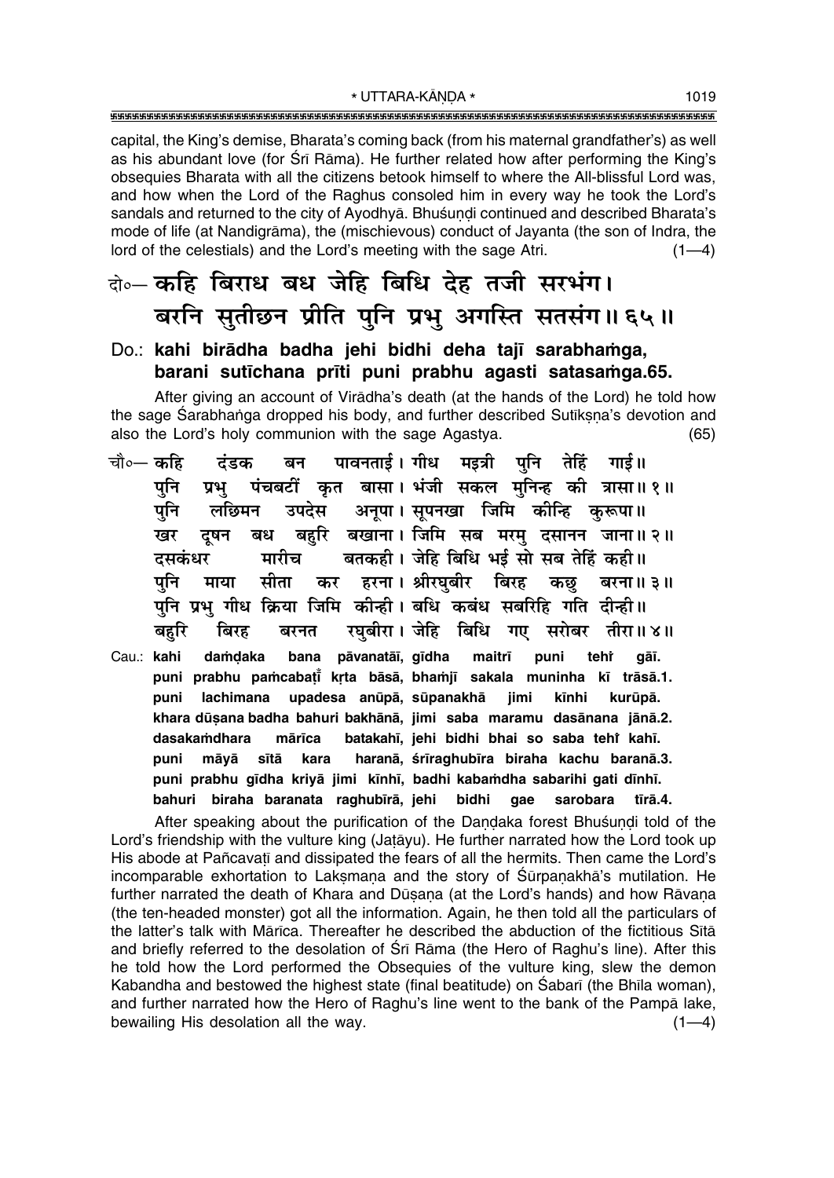capital, the King's demise, Bharata's coming back (from his maternal grandfather's) as well as his abundant love (for Śrī Rāma). He further related how after performing the King's obsequies Bharata with all the citizens betook himself to where the All-blissful Lord was, and how when the Lord of the Raghus consoled him in every way he took the Lord's sandals and returned to the city of Ayodhyā. Bhuśuṇḍi continued and described Bharata's mode of life (at Nandigrāma), the (mischievous) conduct of Jayanta (the son of Indra, the lord of the celestials) and the Lord's meeting with the sage Atri. (1—4)

**दो०— कहि बिराध बध जेहि बिधि देह तजी सरभंग।**
**बरनि सुतीछन प्रीति पुनि प्रभु अगस्ति सतसंग॥ ६५॥**

**Do.: kahi birādha badha jehi bidhi deha tajī sarabhaṁga,**
**barani sutīchana prīti puni prabhu agasti satasaṁga.65.**

After giving an account of Virādha's death (at the hands of the Lord) he told how the sage Śarabhaṅga dropped his body, and further described Sutīkṣṇa's devotion and also the Lord's holy communion with the sage Agastya. (65)

चौ०— कहि दंडक बन पावनताई। गीध मइत्री पुनि तेहिं गाई॥
पुनि प्रभु पंचबटीं कृत बासा। भंजी सकल मुनिन्ह की त्रासा॥ १॥
पुनि लछिमन उपदेस अनूपा। सूपनखा जिमि कीन्हि कुरूपा॥
खर दूषन बध बहुरि बखाना। जिमि सब मरमु दसानन जाना॥ २॥
दसकंधर मारीच बतकही। जेहि बिधि भई सो सब तेहिं कही॥
पुनि माया सीता कर हरना। श्रीरघुबीर बिरह कछु बरना॥ ३॥
पुनि प्रभु गीध क्रिया जिमि कीन्ही। बधि कबंध सबरिहि गति दीन्ही॥
बहुरि बिरह बरनत रघुबीरा। जेहि बिधि गए सरोबर तीरा॥ ४॥

Cau.: **kahi daṁḍaka bana pāvanatāī, gīdha maitrī puni tehiṁ gāī.**
**puni prabhu paṁcabaṭīṁ kṛta bāsā, bhaṁjī sakala muninha kī trāsā.1.**
**puni lachimana upadesa anūpā, sūpanakhā jimi kīnhi kurūpā.**
**khara dūṣana badha bahuri bakhānā, jimi saba maramu dasānana jānā.2.**
**dasakaṁdhara mārīca batakahī, jehi bidhi bhai so saba tehiṁ kahī.**
**puni māyā sītā kara haranā, śrīraghubīra biraha kachu baranā.3.**
**puni prabhu gīdha kriyā jimi kīnhī, badhi kabaṁdha sabarihi gati dīnhī.**
**bahuri biraha baranata raghubīrā, jehi bidhi gae sarobara tīrā.4.**

After speaking about the purification of the Daṇḍaka forest Bhuśuṇḍi told of the Lord's friendship with the vulture king (Jaṭāyu). He further narrated how the Lord took up His abode at Pañcavaṭī and dissipated the fears of all the hermits. Then came the Lord's incomparable exhortation to Lakṣmaṇa and the story of Śūrpaṇakhā's mutilation. He further narrated the death of Khara and Dūṣaṇa (at the Lord's hands) and how Rāvaṇa (the ten-headed monster) got all the information. Again, he then told all the particulars of the latter's talk with Mārīca. Thereafter he described the abduction of the fictitious Sītā and briefly referred to the desolation of Śrī Rāma (the Hero of Raghu's line). After this he told how the Lord performed the Obsequies of the vulture king, slew the demon Kabandha and bestowed the highest state (final beatitude) on Śabarī (the Bhīla woman), and further narrated how the Hero of Raghu's line went to the bank of the Pampā lake, bewailing His desolation all the way. (1—4)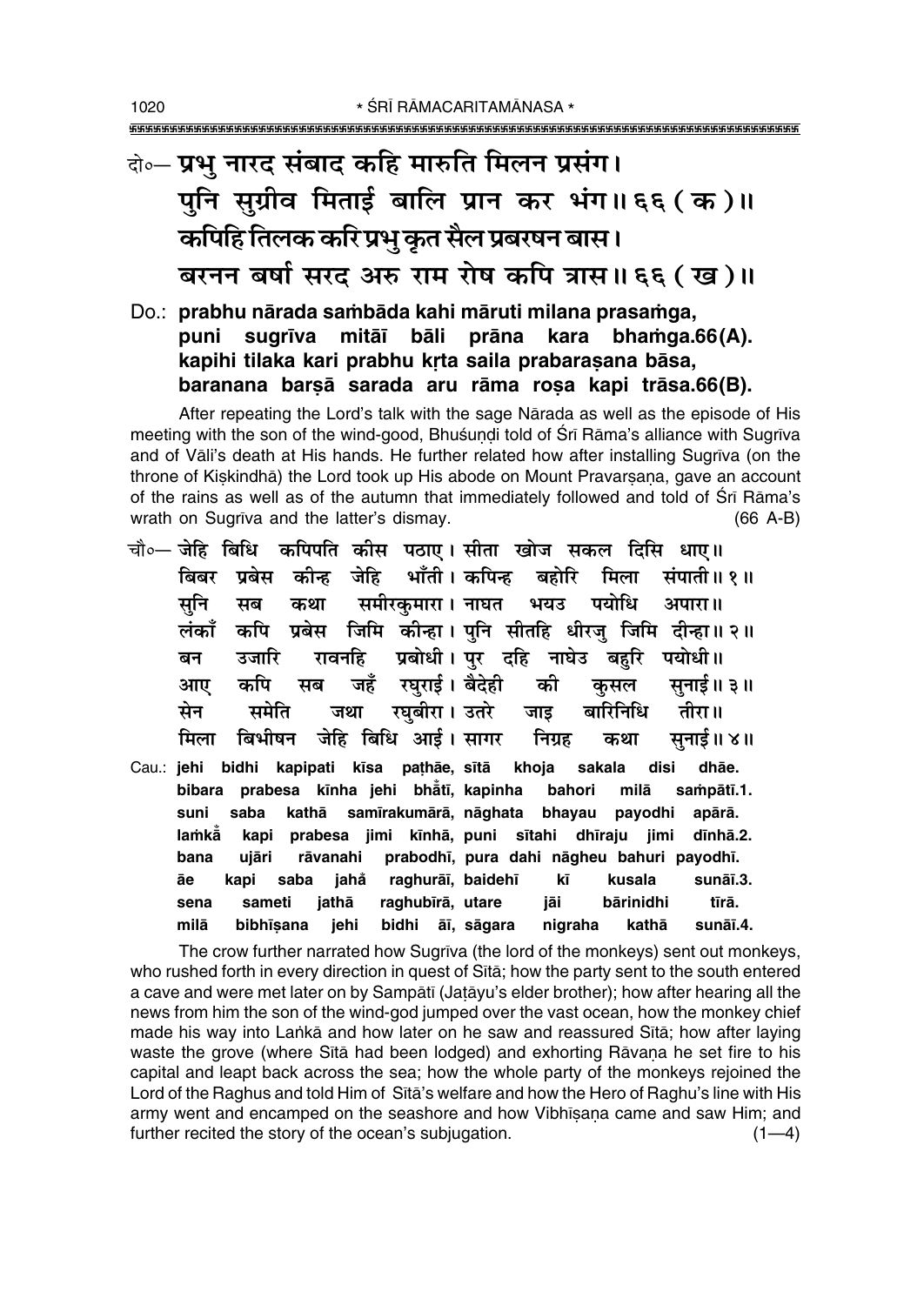दो०— प्रभु नारद संबाद कहि मारुति मिलन प्रसंग।
पुनि सुग्रीव मिताई बालि प्रान कर भंग॥ ६६ ( क )॥
कपिहि तिलक करि प्रभु कृत सैल प्रबरषन बास।
बरनन बर्षा सरद अरु राम रोष कपि त्रास॥ ६६ ( ख )॥

**Do.: prabhu nārada saṁbāda kahi māruti milana prasaṁga,**
**puni sugrīva mitāī bāli prāna kara bhaṁga.66(A).**
**kapihi tilaka kari prabhu kṛta saila prabaraṣana bāsa,**
**baranana barṣā sarada aru rāma roṣa kapi trāsa.66(B).**

After repeating the Lord's talk with the sage Nārada as well as the episode of His meeting with the son of the wind-good, Bhuśuṇḍi told of Śrī Rāma's alliance with Sugrīva and of Vāli's death at His hands. He further related how after installing Sugrīva (on the throne of Kiṣkindhā) the Lord took up His abode on Mount Pravarṣaṇa, gave an account of the rains as well as of the autumn that immediately followed and told of Śrī Rāma's wrath on Sugrīva and the latter's dismay. (66 A-B)

चौ०— जेहि बिधि कपिपति कीस पठाए। सीता खोज सकल दिसि धाए॥
बिबर प्रबेस कीन्ह जेहि भाँती। कपिन्ह बहोरि मिला संपाती॥ १॥
सुनि सब कथा समीरकुमारा। नाघत भयउ पयोधि अपारा॥
लंकाँ कपि प्रबेस जिमि कीन्हा। पुनि सीतहि धीरजु जिमि दीन्हा॥ २॥
बन उजारि रावनहि प्रबोधी। पुर दहि नाघेउ बहुरि पयोधी॥
आए कपि सब जहँ रघुराई। बैदेही की कुसल सुनाई॥ ३॥
सेन समेति जथा रघुबीरा। उतरे जाइ बारिनिधि तीरा॥
मिला बिभीषन जेहि बिधि आई। सागर निग्रह कथा सुनाई॥ ४॥

**Cau.: jehi bidhi kapipati kīsa paṭhāe, sītā khoja sakala disi dhāe.**
**bibara prabesa kīnha jehi bhāt̐ī, kapinha bahori milā saṁpātī.1.**
**suni saba kathā samīrakumārā, nāghata bhayau payodhi apārā.**
**laṁkā̐ kapi prabesa jimi kīnhā, puni sītahi dhīraju jimi dīnhā.2.**
**bana ujāri rāvanahi prabodhī, pura dahi nāgheu bahuri payodhī.**
**āe kapi saba jahå raghurāī, baidehī kī kusala sunāī.3.**
**sena sameti jathā raghubīrā, utare jāi bārinidhi tīrā.**
**milā bibhīṣana jehi bidhi āī, sāgara nigraha kathā sunāī.4.**

The crow further narrated how Sugrīva (the lord of the monkeys) sent out monkeys, who rushed forth in every direction in quest of Sītā; how the party sent to the south entered a cave and were met later on by Sampātī (Jaṭāyu's elder brother); how after hearing all the news from him the son of the wind-god jumped over the vast ocean, how the monkey chief made his way into Laṅkā and how later on he saw and reassured Sītā; how after laying waste the grove (where Sītā had been lodged) and exhorting Rāvaṇa he set fire to his capital and leapt back across the sea; how the whole party of the monkeys rejoined the Lord of the Raghus and told Him of Sītā's welfare and how the Hero of Raghu's line with His army went and encamped on the seashore and how Vibhīṣaṇa came and saw Him; and further recited the story of the ocean's subjugation. (1—4)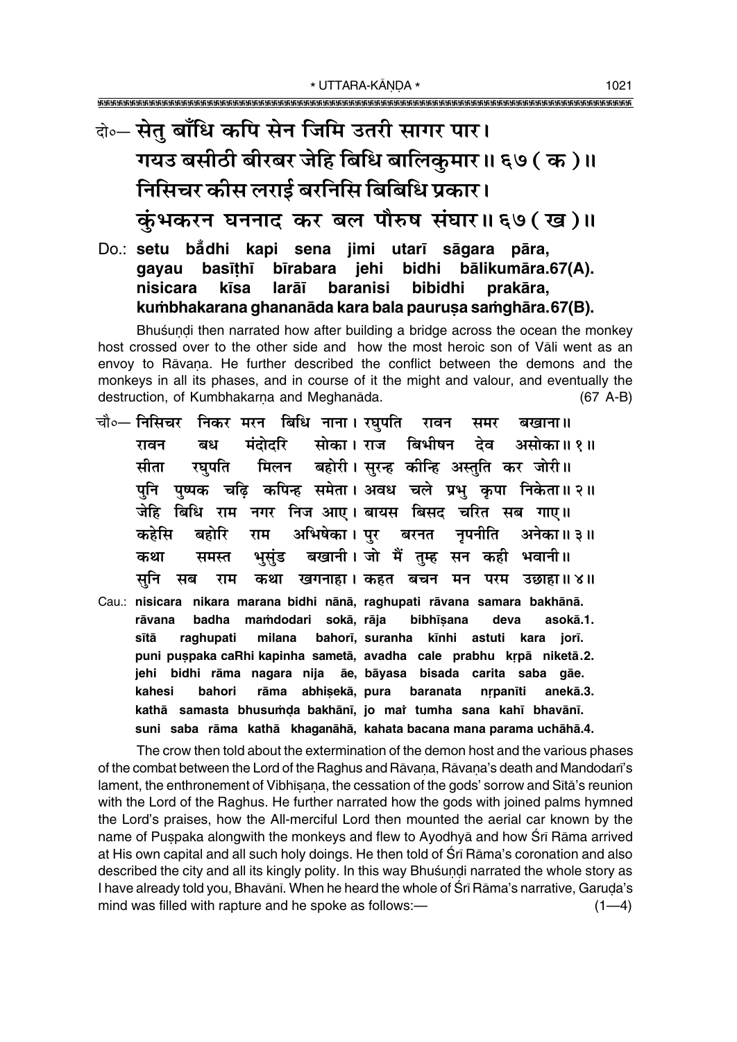दो०— **सेतु बाँधि कपि सेन जिमि उतरी सागर पार।**
**गयउ बसीठी बीरबर जेहि बिधि बालिकुमार॥ ६७ ( क )॥**
**निसिचर कीस लराई बरनिसि बिबिधि प्रकार।**
**कुंभकरन घननाद कर बल पौरुष संघार॥ ६७ ( ख )॥**

Do.: **setu bā̐dhi kapi sena jimi utarī sāgara pāra,**
**gayau basīṭhī bīrabara jehi bidhi bālikumāra.67(A).**
**nisicara kīsa larāī baranisi bibidhi prakāra,**
**kuṁbhakarana ghananāda kara bala pauruṣa saṁghāra.67(B).**

Bhuśuṇḍi then narrated how after building a bridge across the ocean the monkey host crossed over to the other side and how the most heroic son of Vāli went as an envoy to Rāvaṇa. He further described the conflict between the demons and the monkeys in all its phases, and in course of it the might and valour, and eventually the destruction, of Kumbhakarṇa and Meghanāda. (67 A-B)

चौ०— निसिचर निकर मरन बिधि नाना। रघुपति रावन समर बखाना॥
रावन बध मंदोदरि सोका। राज बिभीषन देव असोका॥ १॥
सीता रघुपति मिलन बहोरी। सुरन्ह कीन्हि अस्तुति कर जोरी॥
पुनि पुष्पक चढ़ि कपिन्ह समेता। अवध चले प्रभु कृपा निकेता॥ २॥
जेहि बिधि राम नगर निज आए। बायस बिसद चरित सब गाए॥
कहेसि बहोरि राम अभिषेका। पुर बरनत नृपनीति अनेका॥ ३॥
कथा समस्त भुसुंड बखानी। जो मैं तुम्ह सन कही भवानी॥
सुनि सब राम कथा खगनाहा। कहत बचन मन परम उछाहा॥ ४॥

Cau.: **nisicara nikara marana bidhi nānā, raghupati rāvana samara bakhānā.**
**rāvana badha maṁdodari sokā, rāja bibhīṣana deva asokā.1.**
**sītā raghupati milana bahorī, suranha kīnhi astuti kara jorī.**
**puni puṣpaka caRhi kapinha sametā, avadha cale prabhu kṛpā niketā.2.**
**jehi bidhi rāma nagara nija āe, bāyasa bisada carita saba gāe.**
**kahesi bahori rāma abhiṣekā, pura baranata nṛpanīti anekā.3.**
**kathā samasta bhusuṁḍa bakhānī, jo maiṁ tumha sana kahī bhavānī.**
**suni saba rāma kathā khaganāhā, kahata bacana mana parama uchāhā.4.**

The crow then told about the extermination of the demon host and the various phases of the combat between the Lord of the Raghus and Rāvaṇa, Rāvaṇa's death and Mandodarī's lament, the enthronement of Vibhīṣaṇa, the cessation of the gods' sorrow and Sītā's reunion with the Lord of the Raghus. He further narrated how the gods with joined palms hymned the Lord's praises, how the All-merciful Lord then mounted the aerial car known by the name of Puṣpaka alongwith the monkeys and flew to Ayodhyā and how Śrī Rāma arrived at His own capital and all such holy doings. He then told of Śrī Rāma's coronation and also described the city and all its kingly polity. In this way Bhuśuṇḍi narrated the whole story as I have already told you, Bhavānī. When he heard the whole of Śrī Rāma's narrative, Garuḍa's mind was filled with rapture and he spoke as follows:— (1—4)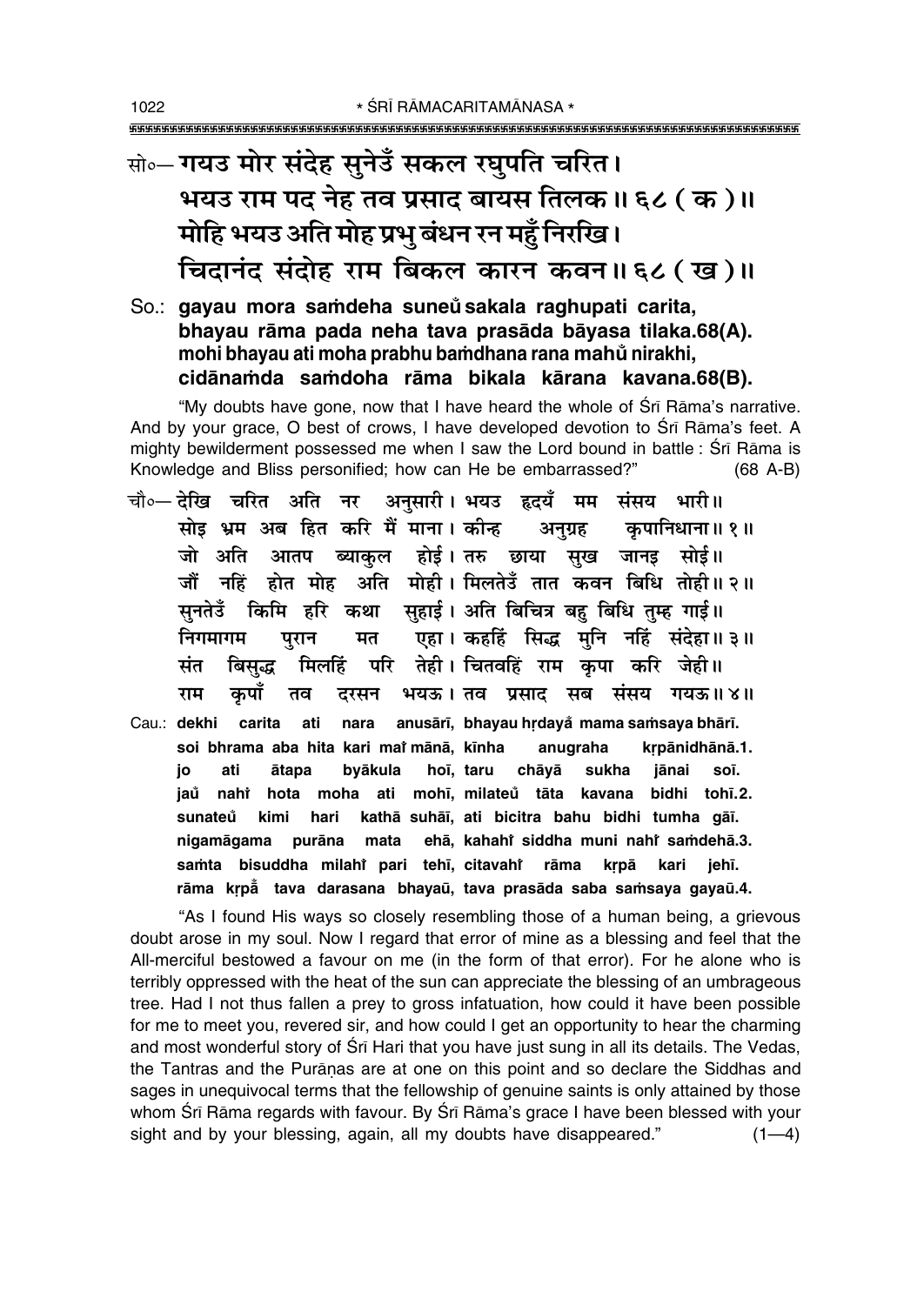सो०— **गयउ मोर संदेह सुनेउँ सकल रघुपति चरित।**
**भयउ राम पद नेह तव प्रसाद बायस तिलक॥ ६८ ( क )॥**
**मोहि भयउ अति मोह प्रभु बंधन रन महुँ निरखि।**
**चिदानंद संदोह राम बिकल कारन कवन॥ ६८ ( ख )॥**

So.: **gayau mora saṁdeha suneũ sakala raghupati carita,**
**bhayau rāma pada neha tava prasāda bāyasa tilaka.68(A).**
**mohi bhayau ati moha prabhu baṁdhana rana mahũ nirakhi,**
**cidānaṁda saṁdoha rāma bikala kārana kavana.68(B).**

"My doubts have gone, now that I have heard the whole of Śrī Rāma's narrative. And by your grace, O best of crows, I have developed devotion to Śrī Rāma's feet. A mighty bewilderment possessed me when I saw the Lord bound in battle : Śrī Rāma is Knowledge and Bliss personified; how can He be embarrassed?" (68 A-B)

चौ०— देखि चरित अति नर अनुसारी। भयउ हृदयँ मम संसय भारी॥
सोइ भ्रम अब हित करि मैं माना। कीन्ह अनुग्रह कृपानिधाना॥ १॥
जो अति आतप ब्याकुल होई। तरु छाया सुख जानइ सोई॥
जौं नहिं होत मोह अति मोही। मिलतेउँ तात कवन बिधि तोही॥ २॥
सुनतेउँ किमि हरि कथा सुहाई। अति बिचित्र बहु बिधि तुम्ह गाई॥
निगमागम पुरान मत एहा। कहहिं सिद्ध मुनि नहिं संदेहा॥ ३॥
संत बिसुद्ध मिलहिं परि तेही। चितवहिं राम कृपा करि जेही॥
राम कृपाँ तव दरसन भयऊ। तव प्रसाद सब संसय गयऊ॥ ४॥

Cau.: **dekhi carita ati nara anusārī, bhayau hṛdayaँ mama saṁsaya bhārī.**
**soi bhrama aba hita kari maiṁ mānā, kīnha anugraha kṛpānidhānā.1.**
**jo ati ātapa byākula hoī, taru chāyā sukha jānai soī.**
**jaũ nahiṁ hota moha ati mohī, milateũ tāta kavana bidhi tohī.2.**
**sunateũ kimi hari kathā suhāī, ati bicitra bahu bidhi tumha gāī.**
**nigamāgama purāna mata ehā, kahahiṁ siddha muni nahiṁ saṁdehā.3.**
**saṁta bisuddha milahiṁ pari tehī, citavahiṁ rāma kṛpā kari jehī.**
**rāma kṛpā̃ tava darasana bhayaū, tava prasāda saba saṁsaya gayaū.4.**

"As I found His ways so closely resembling those of a human being, a grievous doubt arose in my soul. Now I regard that error of mine as a blessing and feel that the All-merciful bestowed a favour on me (in the form of that error). For he alone who is terribly oppressed with the heat of the sun can appreciate the blessing of an umbrageous tree. Had I not thus fallen a prey to gross infatuation, how could it have been possible for me to meet you, revered sir, and how could I get an opportunity to hear the charming and most wonderful story of Śrī Hari that you have just sung in all its details. The Vedas, the Tantras and the Purāṇas are at one on this point and so declare the Siddhas and sages in unequivocal terms that the fellowship of genuine saints is only attained by those whom Śrī Rāma regards with favour. By Śrī Rāma's grace I have been blessed with your sight and by your blessing, again, all my doubts have disappeared." (1—4)